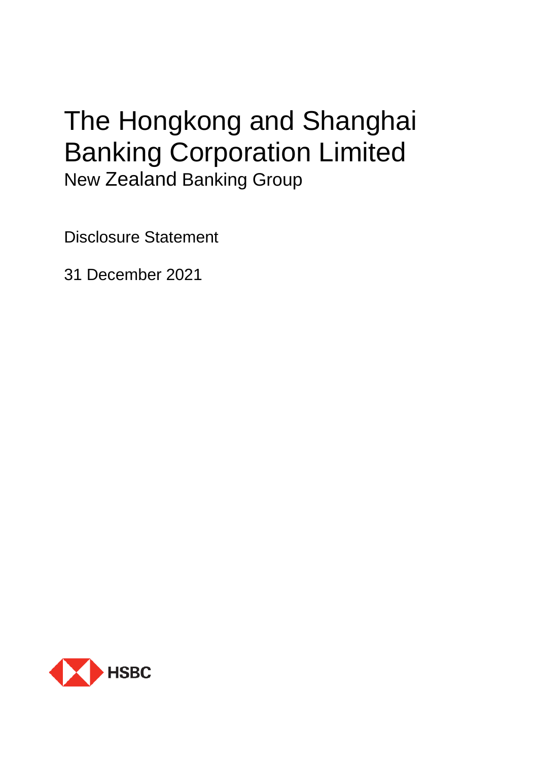# The Hongkong and Shanghai Banking Corporation Limited

## New Zealand Banking Group

Disclosure Statement

31 December 2021

HSBC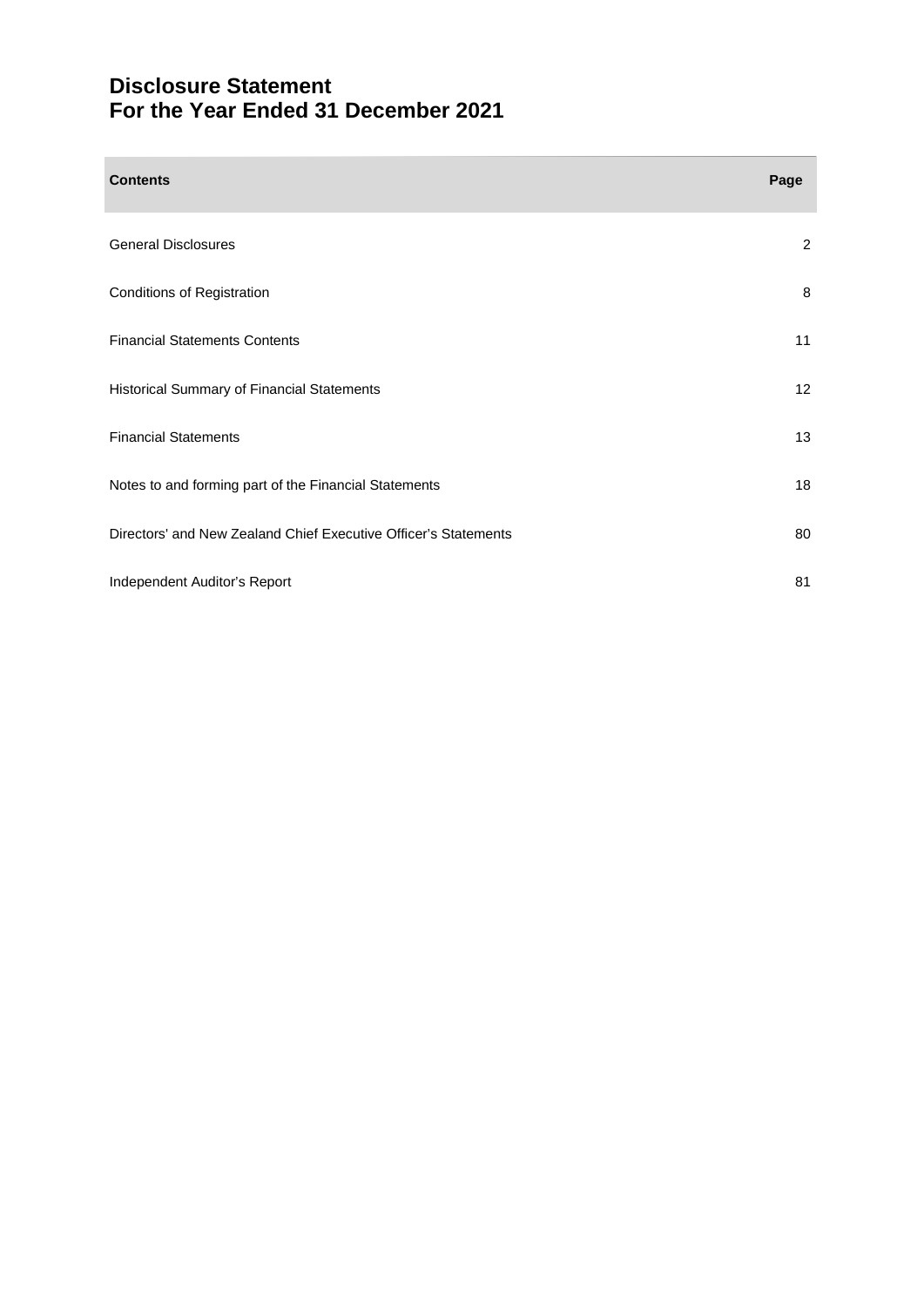# Disclosure Statement
# For the Year Ended 31 December 2021

| Contents | Page |
|---|---|
| General Disclosures | 2 |
| Conditions of Registration | 8 |
| Financial Statements Contents | 11 |
| Historical Summary of Financial Statements | 12 |
| Financial Statements | 13 |
| Notes to and forming part of the Financial Statements | 18 |
| Directors' and New Zealand Chief Executive Officer's Statements | 80 |
| Independent Auditor's Report | 81 |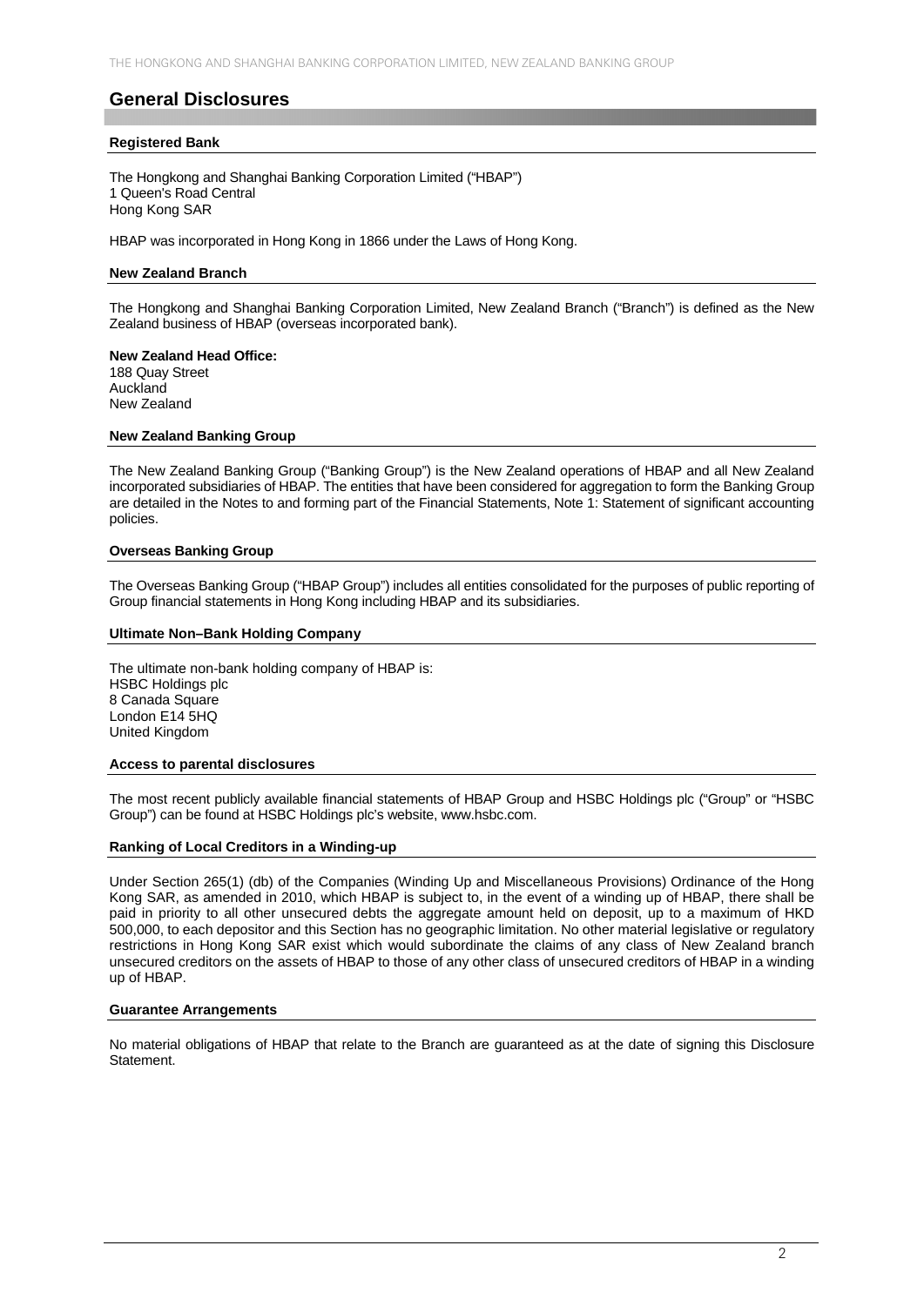# General Disclosures

## Registered Bank

The Hongkong and Shanghai Banking Corporation Limited ("HBAP")
1 Queen's Road Central
Hong Kong SAR

HBAP was incorporated in Hong Kong in 1866 under the Laws of Hong Kong.

## New Zealand Branch

The Hongkong and Shanghai Banking Corporation Limited, New Zealand Branch ("Branch") is defined as the New Zealand business of HBAP (overseas incorporated bank).

**New Zealand Head Office:**
188 Quay Street
Auckland
New Zealand

## New Zealand Banking Group

The New Zealand Banking Group ("Banking Group") is the New Zealand operations of HBAP and all New Zealand incorporated subsidiaries of HBAP. The entities that have been considered for aggregation to form the Banking Group are detailed in the Notes to and forming part of the Financial Statements, Note 1: Statement of significant accounting policies.

## Overseas Banking Group

The Overseas Banking Group ("HBAP Group") includes all entities consolidated for the purposes of public reporting of Group financial statements in Hong Kong including HBAP and its subsidiaries.

## Ultimate Non–Bank Holding Company

The ultimate non-bank holding company of HBAP is:
HSBC Holdings plc
8 Canada Square
London E14 5HQ
United Kingdom

## Access to parental disclosures

The most recent publicly available financial statements of HBAP Group and HSBC Holdings plc ("Group" or "HSBC Group") can be found at HSBC Holdings plc's website, www.hsbc.com.

## Ranking of Local Creditors in a Winding-up

Under Section 265(1) (db) of the Companies (Winding Up and Miscellaneous Provisions) Ordinance of the Hong Kong SAR, as amended in 2010, which HBAP is subject to, in the event of a winding up of HBAP, there shall be paid in priority to all other unsecured debts the aggregate amount held on deposit, up to a maximum of HKD 500,000, to each depositor and this Section has no geographic limitation. No other material legislative or regulatory restrictions in Hong Kong SAR exist which would subordinate the claims of any class of New Zealand branch unsecured creditors on the assets of HBAP to those of any other class of unsecured creditors of HBAP in a winding up of HBAP.

## Guarantee Arrangements

No material obligations of HBAP that relate to the Branch are guaranteed as at the date of signing this Disclosure Statement.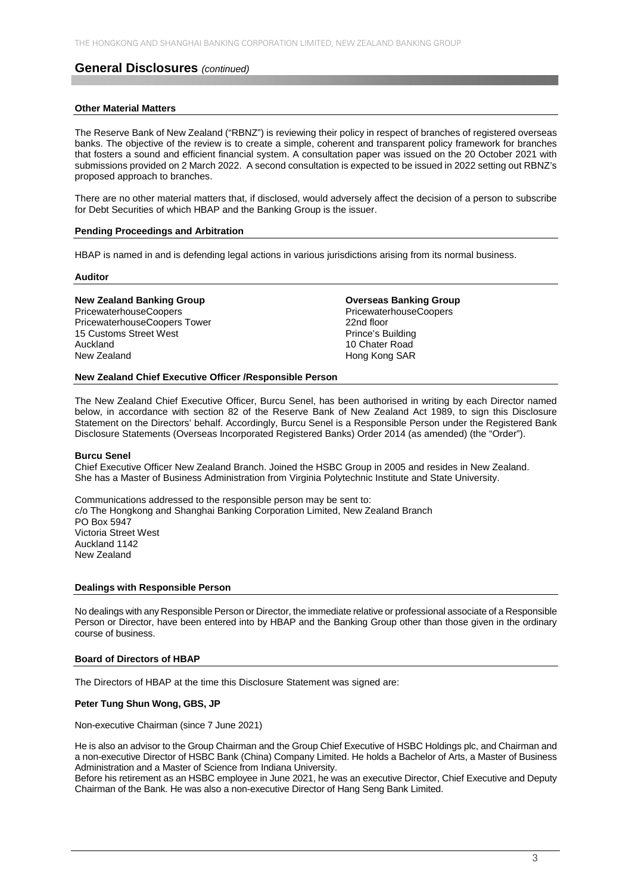## General Disclosures *(continued)*

### Other Material Matters

The Reserve Bank of New Zealand ("RBNZ") is reviewing their policy in respect of branches of registered overseas banks. The objective of the review is to create a simple, coherent and transparent policy framework for branches that fosters a sound and efficient financial system. A consultation paper was issued on the 20 October 2021 with submissions provided on 2 March 2022. A second consultation is expected to be issued in 2022 setting out RBNZ's proposed approach to branches.

There are no other material matters that, if disclosed, would adversely affect the decision of a person to subscribe for Debt Securities of which HBAP and the Banking Group is the issuer.

### Pending Proceedings and Arbitration

HBAP is named in and is defending legal actions in various jurisdictions arising from its normal business.

### Auditor

**New Zealand Banking Group**
PricewaterhouseCoopers
PricewaterhouseCoopers Tower
15 Customs Street West
Auckland
New Zealand

**Overseas Banking Group**
PricewaterhouseCoopers
22nd floor
Prince's Building
10 Chater Road
Hong Kong SAR

### New Zealand Chief Executive Officer /Responsible Person

The New Zealand Chief Executive Officer, Burcu Senel, has been authorised in writing by each Director named below, in accordance with section 82 of the Reserve Bank of New Zealand Act 1989, to sign this Disclosure Statement on the Directors' behalf. Accordingly, Burcu Senel is a Responsible Person under the Registered Bank Disclosure Statements (Overseas Incorporated Registered Banks) Order 2014 (as amended) (the "Order").

**Burcu Senel**
Chief Executive Officer New Zealand Branch. Joined the HSBC Group in 2005 and resides in New Zealand.
She has a Master of Business Administration from Virginia Polytechnic Institute and State University.

Communications addressed to the responsible person may be sent to:
c/o The Hongkong and Shanghai Banking Corporation Limited, New Zealand Branch
PO Box 5947
Victoria Street West
Auckland 1142
New Zealand

### Dealings with Responsible Person

No dealings with any Responsible Person or Director, the immediate relative or professional associate of a Responsible Person or Director, have been entered into by HBAP and the Banking Group other than those given in the ordinary course of business.

### Board of Directors of HBAP

The Directors of HBAP at the time this Disclosure Statement was signed are:

**Peter Tung Shun Wong, GBS, JP**

Non-executive Chairman (since 7 June 2021)

He is also an advisor to the Group Chairman and the Group Chief Executive of HSBC Holdings plc, and Chairman and a non-executive Director of HSBC Bank (China) Company Limited. He holds a Bachelor of Arts, a Master of Business Administration and a Master of Science from Indiana University.
Before his retirement as an HSBC employee in June 2021, he was an executive Director, Chief Executive and Deputy Chairman of the Bank. He was also a non-executive Director of Hang Seng Bank Limited.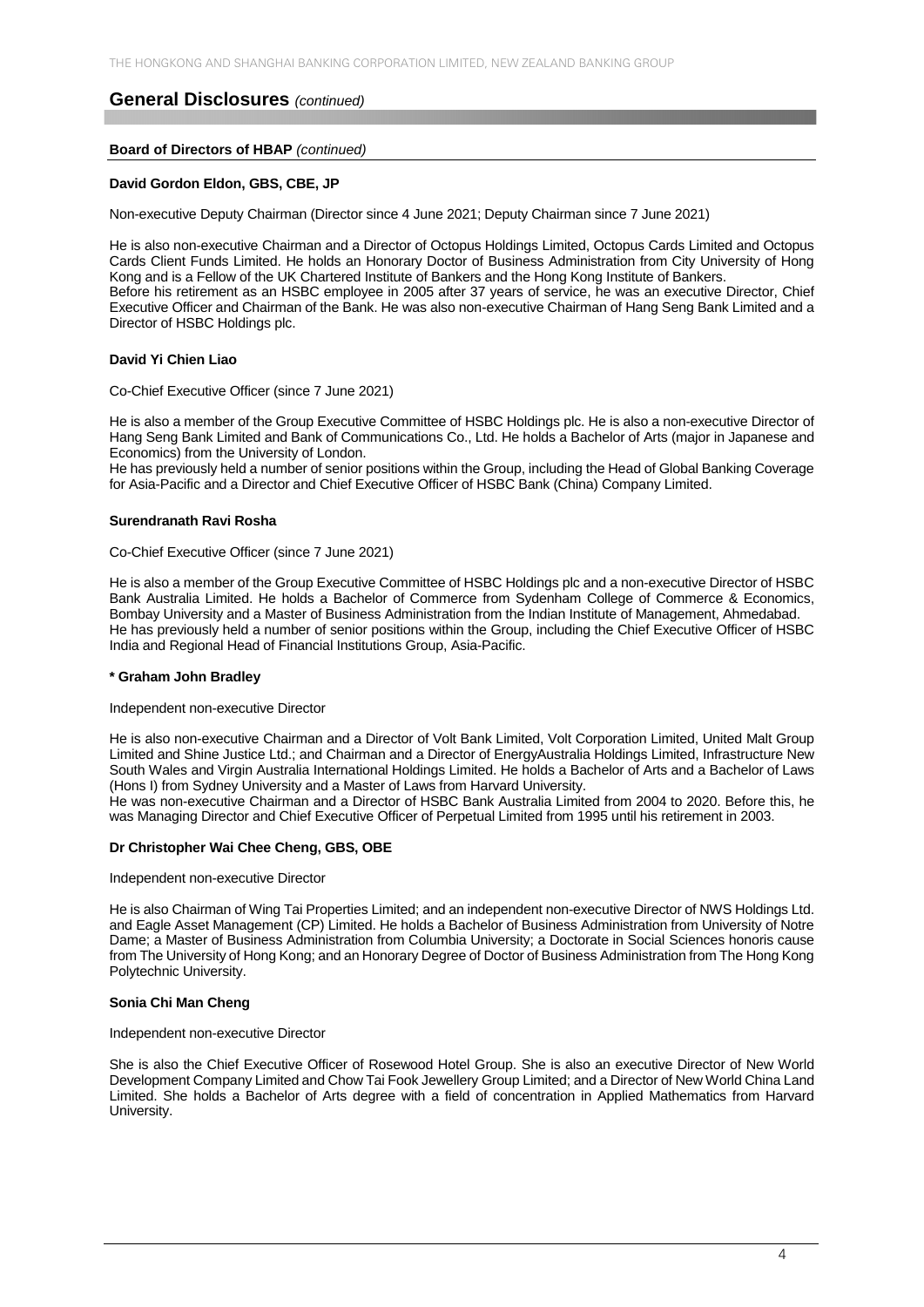## General Disclosures *(continued)*

**Board of Directors of HBAP** *(continued)*

**David Gordon Eldon, GBS, CBE, JP**

Non-executive Deputy Chairman (Director since 4 June 2021; Deputy Chairman since 7 June 2021)

He is also non-executive Chairman and a Director of Octopus Holdings Limited, Octopus Cards Limited and Octopus Cards Client Funds Limited. He holds an Honorary Doctor of Business Administration from City University of Hong Kong and is a Fellow of the UK Chartered Institute of Bankers and the Hong Kong Institute of Bankers.
Before his retirement as an HSBC employee in 2005 after 37 years of service, he was an executive Director, Chief Executive Officer and Chairman of the Bank. He was also non-executive Chairman of Hang Seng Bank Limited and a Director of HSBC Holdings plc.

**David Yi Chien Liao**

Co-Chief Executive Officer (since 7 June 2021)

He is also a member of the Group Executive Committee of HSBC Holdings plc. He is also a non-executive Director of Hang Seng Bank Limited and Bank of Communications Co., Ltd. He holds a Bachelor of Arts (major in Japanese and Economics) from the University of London.
He has previously held a number of senior positions within the Group, including the Head of Global Banking Coverage for Asia-Pacific and a Director and Chief Executive Officer of HSBC Bank (China) Company Limited.

**Surendranath Ravi Rosha**

Co-Chief Executive Officer (since 7 June 2021)

He is also a member of the Group Executive Committee of HSBC Holdings plc and a non-executive Director of HSBC Bank Australia Limited. He holds a Bachelor of Commerce from Sydenham College of Commerce & Economics, Bombay University and a Master of Business Administration from the Indian Institute of Management, Ahmedabad.
He has previously held a number of senior positions within the Group, including the Chief Executive Officer of HSBC India and Regional Head of Financial Institutions Group, Asia-Pacific.

**\* Graham John Bradley**

Independent non-executive Director

He is also non-executive Chairman and a Director of Volt Bank Limited, Volt Corporation Limited, United Malt Group Limited and Shine Justice Ltd.; and Chairman and a Director of EnergyAustralia Holdings Limited, Infrastructure New South Wales and Virgin Australia International Holdings Limited. He holds a Bachelor of Arts and a Bachelor of Laws (Hons I) from Sydney University and a Master of Laws from Harvard University.
He was non-executive Chairman and a Director of HSBC Bank Australia Limited from 2004 to 2020. Before this, he was Managing Director and Chief Executive Officer of Perpetual Limited from 1995 until his retirement in 2003.

**Dr Christopher Wai Chee Cheng, GBS, OBE**

Independent non-executive Director

He is also Chairman of Wing Tai Properties Limited; and an independent non-executive Director of NWS Holdings Ltd. and Eagle Asset Management (CP) Limited. He holds a Bachelor of Business Administration from University of Notre Dame; a Master of Business Administration from Columbia University; a Doctorate in Social Sciences honoris cause from The University of Hong Kong; and an Honorary Degree of Doctor of Business Administration from The Hong Kong Polytechnic University.

**Sonia Chi Man Cheng**

Independent non-executive Director

She is also the Chief Executive Officer of Rosewood Hotel Group. She is also an executive Director of New World Development Company Limited and Chow Tai Fook Jewellery Group Limited; and a Director of New World China Land Limited. She holds a Bachelor of Arts degree with a field of concentration in Applied Mathematics from Harvard University.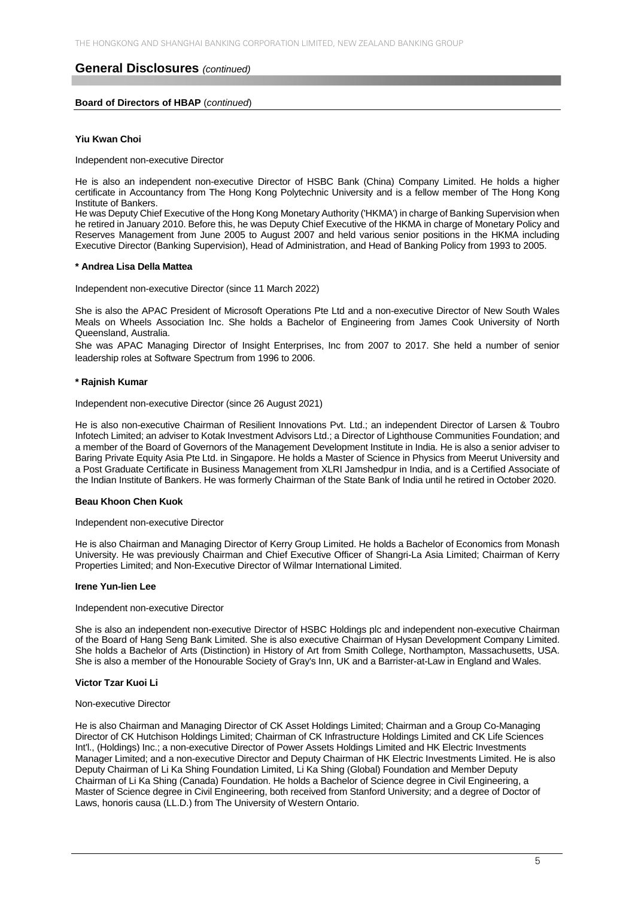## General Disclosures *(continued)*

**Board of Directors of HBAP** (*continued*)

**Yiu Kwan Choi**

Independent non-executive Director

He is also an independent non-executive Director of HSBC Bank (China) Company Limited. He holds a higher certificate in Accountancy from The Hong Kong Polytechnic University and is a fellow member of The Hong Kong Institute of Bankers.

He was Deputy Chief Executive of the Hong Kong Monetary Authority ('HKMA') in charge of Banking Supervision when he retired in January 2010. Before this, he was Deputy Chief Executive of the HKMA in charge of Monetary Policy and Reserves Management from June 2005 to August 2007 and held various senior positions in the HKMA including Executive Director (Banking Supervision), Head of Administration, and Head of Banking Policy from 1993 to 2005.

**\* Andrea Lisa Della Mattea**

Independent non-executive Director (since 11 March 2022)

She is also the APAC President of Microsoft Operations Pte Ltd and a non-executive Director of New South Wales Meals on Wheels Association Inc. She holds a Bachelor of Engineering from James Cook University of North Queensland, Australia.

She was APAC Managing Director of Insight Enterprises, Inc from 2007 to 2017. She held a number of senior leadership roles at Software Spectrum from 1996 to 2006.

**\* Rajnish Kumar**

Independent non-executive Director (since 26 August 2021)

He is also non-executive Chairman of Resilient Innovations Pvt. Ltd.; an independent Director of Larsen & Toubro Infotech Limited; an adviser to Kotak Investment Advisors Ltd.; a Director of Lighthouse Communities Foundation; and a member of the Board of Governors of the Management Development Institute in India. He is also a senior adviser to Baring Private Equity Asia Pte Ltd. in Singapore. He holds a Master of Science in Physics from Meerut University and a Post Graduate Certificate in Business Management from XLRI Jamshedpur in India, and is a Certified Associate of the Indian Institute of Bankers. He was formerly Chairman of the State Bank of India until he retired in October 2020.

**Beau Khoon Chen Kuok**

Independent non-executive Director

He is also Chairman and Managing Director of Kerry Group Limited. He holds a Bachelor of Economics from Monash University. He was previously Chairman and Chief Executive Officer of Shangri-La Asia Limited; Chairman of Kerry Properties Limited; and Non-Executive Director of Wilmar International Limited.

**Irene Yun-lien Lee**

Independent non-executive Director

She is also an independent non-executive Director of HSBC Holdings plc and independent non-executive Chairman of the Board of Hang Seng Bank Limited. She is also executive Chairman of Hysan Development Company Limited. She holds a Bachelor of Arts (Distinction) in History of Art from Smith College, Northampton, Massachusetts, USA. She is also a member of the Honourable Society of Gray's Inn, UK and a Barrister-at-Law in England and Wales.

**Victor Tzar Kuoi Li**

Non-executive Director

He is also Chairman and Managing Director of CK Asset Holdings Limited; Chairman and a Group Co-Managing Director of CK Hutchison Holdings Limited; Chairman of CK Infrastructure Holdings Limited and CK Life Sciences Int'l., (Holdings) Inc.; a non-executive Director of Power Assets Holdings Limited and HK Electric Investments Manager Limited; and a non-executive Director and Deputy Chairman of HK Electric Investments Limited. He is also Deputy Chairman of Li Ka Shing Foundation Limited, Li Ka Shing (Global) Foundation and Member Deputy Chairman of Li Ka Shing (Canada) Foundation. He holds a Bachelor of Science degree in Civil Engineering, a Master of Science degree in Civil Engineering, both received from Stanford University; and a degree of Doctor of Laws, honoris causa (LL.D.) from The University of Western Ontario.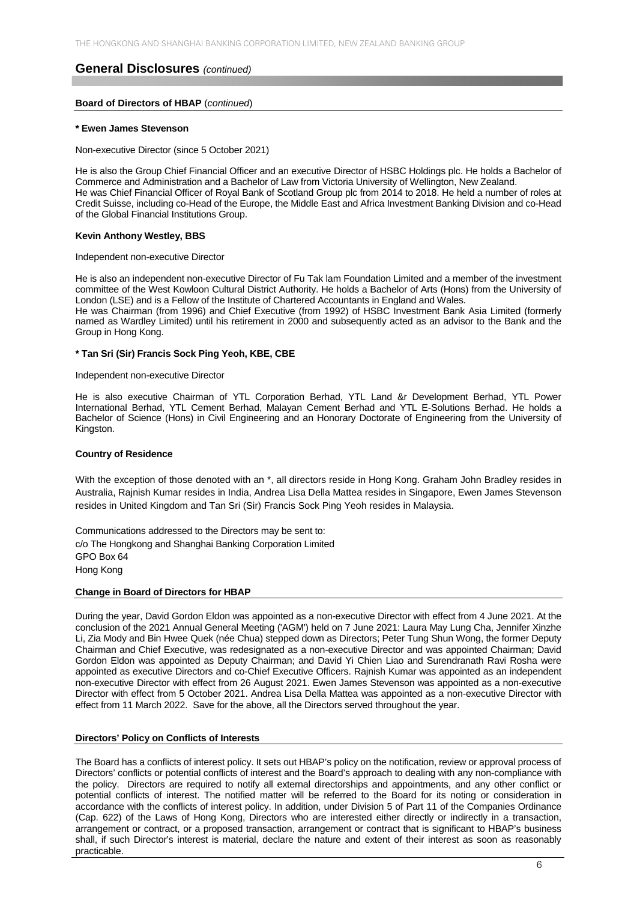## General Disclosures *(continued)*

**Board of Directors of HBAP** (*continued*)

**\* Ewen James Stevenson**

Non-executive Director (since 5 October 2021)

He is also the Group Chief Financial Officer and an executive Director of HSBC Holdings plc. He holds a Bachelor of Commerce and Administration and a Bachelor of Law from Victoria University of Wellington, New Zealand. He was Chief Financial Officer of Royal Bank of Scotland Group plc from 2014 to 2018. He held a number of roles at Credit Suisse, including co-Head of the Europe, the Middle East and Africa Investment Banking Division and co-Head of the Global Financial Institutions Group.

**Kevin Anthony Westley, BBS**

Independent non-executive Director

He is also an independent non-executive Director of Fu Tak Iam Foundation Limited and a member of the investment committee of the West Kowloon Cultural District Authority. He holds a Bachelor of Arts (Hons) from the University of London (LSE) and is a Fellow of the Institute of Chartered Accountants in England and Wales.
He was Chairman (from 1996) and Chief Executive (from 1992) of HSBC Investment Bank Asia Limited (formerly named as Wardley Limited) until his retirement in 2000 and subsequently acted as an advisor to the Bank and the Group in Hong Kong.

**\* Tan Sri (Sir) Francis Sock Ping Yeoh, KBE, CBE**

Independent non-executive Director

He is also executive Chairman of YTL Corporation Berhad, YTL Land &r Development Berhad, YTL Power International Berhad, YTL Cement Berhad, Malayan Cement Berhad and YTL E-Solutions Berhad. He holds a Bachelor of Science (Hons) in Civil Engineering and an Honorary Doctorate of Engineering from the University of Kingston.

**Country of Residence**

With the exception of those denoted with an *, all directors reside in Hong Kong. Graham John Bradley resides in Australia, Rajnish Kumar resides in India, Andrea Lisa Della Mattea resides in Singapore, Ewen James Stevenson resides in United Kingdom and Tan Sri (Sir) Francis Sock Ping Yeoh resides in Malaysia.

Communications addressed to the Directors may be sent to:
c/o The Hongkong and Shanghai Banking Corporation Limited
GPO Box 64
Hong Kong

**Change in Board of Directors for HBAP**

During the year, David Gordon Eldon was appointed as a non-executive Director with effect from 4 June 2021. At the conclusion of the 2021 Annual General Meeting ('AGM') held on 7 June 2021: Laura May Lung Cha, Jennifer Xinzhe Li, Zia Mody and Bin Hwee Quek (née Chua) stepped down as Directors; Peter Tung Shun Wong, the former Deputy Chairman and Chief Executive, was redesignated as a non-executive Director and was appointed Chairman; David Gordon Eldon was appointed as Deputy Chairman; and David Yi Chien Liao and Surendranath Ravi Rosha were appointed as executive Directors and co-Chief Executive Officers. Rajnish Kumar was appointed as an independent non-executive Director with effect from 26 August 2021. Ewen James Stevenson was appointed as a non-executive Director with effect from 5 October 2021. Andrea Lisa Della Mattea was appointed as a non-executive Director with effect from 11 March 2022. Save for the above, all the Directors served throughout the year.

**Directors' Policy on Conflicts of Interests**

The Board has a conflicts of interest policy. It sets out HBAP's policy on the notification, review or approval process of Directors' conflicts or potential conflicts of interest and the Board's approach to dealing with any non-compliance with the policy. Directors are required to notify all external directorships and appointments, and any other conflict or potential conflicts of interest. The notified matter will be referred to the Board for its noting or consideration in accordance with the conflicts of interest policy. In addition, under Division 5 of Part 11 of the Companies Ordinance (Cap. 622) of the Laws of Hong Kong, Directors who are interested either directly or indirectly in a transaction, arrangement or contract, or a proposed transaction, arrangement or contract that is significant to HBAP's business shall, if such Director's interest is material, declare the nature and extent of their interest as soon as reasonably practicable.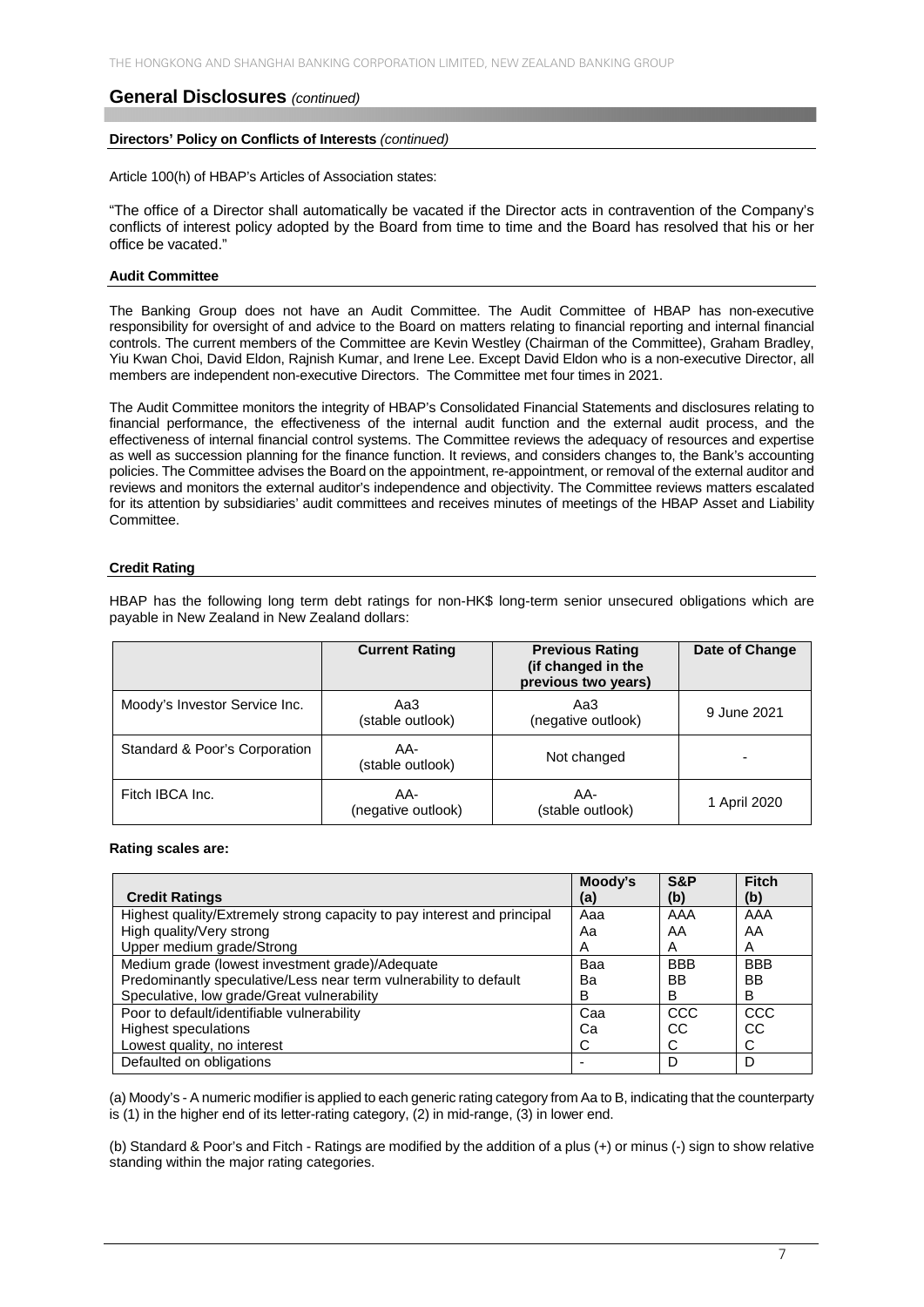## General Disclosures *(continued)*

### Directors' Policy on Conflicts of Interests *(continued)*

Article 100(h) of HBAP's Articles of Association states:

"The office of a Director shall automatically be vacated if the Director acts in contravention of the Company's conflicts of interest policy adopted by the Board from time to time and the Board has resolved that his or her office be vacated."

### Audit Committee

The Banking Group does not have an Audit Committee. The Audit Committee of HBAP has non-executive responsibility for oversight of and advice to the Board on matters relating to financial reporting and internal financial controls. The current members of the Committee are Kevin Westley (Chairman of the Committee), Graham Bradley, Yiu Kwan Choi, David Eldon, Rajnish Kumar, and Irene Lee. Except David Eldon who is a non-executive Director, all members are independent non-executive Directors. The Committee met four times in 2021.

The Audit Committee monitors the integrity of HBAP's Consolidated Financial Statements and disclosures relating to financial performance, the effectiveness of the internal audit function and the external audit process, and the effectiveness of internal financial control systems. The Committee reviews the adequacy of resources and expertise as well as succession planning for the finance function. It reviews, and considers changes to, the Bank's accounting policies. The Committee advises the Board on the appointment, re-appointment, or removal of the external auditor and reviews and monitors the external auditor's independence and objectivity. The Committee reviews matters escalated for its attention by subsidiaries' audit committees and receives minutes of meetings of the HBAP Asset and Liability Committee.

### Credit Rating

HBAP has the following long term debt ratings for non-HK$ long-term senior unsecured obligations which are payable in New Zealand in New Zealand dollars:

| | Current Rating | Previous Rating (if changed in the previous two years) | Date of Change |
|---|---|---|---|
| Moody's Investor Service Inc. | Aa3 (stable outlook) | Aa3 (negative outlook) | 9 June 2021 |
| Standard & Poor's Corporation | AA- (stable outlook) | Not changed | - |
| Fitch IBCA Inc. | AA- (negative outlook) | AA- (stable outlook) | 1 April 2020 |

**Rating scales are:**

| Credit Ratings | Moody's (a) | S&P (b) | Fitch (b) |
|---|---|---|---|
| Highest quality/Extremely strong capacity to pay interest and principal | Aaa | AAA | AAA |
| High quality/Very strong | Aa | AA | AA |
| Upper medium grade/Strong | A | A | A |
| Medium grade (lowest investment grade)/Adequate | Baa | BBB | BBB |
| Predominantly speculative/Less near term vulnerability to default | Ba | BB | BB |
| Speculative, low grade/Great vulnerability | B | B | B |
| Poor to default/identifiable vulnerability | Caa | CCC | CCC |
| Highest speculations | Ca | CC | CC |
| Lowest quality, no interest | C | C | C |
| Defaulted on obligations | - | D | D |

(a) Moody's - A numeric modifier is applied to each generic rating category from Aa to B, indicating that the counterparty is (1) in the higher end of its letter-rating category, (2) in mid-range, (3) in lower end.

(b) Standard & Poor's and Fitch - Ratings are modified by the addition of a plus (+) or minus (-) sign to show relative standing within the major rating categories.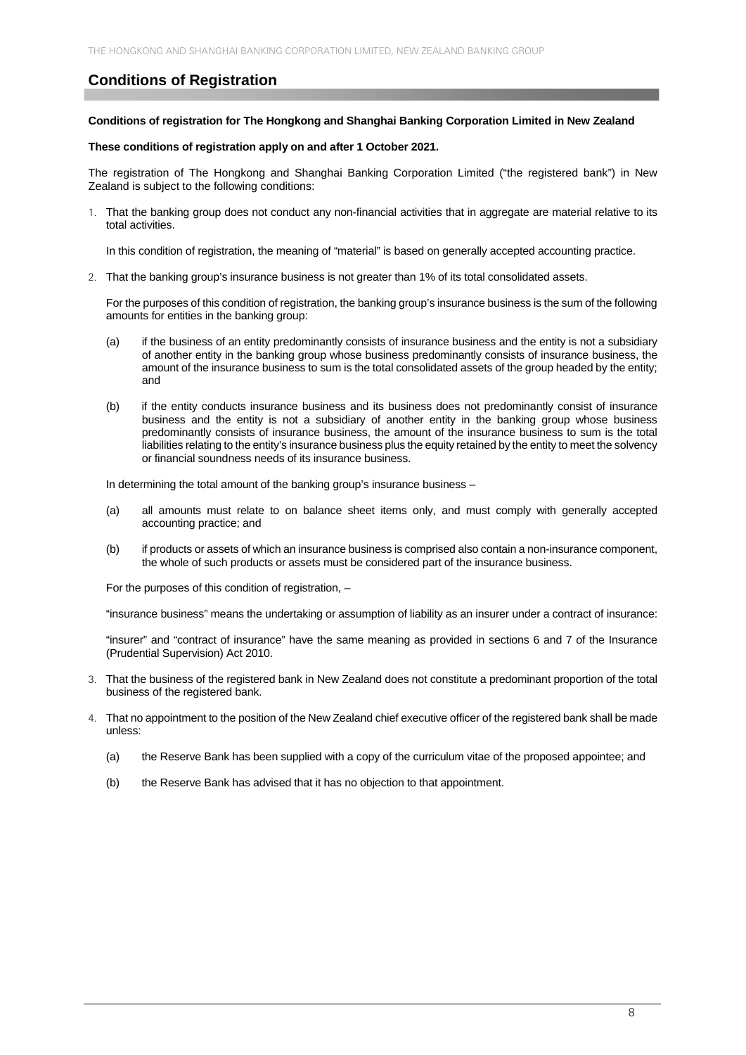## Conditions of Registration

**Conditions of registration for The Hongkong and Shanghai Banking Corporation Limited in New Zealand**

**These conditions of registration apply on and after 1 October 2021.**

The registration of The Hongkong and Shanghai Banking Corporation Limited ("the registered bank") in New Zealand is subject to the following conditions:

1. That the banking group does not conduct any non-financial activities that in aggregate are material relative to its total activities.

   In this condition of registration, the meaning of "material" is based on generally accepted accounting practice.

2. That the banking group's insurance business is not greater than 1% of its total consolidated assets.

   For the purposes of this condition of registration, the banking group's insurance business is the sum of the following amounts for entities in the banking group:

   (a) if the business of an entity predominantly consists of insurance business and the entity is not a subsidiary of another entity in the banking group whose business predominantly consists of insurance business, the amount of the insurance business to sum is the total consolidated assets of the group headed by the entity; and

   (b) if the entity conducts insurance business and its business does not predominantly consist of insurance business and the entity is not a subsidiary of another entity in the banking group whose business predominantly consists of insurance business, the amount of the insurance business to sum is the total liabilities relating to the entity's insurance business plus the equity retained by the entity to meet the solvency or financial soundness needs of its insurance business.

   In determining the total amount of the banking group's insurance business –

   (a) all amounts must relate to on balance sheet items only, and must comply with generally accepted accounting practice; and

   (b) if products or assets of which an insurance business is comprised also contain a non-insurance component, the whole of such products or assets must be considered part of the insurance business.

   For the purposes of this condition of registration, –

   "insurance business" means the undertaking or assumption of liability as an insurer under a contract of insurance:

   "insurer" and "contract of insurance" have the same meaning as provided in sections 6 and 7 of the Insurance (Prudential Supervision) Act 2010.

3. That the business of the registered bank in New Zealand does not constitute a predominant proportion of the total business of the registered bank.

4. That no appointment to the position of the New Zealand chief executive officer of the registered bank shall be made unless:

   (a) the Reserve Bank has been supplied with a copy of the curriculum vitae of the proposed appointee; and

   (b) the Reserve Bank has advised that it has no objection to that appointment.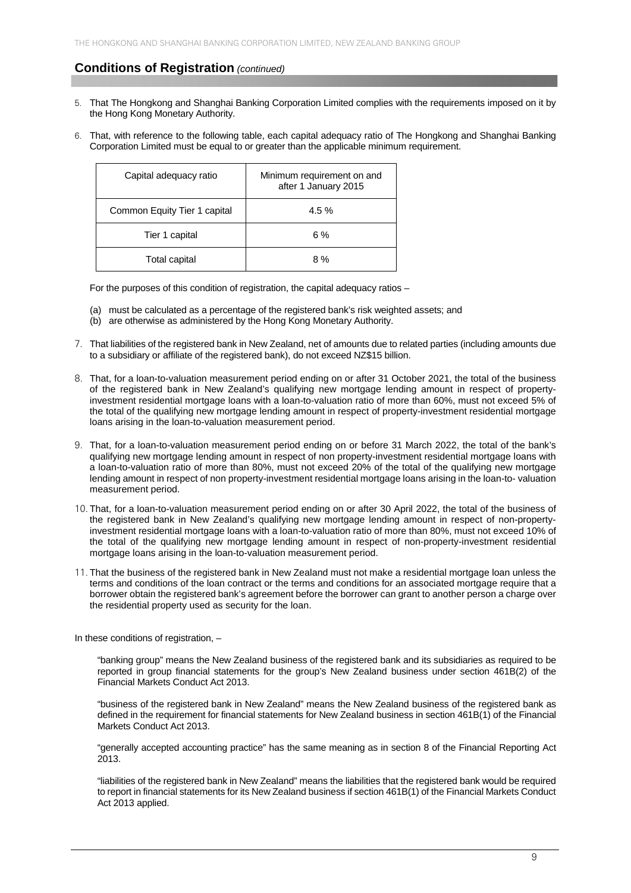## Conditions of Registration *(continued)*

5. That The Hongkong and Shanghai Banking Corporation Limited complies with the requirements imposed on it by the Hong Kong Monetary Authority.

6. That, with reference to the following table, each capital adequacy ratio of The Hongkong and Shanghai Banking Corporation Limited must be equal to or greater than the applicable minimum requirement.

| Capital adequacy ratio | Minimum requirement on and after 1 January 2015 |
|---|---|
| Common Equity Tier 1 capital | 4.5 % |
| Tier 1 capital | 6 % |
| Total capital | 8 % |

For the purposes of this condition of registration, the capital adequacy ratios –

(a) must be calculated as a percentage of the registered bank's risk weighted assets; and
(b) are otherwise as administered by the Hong Kong Monetary Authority.

7. That liabilities of the registered bank in New Zealand, net of amounts due to related parties (including amounts due to a subsidiary or affiliate of the registered bank), do not exceed NZ$15 billion.

8. That, for a loan-to-valuation measurement period ending on or after 31 October 2021, the total of the business of the registered bank in New Zealand's qualifying new mortgage lending amount in respect of property-investment residential mortgage loans with a loan-to-valuation ratio of more than 60%, must not exceed 5% of the total of the qualifying new mortgage lending amount in respect of property-investment residential mortgage loans arising in the loan-to-valuation measurement period.

9. That, for a loan-to-valuation measurement period ending on or before 31 March 2022, the total of the bank's qualifying new mortgage lending amount in respect of non property-investment residential mortgage loans with a loan-to-valuation ratio of more than 80%, must not exceed 20% of the total of the qualifying new mortgage lending amount in respect of non property-investment residential mortgage loans arising in the loan-to- valuation measurement period.

10. That, for a loan-to-valuation measurement period ending on or after 30 April 2022, the total of the business of the registered bank in New Zealand's qualifying new mortgage lending amount in respect of non-property-investment residential mortgage loans with a loan-to-valuation ratio of more than 80%, must not exceed 10% of the total of the qualifying new mortgage lending amount in respect of non-property-investment residential mortgage loans arising in the loan-to-valuation measurement period.

11. That the business of the registered bank in New Zealand must not make a residential mortgage loan unless the terms and conditions of the loan contract or the terms and conditions for an associated mortgage require that a borrower obtain the registered bank's agreement before the borrower can grant to another person a charge over the residential property used as security for the loan.

In these conditions of registration, –

"banking group" means the New Zealand business of the registered bank and its subsidiaries as required to be reported in group financial statements for the group's New Zealand business under section 461B(2) of the Financial Markets Conduct Act 2013.

"business of the registered bank in New Zealand" means the New Zealand business of the registered bank as defined in the requirement for financial statements for New Zealand business in section 461B(1) of the Financial Markets Conduct Act 2013.

"generally accepted accounting practice" has the same meaning as in section 8 of the Financial Reporting Act 2013.

"liabilities of the registered bank in New Zealand" means the liabilities that the registered bank would be required to report in financial statements for its New Zealand business if section 461B(1) of the Financial Markets Conduct Act 2013 applied.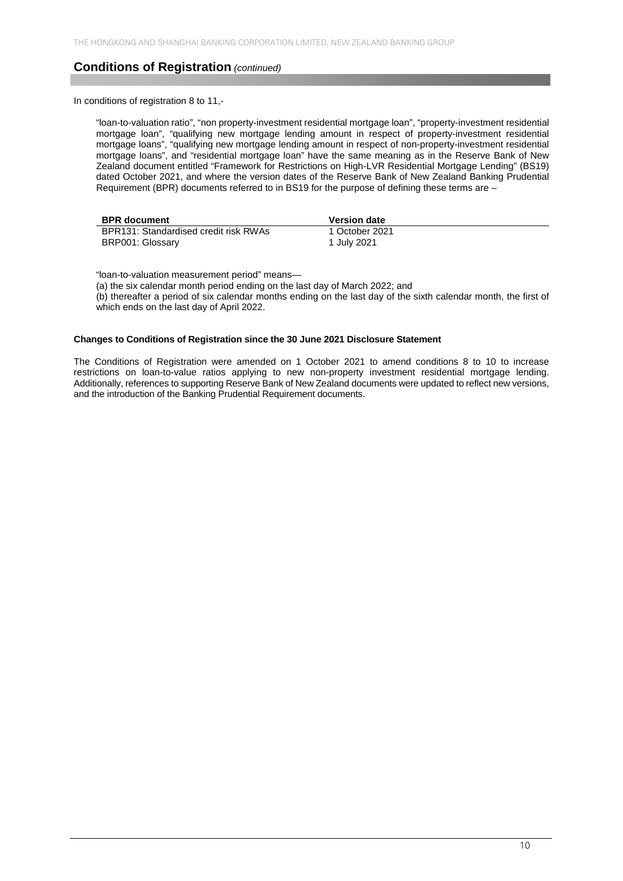## Conditions of Registration *(continued)*

In conditions of registration 8 to 11,-

"loan-to-valuation ratio", "non property-investment residential mortgage loan", "property-investment residential mortgage loan", "qualifying new mortgage lending amount in respect of property-investment residential mortgage loans", "qualifying new mortgage lending amount in respect of non-property-investment residential mortgage loans", and "residential mortgage loan" have the same meaning as in the Reserve Bank of New Zealand document entitled "Framework for Restrictions on High-LVR Residential Mortgage Lending" (BS19) dated October 2021, and where the version dates of the Reserve Bank of New Zealand Banking Prudential Requirement (BPR) documents referred to in BS19 for the purpose of defining these terms are –

| BPR document | Version date |
|---|---|
| BPR131: Standardised credit risk RWAs | 1 October 2021 |
| BRP001: Glossary | 1 July 2021 |

"loan-to-valuation measurement period" means—

(a) the six calendar month period ending on the last day of March 2022; and

(b) thereafter a period of six calendar months ending on the last day of the sixth calendar month, the first of which ends on the last day of April 2022.

**Changes to Conditions of Registration since the 30 June 2021 Disclosure Statement**

The Conditions of Registration were amended on 1 October 2021 to amend conditions 8 to 10 to increase restrictions on loan-to-value ratios applying to new non-property investment residential mortgage lending. Additionally, references to supporting Reserve Bank of New Zealand documents were updated to reflect new versions, and the introduction of the Banking Prudential Requirement documents.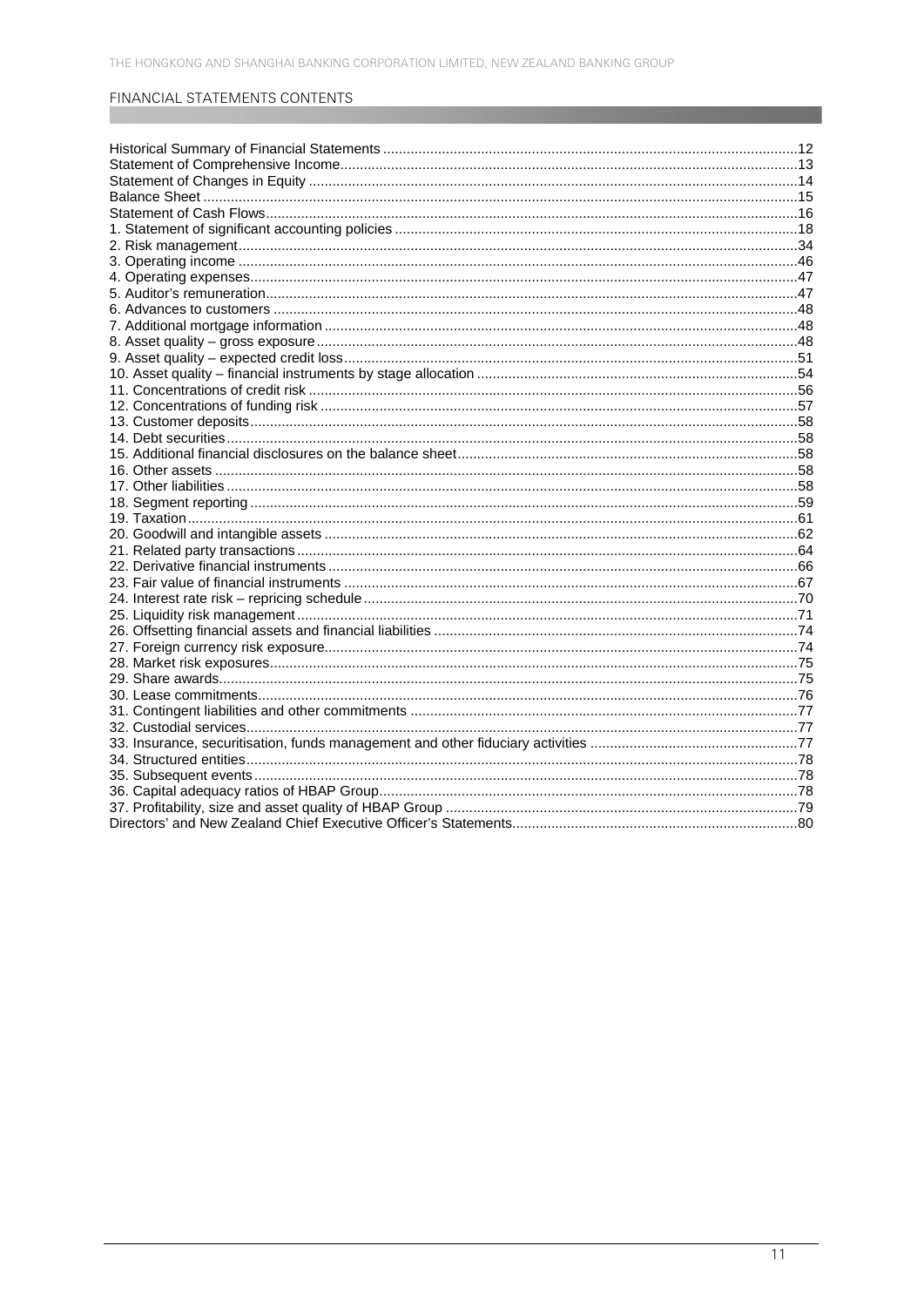# FINANCIAL STATEMENTS CONTENTS

| | |
|---|---|
| Historical Summary of Financial Statements | 12 |
| Statement of Comprehensive Income | 13 |
| Statement of Changes in Equity | 14 |
| Balance Sheet | 15 |
| Statement of Cash Flows | 16 |
| 1. Statement of significant accounting policies | 18 |
| 2. Risk management | 34 |
| 3. Operating income | 46 |
| 4. Operating expenses | 47 |
| 5. Auditor's remuneration | 47 |
| 6. Advances to customers | 48 |
| 7. Additional mortgage information | 48 |
| 8. Asset quality – gross exposure | 48 |
| 9. Asset quality – expected credit loss | 51 |
| 10. Asset quality – financial instruments by stage allocation | 54 |
| 11. Concentrations of credit risk | 56 |
| 12. Concentrations of funding risk | 57 |
| 13. Customer deposits | 58 |
| 14. Debt securities | 58 |
| 15. Additional financial disclosures on the balance sheet | 58 |
| 16. Other assets | 58 |
| 17. Other liabilities | 58 |
| 18. Segment reporting | 59 |
| 19. Taxation | 61 |
| 20. Goodwill and intangible assets | 62 |
| 21. Related party transactions | 64 |
| 22. Derivative financial instruments | 66 |
| 23. Fair value of financial instruments | 67 |
| 24. Interest rate risk – repricing schedule | 70 |
| 25. Liquidity risk management | 71 |
| 26. Offsetting financial assets and financial liabilities | 74 |
| 27. Foreign currency risk exposure | 74 |
| 28. Market risk exposures | 75 |
| 29. Share awards | 75 |
| 30. Lease commitments | 76 |
| 31. Contingent liabilities and other commitments | 77 |
| 32. Custodial services | 77 |
| 33. Insurance, securitisation, funds management and other fiduciary activities | 77 |
| 34. Structured entities | 78 |
| 35. Subsequent events | 78 |
| 36. Capital adequacy ratios of HBAP Group | 78 |
| 37. Profitability, size and asset quality of HBAP Group | 79 |
| Directors' and New Zealand Chief Executive Officer's Statements | 80 |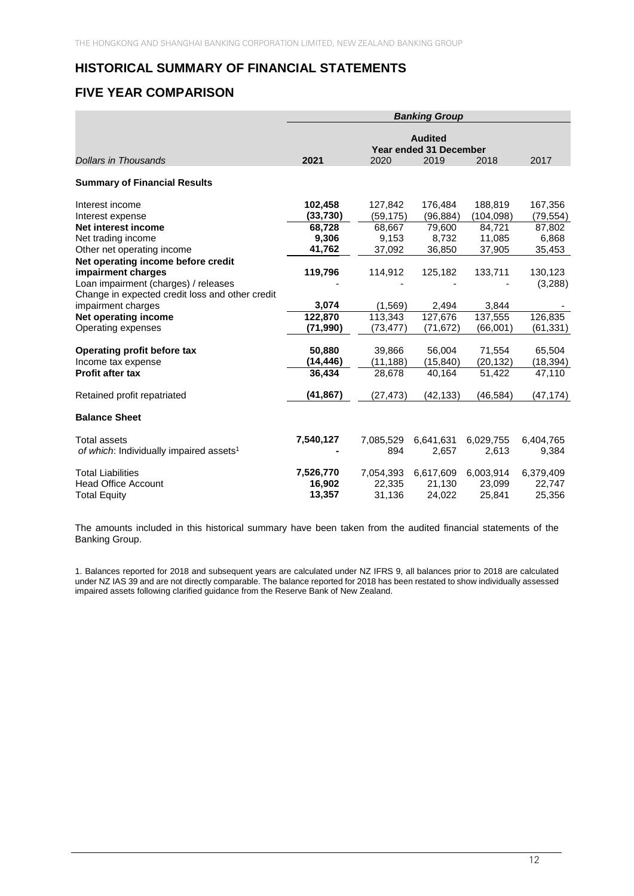# HISTORICAL SUMMARY OF FINANCIAL STATEMENTS

# FIVE YEAR COMPARISON

| | Banking Group | | | | |
|---|---|---|---|---|---|
| | Audited Year ended 31 December | | | | |
| *Dollars in Thousands* | **2021** | 2020 | 2019 | 2018 | 2017 |
| **Summary of Financial Results** | | | | | |
| Interest income | **102,458** | 127,842 | 176,484 | 188,819 | 167,356 |
| Interest expense | **(33,730)** | (59,175) | (96,884) | (104,098) | (79,554) |
| **Net interest income** | **68,728** | 68,667 | 79,600 | 84,721 | 87,802 |
| Net trading income | **9,306** | 9,153 | 8,732 | 11,085 | 6,868 |
| Other net operating income | **41,762** | 37,092 | 36,850 | 37,905 | 35,453 |
| **Net operating income before credit impairment charges** | **119,796** | 114,912 | 125,182 | 133,711 | 130,123 |
| Loan impairment (charges) / releases | **-** | - | - | - | (3,288) |
| Change in expected credit loss and other credit impairment charges | **3,074** | (1,569) | 2,494 | 3,844 | - |
| **Net operating income** | **122,870** | 113,343 | 127,676 | 137,555 | 126,835 |
| Operating expenses | **(71,990)** | (73,477) | (71,672) | (66,001) | (61,331) |
| **Operating profit before tax** | **50,880** | 39,866 | 56,004 | 71,554 | 65,504 |
| Income tax expense | **(14,446)** | (11,188) | (15,840) | (20,132) | (18,394) |
| **Profit after tax** | **36,434** | 28,678 | 40,164 | 51,422 | 47,110 |
| Retained profit repatriated | **(41,867)** | (27,473) | (42,133) | (46,584) | (47,174) |
| **Balance Sheet** | | | | | |
| Total assets | **7,540,127** | 7,085,529 | 6,641,631 | 6,029,755 | 6,404,765 |
| *of which*: Individually impaired assets[1] | **-** | 894 | 2,657 | 2,613 | 9,384 |
| Total Liabilities | **7,526,770** | 7,054,393 | 6,617,609 | 6,003,914 | 6,379,409 |
| Head Office Account | **16,902** | 22,335 | 21,130 | 23,099 | 22,747 |
| Total Equity | **13,357** | 31,136 | 24,022 | 25,841 | 25,356 |

The amounts included in this historical summary have been taken from the audited financial statements of the Banking Group.

1. Balances reported for 2018 and subsequent years are calculated under NZ IFRS 9, all balances prior to 2018 are calculated under NZ IAS 39 and are not directly comparable. The balance reported for 2018 has been restated to show individually assessed impaired assets following clarified guidance from the Reserve Bank of New Zealand.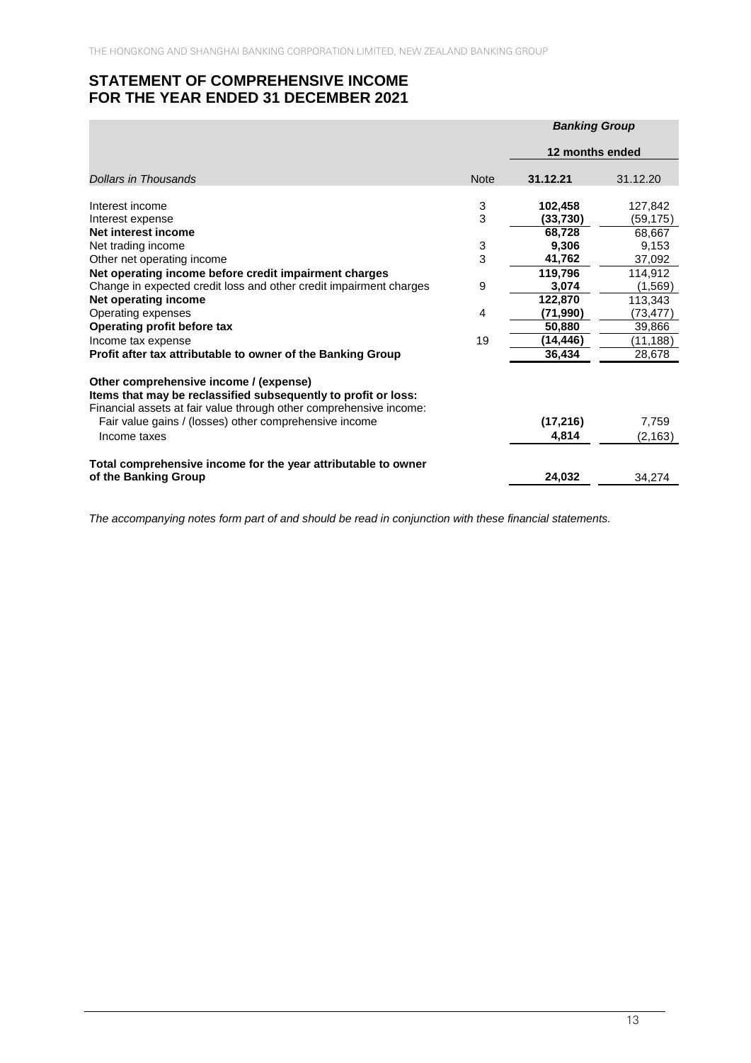# STATEMENT OF COMPREHENSIVE INCOME
# FOR THE YEAR ENDED 31 DECEMBER 2021

| | | *Banking Group* | |
|---|---|---|---|
| | | 12 months ended | |
| *Dollars in Thousands* | Note | **31.12.21** | 31.12.20 |
| Interest income | 3 | **102,458** | 127,842 |
| Interest expense | 3 | **(33,730)** | (59,175) |
| **Net interest income** | | **68,728** | 68,667 |
| Net trading income | 3 | **9,306** | 9,153 |
| Other net operating income | 3 | **41,762** | 37,092 |
| **Net operating income before credit impairment charges** | | **119,796** | 114,912 |
| Change in expected credit loss and other credit impairment charges | 9 | **3,074** | (1,569) |
| **Net operating income** | | **122,870** | 113,343 |
| Operating expenses | 4 | **(71,990)** | (73,477) |
| **Operating profit before tax** | | **50,880** | 39,866 |
| Income tax expense | 19 | **(14,446)** | (11,188) |
| **Profit after tax attributable to owner of the Banking Group** | | **36,434** | 28,678 |
| **Other comprehensive income / (expense)** | | | |
| **Items that may be reclassified subsequently to profit or loss:** | | | |
| Financial assets at fair value through other comprehensive income: | | | |
| Fair value gains / (losses) other comprehensive income | | **(17,216)** | 7,759 |
| Income taxes | | **4,814** | (2,163) |
| **Total comprehensive income for the year attributable to owner of the Banking Group** | | **24,032** | 34,274 |

*The accompanying notes form part of and should be read in conjunction with these financial statements.*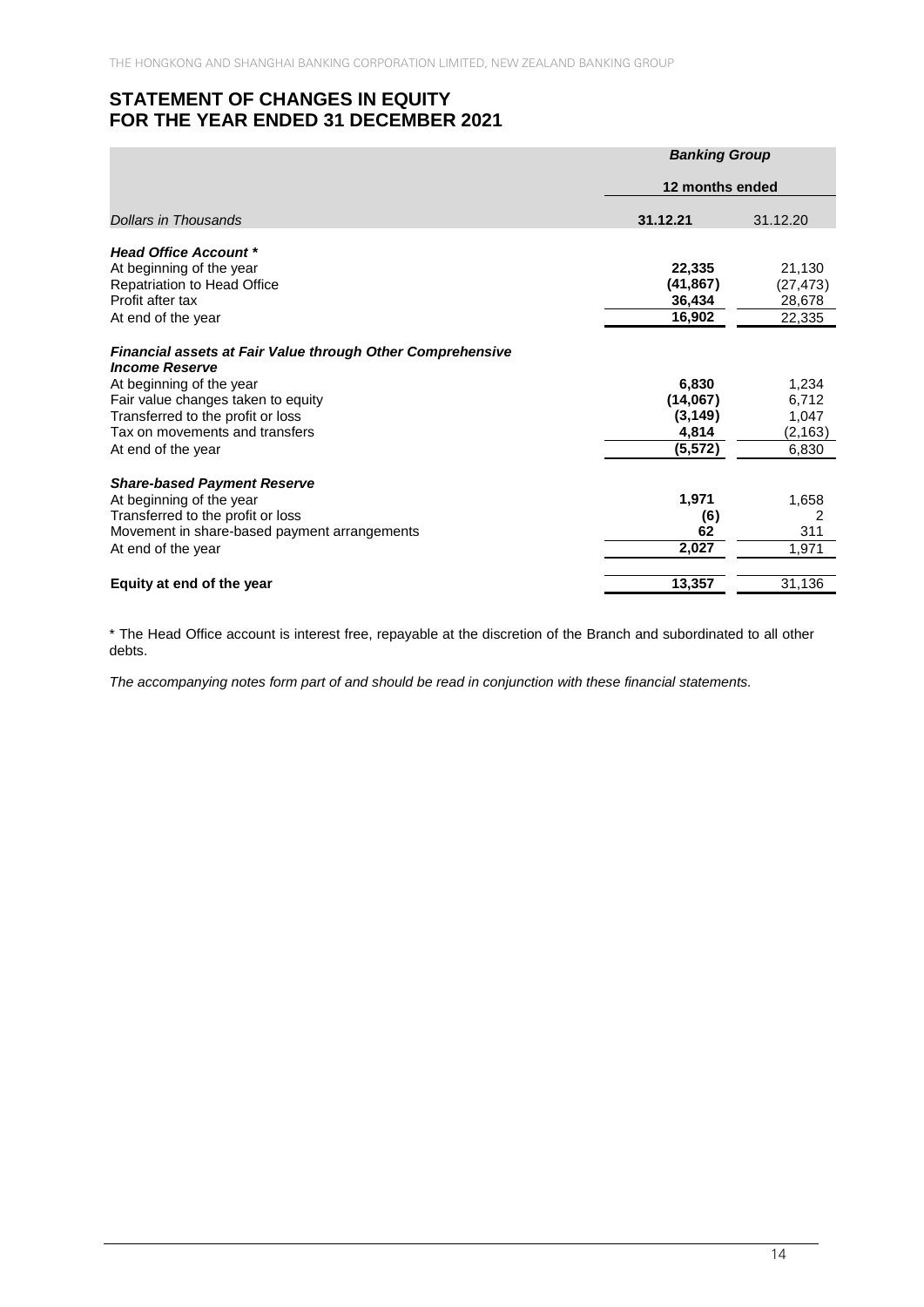# STATEMENT OF CHANGES IN EQUITY FOR THE YEAR ENDED 31 DECEMBER 2021

| | Banking Group | |
|---|---|---|
| | 12 months ended | |
| *Dollars in Thousands* | **31.12.21** | 31.12.20 |
| ***Head Office Account \**** | | |
| At beginning of the year | **22,335** | 21,130 |
| Repatriation to Head Office | **(41,867)** | (27,473) |
| Profit after tax | **36,434** | 28,678 |
| At end of the year | **16,902** | 22,335 |
| ***Financial assets at Fair Value through Other Comprehensive Income Reserve*** | | |
| At beginning of the year | **6,830** | 1,234 |
| Fair value changes taken to equity | **(14,067)** | 6,712 |
| Transferred to the profit or loss | **(3,149)** | 1,047 |
| Tax on movements and transfers | **4,814** | (2,163) |
| At end of the year | **(5,572)** | 6,830 |
| ***Share-based Payment Reserve*** | | |
| At beginning of the year | **1,971** | 1,658 |
| Transferred to the profit or loss | **(6)** | 2 |
| Movement in share-based payment arrangements | **62** | 311 |
| At end of the year | **2,027** | 1,971 |
| **Equity at end of the year** | **13,357** | 31,136 |

\* The Head Office account is interest free, repayable at the discretion of the Branch and subordinated to all other debts.

*The accompanying notes form part of and should be read in conjunction with these financial statements.*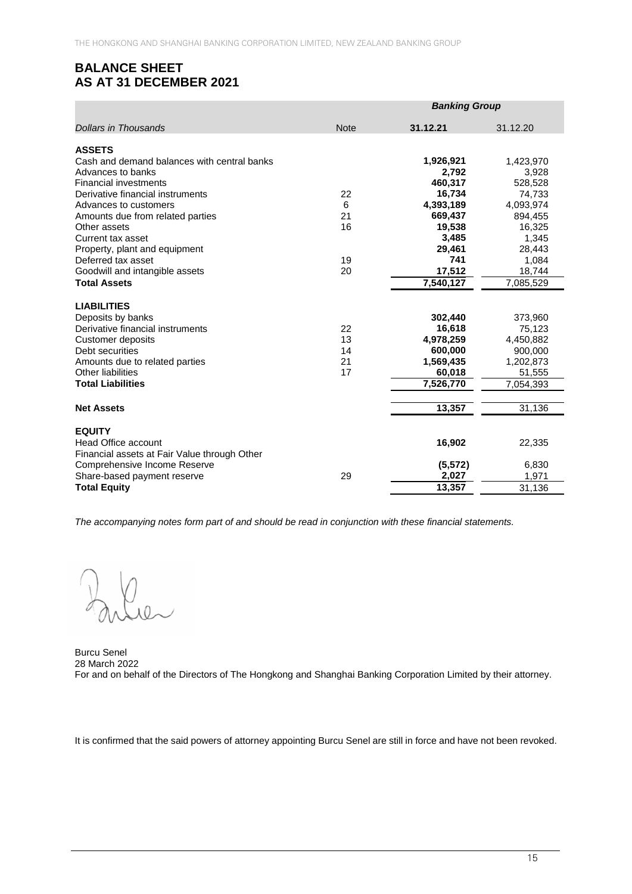# BALANCE SHEET
# AS AT 31 DECEMBER 2021

| | | Banking Group | |
|---|---|---|---|
| *Dollars in Thousands* | Note | **31.12.21** | 31.12.20 |
| **ASSETS** | | | |
| Cash and demand balances with central banks | | **1,926,921** | 1,423,970 |
| Advances to banks | | **2,792** | 3,928 |
| Financial investments | | **460,317** | 528,528 |
| Derivative financial instruments | 22 | **16,734** | 74,733 |
| Advances to customers | 6 | **4,393,189** | 4,093,974 |
| Amounts due from related parties | 21 | **669,437** | 894,455 |
| Other assets | 16 | **19,538** | 16,325 |
| Current tax asset | | **3,485** | 1,345 |
| Property, plant and equipment | | **29,461** | 28,443 |
| Deferred tax asset | 19 | **741** | 1,084 |
| Goodwill and intangible assets | 20 | **17,512** | 18,744 |
| **Total Assets** | | **7,540,127** | 7,085,529 |
| **LIABILITIES** | | | |
| Deposits by banks | | **302,440** | 373,960 |
| Derivative financial instruments | 22 | **16,618** | 75,123 |
| Customer deposits | 13 | **4,978,259** | 4,450,882 |
| Debt securities | 14 | **600,000** | 900,000 |
| Amounts due to related parties | 21 | **1,569,435** | 1,202,873 |
| Other liabilities | 17 | **60,018** | 51,555 |
| **Total Liabilities** | | **7,526,770** | 7,054,393 |
| **Net Assets** | | **13,357** | 31,136 |
| **EQUITY** | | | |
| Head Office account | | **16,902** | 22,335 |
| Financial assets at Fair Value through Other Comprehensive Income Reserve | | **(5,572)** | 6,830 |
| Share-based payment reserve | 29 | **2,027** | 1,971 |
| **Total Equity** | | **13,357** | 31,136 |

*The accompanying notes form part of and should be read in conjunction with these financial statements.*

Burcu Senel
28 March 2022
For and on behalf of the Directors of The Hongkong and Shanghai Banking Corporation Limited by their attorney.

It is confirmed that the said powers of attorney appointing Burcu Senel are still in force and have not been revoked.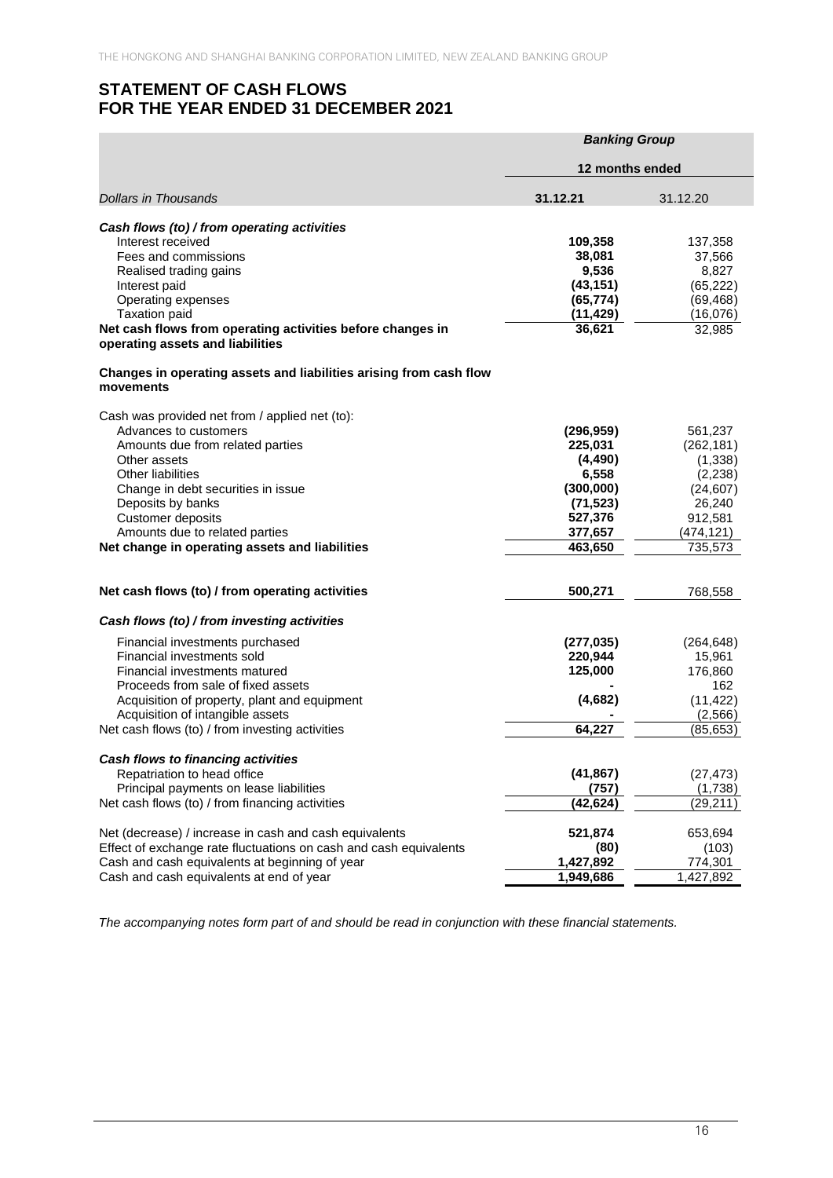# STATEMENT OF CASH FLOWS
# FOR THE YEAR ENDED 31 DECEMBER 2021

| | Banking Group | |
|---|---|---|
| | 12 months ended | |
| *Dollars in Thousands* | **31.12.21** | 31.12.20 |
| ***Cash flows (to) / from operating activities*** | | |
| Interest received | **109,358** | 137,358 |
| Fees and commissions | **38,081** | 37,566 |
| Realised trading gains | **9,536** | 8,827 |
| Interest paid | **(43,151)** | (65,222) |
| Operating expenses | **(65,774)** | (69,468) |
| Taxation paid | **(11,429)** | (16,076) |
| **Net cash flows from operating activities before changes in operating assets and liabilities** | **36,621** | 32,985 |
| **Changes in operating assets and liabilities arising from cash flow movements** | | |
| Cash was provided net from / applied net (to): | | |
| Advances to customers | **(296,959)** | 561,237 |
| Amounts due from related parties | **225,031** | (262,181) |
| Other assets | **(4,490)** | (1,338) |
| Other liabilities | **6,558** | (2,238) |
| Change in debt securities in issue | **(300,000)** | (24,607) |
| Deposits by banks | **(71,523)** | 26,240 |
| Customer deposits | **527,376** | 912,581 |
| Amounts due to related parties | **377,657** | (474,121) |
| **Net change in operating assets and liabilities** | **463,650** | 735,573 |
| **Net cash flows (to) / from operating activities** | **500,271** | 768,558 |
| ***Cash flows (to) / from investing activities*** | | |
| Financial investments purchased | **(277,035)** | (264,648) |
| Financial investments sold | **220,944** | 15,961 |
| Financial investments matured | **125,000** | 176,860 |
| Proceeds from sale of fixed assets | **-** | 162 |
| Acquisition of property, plant and equipment | **(4,682)** | (11,422) |
| Acquisition of intangible assets | **-** | (2,566) |
| Net cash flows (to) / from investing activities | **64,227** | (85,653) |
| ***Cash flows to financing activities*** | | |
| Repatriation to head office | **(41,867)** | (27,473) |
| Principal payments on lease liabilities | **(757)** | (1,738) |
| Net cash flows (to) / from financing activities | **(42,624)** | (29,211) |
| Net (decrease) / increase in cash and cash equivalents | **521,874** | 653,694 |
| Effect of exchange rate fluctuations on cash and cash equivalents | **(80)** | (103) |
| Cash and cash equivalents at beginning of year | **1,427,892** | 774,301 |
| Cash and cash equivalents at end of year | **1,949,686** | 1,427,892 |

*The accompanying notes form part of and should be read in conjunction with these financial statements.*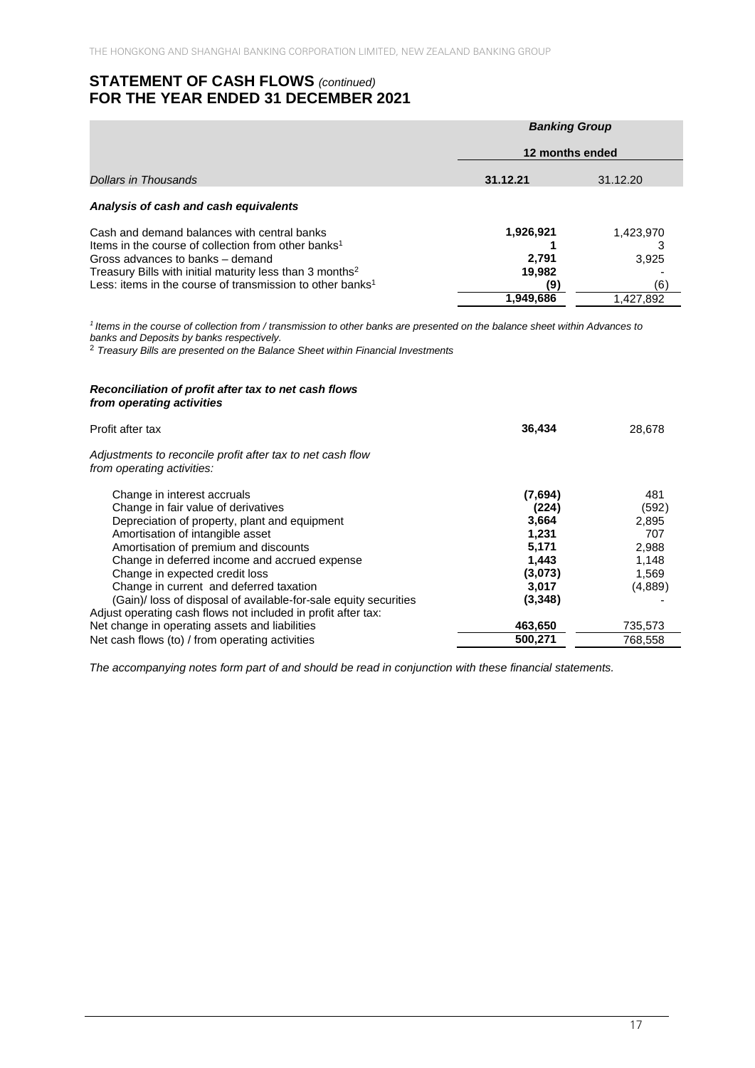# STATEMENT OF CASH FLOWS *(continued)*
# FOR THE YEAR ENDED 31 DECEMBER 2021

| | *Banking Group* | |
|---|---|---|
| | **12 months ended** | |
| *Dollars in Thousands* | **31.12.21** | 31.12.20 |
| ***Analysis of cash and cash equivalents*** | | |
| Cash and demand balances with central banks | **1,926,921** | 1,423,970 |
| Items in the course of collection from other banks[1] | **1** | 3 |
| Gross advances to banks – demand | **2,791** | 3,925 |
| Treasury Bills with initial maturity less than 3 months[2] | **19,982** | - |
| Less: items in the course of transmission to other banks[1] | **(9)** | (6) |
| | **1,949,686** | 1,427,892 |

*[1] Items in the course of collection from / transmission to other banks are presented on the balance sheet within Advances to banks and Deposits by banks respectively.*
[2] *Treasury Bills are presented on the Balance Sheet within Financial Investments*

***Reconciliation of profit after tax to net cash flows from operating activities***

| | 31.12.21 | 31.12.20 |
|---|---|---|
| Profit after tax | **36,434** | 28,678 |
| *Adjustments to reconcile profit after tax to net cash flow from operating activities:* | | |
| Change in interest accruals | **(7,694)** | 481 |
| Change in fair value of derivatives | **(224)** | (592) |
| Depreciation of property, plant and equipment | **3,664** | 2,895 |
| Amortisation of intangible asset | **1,231** | 707 |
| Amortisation of premium and discounts | **5,171** | 2,988 |
| Change in deferred income and accrued expense | **1,443** | 1,148 |
| Change in expected credit loss | **(3,073)** | 1,569 |
| Change in current and deferred taxation | **3,017** | (4,889) |
| (Gain)/ loss of disposal of available-for-sale equity securities | **(3,348)** | - |
| Adjust operating cash flows not included in profit after tax: | | |
| Net change in operating assets and liabilities | **463,650** | 735,573 |
| Net cash flows (to) / from operating activities | **500,271** | 768,558 |

*The accompanying notes form part of and should be read in conjunction with these financial statements.*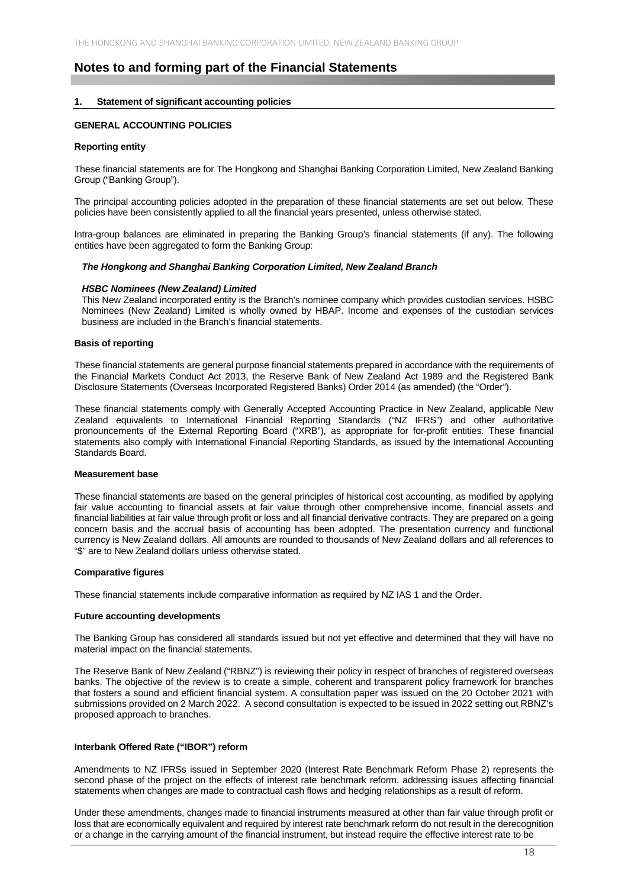# Notes to and forming part of the Financial Statements

## 1. Statement of significant accounting policies

### GENERAL ACCOUNTING POLICIES

#### Reporting entity

These financial statements are for The Hongkong and Shanghai Banking Corporation Limited, New Zealand Banking Group ("Banking Group").

The principal accounting policies adopted in the preparation of these financial statements are set out below. These policies have been consistently applied to all the financial years presented, unless otherwise stated.

Intra-group balances are eliminated in preparing the Banking Group's financial statements (if any). The following entities have been aggregated to form the Banking Group:

***The Hongkong and Shanghai Banking Corporation Limited, New Zealand Branch***

***HSBC Nominees (New Zealand) Limited***
This New Zealand incorporated entity is the Branch's nominee company which provides custodian services. HSBC Nominees (New Zealand) Limited is wholly owned by HBAP. Income and expenses of the custodian services business are included in the Branch's financial statements.

#### Basis of reporting

These financial statements are general purpose financial statements prepared in accordance with the requirements of the Financial Markets Conduct Act 2013, the Reserve Bank of New Zealand Act 1989 and the Registered Bank Disclosure Statements (Overseas Incorporated Registered Banks) Order 2014 (as amended) (the "Order").

These financial statements comply with Generally Accepted Accounting Practice in New Zealand, applicable New Zealand equivalents to International Financial Reporting Standards ("NZ IFRS") and other authoritative pronouncements of the External Reporting Board ("XRB"), as appropriate for for-profit entities. These financial statements also comply with International Financial Reporting Standards, as issued by the International Accounting Standards Board.

#### Measurement base

These financial statements are based on the general principles of historical cost accounting, as modified by applying fair value accounting to financial assets at fair value through other comprehensive income, financial assets and financial liabilities at fair value through profit or loss and all financial derivative contracts. They are prepared on a going concern basis and the accrual basis of accounting has been adopted. The presentation currency and functional currency is New Zealand dollars. All amounts are rounded to thousands of New Zealand dollars and all references to "$" are to New Zealand dollars unless otherwise stated.

#### Comparative figures

These financial statements include comparative information as required by NZ IAS 1 and the Order.

#### Future accounting developments

The Banking Group has considered all standards issued but not yet effective and determined that they will have no material impact on the financial statements.

The Reserve Bank of New Zealand ("RBNZ") is reviewing their policy in respect of branches of registered overseas banks. The objective of the review is to create a simple, coherent and transparent policy framework for branches that fosters a sound and efficient financial system. A consultation paper was issued on the 20 October 2021 with submissions provided on 2 March 2022. A second consultation is expected to be issued in 2022 setting out RBNZ's proposed approach to branches.

#### Interbank Offered Rate ("IBOR") reform

Amendments to NZ IFRSs issued in September 2020 (Interest Rate Benchmark Reform Phase 2) represents the second phase of the project on the effects of interest rate benchmark reform, addressing issues affecting financial statements when changes are made to contractual cash flows and hedging relationships as a result of reform.

Under these amendments, changes made to financial instruments measured at other than fair value through profit or loss that are economically equivalent and required by interest rate benchmark reform do not result in the derecognition or a change in the carrying amount of the financial instrument, but instead require the effective interest rate to be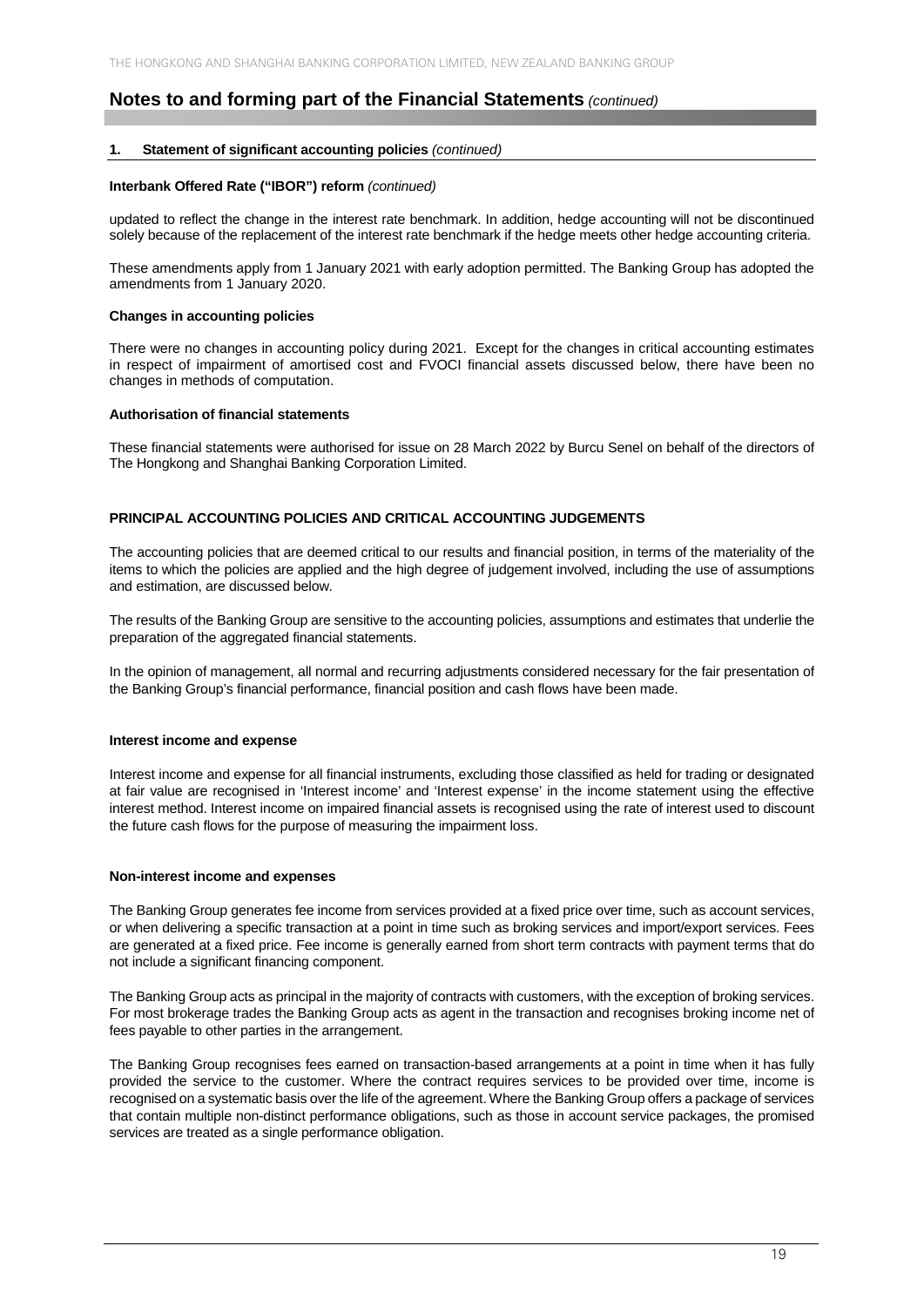# Notes to and forming part of the Financial Statements *(continued)*

## 1. Statement of significant accounting policies *(continued)*

### Interbank Offered Rate ("IBOR") reform *(continued)*

updated to reflect the change in the interest rate benchmark. In addition, hedge accounting will not be discontinued solely because of the replacement of the interest rate benchmark if the hedge meets other hedge accounting criteria.

These amendments apply from 1 January 2021 with early adoption permitted. The Banking Group has adopted the amendments from 1 January 2020.

### Changes in accounting policies

There were no changes in accounting policy during 2021. Except for the changes in critical accounting estimates in respect of impairment of amortised cost and FVOCI financial assets discussed below, there have been no changes in methods of computation.

### Authorisation of financial statements

These financial statements were authorised for issue on 28 March 2022 by Burcu Senel on behalf of the directors of The Hongkong and Shanghai Banking Corporation Limited.

### PRINCIPAL ACCOUNTING POLICIES AND CRITICAL ACCOUNTING JUDGEMENTS

The accounting policies that are deemed critical to our results and financial position, in terms of the materiality of the items to which the policies are applied and the high degree of judgement involved, including the use of assumptions and estimation, are discussed below.

The results of the Banking Group are sensitive to the accounting policies, assumptions and estimates that underlie the preparation of the aggregated financial statements.

In the opinion of management, all normal and recurring adjustments considered necessary for the fair presentation of the Banking Group's financial performance, financial position and cash flows have been made.

### Interest income and expense

Interest income and expense for all financial instruments, excluding those classified as held for trading or designated at fair value are recognised in 'Interest income' and 'Interest expense' in the income statement using the effective interest method. Interest income on impaired financial assets is recognised using the rate of interest used to discount the future cash flows for the purpose of measuring the impairment loss.

### Non-interest income and expenses

The Banking Group generates fee income from services provided at a fixed price over time, such as account services, or when delivering a specific transaction at a point in time such as broking services and import/export services. Fees are generated at a fixed price. Fee income is generally earned from short term contracts with payment terms that do not include a significant financing component.

The Banking Group acts as principal in the majority of contracts with customers, with the exception of broking services. For most brokerage trades the Banking Group acts as agent in the transaction and recognises broking income net of fees payable to other parties in the arrangement.

The Banking Group recognises fees earned on transaction-based arrangements at a point in time when it has fully provided the service to the customer. Where the contract requires services to be provided over time, income is recognised on a systematic basis over the life of the agreement. Where the Banking Group offers a package of services that contain multiple non-distinct performance obligations, such as those in account service packages, the promised services are treated as a single performance obligation.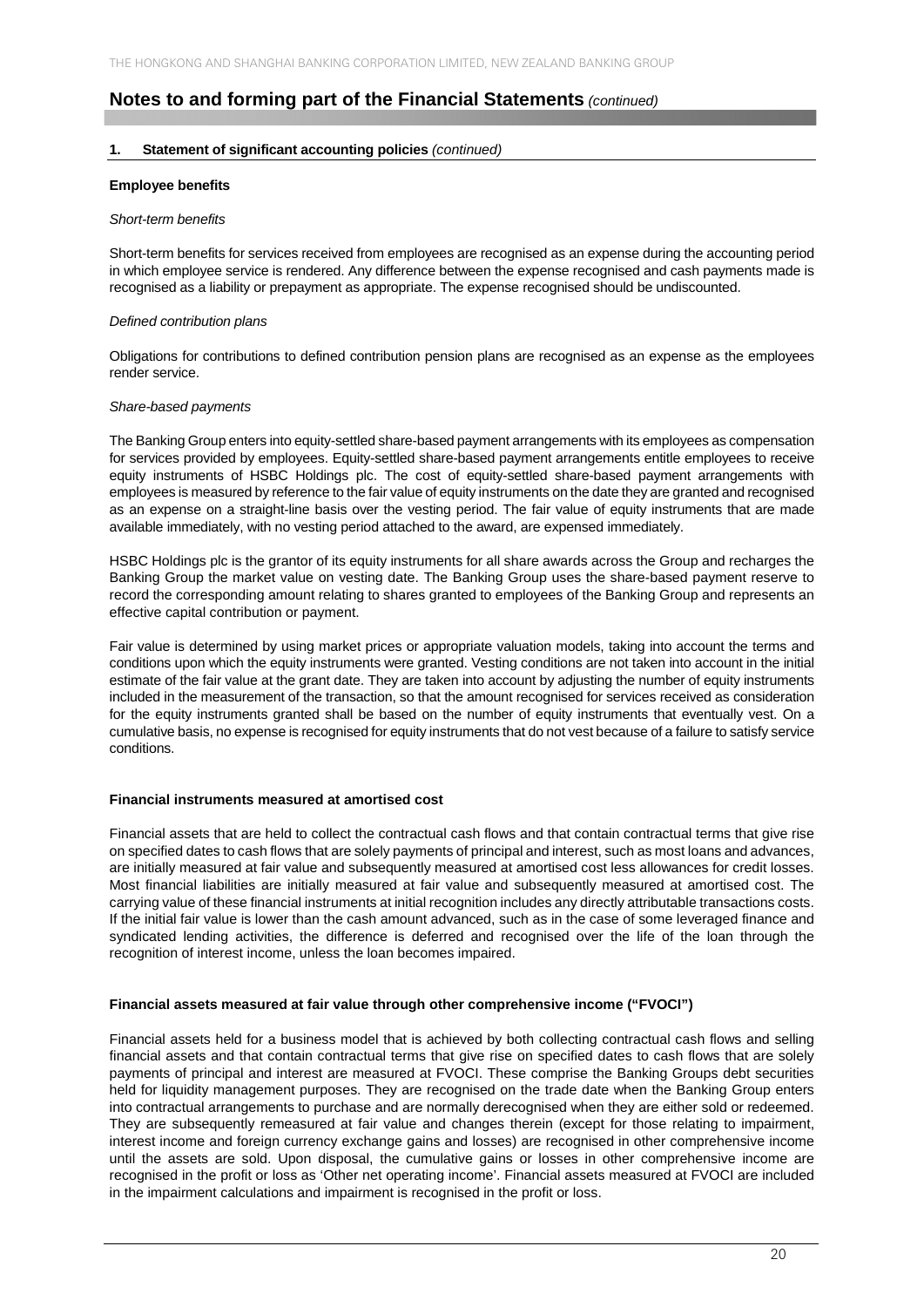## Notes to and forming part of the Financial Statements *(continued)*

### 1. Statement of significant accounting policies *(continued)*

**Employee benefits**

*Short-term benefits*

Short-term benefits for services received from employees are recognised as an expense during the accounting period in which employee service is rendered. Any difference between the expense recognised and cash payments made is recognised as a liability or prepayment as appropriate. The expense recognised should be undiscounted.

*Defined contribution plans*

Obligations for contributions to defined contribution pension plans are recognised as an expense as the employees render service.

*Share-based payments*

The Banking Group enters into equity-settled share-based payment arrangements with its employees as compensation for services provided by employees. Equity-settled share-based payment arrangements entitle employees to receive equity instruments of HSBC Holdings plc. The cost of equity-settled share-based payment arrangements with employees is measured by reference to the fair value of equity instruments on the date they are granted and recognised as an expense on a straight-line basis over the vesting period. The fair value of equity instruments that are made available immediately, with no vesting period attached to the award, are expensed immediately.

HSBC Holdings plc is the grantor of its equity instruments for all share awards across the Group and recharges the Banking Group the market value on vesting date. The Banking Group uses the share-based payment reserve to record the corresponding amount relating to shares granted to employees of the Banking Group and represents an effective capital contribution or payment.

Fair value is determined by using market prices or appropriate valuation models, taking into account the terms and conditions upon which the equity instruments were granted. Vesting conditions are not taken into account in the initial estimate of the fair value at the grant date. They are taken into account by adjusting the number of equity instruments included in the measurement of the transaction, so that the amount recognised for services received as consideration for the equity instruments granted shall be based on the number of equity instruments that eventually vest. On a cumulative basis, no expense is recognised for equity instruments that do not vest because of a failure to satisfy service conditions.

**Financial instruments measured at amortised cost**

Financial assets that are held to collect the contractual cash flows and that contain contractual terms that give rise on specified dates to cash flows that are solely payments of principal and interest, such as most loans and advances, are initially measured at fair value and subsequently measured at amortised cost less allowances for credit losses. Most financial liabilities are initially measured at fair value and subsequently measured at amortised cost. The carrying value of these financial instruments at initial recognition includes any directly attributable transactions costs. If the initial fair value is lower than the cash amount advanced, such as in the case of some leveraged finance and syndicated lending activities, the difference is deferred and recognised over the life of the loan through the recognition of interest income, unless the loan becomes impaired.

**Financial assets measured at fair value through other comprehensive income ("FVOCI")**

Financial assets held for a business model that is achieved by both collecting contractual cash flows and selling financial assets and that contain contractual terms that give rise on specified dates to cash flows that are solely payments of principal and interest are measured at FVOCI. These comprise the Banking Groups debt securities held for liquidity management purposes. They are recognised on the trade date when the Banking Group enters into contractual arrangements to purchase and are normally derecognised when they are either sold or redeemed. They are subsequently remeasured at fair value and changes therein (except for those relating to impairment, interest income and foreign currency exchange gains and losses) are recognised in other comprehensive income until the assets are sold. Upon disposal, the cumulative gains or losses in other comprehensive income are recognised in the profit or loss as 'Other net operating income'. Financial assets measured at FVOCI are included in the impairment calculations and impairment is recognised in the profit or loss.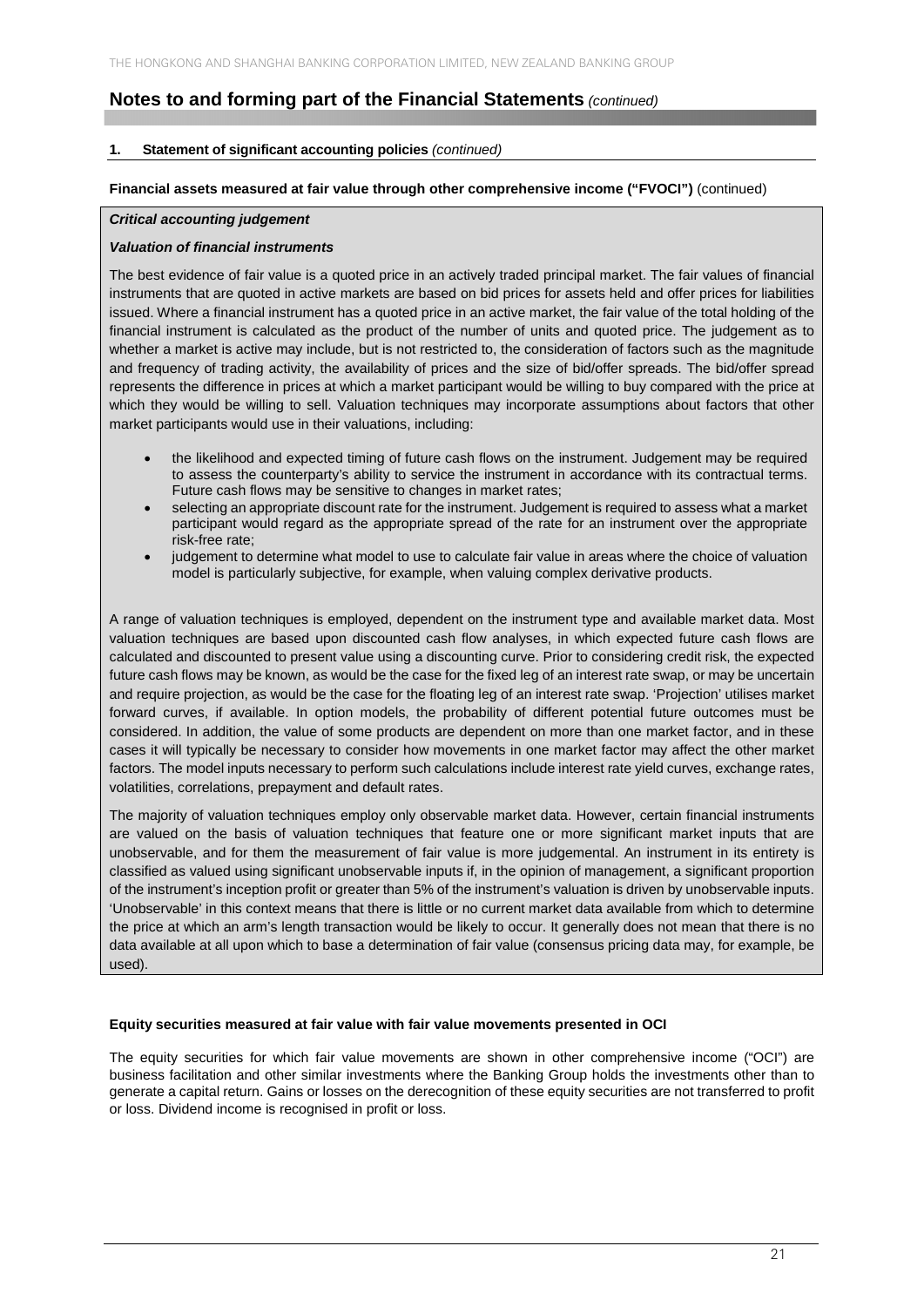## Notes to and forming part of the Financial Statements *(continued)*

### 1. Statement of significant accounting policies *(continued)*

**Financial assets measured at fair value through other comprehensive income ("FVOCI")** (continued)

***Critical accounting judgement***

***Valuation of financial instruments***

The best evidence of fair value is a quoted price in an actively traded principal market. The fair values of financial instruments that are quoted in active markets are based on bid prices for assets held and offer prices for liabilities issued. Where a financial instrument has a quoted price in an active market, the fair value of the total holding of the financial instrument is calculated as the product of the number of units and quoted price. The judgement as to whether a market is active may include, but is not restricted to, the consideration of factors such as the magnitude and frequency of trading activity, the availability of prices and the size of bid/offer spreads. The bid/offer spread represents the difference in prices at which a market participant would be willing to buy compared with the price at which they would be willing to sell. Valuation techniques may incorporate assumptions about factors that other market participants would use in their valuations, including:

- the likelihood and expected timing of future cash flows on the instrument. Judgement may be required to assess the counterparty's ability to service the instrument in accordance with its contractual terms. Future cash flows may be sensitive to changes in market rates;
- selecting an appropriate discount rate for the instrument. Judgement is required to assess what a market participant would regard as the appropriate spread of the rate for an instrument over the appropriate risk-free rate;
- judgement to determine what model to use to calculate fair value in areas where the choice of valuation model is particularly subjective, for example, when valuing complex derivative products.

A range of valuation techniques is employed, dependent on the instrument type and available market data. Most valuation techniques are based upon discounted cash flow analyses, in which expected future cash flows are calculated and discounted to present value using a discounting curve. Prior to considering credit risk, the expected future cash flows may be known, as would be the case for the fixed leg of an interest rate swap, or may be uncertain and require projection, as would be the case for the floating leg of an interest rate swap. 'Projection' utilises market forward curves, if available. In option models, the probability of different potential future outcomes must be considered. In addition, the value of some products are dependent on more than one market factor, and in these cases it will typically be necessary to consider how movements in one market factor may affect the other market factors. The model inputs necessary to perform such calculations include interest rate yield curves, exchange rates, volatilities, correlations, prepayment and default rates.

The majority of valuation techniques employ only observable market data. However, certain financial instruments are valued on the basis of valuation techniques that feature one or more significant market inputs that are unobservable, and for them the measurement of fair value is more judgemental. An instrument in its entirety is classified as valued using significant unobservable inputs if, in the opinion of management, a significant proportion of the instrument's inception profit or greater than 5% of the instrument's valuation is driven by unobservable inputs. 'Unobservable' in this context means that there is little or no current market data available from which to determine the price at which an arm's length transaction would be likely to occur. It generally does not mean that there is no data available at all upon which to base a determination of fair value (consensus pricing data may, for example, be used).

**Equity securities measured at fair value with fair value movements presented in OCI**

The equity securities for which fair value movements are shown in other comprehensive income ("OCI") are business facilitation and other similar investments where the Banking Group holds the investments other than to generate a capital return. Gains or losses on the derecognition of these equity securities are not transferred to profit or loss. Dividend income is recognised in profit or loss.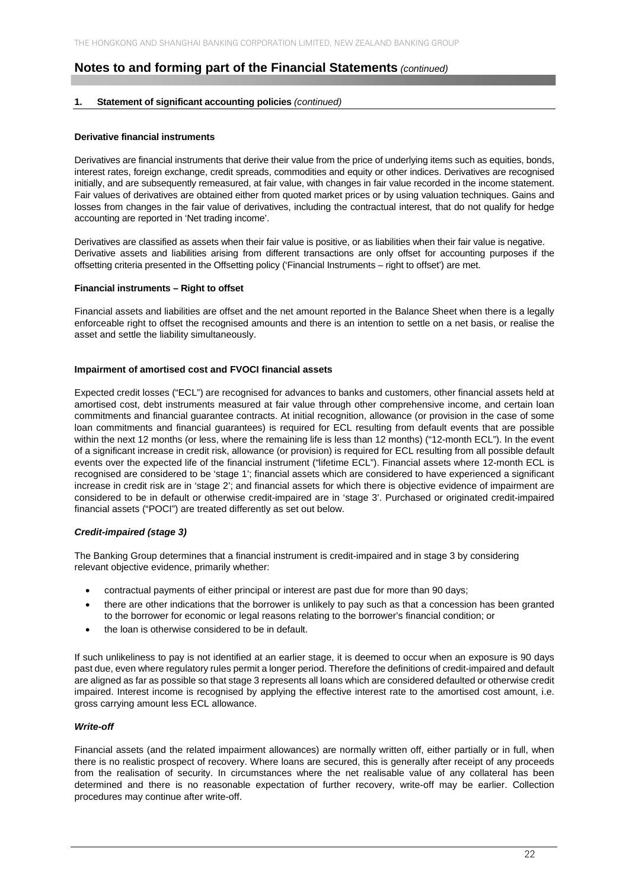## Notes to and forming part of the Financial Statements *(continued)*

### 1. Statement of significant accounting policies *(continued)*

#### Derivative financial instruments

Derivatives are financial instruments that derive their value from the price of underlying items such as equities, bonds, interest rates, foreign exchange, credit spreads, commodities and equity or other indices. Derivatives are recognised initially, and are subsequently remeasured, at fair value, with changes in fair value recorded in the income statement. Fair values of derivatives are obtained either from quoted market prices or by using valuation techniques. Gains and losses from changes in the fair value of derivatives, including the contractual interest, that do not qualify for hedge accounting are reported in 'Net trading income'.

Derivatives are classified as assets when their fair value is positive, or as liabilities when their fair value is negative. Derivative assets and liabilities arising from different transactions are only offset for accounting purposes if the offsetting criteria presented in the Offsetting policy ('Financial Instruments – right to offset') are met.

#### Financial instruments – Right to offset

Financial assets and liabilities are offset and the net amount reported in the Balance Sheet when there is a legally enforceable right to offset the recognised amounts and there is an intention to settle on a net basis, or realise the asset and settle the liability simultaneously.

#### Impairment of amortised cost and FVOCI financial assets

Expected credit losses ("ECL") are recognised for advances to banks and customers, other financial assets held at amortised cost, debt instruments measured at fair value through other comprehensive income, and certain loan commitments and financial guarantee contracts. At initial recognition, allowance (or provision in the case of some loan commitments and financial guarantees) is required for ECL resulting from default events that are possible within the next 12 months (or less, where the remaining life is less than 12 months) ("12-month ECL"). In the event of a significant increase in credit risk, allowance (or provision) is required for ECL resulting from all possible default events over the expected life of the financial instrument ("lifetime ECL"). Financial assets where 12-month ECL is recognised are considered to be 'stage 1'; financial assets which are considered to have experienced a significant increase in credit risk are in 'stage 2'; and financial assets for which there is objective evidence of impairment are considered to be in default or otherwise credit-impaired are in 'stage 3'. Purchased or originated credit-impaired financial assets ("POCI") are treated differently as set out below.

***Credit-impaired (stage 3)***

The Banking Group determines that a financial instrument is credit-impaired and in stage 3 by considering relevant objective evidence, primarily whether:

- contractual payments of either principal or interest are past due for more than 90 days;
- there are other indications that the borrower is unlikely to pay such as that a concession has been granted to the borrower for economic or legal reasons relating to the borrower's financial condition; or
- the loan is otherwise considered to be in default.

If such unlikeliness to pay is not identified at an earlier stage, it is deemed to occur when an exposure is 90 days past due, even where regulatory rules permit a longer period. Therefore the definitions of credit-impaired and default are aligned as far as possible so that stage 3 represents all loans which are considered defaulted or otherwise credit impaired. Interest income is recognised by applying the effective interest rate to the amortised cost amount, i.e. gross carrying amount less ECL allowance.

***Write-off***

Financial assets (and the related impairment allowances) are normally written off, either partially or in full, when there is no realistic prospect of recovery. Where loans are secured, this is generally after receipt of any proceeds from the realisation of security. In circumstances where the net realisable value of any collateral has been determined and there is no reasonable expectation of further recovery, write-off may be earlier. Collection procedures may continue after write-off.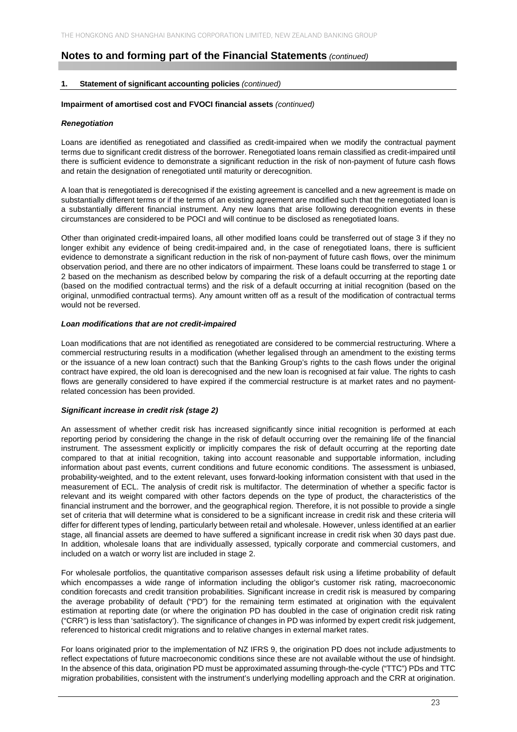## Notes to and forming part of the Financial Statements *(continued)*

### 1. Statement of significant accounting policies *(continued)*

**Impairment of amortised cost and FVOCI financial assets** *(continued)*

***Renegotiation***

Loans are identified as renegotiated and classified as credit-impaired when we modify the contractual payment terms due to significant credit distress of the borrower. Renegotiated loans remain classified as credit-impaired until there is sufficient evidence to demonstrate a significant reduction in the risk of non-payment of future cash flows and retain the designation of renegotiated until maturity or derecognition.

A loan that is renegotiated is derecognised if the existing agreement is cancelled and a new agreement is made on substantially different terms or if the terms of an existing agreement are modified such that the renegotiated loan is a substantially different financial instrument. Any new loans that arise following derecognition events in these circumstances are considered to be POCI and will continue to be disclosed as renegotiated loans.

Other than originated credit-impaired loans, all other modified loans could be transferred out of stage 3 if they no longer exhibit any evidence of being credit-impaired and, in the case of renegotiated loans, there is sufficient evidence to demonstrate a significant reduction in the risk of non-payment of future cash flows, over the minimum observation period, and there are no other indicators of impairment. These loans could be transferred to stage 1 or 2 based on the mechanism as described below by comparing the risk of a default occurring at the reporting date (based on the modified contractual terms) and the risk of a default occurring at initial recognition (based on the original, unmodified contractual terms). Any amount written off as a result of the modification of contractual terms would not be reversed.

***Loan modifications that are not credit-impaired***

Loan modifications that are not identified as renegotiated are considered to be commercial restructuring. Where a commercial restructuring results in a modification (whether legalised through an amendment to the existing terms or the issuance of a new loan contract) such that the Banking Group's rights to the cash flows under the original contract have expired, the old loan is derecognised and the new loan is recognised at fair value. The rights to cash flows are generally considered to have expired if the commercial restructure is at market rates and no payment-related concession has been provided.

***Significant increase in credit risk (stage 2)***

An assessment of whether credit risk has increased significantly since initial recognition is performed at each reporting period by considering the change in the risk of default occurring over the remaining life of the financial instrument. The assessment explicitly or implicitly compares the risk of default occurring at the reporting date compared to that at initial recognition, taking into account reasonable and supportable information, including information about past events, current conditions and future economic conditions. The assessment is unbiased, probability-weighted, and to the extent relevant, uses forward-looking information consistent with that used in the measurement of ECL. The analysis of credit risk is multifactor. The determination of whether a specific factor is relevant and its weight compared with other factors depends on the type of product, the characteristics of the financial instrument and the borrower, and the geographical region. Therefore, it is not possible to provide a single set of criteria that will determine what is considered to be a significant increase in credit risk and these criteria will differ for different types of lending, particularly between retail and wholesale. However, unless identified at an earlier stage, all financial assets are deemed to have suffered a significant increase in credit risk when 30 days past due. In addition, wholesale loans that are individually assessed, typically corporate and commercial customers, and included on a watch or worry list are included in stage 2.

For wholesale portfolios, the quantitative comparison assesses default risk using a lifetime probability of default which encompasses a wide range of information including the obligor's customer risk rating, macroeconomic condition forecasts and credit transition probabilities. Significant increase in credit risk is measured by comparing the average probability of default ("PD") for the remaining term estimated at origination with the equivalent estimation at reporting date (or where the origination PD has doubled in the case of origination credit risk rating ("CRR") is less than 'satisfactory'). The significance of changes in PD was informed by expert credit risk judgement, referenced to historical credit migrations and to relative changes in external market rates.

For loans originated prior to the implementation of NZ IFRS 9, the origination PD does not include adjustments to reflect expectations of future macroeconomic conditions since these are not available without the use of hindsight. In the absence of this data, origination PD must be approximated assuming through-the-cycle ("TTC") PDs and TTC migration probabilities, consistent with the instrument's underlying modelling approach and the CRR at origination.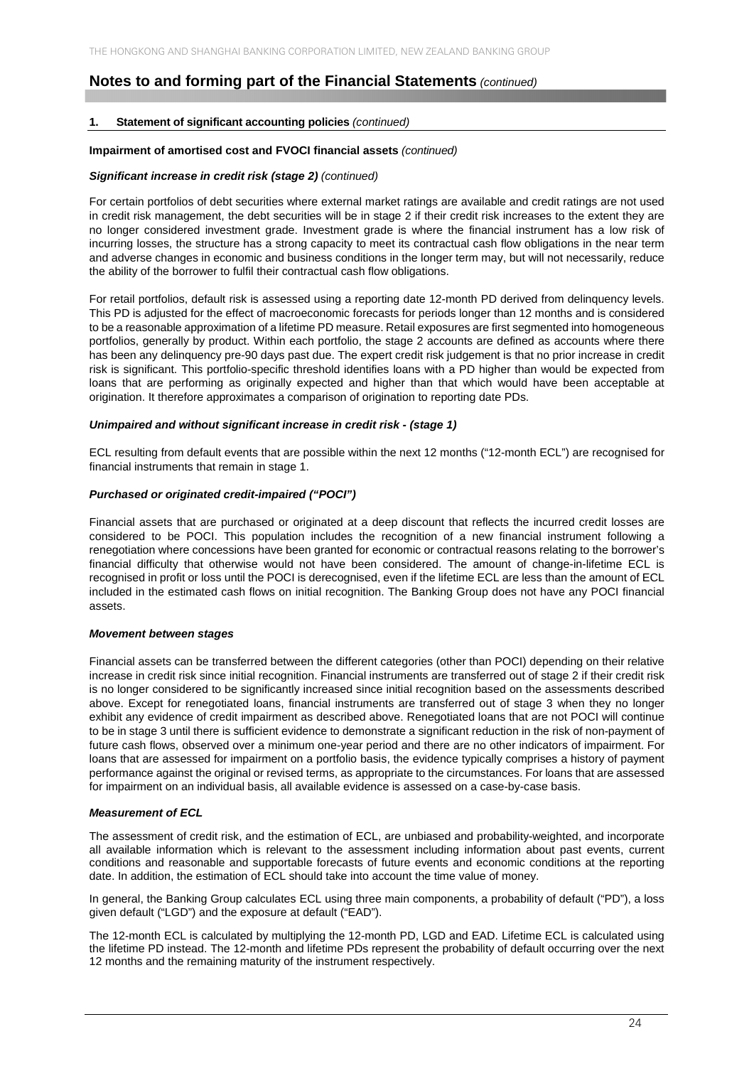## Notes to and forming part of the Financial Statements *(continued)*

### 1. Statement of significant accounting policies *(continued)*

**Impairment of amortised cost and FVOCI financial assets** *(continued)*

***Significant increase in credit risk (stage 2)*** *(continued)*

For certain portfolios of debt securities where external market ratings are available and credit ratings are not used in credit risk management, the debt securities will be in stage 2 if their credit risk increases to the extent they are no longer considered investment grade. Investment grade is where the financial instrument has a low risk of incurring losses, the structure has a strong capacity to meet its contractual cash flow obligations in the near term and adverse changes in economic and business conditions in the longer term may, but will not necessarily, reduce the ability of the borrower to fulfil their contractual cash flow obligations.

For retail portfolios, default risk is assessed using a reporting date 12-month PD derived from delinquency levels. This PD is adjusted for the effect of macroeconomic forecasts for periods longer than 12 months and is considered to be a reasonable approximation of a lifetime PD measure. Retail exposures are first segmented into homogeneous portfolios, generally by product. Within each portfolio, the stage 2 accounts are defined as accounts where there has been any delinquency pre-90 days past due. The expert credit risk judgement is that no prior increase in credit risk is significant. This portfolio-specific threshold identifies loans with a PD higher than would be expected from loans that are performing as originally expected and higher than that which would have been acceptable at origination. It therefore approximates a comparison of origination to reporting date PDs.

***Unimpaired and without significant increase in credit risk - (stage 1)***

ECL resulting from default events that are possible within the next 12 months ("12-month ECL") are recognised for financial instruments that remain in stage 1.

***Purchased or originated credit-impaired ("POCI")***

Financial assets that are purchased or originated at a deep discount that reflects the incurred credit losses are considered to be POCI. This population includes the recognition of a new financial instrument following a renegotiation where concessions have been granted for economic or contractual reasons relating to the borrower's financial difficulty that otherwise would not have been considered. The amount of change-in-lifetime ECL is recognised in profit or loss until the POCI is derecognised, even if the lifetime ECL are less than the amount of ECL included in the estimated cash flows on initial recognition. The Banking Group does not have any POCI financial assets.

***Movement between stages***

Financial assets can be transferred between the different categories (other than POCI) depending on their relative increase in credit risk since initial recognition. Financial instruments are transferred out of stage 2 if their credit risk is no longer considered to be significantly increased since initial recognition based on the assessments described above. Except for renegotiated loans, financial instruments are transferred out of stage 3 when they no longer exhibit any evidence of credit impairment as described above. Renegotiated loans that are not POCI will continue to be in stage 3 until there is sufficient evidence to demonstrate a significant reduction in the risk of non-payment of future cash flows, observed over a minimum one-year period and there are no other indicators of impairment. For loans that are assessed for impairment on a portfolio basis, the evidence typically comprises a history of payment performance against the original or revised terms, as appropriate to the circumstances. For loans that are assessed for impairment on an individual basis, all available evidence is assessed on a case-by-case basis.

***Measurement of ECL***

The assessment of credit risk, and the estimation of ECL, are unbiased and probability-weighted, and incorporate all available information which is relevant to the assessment including information about past events, current conditions and reasonable and supportable forecasts of future events and economic conditions at the reporting date. In addition, the estimation of ECL should take into account the time value of money.

In general, the Banking Group calculates ECL using three main components, a probability of default ("PD"), a loss given default ("LGD") and the exposure at default ("EAD").

The 12-month ECL is calculated by multiplying the 12-month PD, LGD and EAD. Lifetime ECL is calculated using the lifetime PD instead. The 12-month and lifetime PDs represent the probability of default occurring over the next 12 months and the remaining maturity of the instrument respectively.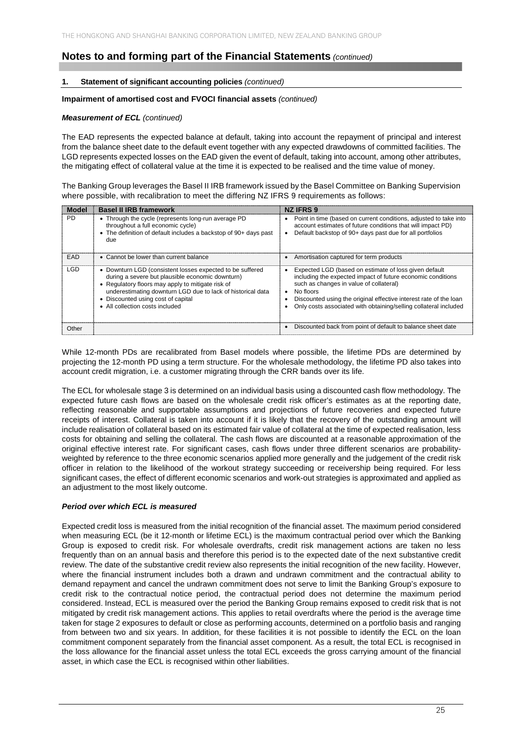## Notes to and forming part of the Financial Statements *(continued)*

### 1. Statement of significant accounting policies *(continued)*

**Impairment of amortised cost and FVOCI financial assets** *(continued)*

***Measurement of ECL*** *(continued)*

The EAD represents the expected balance at default, taking into account the repayment of principal and interest from the balance sheet date to the default event together with any expected drawdowns of committed facilities. The LGD represents expected losses on the EAD given the event of default, taking into account, among other attributes, the mitigating effect of collateral value at the time it is expected to be realised and the time value of money.

The Banking Group leverages the Basel II IRB framework issued by the Basel Committee on Banking Supervision where possible, with recalibration to meet the differing NZ IFRS 9 requirements as follows:

| Model | Basel II IRB framework | NZ IFRS 9 |
|---|---|---|
| PD | • Through the cycle (represents long-run average PD throughout a full economic cycle)<br>• The definition of default includes a backstop of 90+ days past due | • Point in time (based on current conditions, adjusted to take into account estimates of future conditions that will impact PD)<br>• Default backstop of 90+ days past due for all portfolios |
| EAD | • Cannot be lower than current balance | • Amortisation captured for term products |
| LGD | • Downturn LGD (consistent losses expected to be suffered during a severe but plausible economic downturn)<br>• Regulatory floors may apply to mitigate risk of underestimating downturn LGD due to lack of historical data<br>• Discounted using cost of capital<br>• All collection costs included | • Expected LGD (based on estimate of loss given default including the expected impact of future economic conditions such as changes in value of collateral)<br>• No floors<br>• Discounted using the original effective interest rate of the loan<br>• Only costs associated with obtaining/selling collateral included |
| Other | | • Discounted back from point of default to balance sheet date |

While 12-month PDs are recalibrated from Basel models where possible, the lifetime PDs are determined by projecting the 12-month PD using a term structure. For the wholesale methodology, the lifetime PD also takes into account credit migration, i.e. a customer migrating through the CRR bands over its life.

The ECL for wholesale stage 3 is determined on an individual basis using a discounted cash flow methodology. The expected future cash flows are based on the wholesale credit risk officer's estimates as at the reporting date, reflecting reasonable and supportable assumptions and projections of future recoveries and expected future receipts of interest. Collateral is taken into account if it is likely that the recovery of the outstanding amount will include realisation of collateral based on its estimated fair value of collateral at the time of expected realisation, less costs for obtaining and selling the collateral. The cash flows are discounted at a reasonable approximation of the original effective interest rate. For significant cases, cash flows under three different scenarios are probability-weighted by reference to the three economic scenarios applied more generally and the judgement of the credit risk officer in relation to the likelihood of the workout strategy succeeding or receivership being required. For less significant cases, the effect of different economic scenarios and work-out strategies is approximated and applied as an adjustment to the most likely outcome.

***Period over which ECL is measured***

Expected credit loss is measured from the initial recognition of the financial asset. The maximum period considered when measuring ECL (be it 12-month or lifetime ECL) is the maximum contractual period over which the Banking Group is exposed to credit risk. For wholesale overdrafts, credit risk management actions are taken no less frequently than on an annual basis and therefore this period is to the expected date of the next substantive credit review. The date of the substantive credit review also represents the initial recognition of the new facility. However, where the financial instrument includes both a drawn and undrawn commitment and the contractual ability to demand repayment and cancel the undrawn commitment does not serve to limit the Banking Group's exposure to credit risk to the contractual notice period, the contractual period does not determine the maximum period considered. Instead, ECL is measured over the period the Banking Group remains exposed to credit risk that is not mitigated by credit risk management actions. This applies to retail overdrafts where the period is the average time taken for stage 2 exposures to default or close as performing accounts, determined on a portfolio basis and ranging from between two and six years. In addition, for these facilities it is not possible to identify the ECL on the loan commitment component separately from the financial asset component. As a result, the total ECL is recognised in the loss allowance for the financial asset unless the total ECL exceeds the gross carrying amount of the financial asset, in which case the ECL is recognised within other liabilities.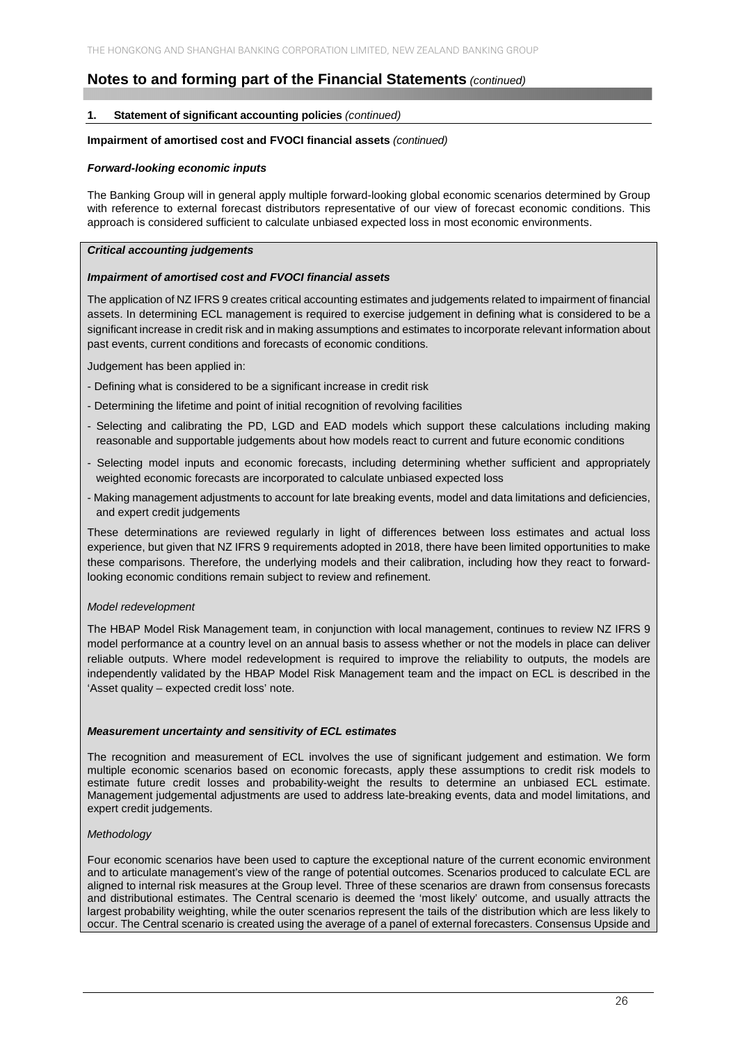## Notes to and forming part of the Financial Statements *(continued)*

**1. Statement of significant accounting policies** *(continued)*

**Impairment of amortised cost and FVOCI financial assets** *(continued)*

***Forward-looking economic inputs***

The Banking Group will in general apply multiple forward-looking global economic scenarios determined by Group with reference to external forecast distributors representative of our view of forecast economic conditions. This approach is considered sufficient to calculate unbiased expected loss in most economic environments.

***Critical accounting judgements***

***Impairment of amortised cost and FVOCI financial assets***

The application of NZ IFRS 9 creates critical accounting estimates and judgements related to impairment of financial assets. In determining ECL management is required to exercise judgement in defining what is considered to be a significant increase in credit risk and in making assumptions and estimates to incorporate relevant information about past events, current conditions and forecasts of economic conditions.

Judgement has been applied in:

- Defining what is considered to be a significant increase in credit risk
- Determining the lifetime and point of initial recognition of revolving facilities
- Selecting and calibrating the PD, LGD and EAD models which support these calculations including making reasonable and supportable judgements about how models react to current and future economic conditions
- Selecting model inputs and economic forecasts, including determining whether sufficient and appropriately weighted economic forecasts are incorporated to calculate unbiased expected loss
- Making management adjustments to account for late breaking events, model and data limitations and deficiencies, and expert credit judgements

These determinations are reviewed regularly in light of differences between loss estimates and actual loss experience, but given that NZ IFRS 9 requirements adopted in 2018, there have been limited opportunities to make these comparisons. Therefore, the underlying models and their calibration, including how they react to forward-looking economic conditions remain subject to review and refinement.

*Model redevelopment*

The HBAP Model Risk Management team, in conjunction with local management, continues to review NZ IFRS 9 model performance at a country level on an annual basis to assess whether or not the models in place can deliver reliable outputs. Where model redevelopment is required to improve the reliability to outputs, the models are independently validated by the HBAP Model Risk Management team and the impact on ECL is described in the 'Asset quality – expected credit loss' note.

***Measurement uncertainty and sensitivity of ECL estimates***

The recognition and measurement of ECL involves the use of significant judgement and estimation. We form multiple economic scenarios based on economic forecasts, apply these assumptions to credit risk models to estimate future credit losses and probability-weight the results to determine an unbiased ECL estimate. Management judgemental adjustments are used to address late-breaking events, data and model limitations, and expert credit judgements.

*Methodology*

Four economic scenarios have been used to capture the exceptional nature of the current economic environment and to articulate management's view of the range of potential outcomes. Scenarios produced to calculate ECL are aligned to internal risk measures at the Group level. Three of these scenarios are drawn from consensus forecasts and distributional estimates. The Central scenario is deemed the 'most likely' outcome, and usually attracts the largest probability weighting, while the outer scenarios represent the tails of the distribution which are less likely to occur. The Central scenario is created using the average of a panel of external forecasters. Consensus Upside and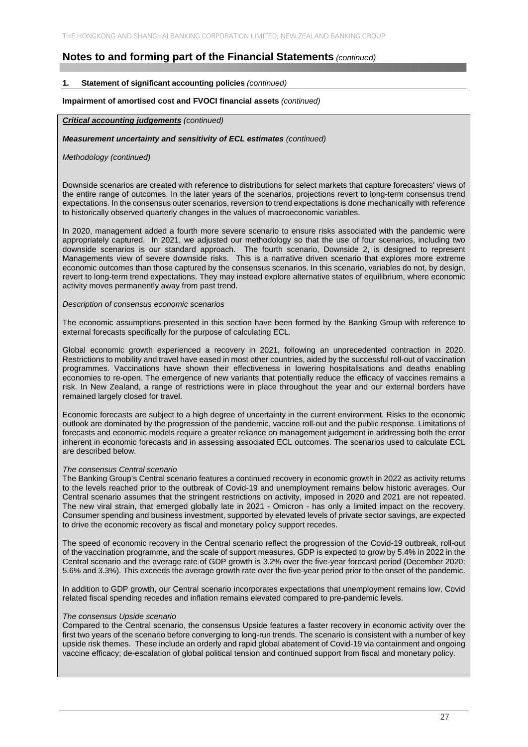## Notes to and forming part of the Financial Statements *(continued)*

### 1. Statement of significant accounting policies *(continued)*

**Impairment of amortised cost and FVOCI financial assets** *(continued)*

***Critical accounting judgements*** *(continued)*

***Measurement uncertainty and sensitivity of ECL estimates*** *(continued)*

*Methodology (continued)*

Downside scenarios are created with reference to distributions for select markets that capture forecasters' views of the entire range of outcomes. In the later years of the scenarios, projections revert to long-term consensus trend expectations. In the consensus outer scenarios, reversion to trend expectations is done mechanically with reference to historically observed quarterly changes in the values of macroeconomic variables.

In 2020, management added a fourth more severe scenario to ensure risks associated with the pandemic were appropriately captured. In 2021, we adjusted our methodology so that the use of four scenarios, including two downside scenarios is our standard approach. The fourth scenario, Downside 2, is designed to represent Managements view of severe downside risks. This is a narrative driven scenario that explores more extreme economic outcomes than those captured by the consensus scenarios. In this scenario, variables do not, by design, revert to long-term trend expectations. They may instead explore alternative states of equilibrium, where economic activity moves permanently away from past trend.

*Description of consensus economic scenarios*

The economic assumptions presented in this section have been formed by the Banking Group with reference to external forecasts specifically for the purpose of calculating ECL.

Global economic growth experienced a recovery in 2021, following an unprecedented contraction in 2020. Restrictions to mobility and travel have eased in most other countries, aided by the successful roll-out of vaccination programmes. Vaccinations have shown their effectiveness in lowering hospitalisations and deaths enabling economies to re-open. The emergence of new variants that potentially reduce the efficacy of vaccines remains a risk. In New Zealand, a range of restrictions were in place throughout the year and our external borders have remained largely closed for travel.

Economic forecasts are subject to a high degree of uncertainty in the current environment. Risks to the economic outlook are dominated by the progression of the pandemic, vaccine roll-out and the public response. Limitations of forecasts and economic models require a greater reliance on management judgement in addressing both the error inherent in economic forecasts and in assessing associated ECL outcomes. The scenarios used to calculate ECL are described below.

*The consensus Central scenario*

The Banking Group's Central scenario features a continued recovery in economic growth in 2022 as activity returns to the levels reached prior to the outbreak of Covid-19 and unemployment remains below historic averages. Our Central scenario assumes that the stringent restrictions on activity, imposed in 2020 and 2021 are not repeated. The new viral strain, that emerged globally late in 2021 - Omicron - has only a limited impact on the recovery. Consumer spending and business investment, supported by elevated levels of private sector savings, are expected to drive the economic recovery as fiscal and monetary policy support recedes.

The speed of economic recovery in the Central scenario reflect the progression of the Covid-19 outbreak, roll-out of the vaccination programme, and the scale of support measures. GDP is expected to grow by 5.4% in 2022 in the Central scenario and the average rate of GDP growth is 3.2% over the five-year forecast period (December 2020: 5.6% and 3.3%). This exceeds the average growth rate over the five-year period prior to the onset of the pandemic.

In addition to GDP growth, our Central scenario incorporates expectations that unemployment remains low, Covid related fiscal spending recedes and inflation remains elevated compared to pre-pandemic levels.

*The consensus Upside scenario*

Compared to the Central scenario, the consensus Upside features a faster recovery in economic activity over the first two years of the scenario before converging to long-run trends. The scenario is consistent with a number of key upside risk themes. These include an orderly and rapid global abatement of Covid-19 via containment and ongoing vaccine efficacy; de-escalation of global political tension and continued support from fiscal and monetary policy.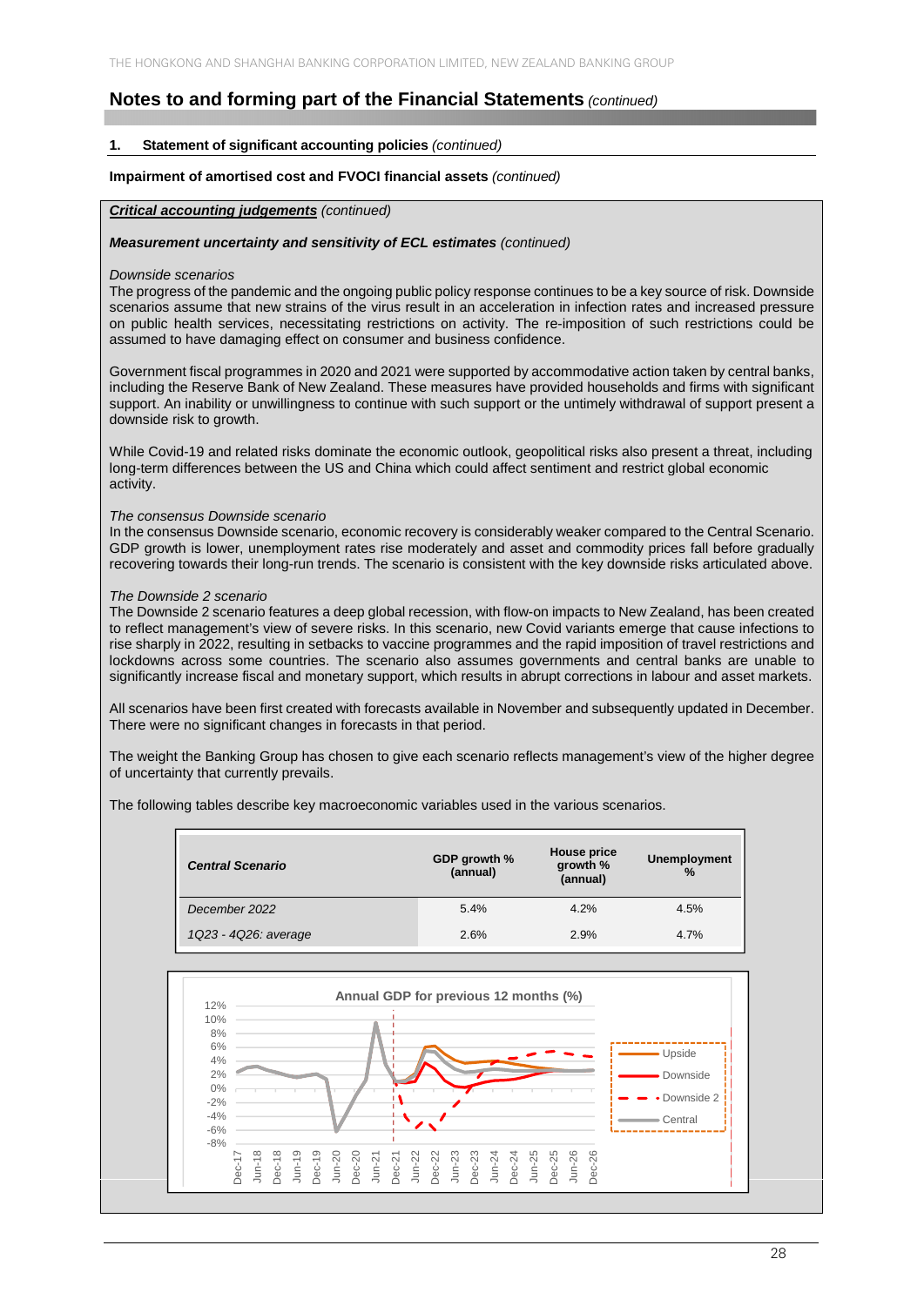## Notes to and forming part of the Financial Statements *(continued)*

### 1. Statement of significant accounting policies *(continued)*

**Impairment of amortised cost and FVOCI financial assets** *(continued)*

***Critical accounting judgements*** *(continued)*

***Measurement uncertainty and sensitivity of ECL estimates*** *(continued)*

*Downside scenarios*

The progress of the pandemic and the ongoing public policy response continues to be a key source of risk. Downside scenarios assume that new strains of the virus result in an acceleration in infection rates and increased pressure on public health services, necessitating restrictions on activity. The re-imposition of such restrictions could be assumed to have damaging effect on consumer and business confidence.

Government fiscal programmes in 2020 and 2021 were supported by accommodative action taken by central banks, including the Reserve Bank of New Zealand. These measures have provided households and firms with significant support. An inability or unwillingness to continue with such support or the untimely withdrawal of support present a downside risk to growth.

While Covid-19 and related risks dominate the economic outlook, geopolitical risks also present a threat, including long-term differences between the US and China which could affect sentiment and restrict global economic activity.

*The consensus Downside scenario*

In the consensus Downside scenario, economic recovery is considerably weaker compared to the Central Scenario. GDP growth is lower, unemployment rates rise moderately and asset and commodity prices fall before gradually recovering towards their long-run trends. The scenario is consistent with the key downside risks articulated above.

*The Downside 2 scenario*

The Downside 2 scenario features a deep global recession, with flow-on impacts to New Zealand, has been created to reflect management's view of severe risks. In this scenario, new Covid variants emerge that cause infections to rise sharply in 2022, resulting in setbacks to vaccine programmes and the rapid imposition of travel restrictions and lockdowns across some countries. The scenario also assumes governments and central banks are unable to significantly increase fiscal and monetary support, which results in abrupt corrections in labour and asset markets.

All scenarios have been first created with forecasts available in November and subsequently updated in December. There were no significant changes in forecasts in that period.

The weight the Banking Group has chosen to give each scenario reflects management's view of the higher degree of uncertainty that currently prevails.

The following tables describe key macroeconomic variables used in the various scenarios.

| *Central Scenario* | GDP growth % (annual) | House price growth % (annual) | Unemployment % |
|---|---|---|---|
| *December 2022* | 5.4% | 4.2% | 4.5% |
| *1Q23 - 4Q26: average* | 2.6% | 2.9% | 4.7% |

Annual GDP for previous 12 months (%)

Upside · Downside · Downside 2 · Central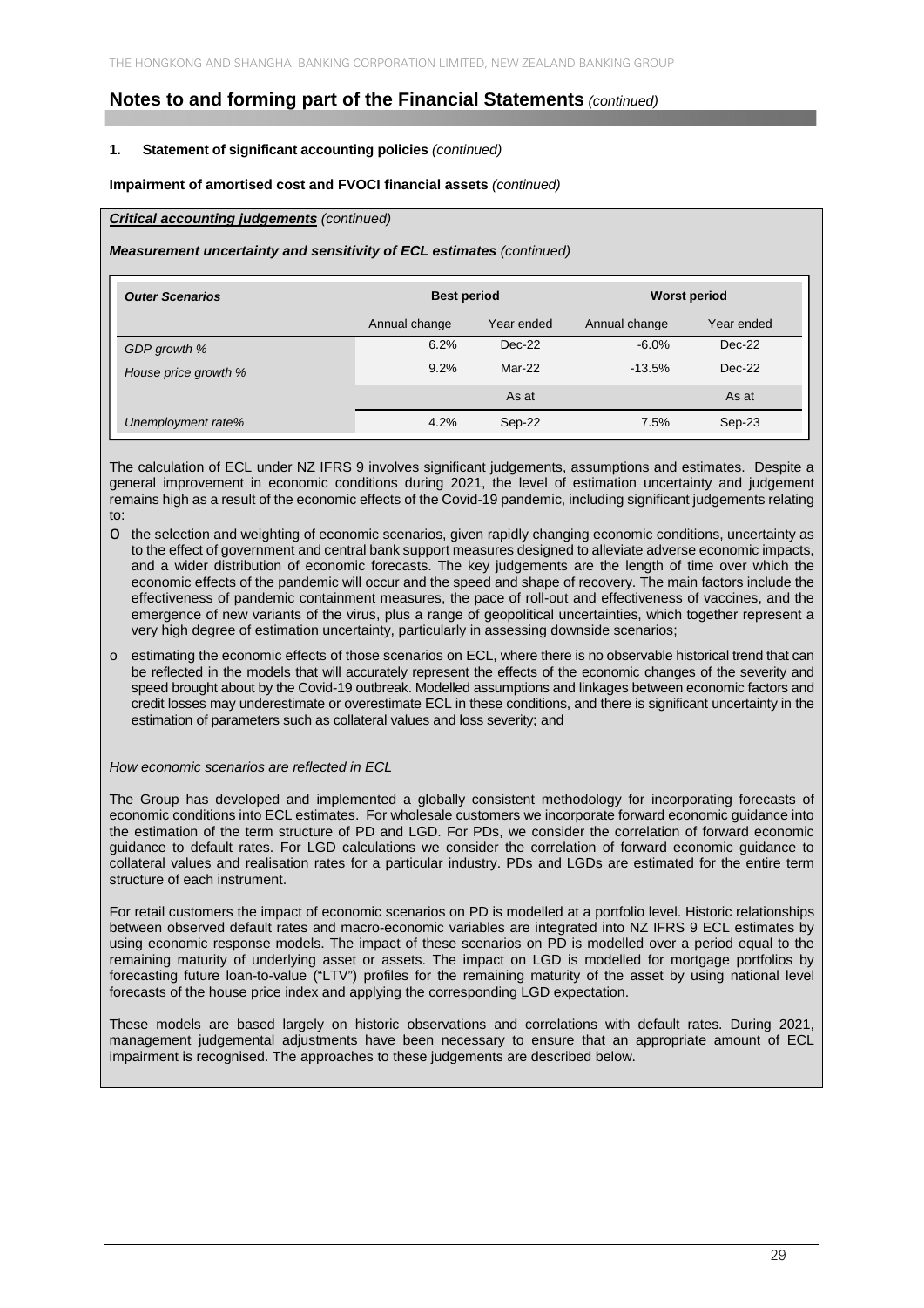## Notes to and forming part of the Financial Statements *(continued)*

### 1. Statement of significant accounting policies *(continued)*

**Impairment of amortised cost and FVOCI financial assets** *(continued)*

***Critical accounting judgements*** *(continued)*

***Measurement uncertainty and sensitivity of ECL estimates*** *(continued)*

| ***Outer Scenarios*** | **Best period** | | **Worst period** | |
|---|---|---|---|---|
| | Annual change | Year ended | Annual change | Year ended |
| *GDP growth %* | 6.2% | Dec-22 | -6.0% | Dec-22 |
| *House price growth %* | 9.2% | Mar-22 | -13.5% | Dec-22 |
| | | As at | | As at |
| *Unemployment rate%* | 4.2% | Sep-22 | 7.5% | Sep-23 |

The calculation of ECL under NZ IFRS 9 involves significant judgements, assumptions and estimates. Despite a general improvement in economic conditions during 2021, the level of estimation uncertainty and judgement remains high as a result of the economic effects of the Covid-19 pandemic, including significant judgements relating to:

- the selection and weighting of economic scenarios, given rapidly changing economic conditions, uncertainty as to the effect of government and central bank support measures designed to alleviate adverse economic impacts, and a wider distribution of economic forecasts. The key judgements are the length of time over which the economic effects of the pandemic will occur and the speed and shape of recovery. The main factors include the effectiveness of pandemic containment measures, the pace of roll-out and effectiveness of vaccines, and the emergence of new variants of the virus, plus a range of geopolitical uncertainties, which together represent a very high degree of estimation uncertainty, particularly in assessing downside scenarios;
- estimating the economic effects of those scenarios on ECL, where there is no observable historical trend that can be reflected in the models that will accurately represent the effects of the economic changes of the severity and speed brought about by the Covid-19 outbreak. Modelled assumptions and linkages between economic factors and credit losses may underestimate or overestimate ECL in these conditions, and there is significant uncertainty in the estimation of parameters such as collateral values and loss severity; and

*How economic scenarios are reflected in ECL*

The Group has developed and implemented a globally consistent methodology for incorporating forecasts of economic conditions into ECL estimates. For wholesale customers we incorporate forward economic guidance into the estimation of the term structure of PD and LGD. For PDs, we consider the correlation of forward economic guidance to default rates. For LGD calculations we consider the correlation of forward economic guidance to collateral values and realisation rates for a particular industry. PDs and LGDs are estimated for the entire term structure of each instrument.

For retail customers the impact of economic scenarios on PD is modelled at a portfolio level. Historic relationships between observed default rates and macro-economic variables are integrated into NZ IFRS 9 ECL estimates by using economic response models. The impact of these scenarios on PD is modelled over a period equal to the remaining maturity of underlying asset or assets. The impact on LGD is modelled for mortgage portfolios by forecasting future loan-to-value ("LTV") profiles for the remaining maturity of the asset by using national level forecasts of the house price index and applying the corresponding LGD expectation.

These models are based largely on historic observations and correlations with default rates. During 2021, management judgemental adjustments have been necessary to ensure that an appropriate amount of ECL impairment is recognised. The approaches to these judgements are described below.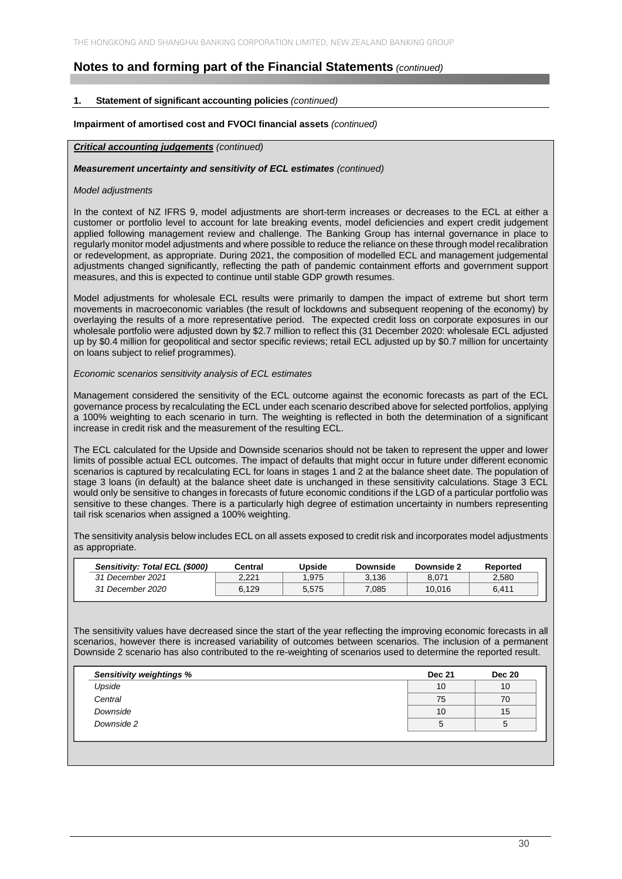## Notes to and forming part of the Financial Statements *(continued)*

**1. Statement of significant accounting policies** *(continued)*

**Impairment of amortised cost and FVOCI financial assets** *(continued)*

***Critical accounting judgements*** *(continued)*

***Measurement uncertainty and sensitivity of ECL estimates*** *(continued)*

*Model adjustments*

In the context of NZ IFRS 9, model adjustments are short-term increases or decreases to the ECL at either a customer or portfolio level to account for late breaking events, model deficiencies and expert credit judgement applied following management review and challenge. The Banking Group has internal governance in place to regularly monitor model adjustments and where possible to reduce the reliance on these through model recalibration or redevelopment, as appropriate. During 2021, the composition of modelled ECL and management judgemental adjustments changed significantly, reflecting the path of pandemic containment efforts and government support measures, and this is expected to continue until stable GDP growth resumes.

Model adjustments for wholesale ECL results were primarily to dampen the impact of extreme but short term movements in macroeconomic variables (the result of lockdowns and subsequent reopening of the economy) by overlaying the results of a more representative period. The expected credit loss on corporate exposures in our wholesale portfolio were adjusted down by $2.7 million to reflect this (31 December 2020: wholesale ECL adjusted up by $0.4 million for geopolitical and sector specific reviews; retail ECL adjusted up by $0.7 million for uncertainty on loans subject to relief programmes).

*Economic scenarios sensitivity analysis of ECL estimates*

Management considered the sensitivity of the ECL outcome against the economic forecasts as part of the ECL governance process by recalculating the ECL under each scenario described above for selected portfolios, applying a 100% weighting to each scenario in turn. The weighting is reflected in both the determination of a significant increase in credit risk and the measurement of the resulting ECL.

The ECL calculated for the Upside and Downside scenarios should not be taken to represent the upper and lower limits of possible actual ECL outcomes. The impact of defaults that might occur in future under different economic scenarios is captured by recalculating ECL for loans in stages 1 and 2 at the balance sheet date. The population of stage 3 loans (in default) at the balance sheet date is unchanged in these sensitivity calculations. Stage 3 ECL would only be sensitive to changes in forecasts of future economic conditions if the LGD of a particular portfolio was sensitive to these changes. There is a particularly high degree of estimation uncertainty in numbers representing tail risk scenarios when assigned a 100% weighting.

The sensitivity analysis below includes ECL on all assets exposed to credit risk and incorporates model adjustments as appropriate.

| *Sensitivity: Total ECL ($000)* | Central | Upside | Downside | Downside 2 | Reported |
|---|---|---|---|---|---|
| *31 December 2021* | 2,221 | 1,975 | 3,136 | 8,071 | 2,580 |
| *31 December 2020* | 6,129 | 5,575 | 7,085 | 10,016 | 6,411 |

The sensitivity values have decreased since the start of the year reflecting the improving economic forecasts in all scenarios, however there is increased variability of outcomes between scenarios. The inclusion of a permanent Downside 2 scenario has also contributed to the re-weighting of scenarios used to determine the reported result.

| *Sensitivity weightings %* | Dec 21 | Dec 20 |
|---|---|---|
| *Upside* | 10 | 10 |
| *Central* | 75 | 70 |
| *Downside* | 10 | 15 |
| *Downside 2* | 5 | 5 |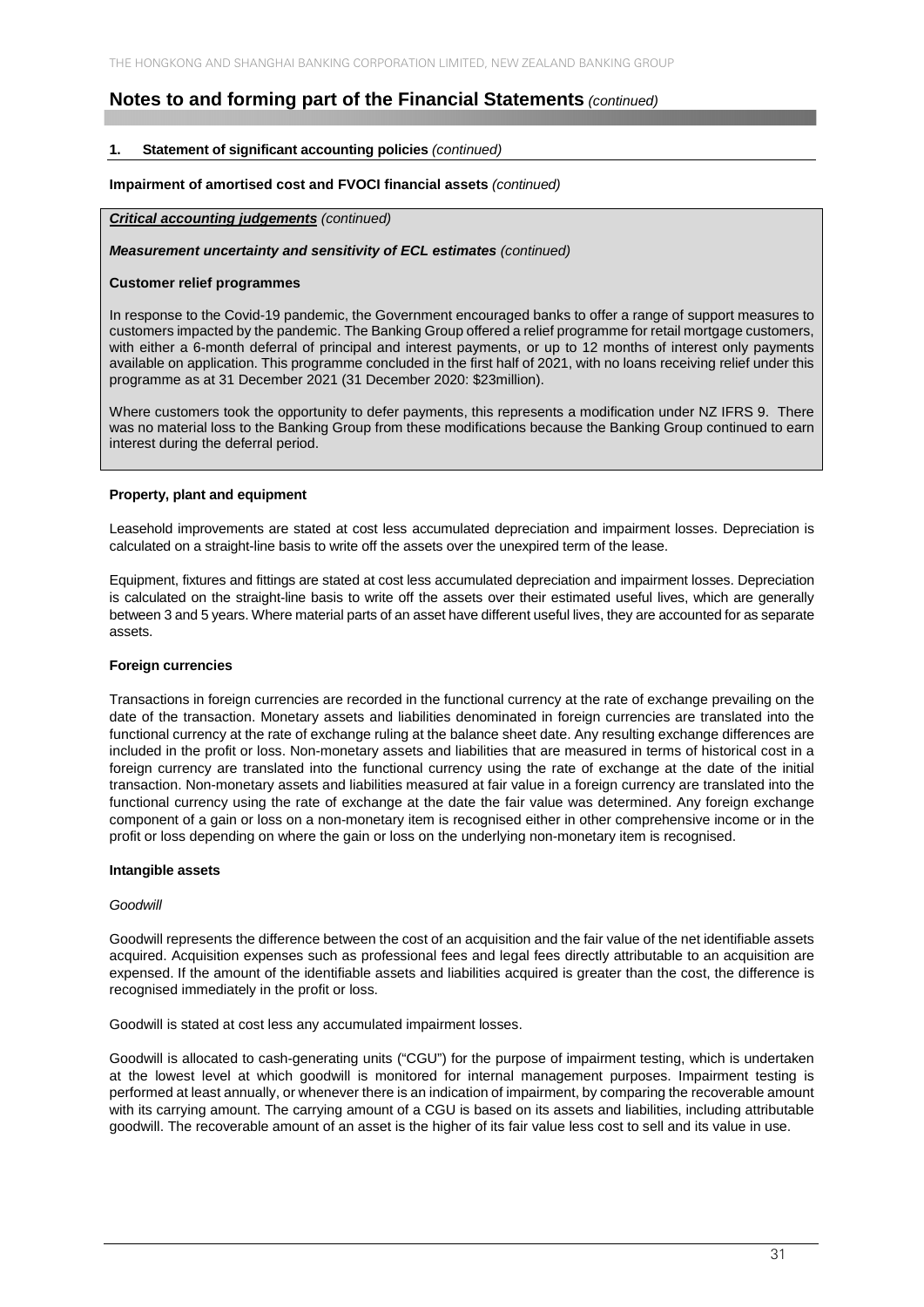## Notes to and forming part of the Financial Statements *(continued)*

### 1. Statement of significant accounting policies *(continued)*

**Impairment of amortised cost and FVOCI financial assets** *(continued)*

***Critical accounting judgements*** *(continued)*

***Measurement uncertainty and sensitivity of ECL estimates*** *(continued)*

**Customer relief programmes**

In response to the Covid-19 pandemic, the Government encouraged banks to offer a range of support measures to customers impacted by the pandemic. The Banking Group offered a relief programme for retail mortgage customers, with either a 6-month deferral of principal and interest payments, or up to 12 months of interest only payments available on application. This programme concluded in the first half of 2021, with no loans receiving relief under this programme as at 31 December 2021 (31 December 2020: $23million).

Where customers took the opportunity to defer payments, this represents a modification under NZ IFRS 9. There was no material loss to the Banking Group from these modifications because the Banking Group continued to earn interest during the deferral period.

**Property, plant and equipment**

Leasehold improvements are stated at cost less accumulated depreciation and impairment losses. Depreciation is calculated on a straight-line basis to write off the assets over the unexpired term of the lease.

Equipment, fixtures and fittings are stated at cost less accumulated depreciation and impairment losses. Depreciation is calculated on the straight-line basis to write off the assets over their estimated useful lives, which are generally between 3 and 5 years. Where material parts of an asset have different useful lives, they are accounted for as separate assets.

**Foreign currencies**

Transactions in foreign currencies are recorded in the functional currency at the rate of exchange prevailing on the date of the transaction. Monetary assets and liabilities denominated in foreign currencies are translated into the functional currency at the rate of exchange ruling at the balance sheet date. Any resulting exchange differences are included in the profit or loss. Non-monetary assets and liabilities that are measured in terms of historical cost in a foreign currency are translated into the functional currency using the rate of exchange at the date of the initial transaction. Non-monetary assets and liabilities measured at fair value in a foreign currency are translated into the functional currency using the rate of exchange at the date the fair value was determined. Any foreign exchange component of a gain or loss on a non-monetary item is recognised either in other comprehensive income or in the profit or loss depending on where the gain or loss on the underlying non-monetary item is recognised.

**Intangible assets**

*Goodwill*

Goodwill represents the difference between the cost of an acquisition and the fair value of the net identifiable assets acquired. Acquisition expenses such as professional fees and legal fees directly attributable to an acquisition are expensed. If the amount of the identifiable assets and liabilities acquired is greater than the cost, the difference is recognised immediately in the profit or loss.

Goodwill is stated at cost less any accumulated impairment losses.

Goodwill is allocated to cash-generating units ("CGU") for the purpose of impairment testing, which is undertaken at the lowest level at which goodwill is monitored for internal management purposes. Impairment testing is performed at least annually, or whenever there is an indication of impairment, by comparing the recoverable amount with its carrying amount. The carrying amount of a CGU is based on its assets and liabilities, including attributable goodwill. The recoverable amount of an asset is the higher of its fair value less cost to sell and its value in use.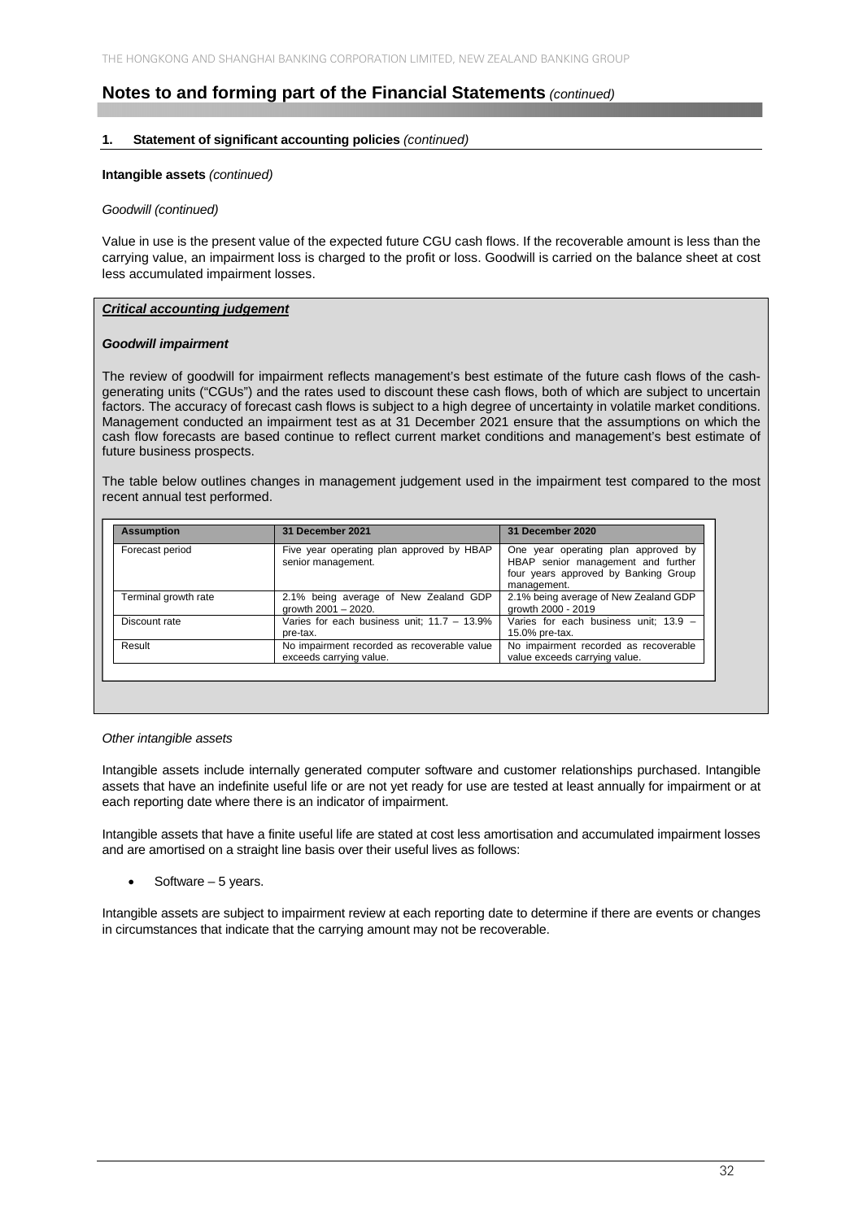## Notes to and forming part of the Financial Statements *(continued)*

### 1. Statement of significant accounting policies *(continued)*

**Intangible assets** *(continued)*

*Goodwill (continued)*

Value in use is the present value of the expected future CGU cash flows. If the recoverable amount is less than the carrying value, an impairment loss is charged to the profit or loss. Goodwill is carried on the balance sheet at cost less accumulated impairment losses.

***Critical accounting judgement***

***Goodwill impairment***

The review of goodwill for impairment reflects management's best estimate of the future cash flows of the cash-generating units ("CGUs") and the rates used to discount these cash flows, both of which are subject to uncertain factors. The accuracy of forecast cash flows is subject to a high degree of uncertainty in volatile market conditions. Management conducted an impairment test as at 31 December 2021 ensure that the assumptions on which the cash flow forecasts are based continue to reflect current market conditions and management's best estimate of future business prospects.

The table below outlines changes in management judgement used in the impairment test compared to the most recent annual test performed.

| Assumption | 31 December 2021 | 31 December 2020 |
|---|---|---|
| Forecast period | Five year operating plan approved by HBAP senior management. | One year operating plan approved by HBAP senior management and further four years approved by Banking Group management. |
| Terminal growth rate | 2.1% being average of New Zealand GDP growth 2001 – 2020. | 2.1% being average of New Zealand GDP growth 2000 - 2019 |
| Discount rate | Varies for each business unit; 11.7 – 13.9% pre-tax. | Varies for each business unit; 13.9 – 15.0% pre-tax. |
| Result | No impairment recorded as recoverable value exceeds carrying value. | No impairment recorded as recoverable value exceeds carrying value. |

*Other intangible assets*

Intangible assets include internally generated computer software and customer relationships purchased. Intangible assets that have an indefinite useful life or are not yet ready for use are tested at least annually for impairment or at each reporting date where there is an indicator of impairment.

Intangible assets that have a finite useful life are stated at cost less amortisation and accumulated impairment losses and are amortised on a straight line basis over their useful lives as follows:

- Software – 5 years.

Intangible assets are subject to impairment review at each reporting date to determine if there are events or changes in circumstances that indicate that the carrying amount may not be recoverable.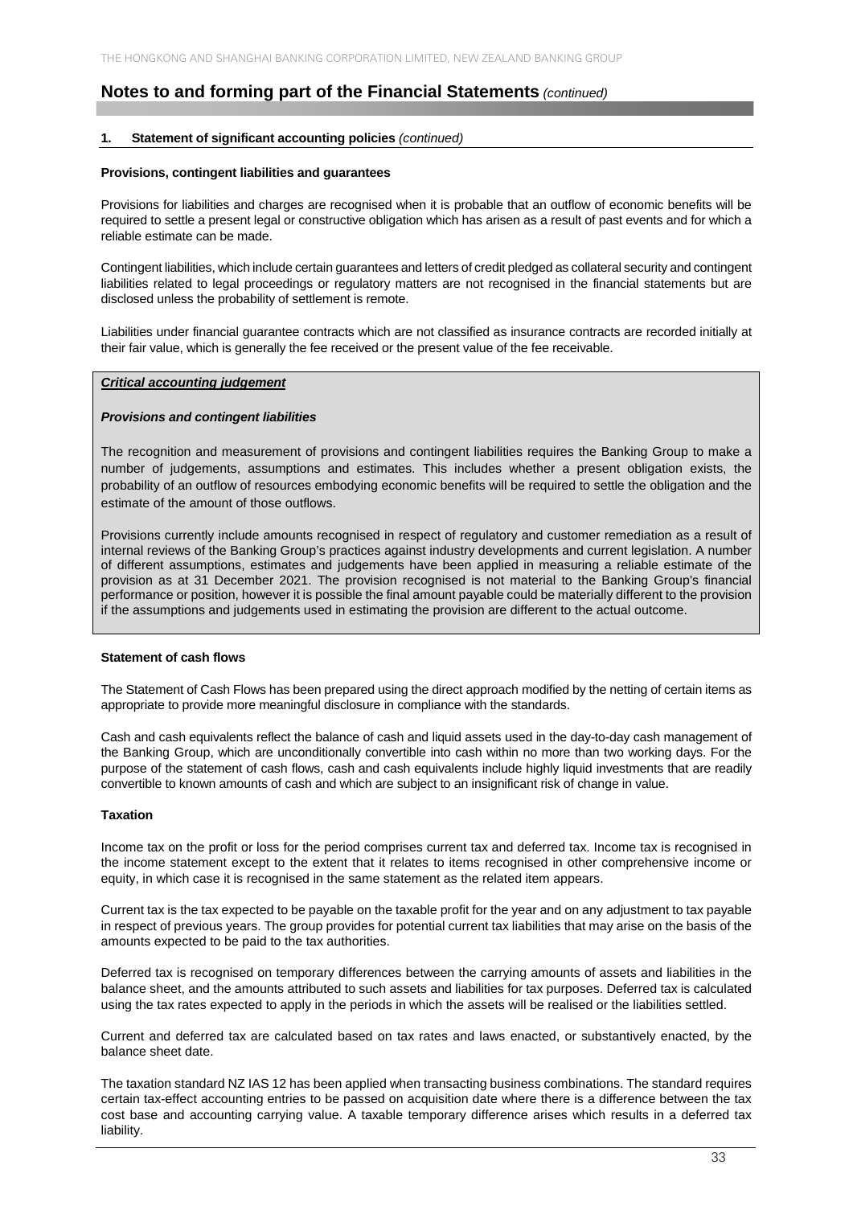## Notes to and forming part of the Financial Statements *(continued)*

### 1. Statement of significant accounting policies *(continued)*

**Provisions, contingent liabilities and guarantees**

Provisions for liabilities and charges are recognised when it is probable that an outflow of economic benefits will be required to settle a present legal or constructive obligation which has arisen as a result of past events and for which a reliable estimate can be made.

Contingent liabilities, which include certain guarantees and letters of credit pledged as collateral security and contingent liabilities related to legal proceedings or regulatory matters are not recognised in the financial statements but are disclosed unless the probability of settlement is remote.

Liabilities under financial guarantee contracts which are not classified as insurance contracts are recorded initially at their fair value, which is generally the fee received or the present value of the fee receivable.

***Critical accounting judgement***

***Provisions and contingent liabilities***

The recognition and measurement of provisions and contingent liabilities requires the Banking Group to make a number of judgements, assumptions and estimates. This includes whether a present obligation exists, the probability of an outflow of resources embodying economic benefits will be required to settle the obligation and the estimate of the amount of those outflows.

Provisions currently include amounts recognised in respect of regulatory and customer remediation as a result of internal reviews of the Banking Group's practices against industry developments and current legislation. A number of different assumptions, estimates and judgements have been applied in measuring a reliable estimate of the provision as at 31 December 2021. The provision recognised is not material to the Banking Group's financial performance or position, however it is possible the final amount payable could be materially different to the provision if the assumptions and judgements used in estimating the provision are different to the actual outcome.

**Statement of cash flows**

The Statement of Cash Flows has been prepared using the direct approach modified by the netting of certain items as appropriate to provide more meaningful disclosure in compliance with the standards.

Cash and cash equivalents reflect the balance of cash and liquid assets used in the day-to-day cash management of the Banking Group, which are unconditionally convertible into cash within no more than two working days. For the purpose of the statement of cash flows, cash and cash equivalents include highly liquid investments that are readily convertible to known amounts of cash and which are subject to an insignificant risk of change in value.

**Taxation**

Income tax on the profit or loss for the period comprises current tax and deferred tax. Income tax is recognised in the income statement except to the extent that it relates to items recognised in other comprehensive income or equity, in which case it is recognised in the same statement as the related item appears.

Current tax is the tax expected to be payable on the taxable profit for the year and on any adjustment to tax payable in respect of previous years. The group provides for potential current tax liabilities that may arise on the basis of the amounts expected to be paid to the tax authorities.

Deferred tax is recognised on temporary differences between the carrying amounts of assets and liabilities in the balance sheet, and the amounts attributed to such assets and liabilities for tax purposes. Deferred tax is calculated using the tax rates expected to apply in the periods in which the assets will be realised or the liabilities settled.

Current and deferred tax are calculated based on tax rates and laws enacted, or substantively enacted, by the balance sheet date.

The taxation standard NZ IAS 12 has been applied when transacting business combinations. The standard requires certain tax-effect accounting entries to be passed on acquisition date where there is a difference between the tax cost base and accounting carrying value. A taxable temporary difference arises which results in a deferred tax liability.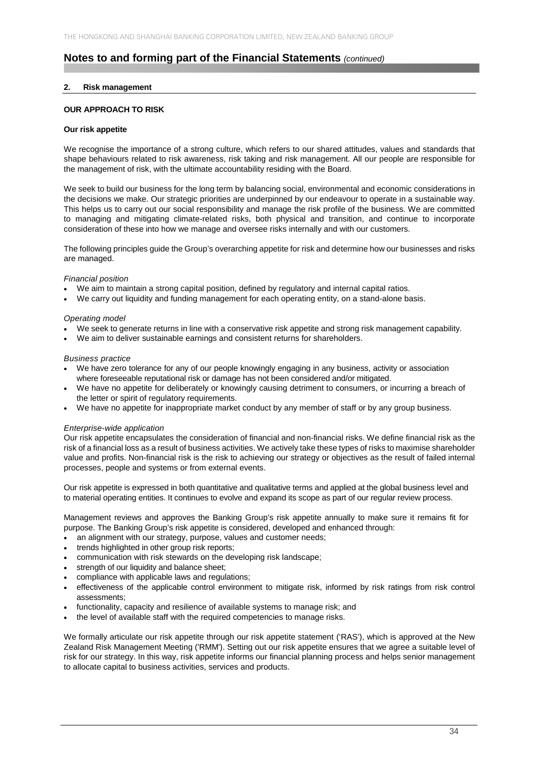# Notes to and forming part of the Financial Statements *(continued)*

## 2. Risk management

### OUR APPROACH TO RISK

#### Our risk appetite

We recognise the importance of a strong culture, which refers to our shared attitudes, values and standards that shape behaviours related to risk awareness, risk taking and risk management. All our people are responsible for the management of risk, with the ultimate accountability residing with the Board.

We seek to build our business for the long term by balancing social, environmental and economic considerations in the decisions we make. Our strategic priorities are underpinned by our endeavour to operate in a sustainable way. This helps us to carry out our social responsibility and manage the risk profile of the business. We are committed to managing and mitigating climate-related risks, both physical and transition, and continue to incorporate consideration of these into how we manage and oversee risks internally and with our customers.

The following principles guide the Group's overarching appetite for risk and determine how our businesses and risks are managed.

*Financial position*

- We aim to maintain a strong capital position, defined by regulatory and internal capital ratios.
- We carry out liquidity and funding management for each operating entity, on a stand-alone basis.

*Operating model*

- We seek to generate returns in line with a conservative risk appetite and strong risk management capability.
- We aim to deliver sustainable earnings and consistent returns for shareholders.

*Business practice*

- We have zero tolerance for any of our people knowingly engaging in any business, activity or association where foreseeable reputational risk or damage has not been considered and/or mitigated.
- We have no appetite for deliberately or knowingly causing detriment to consumers, or incurring a breach of the letter or spirit of regulatory requirements.
- We have no appetite for inappropriate market conduct by any member of staff or by any group business.

*Enterprise-wide application*

Our risk appetite encapsulates the consideration of financial and non-financial risks. We define financial risk as the risk of a financial loss as a result of business activities. We actively take these types of risks to maximise shareholder value and profits. Non-financial risk is the risk to achieving our strategy or objectives as the result of failed internal processes, people and systems or from external events.

Our risk appetite is expressed in both quantitative and qualitative terms and applied at the global business level and to material operating entities. It continues to evolve and expand its scope as part of our regular review process.

Management reviews and approves the Banking Group's risk appetite annually to make sure it remains fit for purpose. The Banking Group's risk appetite is considered, developed and enhanced through:

- an alignment with our strategy, purpose, values and customer needs;
- trends highlighted in other group risk reports;
- communication with risk stewards on the developing risk landscape;
- strength of our liquidity and balance sheet;
- compliance with applicable laws and regulations;
- effectiveness of the applicable control environment to mitigate risk, informed by risk ratings from risk control assessments;
- functionality, capacity and resilience of available systems to manage risk; and
- the level of available staff with the required competencies to manage risks.

We formally articulate our risk appetite through our risk appetite statement ('RAS'), which is approved at the New Zealand Risk Management Meeting ('RMM'). Setting out our risk appetite ensures that we agree a suitable level of risk for our strategy. In this way, risk appetite informs our financial planning process and helps senior management to allocate capital to business activities, services and products.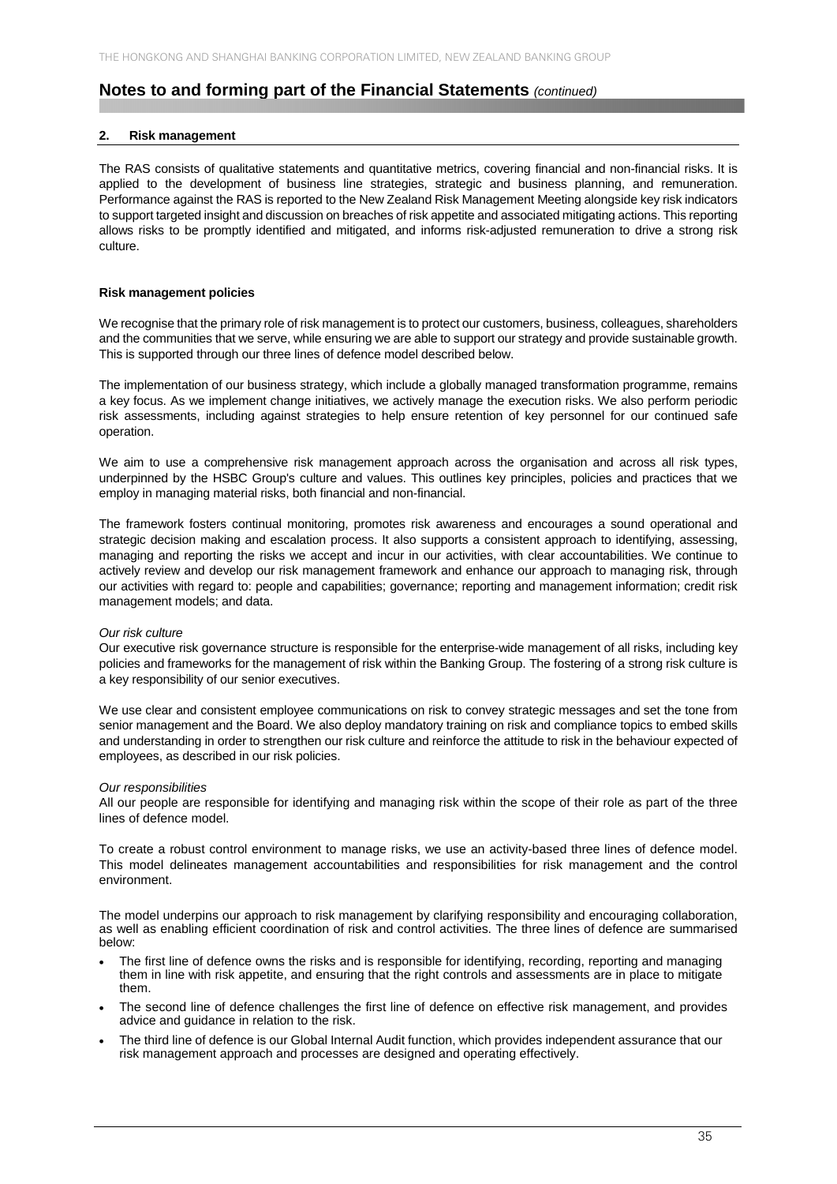# Notes to and forming part of the Financial Statements *(continued)*

## 2. Risk management

The RAS consists of qualitative statements and quantitative metrics, covering financial and non-financial risks. It is applied to the development of business line strategies, strategic and business planning, and remuneration. Performance against the RAS is reported to the New Zealand Risk Management Meeting alongside key risk indicators to support targeted insight and discussion on breaches of risk appetite and associated mitigating actions. This reporting allows risks to be promptly identified and mitigated, and informs risk-adjusted remuneration to drive a strong risk culture.

### Risk management policies

We recognise that the primary role of risk management is to protect our customers, business, colleagues, shareholders and the communities that we serve, while ensuring we are able to support our strategy and provide sustainable growth. This is supported through our three lines of defence model described below.

The implementation of our business strategy, which include a globally managed transformation programme, remains a key focus. As we implement change initiatives, we actively manage the execution risks. We also perform periodic risk assessments, including against strategies to help ensure retention of key personnel for our continued safe operation.

We aim to use a comprehensive risk management approach across the organisation and across all risk types, underpinned by the HSBC Group's culture and values. This outlines key principles, policies and practices that we employ in managing material risks, both financial and non-financial.

The framework fosters continual monitoring, promotes risk awareness and encourages a sound operational and strategic decision making and escalation process. It also supports a consistent approach to identifying, assessing, managing and reporting the risks we accept and incur in our activities, with clear accountabilities. We continue to actively review and develop our risk management framework and enhance our approach to managing risk, through our activities with regard to: people and capabilities; governance; reporting and management information; credit risk management models; and data.

*Our risk culture*

Our executive risk governance structure is responsible for the enterprise-wide management of all risks, including key policies and frameworks for the management of risk within the Banking Group. The fostering of a strong risk culture is a key responsibility of our senior executives.

We use clear and consistent employee communications on risk to convey strategic messages and set the tone from senior management and the Board. We also deploy mandatory training on risk and compliance topics to embed skills and understanding in order to strengthen our risk culture and reinforce the attitude to risk in the behaviour expected of employees, as described in our risk policies.

*Our responsibilities*

All our people are responsible for identifying and managing risk within the scope of their role as part of the three lines of defence model.

To create a robust control environment to manage risks, we use an activity-based three lines of defence model. This model delineates management accountabilities and responsibilities for risk management and the control environment.

The model underpins our approach to risk management by clarifying responsibility and encouraging collaboration, as well as enabling efficient coordination of risk and control activities. The three lines of defence are summarised below:

- The first line of defence owns the risks and is responsible for identifying, recording, reporting and managing them in line with risk appetite, and ensuring that the right controls and assessments are in place to mitigate them.
- The second line of defence challenges the first line of defence on effective risk management, and provides advice and guidance in relation to the risk.
- The third line of defence is our Global Internal Audit function, which provides independent assurance that our risk management approach and processes are designed and operating effectively.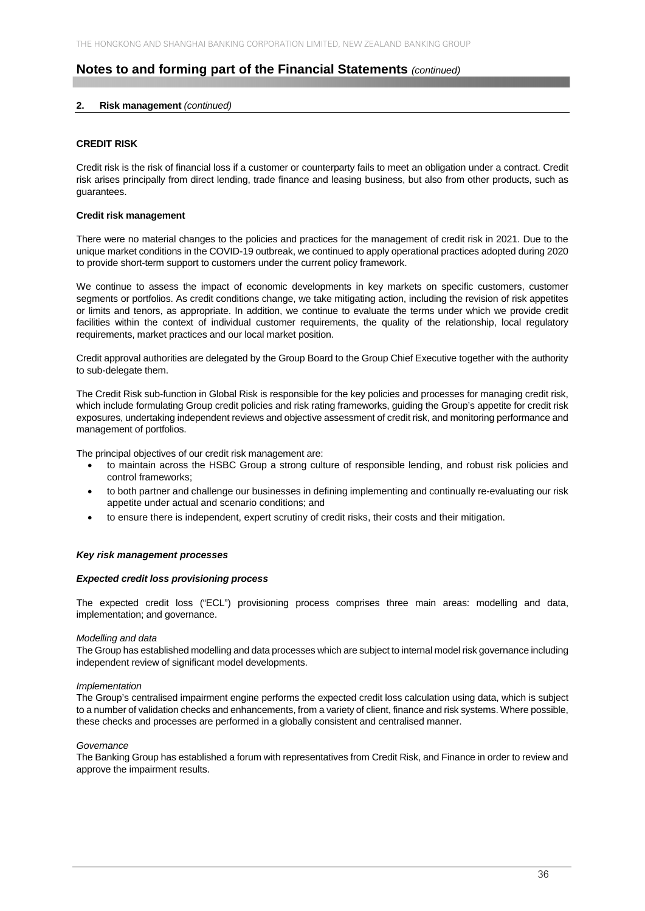## Notes to and forming part of the Financial Statements *(continued)*

### 2. Risk management *(continued)*

#### CREDIT RISK

Credit risk is the risk of financial loss if a customer or counterparty fails to meet an obligation under a contract. Credit risk arises principally from direct lending, trade finance and leasing business, but also from other products, such as guarantees.

**Credit risk management**

There were no material changes to the policies and practices for the management of credit risk in 2021. Due to the unique market conditions in the COVID-19 outbreak, we continued to apply operational practices adopted during 2020 to provide short-term support to customers under the current policy framework.

We continue to assess the impact of economic developments in key markets on specific customers, customer segments or portfolios. As credit conditions change, we take mitigating action, including the revision of risk appetites or limits and tenors, as appropriate. In addition, we continue to evaluate the terms under which we provide credit facilities within the context of individual customer requirements, the quality of the relationship, local regulatory requirements, market practices and our local market position.

Credit approval authorities are delegated by the Group Board to the Group Chief Executive together with the authority to sub-delegate them.

The Credit Risk sub-function in Global Risk is responsible for the key policies and processes for managing credit risk, which include formulating Group credit policies and risk rating frameworks, guiding the Group's appetite for credit risk exposures, undertaking independent reviews and objective assessment of credit risk, and monitoring performance and management of portfolios.

The principal objectives of our credit risk management are:

- to maintain across the HSBC Group a strong culture of responsible lending, and robust risk policies and control frameworks;
- to both partner and challenge our businesses in defining implementing and continually re-evaluating our risk appetite under actual and scenario conditions; and
- to ensure there is independent, expert scrutiny of credit risks, their costs and their mitigation.

***Key risk management processes***

***Expected credit loss provisioning process***

The expected credit loss ("ECL") provisioning process comprises three main areas: modelling and data, implementation; and governance.

*Modelling and data*
The Group has established modelling and data processes which are subject to internal model risk governance including independent review of significant model developments.

*Implementation*
The Group's centralised impairment engine performs the expected credit loss calculation using data, which is subject to a number of validation checks and enhancements, from a variety of client, finance and risk systems. Where possible, these checks and processes are performed in a globally consistent and centralised manner.

*Governance*
The Banking Group has established a forum with representatives from Credit Risk, and Finance in order to review and approve the impairment results.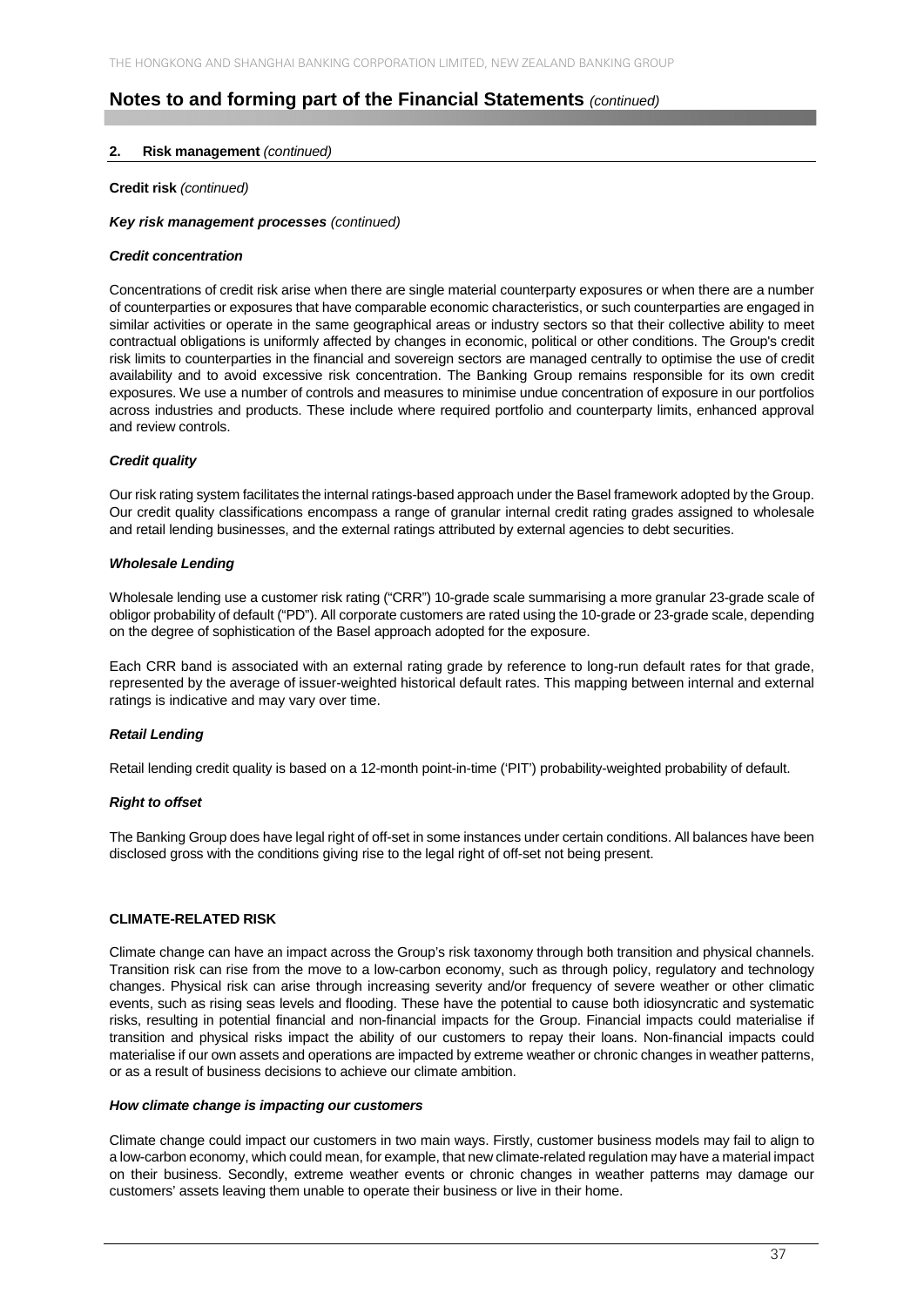## Notes to and forming part of the Financial Statements *(continued)*

### 2. Risk management *(continued)*

**Credit risk** *(continued)*

***Key risk management processes*** *(continued)*

***Credit concentration***

Concentrations of credit risk arise when there are single material counterparty exposures or when there are a number of counterparties or exposures that have comparable economic characteristics, or such counterparties are engaged in similar activities or operate in the same geographical areas or industry sectors so that their collective ability to meet contractual obligations is uniformly affected by changes in economic, political or other conditions. The Group's credit risk limits to counterparties in the financial and sovereign sectors are managed centrally to optimise the use of credit availability and to avoid excessive risk concentration. The Banking Group remains responsible for its own credit exposures. We use a number of controls and measures to minimise undue concentration of exposure in our portfolios across industries and products. These include where required portfolio and counterparty limits, enhanced approval and review controls.

***Credit quality***

Our risk rating system facilitates the internal ratings-based approach under the Basel framework adopted by the Group. Our credit quality classifications encompass a range of granular internal credit rating grades assigned to wholesale and retail lending businesses, and the external ratings attributed by external agencies to debt securities.

***Wholesale Lending***

Wholesale lending use a customer risk rating ("CRR") 10-grade scale summarising a more granular 23-grade scale of obligor probability of default ("PD"). All corporate customers are rated using the 10-grade or 23-grade scale, depending on the degree of sophistication of the Basel approach adopted for the exposure.

Each CRR band is associated with an external rating grade by reference to long-run default rates for that grade, represented by the average of issuer-weighted historical default rates. This mapping between internal and external ratings is indicative and may vary over time.

***Retail Lending***

Retail lending credit quality is based on a 12-month point-in-time ('PIT') probability-weighted probability of default.

***Right to offset***

The Banking Group does have legal right of off-set in some instances under certain conditions. All balances have been disclosed gross with the conditions giving rise to the legal right of off-set not being present.

**CLIMATE-RELATED RISK**

Climate change can have an impact across the Group's risk taxonomy through both transition and physical channels. Transition risk can rise from the move to a low-carbon economy, such as through policy, regulatory and technology changes. Physical risk can arise through increasing severity and/or frequency of severe weather or other climatic events, such as rising seas levels and flooding. These have the potential to cause both idiosyncratic and systematic risks, resulting in potential financial and non-financial impacts for the Group. Financial impacts could materialise if transition and physical risks impact the ability of our customers to repay their loans. Non-financial impacts could materialise if our own assets and operations are impacted by extreme weather or chronic changes in weather patterns, or as a result of business decisions to achieve our climate ambition.

***How climate change is impacting our customers***

Climate change could impact our customers in two main ways. Firstly, customer business models may fail to align to a low-carbon economy, which could mean, for example, that new climate-related regulation may have a material impact on their business. Secondly, extreme weather events or chronic changes in weather patterns may damage our customers' assets leaving them unable to operate their business or live in their home.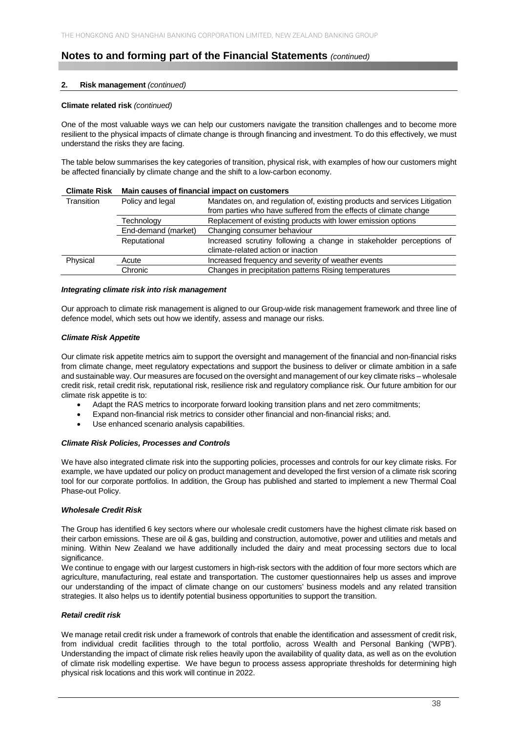## Notes to and forming part of the Financial Statements *(continued)*

**2. Risk management** *(continued)*

**Climate related risk** *(continued)*

One of the most valuable ways we can help our customers navigate the transition challenges and to become more resilient to the physical impacts of climate change is through financing and investment. To do this effectively, we must understand the risks they are facing.

The table below summarises the key categories of transition, physical risk, with examples of how our customers might be affected financially by climate change and the shift to a low-carbon economy.

| Climate Risk | Main causes of financial impact on customers | |
|---|---|---|
| Transition | Policy and legal | Mandates on, and regulation of, existing products and services Litigation from parties who have suffered from the effects of climate change |
| | Technology | Replacement of existing products with lower emission options |
| | End-demand (market) | Changing consumer behaviour |
| | Reputational | Increased scrutiny following a change in stakeholder perceptions of climate-related action or inaction |
| Physical | Acute | Increased frequency and severity of weather events |
| | Chronic | Changes in precipitation patterns Rising temperatures |

***Integrating climate risk into risk management***

Our approach to climate risk management is aligned to our Group-wide risk management framework and three line of defence model, which sets out how we identify, assess and manage our risks.

***Climate Risk Appetite***

Our climate risk appetite metrics aim to support the oversight and management of the financial and non-financial risks from climate change, meet regulatory expectations and support the business to deliver or climate ambition in a safe and sustainable way. Our measures are focused on the oversight and management of our key climate risks – wholesale credit risk, retail credit risk, reputational risk, resilience risk and regulatory compliance risk. Our future ambition for our climate risk appetite is to:

- Adapt the RAS metrics to incorporate forward looking transition plans and net zero commitments;
- Expand non-financial risk metrics to consider other financial and non-financial risks; and.
- Use enhanced scenario analysis capabilities.

***Climate Risk Policies, Processes and Controls***

We have also integrated climate risk into the supporting policies, processes and controls for our key climate risks. For example, we have updated our policy on product management and developed the first version of a climate risk scoring tool for our corporate portfolios. In addition, the Group has published and started to implement a new Thermal Coal Phase-out Policy.

***Wholesale Credit Risk***

The Group has identified 6 key sectors where our wholesale credit customers have the highest climate risk based on their carbon emissions. These are oil & gas, building and construction, automotive, power and utilities and metals and mining. Within New Zealand we have additionally included the dairy and meat processing sectors due to local significance.

We continue to engage with our largest customers in high-risk sectors with the addition of four more sectors which are agriculture, manufacturing, real estate and transportation. The customer questionnaires help us asses and improve our understanding of the impact of climate change on our customers' business models and any related transition strategies. It also helps us to identify potential business opportunities to support the transition.

***Retail credit risk***

We manage retail credit risk under a framework of controls that enable the identification and assessment of credit risk, from individual credit facilities through to the total portfolio, across Wealth and Personal Banking ('WPB'). Understanding the impact of climate risk relies heavily upon the availability of quality data, as well as on the evolution of climate risk modelling expertise. We have begun to process assess appropriate thresholds for determining high physical risk locations and this work will continue in 2022.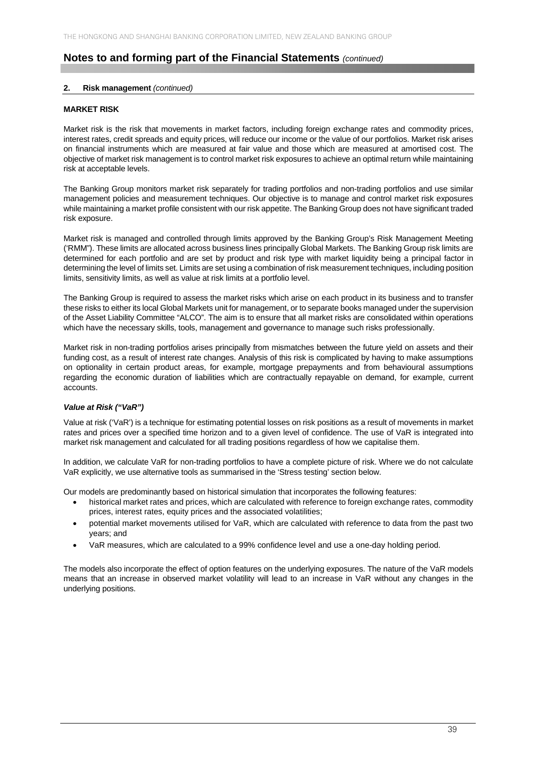## Notes to and forming part of the Financial Statements *(continued)*

**2. Risk management** *(continued)*

**MARKET RISK**

Market risk is the risk that movements in market factors, including foreign exchange rates and commodity prices, interest rates, credit spreads and equity prices, will reduce our income or the value of our portfolios. Market risk arises on financial instruments which are measured at fair value and those which are measured at amortised cost. The objective of market risk management is to control market risk exposures to achieve an optimal return while maintaining risk at acceptable levels.

The Banking Group monitors market risk separately for trading portfolios and non-trading portfolios and use similar management policies and measurement techniques. Our objective is to manage and control market risk exposures while maintaining a market profile consistent with our risk appetite. The Banking Group does not have significant traded risk exposure.

Market risk is managed and controlled through limits approved by the Banking Group's Risk Management Meeting ('RMM"). These limits are allocated across business lines principally Global Markets. The Banking Group risk limits are determined for each portfolio and are set by product and risk type with market liquidity being a principal factor in determining the level of limits set. Limits are set using a combination of risk measurement techniques, including position limits, sensitivity limits, as well as value at risk limits at a portfolio level.

The Banking Group is required to assess the market risks which arise on each product in its business and to transfer these risks to either its local Global Markets unit for management, or to separate books managed under the supervision of the Asset Liability Committee "ALCO". The aim is to ensure that all market risks are consolidated within operations which have the necessary skills, tools, management and governance to manage such risks professionally.

Market risk in non-trading portfolios arises principally from mismatches between the future yield on assets and their funding cost, as a result of interest rate changes. Analysis of this risk is complicated by having to make assumptions on optionality in certain product areas, for example, mortgage prepayments and from behavioural assumptions regarding the economic duration of liabilities which are contractually repayable on demand, for example, current accounts.

***Value at Risk ("VaR")***

Value at risk ('VaR') is a technique for estimating potential losses on risk positions as a result of movements in market rates and prices over a specified time horizon and to a given level of confidence. The use of VaR is integrated into market risk management and calculated for all trading positions regardless of how we capitalise them.

In addition, we calculate VaR for non-trading portfolios to have a complete picture of risk. Where we do not calculate VaR explicitly, we use alternative tools as summarised in the 'Stress testing' section below.

Our models are predominantly based on historical simulation that incorporates the following features:

- historical market rates and prices, which are calculated with reference to foreign exchange rates, commodity prices, interest rates, equity prices and the associated volatilities;
- potential market movements utilised for VaR, which are calculated with reference to data from the past two years; and
- VaR measures, which are calculated to a 99% confidence level and use a one-day holding period.

The models also incorporate the effect of option features on the underlying exposures. The nature of the VaR models means that an increase in observed market volatility will lead to an increase in VaR without any changes in the underlying positions.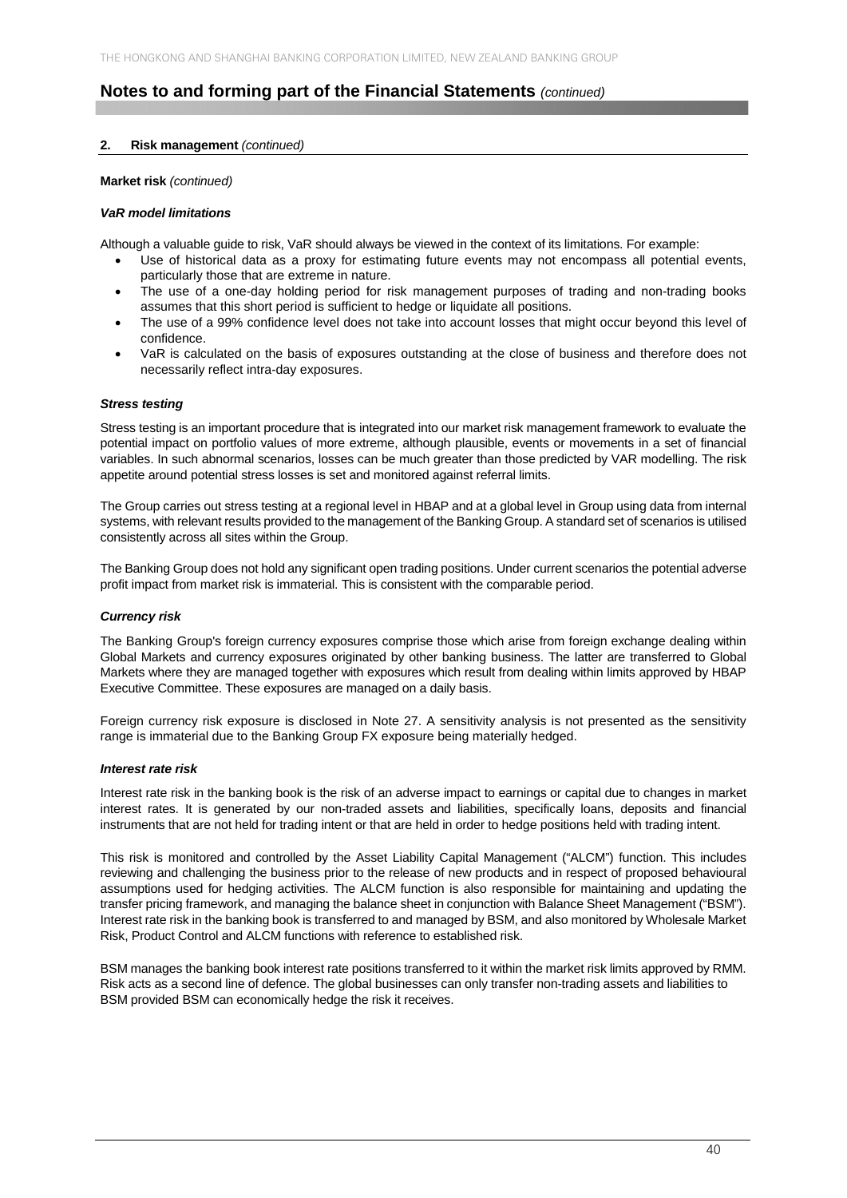## Notes to and forming part of the Financial Statements *(continued)*

**2. Risk management** *(continued)*

**Market risk** *(continued)*

***VaR model limitations***

Although a valuable guide to risk, VaR should always be viewed in the context of its limitations. For example:

- Use of historical data as a proxy for estimating future events may not encompass all potential events, particularly those that are extreme in nature.
- The use of a one-day holding period for risk management purposes of trading and non-trading books assumes that this short period is sufficient to hedge or liquidate all positions.
- The use of a 99% confidence level does not take into account losses that might occur beyond this level of confidence.
- VaR is calculated on the basis of exposures outstanding at the close of business and therefore does not necessarily reflect intra-day exposures.

***Stress testing***

Stress testing is an important procedure that is integrated into our market risk management framework to evaluate the potential impact on portfolio values of more extreme, although plausible, events or movements in a set of financial variables. In such abnormal scenarios, losses can be much greater than those predicted by VAR modelling. The risk appetite around potential stress losses is set and monitored against referral limits.

The Group carries out stress testing at a regional level in HBAP and at a global level in Group using data from internal systems, with relevant results provided to the management of the Banking Group. A standard set of scenarios is utilised consistently across all sites within the Group.

The Banking Group does not hold any significant open trading positions. Under current scenarios the potential adverse profit impact from market risk is immaterial. This is consistent with the comparable period.

***Currency risk***

The Banking Group's foreign currency exposures comprise those which arise from foreign exchange dealing within Global Markets and currency exposures originated by other banking business. The latter are transferred to Global Markets where they are managed together with exposures which result from dealing within limits approved by HBAP Executive Committee. These exposures are managed on a daily basis.

Foreign currency risk exposure is disclosed in Note 27. A sensitivity analysis is not presented as the sensitivity range is immaterial due to the Banking Group FX exposure being materially hedged.

***Interest rate risk***

Interest rate risk in the banking book is the risk of an adverse impact to earnings or capital due to changes in market interest rates. It is generated by our non-traded assets and liabilities, specifically loans, deposits and financial instruments that are not held for trading intent or that are held in order to hedge positions held with trading intent.

This risk is monitored and controlled by the Asset Liability Capital Management ("ALCM") function. This includes reviewing and challenging the business prior to the release of new products and in respect of proposed behavioural assumptions used for hedging activities. The ALCM function is also responsible for maintaining and updating the transfer pricing framework, and managing the balance sheet in conjunction with Balance Sheet Management ("BSM"). Interest rate risk in the banking book is transferred to and managed by BSM, and also monitored by Wholesale Market Risk, Product Control and ALCM functions with reference to established risk.

BSM manages the banking book interest rate positions transferred to it within the market risk limits approved by RMM. Risk acts as a second line of defence. The global businesses can only transfer non-trading assets and liabilities to BSM provided BSM can economically hedge the risk it receives.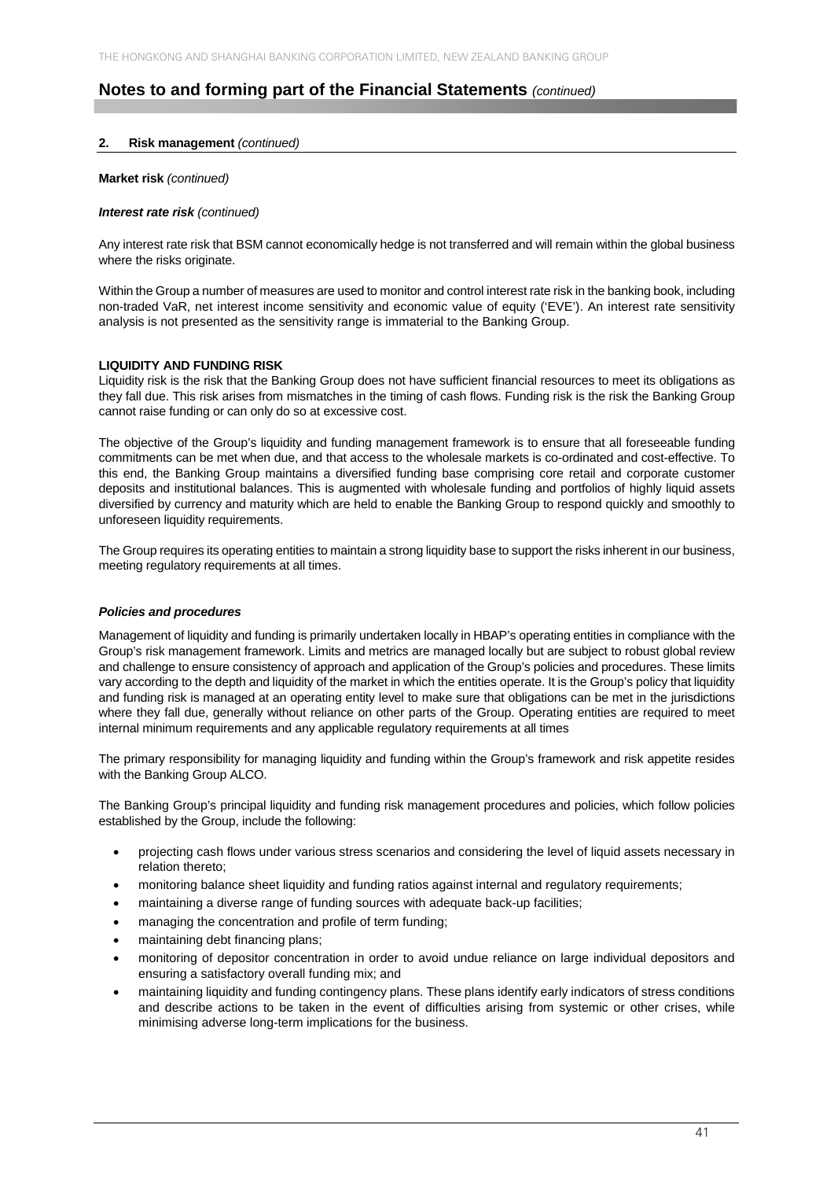## Notes to and forming part of the Financial Statements *(continued)*

**2. Risk management** *(continued)*

**Market risk** *(continued)*

***Interest rate risk*** *(continued)*

Any interest rate risk that BSM cannot economically hedge is not transferred and will remain within the global business where the risks originate.

Within the Group a number of measures are used to monitor and control interest rate risk in the banking book, including non-traded VaR, net interest income sensitivity and economic value of equity ('EVE'). An interest rate sensitivity analysis is not presented as the sensitivity range is immaterial to the Banking Group.

**LIQUIDITY AND FUNDING RISK**

Liquidity risk is the risk that the Banking Group does not have sufficient financial resources to meet its obligations as they fall due. This risk arises from mismatches in the timing of cash flows. Funding risk is the risk the Banking Group cannot raise funding or can only do so at excessive cost.

The objective of the Group's liquidity and funding management framework is to ensure that all foreseeable funding commitments can be met when due, and that access to the wholesale markets is co-ordinated and cost-effective. To this end, the Banking Group maintains a diversified funding base comprising core retail and corporate customer deposits and institutional balances. This is augmented with wholesale funding and portfolios of highly liquid assets diversified by currency and maturity which are held to enable the Banking Group to respond quickly and smoothly to unforeseen liquidity requirements.

The Group requires its operating entities to maintain a strong liquidity base to support the risks inherent in our business, meeting regulatory requirements at all times.

***Policies and procedures***

Management of liquidity and funding is primarily undertaken locally in HBAP's operating entities in compliance with the Group's risk management framework. Limits and metrics are managed locally but are subject to robust global review and challenge to ensure consistency of approach and application of the Group's policies and procedures. These limits vary according to the depth and liquidity of the market in which the entities operate. It is the Group's policy that liquidity and funding risk is managed at an operating entity level to make sure that obligations can be met in the jurisdictions where they fall due, generally without reliance on other parts of the Group. Operating entities are required to meet internal minimum requirements and any applicable regulatory requirements at all times

The primary responsibility for managing liquidity and funding within the Group's framework and risk appetite resides with the Banking Group ALCO.

The Banking Group's principal liquidity and funding risk management procedures and policies, which follow policies established by the Group, include the following:

- projecting cash flows under various stress scenarios and considering the level of liquid assets necessary in relation thereto;
- monitoring balance sheet liquidity and funding ratios against internal and regulatory requirements;
- maintaining a diverse range of funding sources with adequate back-up facilities;
- managing the concentration and profile of term funding;
- maintaining debt financing plans;
- monitoring of depositor concentration in order to avoid undue reliance on large individual depositors and ensuring a satisfactory overall funding mix; and
- maintaining liquidity and funding contingency plans. These plans identify early indicators of stress conditions and describe actions to be taken in the event of difficulties arising from systemic or other crises, while minimising adverse long-term implications for the business.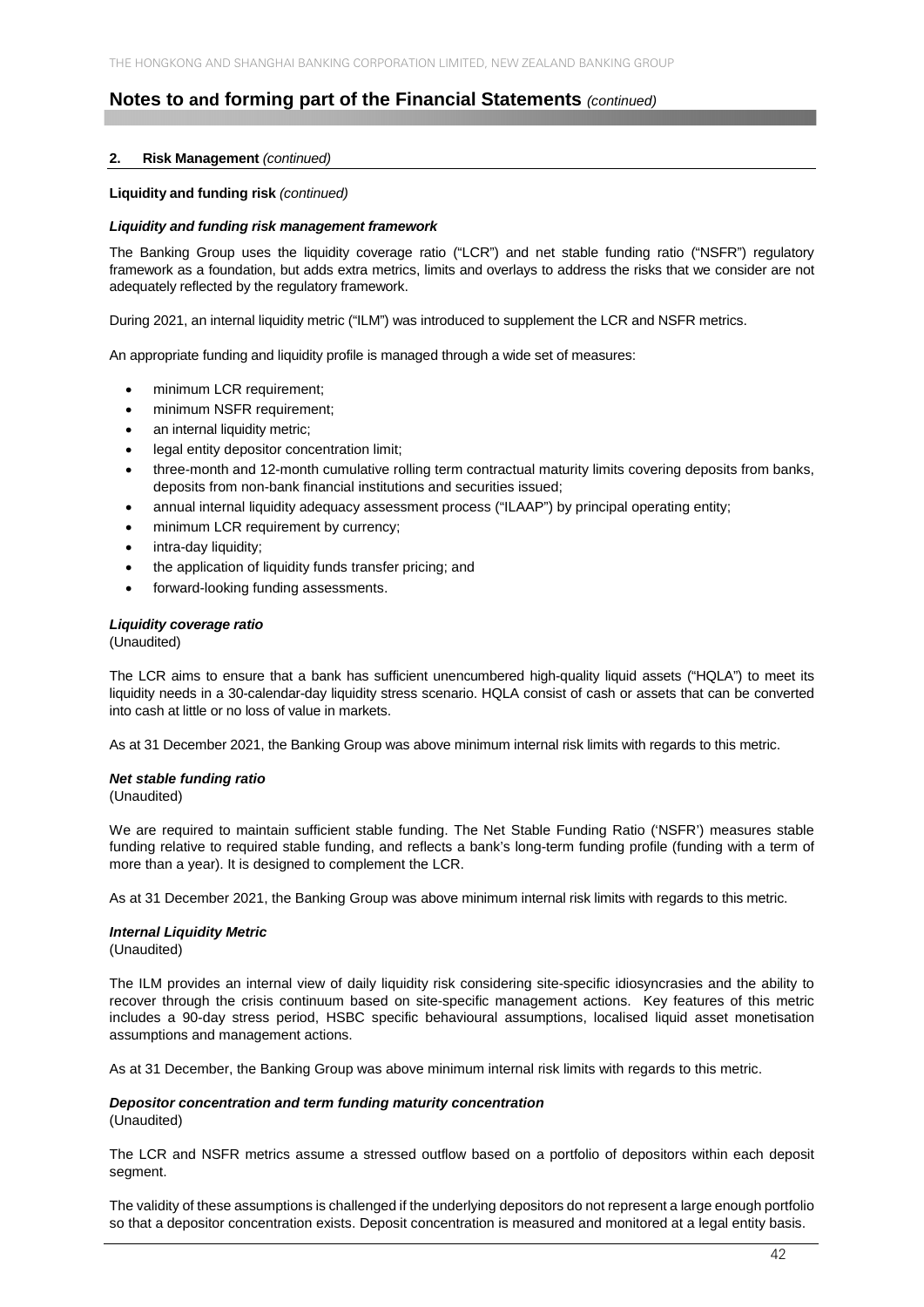## Notes to and forming part of the Financial Statements *(continued)*

### 2. Risk Management *(continued)*

**Liquidity and funding risk** *(continued)*

***Liquidity and funding risk management framework***

The Banking Group uses the liquidity coverage ratio ("LCR") and net stable funding ratio ("NSFR") regulatory framework as a foundation, but adds extra metrics, limits and overlays to address the risks that we consider are not adequately reflected by the regulatory framework.

During 2021, an internal liquidity metric ("ILM") was introduced to supplement the LCR and NSFR metrics.

An appropriate funding and liquidity profile is managed through a wide set of measures:

- minimum LCR requirement;
- minimum NSFR requirement;
- an internal liquidity metric;
- legal entity depositor concentration limit;
- three-month and 12-month cumulative rolling term contractual maturity limits covering deposits from banks, deposits from non-bank financial institutions and securities issued;
- annual internal liquidity adequacy assessment process ("ILAAP") by principal operating entity;
- minimum LCR requirement by currency;
- intra-day liquidity;
- the application of liquidity funds transfer pricing; and
- forward-looking funding assessments.

***Liquidity coverage ratio***

(Unaudited)

The LCR aims to ensure that a bank has sufficient unencumbered high-quality liquid assets ("HQLA") to meet its liquidity needs in a 30-calendar-day liquidity stress scenario. HQLA consist of cash or assets that can be converted into cash at little or no loss of value in markets.

As at 31 December 2021, the Banking Group was above minimum internal risk limits with regards to this metric.

***Net stable funding ratio***

(Unaudited)

We are required to maintain sufficient stable funding. The Net Stable Funding Ratio ('NSFR') measures stable funding relative to required stable funding, and reflects a bank's long-term funding profile (funding with a term of more than a year). It is designed to complement the LCR.

As at 31 December 2021, the Banking Group was above minimum internal risk limits with regards to this metric.

***Internal Liquidity Metric***

(Unaudited)

The ILM provides an internal view of daily liquidity risk considering site-specific idiosyncrasies and the ability to recover through the crisis continuum based on site-specific management actions. Key features of this metric includes a 90-day stress period, HSBC specific behavioural assumptions, localised liquid asset monetisation assumptions and management actions.

As at 31 December, the Banking Group was above minimum internal risk limits with regards to this metric.

***Depositor concentration and term funding maturity concentration***

(Unaudited)

The LCR and NSFR metrics assume a stressed outflow based on a portfolio of depositors within each deposit segment.

The validity of these assumptions is challenged if the underlying depositors do not represent a large enough portfolio so that a depositor concentration exists. Deposit concentration is measured and monitored at a legal entity basis.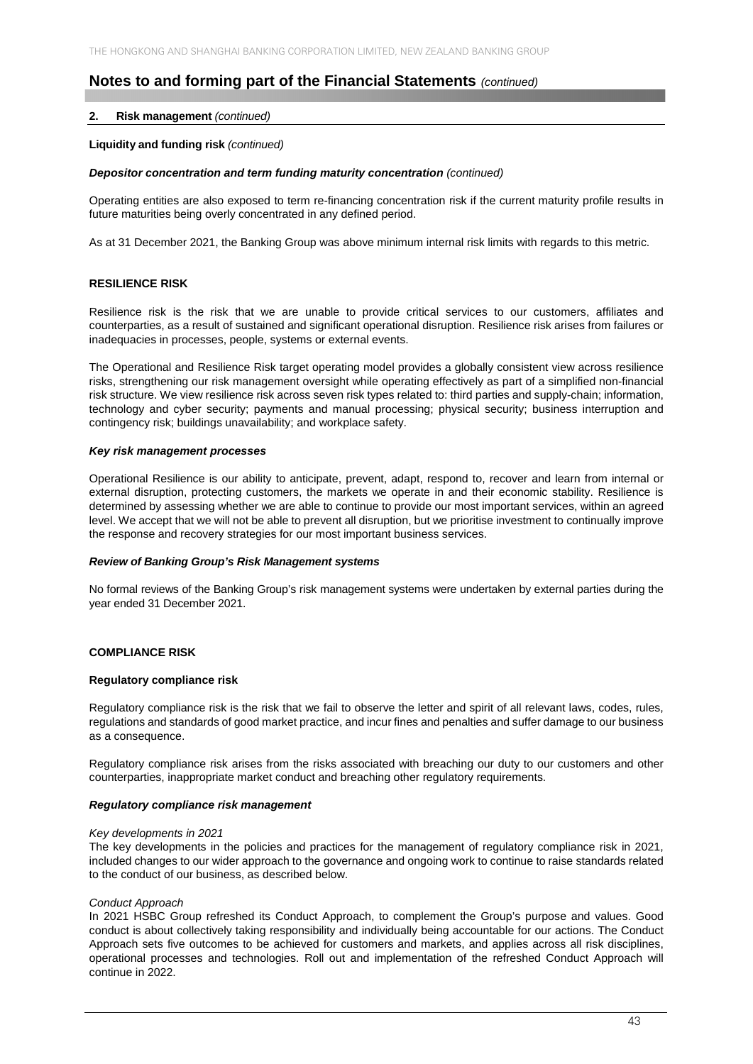# Notes to and forming part of the Financial Statements *(continued)*

## 2. Risk management *(continued)*

**Liquidity and funding risk** *(continued)*

***Depositor concentration and term funding maturity concentration*** *(continued)*

Operating entities are also exposed to term re-financing concentration risk if the current maturity profile results in future maturities being overly concentrated in any defined period.

As at 31 December 2021, the Banking Group was above minimum internal risk limits with regards to this metric.

### RESILIENCE RISK

Resilience risk is the risk that we are unable to provide critical services to our customers, affiliates and counterparties, as a result of sustained and significant operational disruption. Resilience risk arises from failures or inadequacies in processes, people, systems or external events.

The Operational and Resilience Risk target operating model provides a globally consistent view across resilience risks, strengthening our risk management oversight while operating effectively as part of a simplified non-financial risk structure. We view resilience risk across seven risk types related to: third parties and supply-chain; information, technology and cyber security; payments and manual processing; physical security; business interruption and contingency risk; buildings unavailability; and workplace safety.

***Key risk management processes***

Operational Resilience is our ability to anticipate, prevent, adapt, respond to, recover and learn from internal or external disruption, protecting customers, the markets we operate in and their economic stability. Resilience is determined by assessing whether we are able to continue to provide our most important services, within an agreed level. We accept that we will not be able to prevent all disruption, but we prioritise investment to continually improve the response and recovery strategies for our most important business services.

***Review of Banking Group's Risk Management systems***

No formal reviews of the Banking Group's risk management systems were undertaken by external parties during the year ended 31 December 2021.

### COMPLIANCE RISK

**Regulatory compliance risk**

Regulatory compliance risk is the risk that we fail to observe the letter and spirit of all relevant laws, codes, rules, regulations and standards of good market practice, and incur fines and penalties and suffer damage to our business as a consequence.

Regulatory compliance risk arises from the risks associated with breaching our duty to our customers and other counterparties, inappropriate market conduct and breaching other regulatory requirements.

***Regulatory compliance risk management***

*Key developments in 2021*
The key developments in the policies and practices for the management of regulatory compliance risk in 2021, included changes to our wider approach to the governance and ongoing work to continue to raise standards related to the conduct of our business, as described below.

*Conduct Approach*
In 2021 HSBC Group refreshed its Conduct Approach, to complement the Group's purpose and values. Good conduct is about collectively taking responsibility and individually being accountable for our actions. The Conduct Approach sets five outcomes to be achieved for customers and markets, and applies across all risk disciplines, operational processes and technologies. Roll out and implementation of the refreshed Conduct Approach will continue in 2022.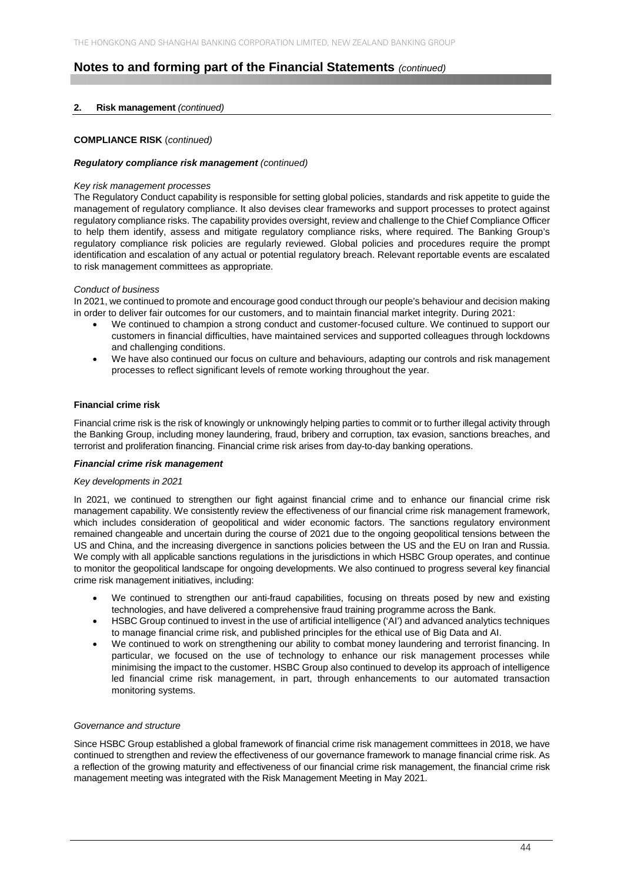## Notes to and forming part of the Financial Statements *(continued)*

**2. Risk management** *(continued)*

**COMPLIANCE RISK** (*continued*)

***Regulatory compliance risk management*** ***(continued)***

*Key risk management processes*

The Regulatory Conduct capability is responsible for setting global policies, standards and risk appetite to guide the management of regulatory compliance. It also devises clear frameworks and support processes to protect against regulatory compliance risks. The capability provides oversight, review and challenge to the Chief Compliance Officer to help them identify, assess and mitigate regulatory compliance risks, where required. The Banking Group's regulatory compliance risk policies are regularly reviewed. Global policies and procedures require the prompt identification and escalation of any actual or potential regulatory breach. Relevant reportable events are escalated to risk management committees as appropriate.

*Conduct of business*

In 2021, we continued to promote and encourage good conduct through our people's behaviour and decision making in order to deliver fair outcomes for our customers, and to maintain financial market integrity. During 2021:

- We continued to champion a strong conduct and customer-focused culture. We continued to support our customers in financial difficulties, have maintained services and supported colleagues through lockdowns and challenging conditions.
- We have also continued our focus on culture and behaviours, adapting our controls and risk management processes to reflect significant levels of remote working throughout the year.

**Financial crime risk**

Financial crime risk is the risk of knowingly or unknowingly helping parties to commit or to further illegal activity through the Banking Group, including money laundering, fraud, bribery and corruption, tax evasion, sanctions breaches, and terrorist and proliferation financing. Financial crime risk arises from day-to-day banking operations.

***Financial crime risk management***

*Key developments in 2021*

In 2021, we continued to strengthen our fight against financial crime and to enhance our financial crime risk management capability. We consistently review the effectiveness of our financial crime risk management framework, which includes consideration of geopolitical and wider economic factors. The sanctions regulatory environment remained changeable and uncertain during the course of 2021 due to the ongoing geopolitical tensions between the US and China, and the increasing divergence in sanctions policies between the US and the EU on Iran and Russia. We comply with all applicable sanctions regulations in the jurisdictions in which HSBC Group operates, and continue to monitor the geopolitical landscape for ongoing developments. We also continued to progress several key financial crime risk management initiatives, including:

- We continued to strengthen our anti-fraud capabilities, focusing on threats posed by new and existing technologies, and have delivered a comprehensive fraud training programme across the Bank.
- HSBC Group continued to invest in the use of artificial intelligence ('AI') and advanced analytics techniques to manage financial crime risk, and published principles for the ethical use of Big Data and AI.
- We continued to work on strengthening our ability to combat money laundering and terrorist financing. In particular, we focused on the use of technology to enhance our risk management processes while minimising the impact to the customer. HSBC Group also continued to develop its approach of intelligence led financial crime risk management, in part, through enhancements to our automated transaction monitoring systems.

*Governance and structure*

Since HSBC Group established a global framework of financial crime risk management committees in 2018, we have continued to strengthen and review the effectiveness of our governance framework to manage financial crime risk. As a reflection of the growing maturity and effectiveness of our financial crime risk management, the financial crime risk management meeting was integrated with the Risk Management Meeting in May 2021.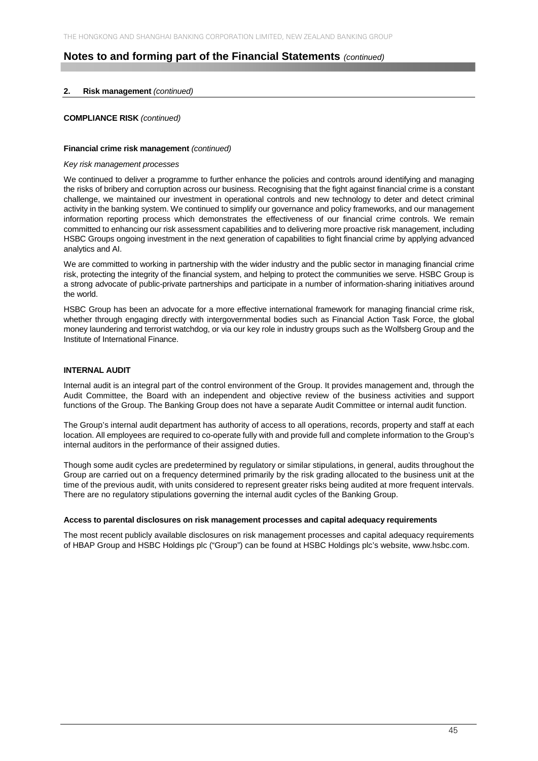# Notes to and forming part of the Financial Statements *(continued)*

## 2. Risk management *(continued)*

### COMPLIANCE RISK *(continued)*

#### Financial crime risk management *(continued)*

*Key risk management processes*

We continued to deliver a programme to further enhance the policies and controls around identifying and managing the risks of bribery and corruption across our business. Recognising that the fight against financial crime is a constant challenge, we maintained our investment in operational controls and new technology to deter and detect criminal activity in the banking system. We continued to simplify our governance and policy frameworks, and our management information reporting process which demonstrates the effectiveness of our financial crime controls. We remain committed to enhancing our risk assessment capabilities and to delivering more proactive risk management, including HSBC Groups ongoing investment in the next generation of capabilities to fight financial crime by applying advanced analytics and AI.

We are committed to working in partnership with the wider industry and the public sector in managing financial crime risk, protecting the integrity of the financial system, and helping to protect the communities we serve. HSBC Group is a strong advocate of public-private partnerships and participate in a number of information-sharing initiatives around the world.

HSBC Group has been an advocate for a more effective international framework for managing financial crime risk, whether through engaging directly with intergovernmental bodies such as Financial Action Task Force, the global money laundering and terrorist watchdog, or via our key role in industry groups such as the Wolfsberg Group and the Institute of International Finance.

### INTERNAL AUDIT

Internal audit is an integral part of the control environment of the Group. It provides management and, through the Audit Committee, the Board with an independent and objective review of the business activities and support functions of the Group. The Banking Group does not have a separate Audit Committee or internal audit function.

The Group's internal audit department has authority of access to all operations, records, property and staff at each location. All employees are required to co-operate fully with and provide full and complete information to the Group's internal auditors in the performance of their assigned duties.

Though some audit cycles are predetermined by regulatory or similar stipulations, in general, audits throughout the Group are carried out on a frequency determined primarily by the risk grading allocated to the business unit at the time of the previous audit, with units considered to represent greater risks being audited at more frequent intervals. There are no regulatory stipulations governing the internal audit cycles of the Banking Group.

#### Access to parental disclosures on risk management processes and capital adequacy requirements

The most recent publicly available disclosures on risk management processes and capital adequacy requirements of HBAP Group and HSBC Holdings plc ("Group") can be found at HSBC Holdings plc's website, www.hsbc.com.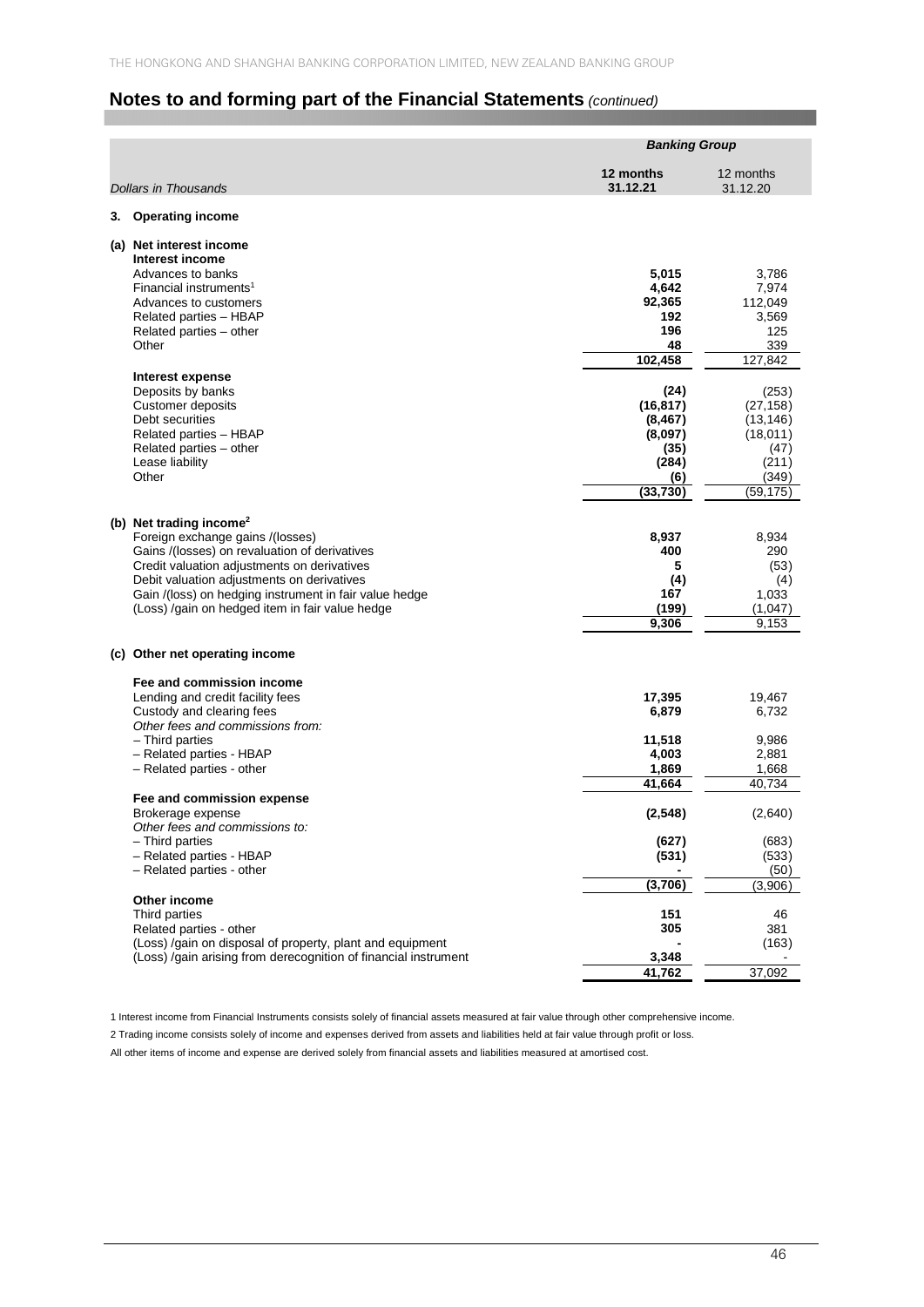## Notes to and forming part of the Financial Statements *(continued)*

| *Dollars in Thousands* | **12 months 31.12.21** | 12 months 31.12.20 |
|---|---|---|
| | ***Banking Group*** | |
| **3. Operating income** | | |
| **(a) Net interest income** | | |
| **Interest income** | | |
| Advances to banks | **5,015** | 3,786 |
| Financial instruments[1] | **4,642** | 7,974 |
| Advances to customers | **92,365** | 112,049 |
| Related parties – HBAP | **192** | 3,569 |
| Related parties – other | **196** | 125 |
| Other | **48** | 339 |
| | **102,458** | 127,842 |
| **Interest expense** | | |
| Deposits by banks | **(24)** | (253) |
| Customer deposits | **(16,817)** | (27,158) |
| Debt securities | **(8,467)** | (13,146) |
| Related parties – HBAP | **(8,097)** | (18,011) |
| Related parties – other | **(35)** | (47) |
| Lease liability | **(284)** | (211) |
| Other | **(6)** | (349) |
| | **(33,730)** | (59,175) |
| **(b) Net trading income[2]** | | |
| Foreign exchange gains /(losses) | **8,937** | 8,934 |
| Gains /(losses) on revaluation of derivatives | **400** | 290 |
| Credit valuation adjustments on derivatives | **5** | (53) |
| Debit valuation adjustments on derivatives | **(4)** | (4) |
| Gain /(loss) on hedging instrument in fair value hedge | **167** | 1,033 |
| (Loss) /gain on hedged item in fair value hedge | **(199)** | (1,047) |
| | **9,306** | 9,153 |
| **(c) Other net operating income** | | |
| **Fee and commission income** | | |
| Lending and credit facility fees | **17,395** | 19,467 |
| Custody and clearing fees | **6,879** | 6,732 |
| *Other fees and commissions from:* | | |
| – Third parties | **11,518** | 9,986 |
| – Related parties - HBAP | **4,003** | 2,881 |
| – Related parties - other | **1,869** | 1,668 |
| | **41,664** | 40,734 |
| **Fee and commission expense** | | |
| Brokerage expense | **(2,548)** | (2,640) |
| *Other fees and commissions to:* | | |
| – Third parties | **(627)** | (683) |
| – Related parties - HBAP | **(531)** | (533) |
| – Related parties - other | **-** | (50) |
| | **(3,706)** | (3,906) |
| **Other income** | | |
| Third parties | **151** | 46 |
| Related parties - other | **305** | 381 |
| (Loss) /gain on disposal of property, plant and equipment | **-** | (163) |
| (Loss) /gain arising from derecognition of financial instrument | **3,348** | - |
| | **41,762** | 37,092 |

1 Interest income from Financial Instruments consists solely of financial assets measured at fair value through other comprehensive income.

2 Trading income consists solely of income and expenses derived from assets and liabilities held at fair value through profit or loss.

All other items of income and expense are derived solely from financial assets and liabilities measured at amortised cost.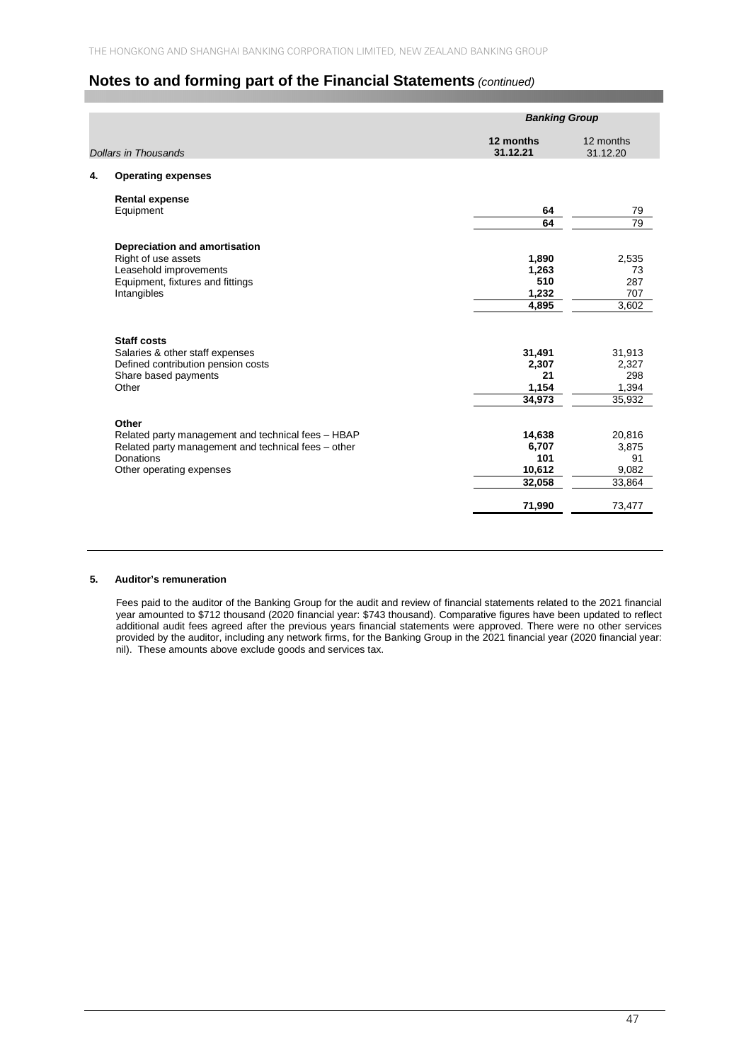## Notes to and forming part of the Financial Statements *(continued)*

| *Dollars in Thousands* | *Banking Group* 12 months 31.12.21 | 12 months 31.12.20 |
|---|---|---|
| **4. Operating expenses** | | |
| **Rental expense** | | |
| Equipment | **64** | 79 |
| | **64** | 79 |
| **Depreciation and amortisation** | | |
| Right of use assets | **1,890** | 2,535 |
| Leasehold improvements | **1,263** | 73 |
| Equipment, fixtures and fittings | **510** | 287 |
| Intangibles | **1,232** | 707 |
| | **4,895** | 3,602 |
| **Staff costs** | | |
| Salaries & other staff expenses | **31,491** | 31,913 |
| Defined contribution pension costs | **2,307** | 2,327 |
| Share based payments | **21** | 298 |
| Other | **1,154** | 1,394 |
| | **34,973** | 35,932 |
| **Other** | | |
| Related party management and technical fees – HBAP | **14,638** | 20,816 |
| Related party management and technical fees – other | **6,707** | 3,875 |
| Donations | **101** | 91 |
| Other operating expenses | **10,612** | 9,082 |
| | **32,058** | 33,864 |
| | **71,990** | 73,477 |

### 5. Auditor's remuneration

Fees paid to the auditor of the Banking Group for the audit and review of financial statements related to the 2021 financial year amounted to $712 thousand (2020 financial year: $743 thousand). Comparative figures have been updated to reflect additional audit fees agreed after the previous years financial statements were approved. There were no other services provided by the auditor, including any network firms, for the Banking Group in the 2021 financial year (2020 financial year: nil). These amounts above exclude goods and services tax.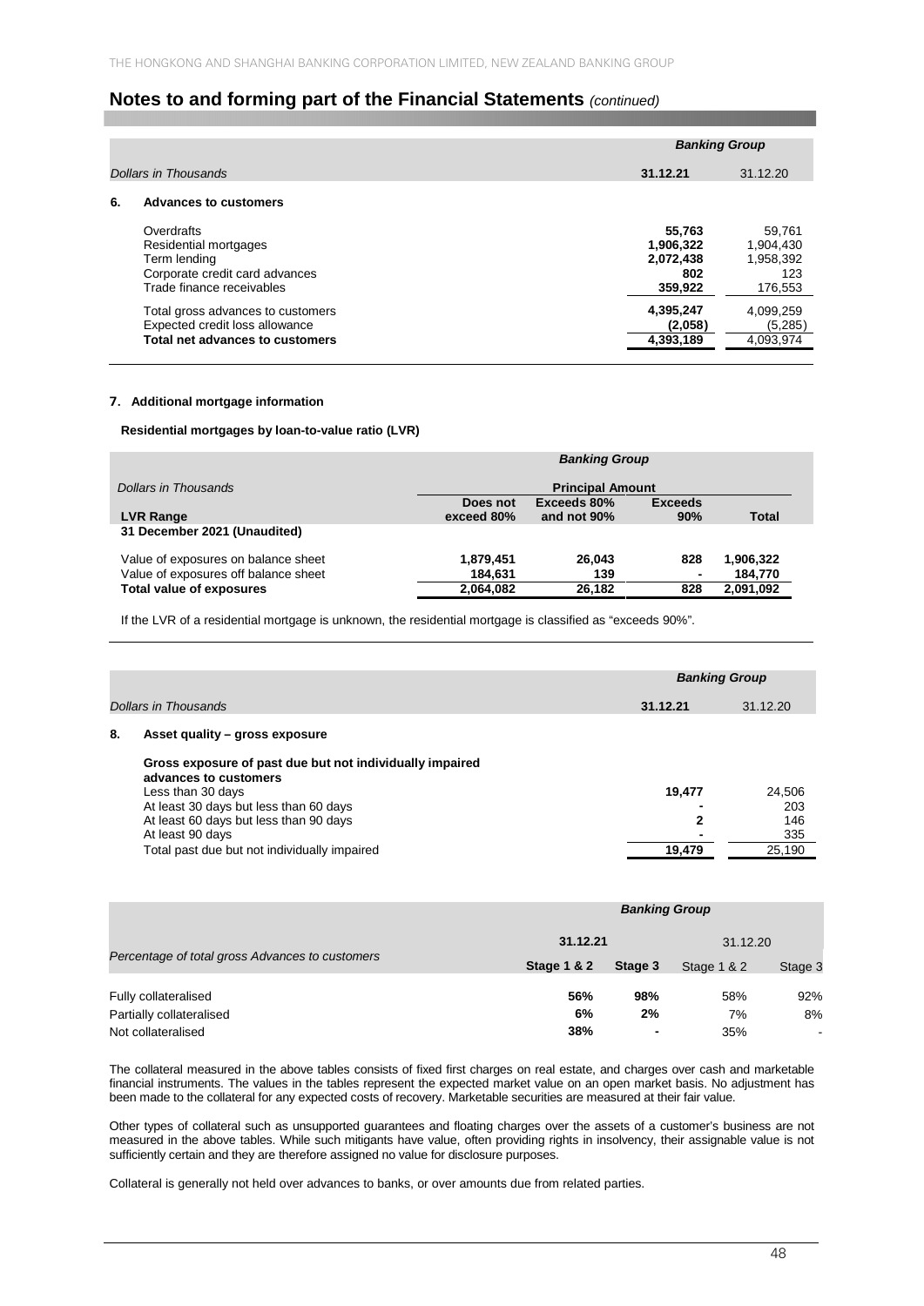## Notes to and forming part of the Financial Statements *(continued)*

| Dollars in Thousands | Banking Group 31.12.21 | Banking Group 31.12.20 |
|---|---|---|
| **6. Advances to customers** | | |
| Overdrafts | **55,763** | 59,761 |
| Residential mortgages | **1,906,322** | 1,904,430 |
| Term lending | **2,072,438** | 1,958,392 |
| Corporate credit card advances | **802** | 123 |
| Trade finance receivables | **359,922** | 176,553 |
| Total gross advances to customers | **4,395,247** | 4,099,259 |
| Expected credit loss allowance | **(2,058)** | (5,285) |
| **Total net advances to customers** | **4,393,189** | 4,093,974 |

### 7. Additional mortgage information

**Residential mortgages by loan-to-value ratio (LVR)**

| Dollars in Thousands | Banking Group | | | |
|---|---|---|---|---|
| | Principal Amount | | | |
| **LVR Range** | **Does not exceed 80%** | **Exceeds 80% and not 90%** | **Exceeds 90%** | **Total** |
| **31 December 2021 (Unaudited)** | | | | |
| Value of exposures on balance sheet | **1,879,451** | **26,043** | **828** | **1,906,322** |
| Value of exposures off balance sheet | **184,631** | **139** | **-** | **184,770** |
| **Total value of exposures** | **2,064,082** | **26,182** | **828** | **2,091,092** |

If the LVR of a residential mortgage is unknown, the residential mortgage is classified as "exceeds 90%".

| Dollars in Thousands | Banking Group 31.12.21 | Banking Group 31.12.20 |
|---|---|---|
| **8. Asset quality – gross exposure** | | |
| **Gross exposure of past due but not individually impaired advances to customers** | | |
| Less than 30 days | **19,477** | 24,506 |
| At least 30 days but less than 60 days | **-** | 203 |
| At least 60 days but less than 90 days | **2** | 146 |
| At least 90 days | **-** | 335 |
| Total past due but not individually impaired | **19,479** | 25,190 |

| Percentage of total gross Advances to customers | Banking Group 31.12.21 | | Banking Group 31.12.20 | |
|---|---|---|---|---|
| | **Stage 1 & 2** | **Stage 3** | Stage 1 & 2 | Stage 3 |
| Fully collateralised | **56%** | **98%** | 58% | 92% |
| Partially collateralised | **6%** | **2%** | 7% | 8% |
| Not collateralised | **38%** | **-** | 35% | - |

The collateral measured in the above tables consists of fixed first charges on real estate, and charges over cash and marketable financial instruments. The values in the tables represent the expected market value on an open market basis. No adjustment has been made to the collateral for any expected costs of recovery. Marketable securities are measured at their fair value.

Other types of collateral such as unsupported guarantees and floating charges over the assets of a customer's business are not measured in the above tables. While such mitigants have value, often providing rights in insolvency, their assignable value is not sufficiently certain and they are therefore assigned no value for disclosure purposes.

Collateral is generally not held over advances to banks, or over amounts due from related parties.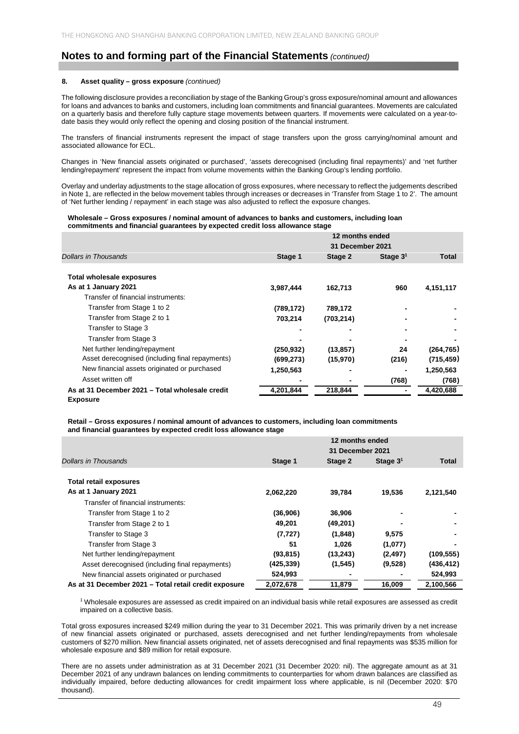## Notes to and forming part of the Financial Statements *(continued)*

**8. Asset quality – gross exposure** *(continued)*

The following disclosure provides a reconciliation by stage of the Banking Group's gross exposure/nominal amount and allowances for loans and advances to banks and customers, including loan commitments and financial guarantees. Movements are calculated on a quarterly basis and therefore fully capture stage movements between quarters. If movements were calculated on a year-to-date basis they would only reflect the opening and closing position of the financial instrument.

The transfers of financial instruments represent the impact of stage transfers upon the gross carrying/nominal amount and associated allowance for ECL.

Changes in 'New financial assets originated or purchased', 'assets derecognised (including final repayments)' and 'net further lending/repayment' represent the impact from volume movements within the Banking Group's lending portfolio.

Overlay and underlay adjustments to the stage allocation of gross exposures, where necessary to reflect the judgements described in Note 1, are reflected in the below movement tables through increases or decreases in 'Transfer from Stage 1 to 2'. The amount of 'Net further lending / repayment' in each stage was also adjusted to reflect the exposure changes.

**Wholesale – Gross exposures / nominal amount of advances to banks and customers, including loan commitments and financial guarantees by expected credit loss allowance stage**

| | 12 months ended 31 December 2021 | | | |
|---|---|---|---|---|
| *Dollars in Thousands* | **Stage 1** | **Stage 2** | **Stage 3[1]** | **Total** |
| **Total wholesale exposures** | | | | |
| **As at 1 January 2021** | **3,987,444** | **162,713** | **960** | **4,151,117** |
| Transfer of financial instruments: | | | | |
| Transfer from Stage 1 to 2 | **(789,172)** | **789,172** | **-** | **-** |
| Transfer from Stage 2 to 1 | **703,214** | **(703,214)** | **-** | **-** |
| Transfer to Stage 3 | **-** | **-** | **-** | **-** |
| Transfer from Stage 3 | **-** | **-** | **-** | **-** |
| Net further lending/repayment | **(250,932)** | **(13,857)** | **24** | **(264,765)** |
| Asset derecognised (including final repayments) | **(699,273)** | **(15,970)** | **(216)** | **(715,459)** |
| New financial assets originated or purchased | **1,250,563** | **-** | **-** | **1,250,563** |
| Asset written off | **-** | **-** | **(768)** | **(768)** |
| **As at 31 December 2021 – Total wholesale credit Exposure** | **4,201,844** | **218,844** | **-** | **4,420,688** |

**Retail – Gross exposures / nominal amount of advances to customers, including loan commitments and financial guarantees by expected credit loss allowance stage**

| | 12 months ended 31 December 2021 | | | |
|---|---|---|---|---|
| *Dollars in Thousands* | **Stage 1** | **Stage 2** | **Stage 3[1]** | **Total** |
| **Total retail exposures** | | | | |
| **As at 1 January 2021** | **2,062,220** | **39,784** | **19,536** | **2,121,540** |
| Transfer of financial instruments: | | | | |
| Transfer from Stage 1 to 2 | **(36,906)** | **36,906** | **-** | **-** |
| Transfer from Stage 2 to 1 | **49,201** | **(49,201)** | **-** | **-** |
| Transfer to Stage 3 | **(7,727)** | **(1,848)** | **9,575** | **-** |
| Transfer from Stage 3 | **51** | **1,026** | **(1,077)** | **-** |
| Net further lending/repayment | **(93,815)** | **(13,243)** | **(2,497)** | **(109,555)** |
| Asset derecognised (including final repayments) | **(425,339)** | **(1,545)** | **(9,528)** | **(436,412)** |
| New financial assets originated or purchased | **524,993** | **-** | **-** | **524,993** |
| **As at 31 December 2021 – Total retail credit exposure** | **2,072,678** | **11,879** | **16,009** | **2,100,566** |

[1] Wholesale exposures are assessed as credit impaired on an individual basis while retail exposures are assessed as credit impaired on a collective basis.

Total gross exposures increased $249 million during the year to 31 December 2021. This was primarily driven by a net increase of new financial assets originated or purchased, assets derecognised and net further lending/repayments from wholesale customers of $270 million. New financial assets originated, net of assets derecognised and final repayments was $535 million for wholesale exposure and $89 million for retail exposure.

There are no assets under administration as at 31 December 2021 (31 December 2020: nil). The aggregate amount as at 31 December 2021 of any undrawn balances on lending commitments to counterparties for whom drawn balances are classified as individually impaired, before deducting allowances for credit impairment loss where applicable, is nil (December 2020: $70 thousand).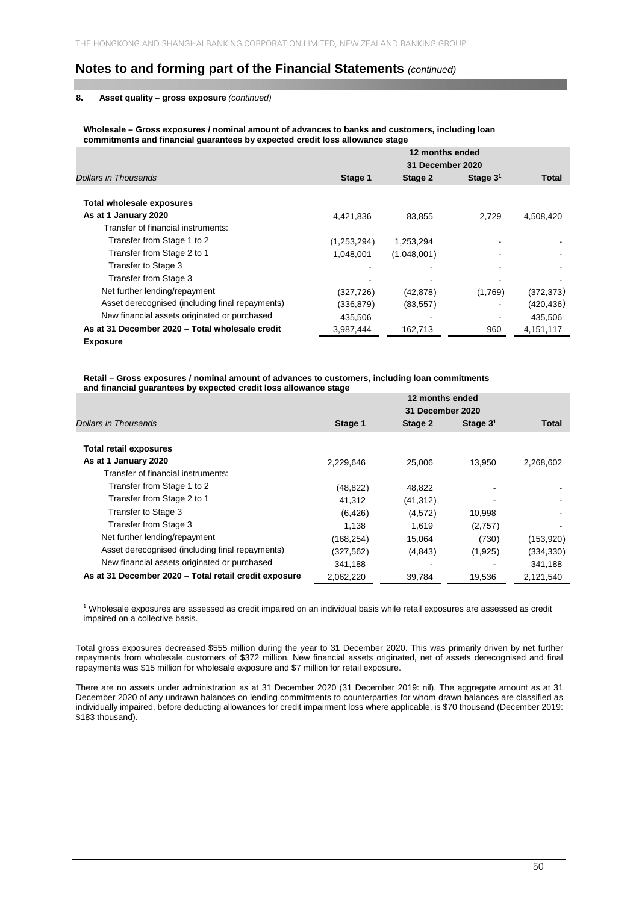# Notes to and forming part of the Financial Statements *(continued)*

## 8. Asset quality – gross exposure *(continued)*

**Wholesale – Gross exposures / nominal amount of advances to banks and customers, including loan commitments and financial guarantees by expected credit loss allowance stage**

| | 12 months ended 31 December 2020 | | | |
|---|---|---|---|---|
| *Dollars in Thousands* | **Stage 1** | **Stage 2** | **Stage 3**[1] | **Total** |
| **Total wholesale exposures** | | | | |
| **As at 1 January 2020** | 4,421,836 | 83,855 | 2,729 | 4,508,420 |
| Transfer of financial instruments: | | | | |
| Transfer from Stage 1 to 2 | (1,253,294) | 1,253,294 | - | - |
| Transfer from Stage 2 to 1 | 1,048,001 | (1,048,001) | - | - |
| Transfer to Stage 3 | - | - | - | - |
| Transfer from Stage 3 | - | - | - | - |
| Net further lending/repayment | (327,726) | (42,878) | (1,769) | (372,373) |
| Asset derecognised (including final repayments) | (336,879) | (83,557) | - | (420,436) |
| New financial assets originated or purchased | 435,506 | - | - | 435,506 |
| **As at 31 December 2020 – Total wholesale credit Exposure** | 3,987,444 | 162,713 | 960 | 4,151,117 |

**Retail – Gross exposures / nominal amount of advances to customers, including loan commitments and financial guarantees by expected credit loss allowance stage**

| | 12 months ended 31 December 2020 | | | |
|---|---|---|---|---|
| *Dollars in Thousands* | **Stage 1** | **Stage 2** | **Stage 3**[1] | **Total** |
| **Total retail exposures** | | | | |
| **As at 1 January 2020** | 2,229,646 | 25,006 | 13,950 | 2,268,602 |
| Transfer of financial instruments: | | | | |
| Transfer from Stage 1 to 2 | (48,822) | 48,822 | - | - |
| Transfer from Stage 2 to 1 | 41,312 | (41,312) | - | - |
| Transfer to Stage 3 | (6,426) | (4,572) | 10,998 | - |
| Transfer from Stage 3 | 1,138 | 1,619 | (2,757) | - |
| Net further lending/repayment | (168,254) | 15,064 | (730) | (153,920) |
| Asset derecognised (including final repayments) | (327,562) | (4,843) | (1,925) | (334,330) |
| New financial assets originated or purchased | 341,188 | - | - | 341,188 |
| **As at 31 December 2020 – Total retail credit exposure** | 2,062,220 | 39,784 | 19,536 | 2,121,540 |

[1] Wholesale exposures are assessed as credit impaired on an individual basis while retail exposures are assessed as credit impaired on a collective basis.

Total gross exposures decreased $555 million during the year to 31 December 2020. This was primarily driven by net further repayments from wholesale customers of $372 million. New financial assets originated, net of assets derecognised and final repayments was $15 million for wholesale exposure and $7 million for retail exposure.

There are no assets under administration as at 31 December 2020 (31 December 2019: nil). The aggregate amount as at 31 December 2020 of any undrawn balances on lending commitments to counterparties for whom drawn balances are classified as individually impaired, before deducting allowances for credit impairment loss where applicable, is $70 thousand (December 2019: $183 thousand).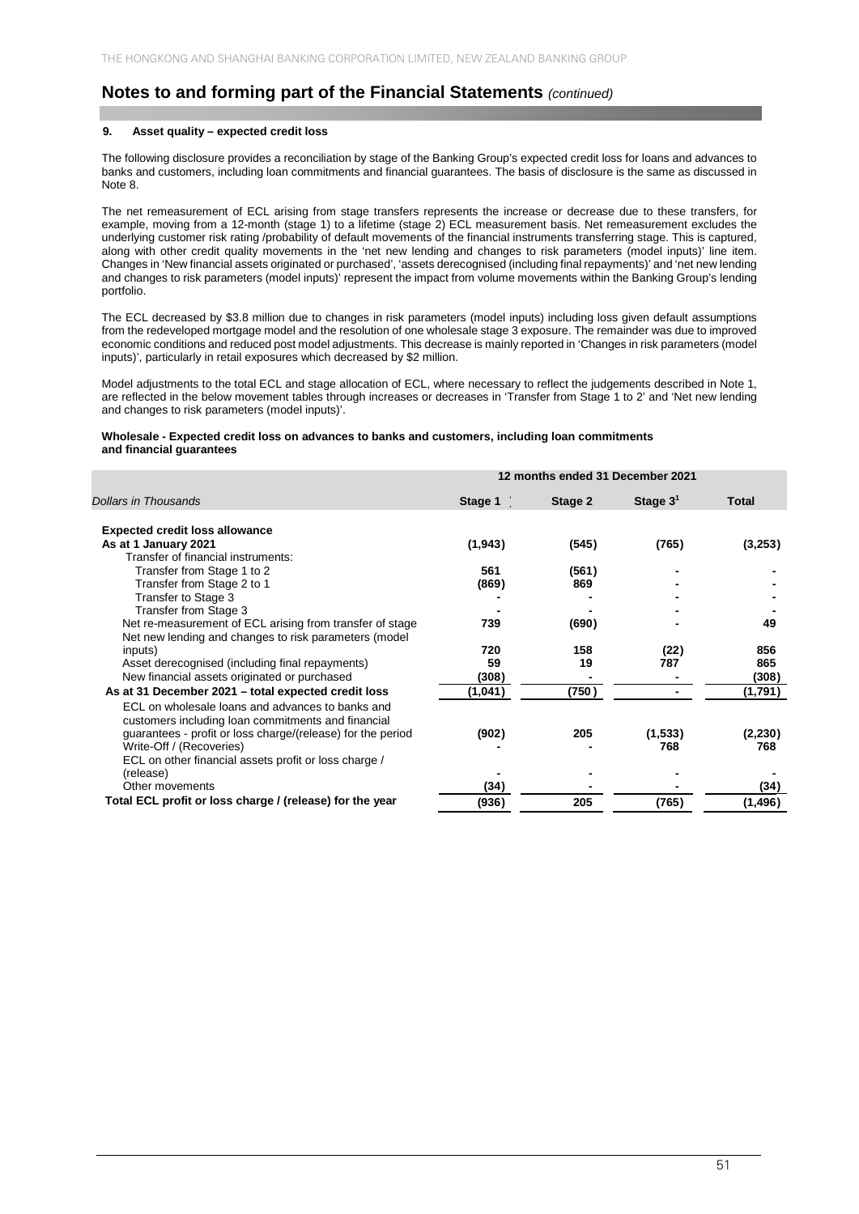# Notes to and forming part of the Financial Statements *(continued)*

## 9. Asset quality – expected credit loss

The following disclosure provides a reconciliation by stage of the Banking Group's expected credit loss for loans and advances to banks and customers, including loan commitments and financial guarantees. The basis of disclosure is the same as discussed in Note 8.

The net remeasurement of ECL arising from stage transfers represents the increase or decrease due to these transfers, for example, moving from a 12-month (stage 1) to a lifetime (stage 2) ECL measurement basis. Net remeasurement excludes the underlying customer risk rating /probability of default movements of the financial instruments transferring stage. This is captured, along with other credit quality movements in the 'net new lending and changes to risk parameters (model inputs)' line item. Changes in 'New financial assets originated or purchased', 'assets derecognised (including final repayments)' and 'net new lending and changes to risk parameters (model inputs)' represent the impact from volume movements within the Banking Group's lending portfolio.

The ECL decreased by $3.8 million due to changes in risk parameters (model inputs) including loss given default assumptions from the redeveloped mortgage model and the resolution of one wholesale stage 3 exposure. The remainder was due to improved economic conditions and reduced post model adjustments. This decrease is mainly reported in 'Changes in risk parameters (model inputs)', particularly in retail exposures which decreased by $2 million.

Model adjustments to the total ECL and stage allocation of ECL, where necessary to reflect the judgements described in Note 1, are reflected in the below movement tables through increases or decreases in 'Transfer from Stage 1 to 2' and 'Net new lending and changes to risk parameters (model inputs)'.

**Wholesale - Expected credit loss on advances to banks and customers, including loan commitments and financial guarantees**

| | 12 months ended 31 December 2021 | | | |
|---|---|---|---|---|
| *Dollars in Thousands* | **Stage 1** | **Stage 2** | **Stage 3[1]** | **Total** |
| **Expected credit loss allowance** | | | | |
| **As at 1 January 2021** | **(1,943)** | **(545)** | **(765)** | **(3,253)** |
| Transfer of financial instruments: | | | | |
| Transfer from Stage 1 to 2 | 561 | (561) | - | - |
| Transfer from Stage 2 to 1 | (869) | 869 | - | - |
| Transfer to Stage 3 | - | - | - | - |
| Transfer from Stage 3 | - | - | - | - |
| Net re-measurement of ECL arising from transfer of stage | 739 | (690) | - | 49 |
| Net new lending and changes to risk parameters (model inputs) | 720 | 158 | (22) | 856 |
| Asset derecognised (including final repayments) | 59 | 19 | 787 | 865 |
| New financial assets originated or purchased | (308) | - | - | (308) |
| **As at 31 December 2021 – total expected credit loss** | **(1,041)** | **(750)** | **-** | **(1,791)** |
| ECL on wholesale loans and advances to banks and customers including loan commitments and financial guarantees - profit or loss charge/(release) for the period | (902) | 205 | (1,533) | (2,230) |
| Write-Off / (Recoveries) | - | - | 768 | 768 |
| ECL on other financial assets profit or loss charge / (release) | - | - | - | - |
| Other movements | (34) | - | - | (34) |
| **Total ECL profit or loss charge / (release) for the year** | **(936)** | **205** | **(765)** | **(1,496)** |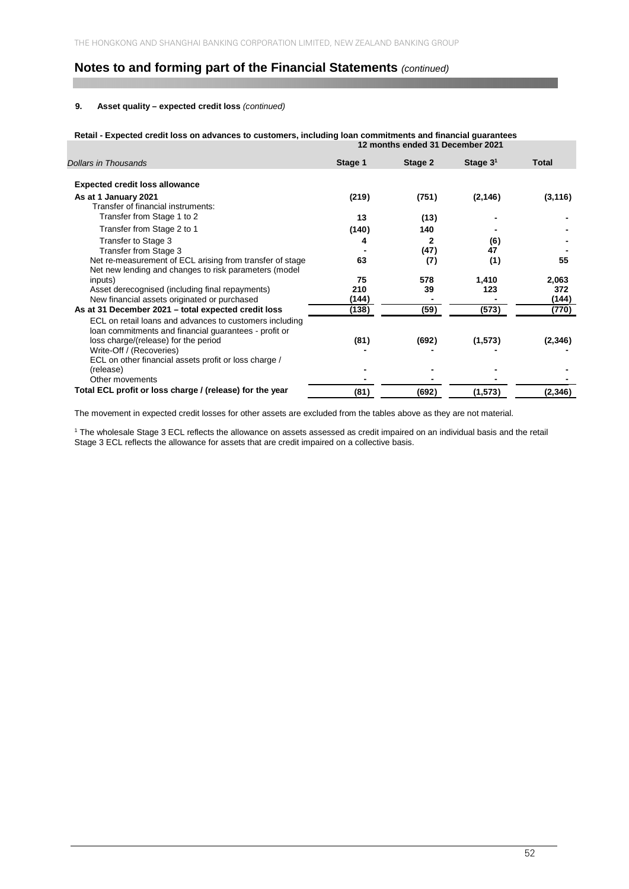## Notes to and forming part of the Financial Statements *(continued)*

### 9. Asset quality – expected credit loss *(continued)*

**Retail - Expected credit loss on advances to customers, including loan commitments and financial guarantees**

| | 12 months ended 31 December 2021 | | | |
|---|---|---|---|---|
| *Dollars in Thousands* | **Stage 1** | **Stage 2** | **Stage 3[1]** | **Total** |
| **Expected credit loss allowance** | | | | |
| **As at 1 January 2021** | **(219)** | **(751)** | **(2,146)** | **(3,116)** |
| Transfer of financial instruments: | | | | |
| Transfer from Stage 1 to 2 | **13** | **(13)** | **-** | **-** |
| Transfer from Stage 2 to 1 | **(140)** | **140** | **-** | **-** |
| Transfer to Stage 3 | **4** | **2** | **(6)** | **-** |
| Transfer from Stage 3 | **-** | **(47)** | **47** | **-** |
| Net re-measurement of ECL arising from transfer of stage | **63** | **(7)** | **(1)** | **55** |
| Net new lending and changes to risk parameters (model inputs) | **75** | **578** | **1,410** | **2,063** |
| Asset derecognised (including final repayments) | **210** | **39** | **123** | **372** |
| New financial assets originated or purchased | **(144)** | **-** | **-** | **(144)** |
| **As at 31 December 2021 – total expected credit loss** | **(138)** | **(59)** | **(573)** | **(770)** |
| ECL on retail loans and advances to customers including loan commitments and financial guarantees - profit or loss charge/(release) for the period | **(81)** | **(692)** | **(1,573)** | **(2,346)** |
| Write-Off / (Recoveries) | **-** | **-** | **-** | **-** |
| ECL on other financial assets profit or loss charge / (release) | **-** | **-** | **-** | **-** |
| Other movements | **-** | **-** | **-** | **-** |
| **Total ECL profit or loss charge / (release) for the year** | **(81)** | **(692)** | **(1,573)** | **(2,346)** |

The movement in expected credit losses for other assets are excluded from the tables above as they are not material.

[1] The wholesale Stage 3 ECL reflects the allowance on assets assessed as credit impaired on an individual basis and the retail Stage 3 ECL reflects the allowance for assets that are credit impaired on a collective basis.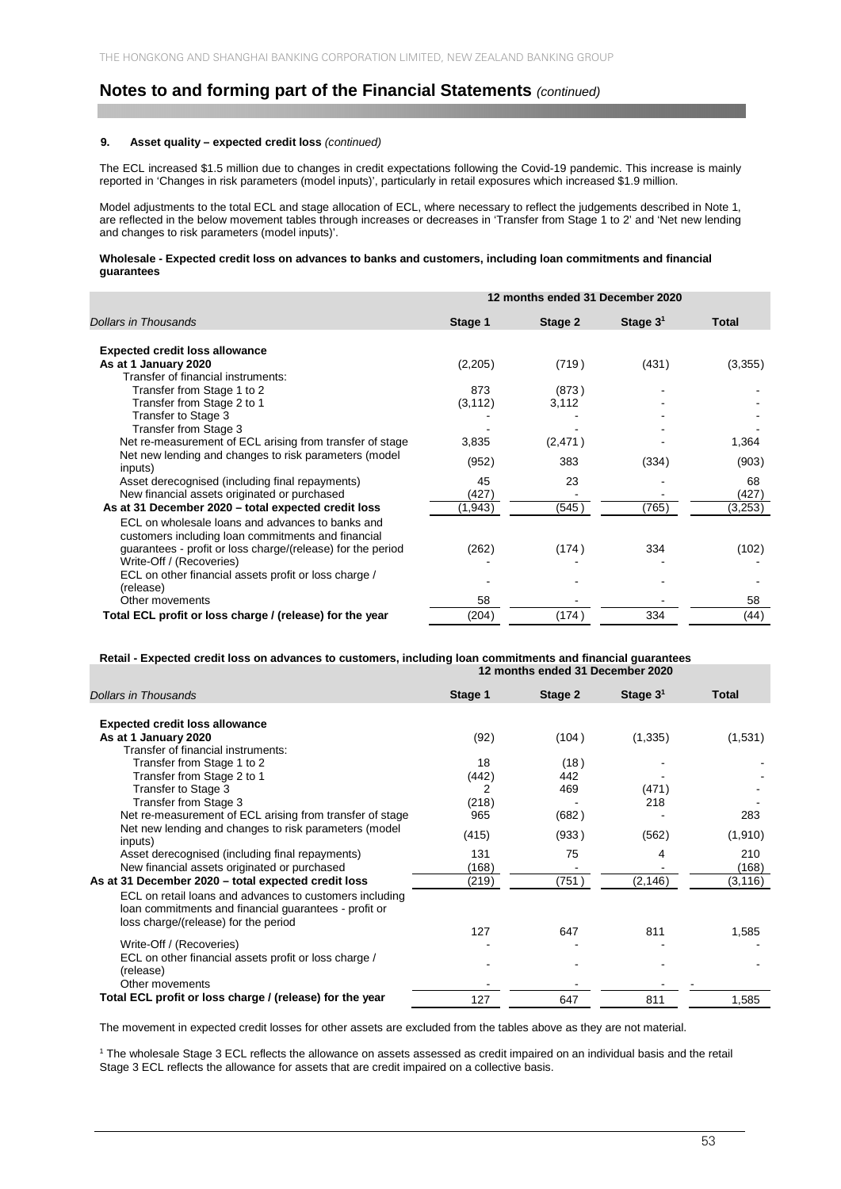# Notes to and forming part of the Financial Statements *(continued)*

**9. Asset quality – expected credit loss** *(continued)*

The ECL increased $1.5 million due to changes in credit expectations following the Covid-19 pandemic. This increase is mainly reported in 'Changes in risk parameters (model inputs)', particularly in retail exposures which increased $1.9 million.

Model adjustments to the total ECL and stage allocation of ECL, where necessary to reflect the judgements described in Note 1, are reflected in the below movement tables through increases or decreases in 'Transfer from Stage 1 to 2' and 'Net new lending and changes to risk parameters (model inputs)'.

**Wholesale - Expected credit loss on advances to banks and customers, including loan commitments and financial guarantees**

| | 12 months ended 31 December 2020 | | | |
|---|---|---|---|---|
| *Dollars in Thousands* | **Stage 1** | **Stage 2** | **Stage 3[1]** | **Total** |
| **Expected credit loss allowance** | | | | |
| **As at 1 January 2020** | (2,205) | (719) | (431) | (3,355) |
| Transfer of financial instruments: | | | | |
| Transfer from Stage 1 to 2 | 873 | (873) | - | - |
| Transfer from Stage 2 to 1 | (3,112) | 3,112 | - | - |
| Transfer to Stage 3 | - | - | - | - |
| Transfer from Stage 3 | - | - | - | - |
| Net re-measurement of ECL arising from transfer of stage | 3,835 | (2,471) | - | 1,364 |
| Net new lending and changes to risk parameters (model inputs) | (952) | 383 | (334) | (903) |
| Asset derecognised (including final repayments) | 45 | 23 | - | 68 |
| New financial assets originated or purchased | (427) | - | - | (427) |
| **As at 31 December 2020 – total expected credit loss** | (1,943) | (545) | (765) | (3,253) |
| ECL on wholesale loans and advances to banks and customers including loan commitments and financial guarantees - profit or loss charge/(release) for the period | (262) | (174) | 334 | (102) |
| Write-Off / (Recoveries) | - | - | - | - |
| ECL on other financial assets profit or loss charge / (release) | - | - | - | - |
| Other movements | 58 | - | - | 58 |
| **Total ECL profit or loss charge / (release) for the year** | (204) | (174) | 334 | (44) |

**Retail - Expected credit loss on advances to customers, including loan commitments and financial guarantees**

| | 12 months ended 31 December 2020 | | | |
|---|---|---|---|---|
| *Dollars in Thousands* | **Stage 1** | **Stage 2** | **Stage 3[1]** | **Total** |
| **Expected credit loss allowance** | | | | |
| **As at 1 January 2020** | (92) | (104) | (1,335) | (1,531) |
| Transfer of financial instruments: | | | | |
| Transfer from Stage 1 to 2 | 18 | (18) | - | - |
| Transfer from Stage 2 to 1 | (442) | 442 | - | - |
| Transfer to Stage 3 | 2 | 469 | (471) | - |
| Transfer from Stage 3 | (218) | - | 218 | - |
| Net re-measurement of ECL arising from transfer of stage | 965 | (682) | - | 283 |
| Net new lending and changes to risk parameters (model inputs) | (415) | (933) | (562) | (1,910) |
| Asset derecognised (including final repayments) | 131 | 75 | 4 | 210 |
| New financial assets originated or purchased | (168) | - | - | (168) |
| **As at 31 December 2020 – total expected credit loss** | (219) | (751) | (2,146) | (3,116) |
| ECL on retail loans and advances to customers including loan commitments and financial guarantees - profit or loss charge/(release) for the period | 127 | 647 | 811 | 1,585 |
| Write-Off / (Recoveries) | - | - | - | - |
| ECL on other financial assets profit or loss charge / (release) | - | - | - | - |
| Other movements | - | - | - | - |
| **Total ECL profit or loss charge / (release) for the year** | 127 | 647 | 811 | 1,585 |

The movement in expected credit losses for other assets are excluded from the tables above as they are not material.

[1] The wholesale Stage 3 ECL reflects the allowance on assets assessed as credit impaired on an individual basis and the retail Stage 3 ECL reflects the allowance for assets that are credit impaired on a collective basis.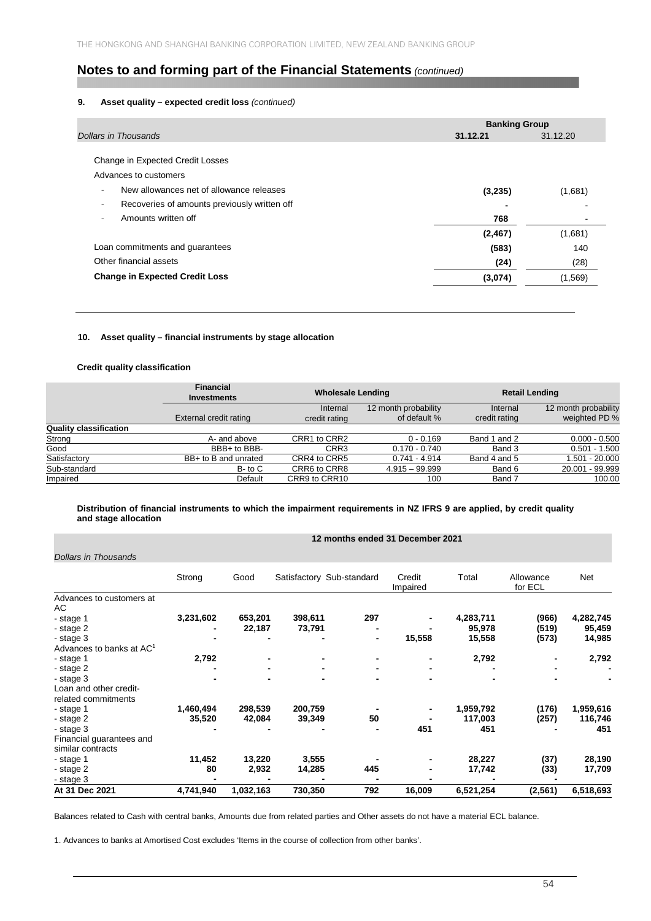## Notes to and forming part of the Financial Statements *(continued)*

### 9. Asset quality – expected credit loss *(continued)*

| *Dollars in Thousands* | Banking Group 31.12.21 | 31.12.20 |
|---|---|---|
| Change in Expected Credit Losses | | |
| Advances to customers | | |
| - New allowances net of allowance releases | **(3,235)** | (1,681) |
| - Recoveries of amounts previously written off | **-** | - |
| - Amounts written off | **768** | - |
| | **(2,467)** | (1,681) |
| Loan commitments and guarantees | **(583)** | 140 |
| Other financial assets | **(24)** | (28) |
| **Change in Expected Credit Loss** | **(3,074)** | (1,569) |

### 10. Asset quality – financial instruments by stage allocation

**Credit quality classification**

| | Financial Investments | Wholesale Lending | | Retail Lending | |
|---|---|---|---|---|---|
| | External credit rating | Internal credit rating | 12 month probability of default % | Internal credit rating | 12 month probability weighted PD % |
| **Quality classification** | | | | | |
| Strong | A- and above | CRR1 to CRR2 | 0 - 0.169 | Band 1 and 2 | 0.000 - 0.500 |
| Good | BBB+ to BBB- | CRR3 | 0.170 - 0.740 | Band 3 | 0.501 - 1.500 |
| Satisfactory | BB+ to B and unrated | CRR4 to CRR5 | 0.741 - 4.914 | Band 4 and 5 | 1.501 - 20.000 |
| Sub-standard | B- to C | CRR6 to CRR8 | 4.915 – 99.999 | Band 6 | 20.001 - 99.999 |
| Impaired | Default | CRR9 to CRR10 | 100 | Band 7 | 100.00 |

**Distribution of financial instruments to which the impairment requirements in NZ IFRS 9 are applied, by credit quality and stage allocation**

| *Dollars in Thousands* | 12 months ended 31 December 2021 | | | | | | | |
|---|---|---|---|---|---|---|---|---|
| | Strong | Good | Satisfactory | Sub-standard | Credit Impaired | Total | Allowance for ECL | Net |
| Advances to customers at AC | | | | | | | | |
| - stage 1 | **3,231,602** | **653,201** | **398,611** | **297** | **-** | **4,283,711** | **(966)** | **4,282,745** |
| - stage 2 | **-** | **22,187** | **73,791** | **-** | **-** | **95,978** | **(519)** | **95,459** |
| - stage 3 | **-** | **-** | **-** | **-** | **15,558** | **15,558** | **(573)** | **14,985** |
| Advances to banks at AC[1] | | | | | | | | |
| - stage 1 | **2,792** | **-** | **-** | **-** | **-** | **2,792** | **-** | **2,792** |
| - stage 2 | **-** | **-** | **-** | **-** | **-** | **-** | **-** | **-** |
| - stage 3 | **-** | **-** | **-** | **-** | **-** | **-** | **-** | **-** |
| Loan and other credit-related commitments | | | | | | | | |
| - stage 1 | **1,460,494** | **298,539** | **200,759** | **-** | **-** | **1,959,792** | **(176)** | **1,959,616** |
| - stage 2 | **35,520** | **42,084** | **39,349** | **50** | **-** | **117,003** | **(257)** | **116,746** |
| - stage 3 | **-** | **-** | **-** | **-** | **451** | **451** | **-** | **451** |
| Financial guarantees and similar contracts | | | | | | | | |
| - stage 1 | **11,452** | **13,220** | **3,555** | **-** | **-** | **28,227** | **(37)** | **28,190** |
| - stage 2 | **80** | **2,932** | **14,285** | **445** | **-** | **17,742** | **(33)** | **17,709** |
| - stage 3 | **-** | **-** | **-** | **-** | **-** | **-** | **-** | |
| **At 31 Dec 2021** | **4,741,940** | **1,032,163** | **730,350** | **792** | **16,009** | **6,521,254** | **(2,561)** | **6,518,693** |

Balances related to Cash with central banks, Amounts due from related parties and Other assets do not have a material ECL balance.

1. Advances to banks at Amortised Cost excludes 'Items in the course of collection from other banks'.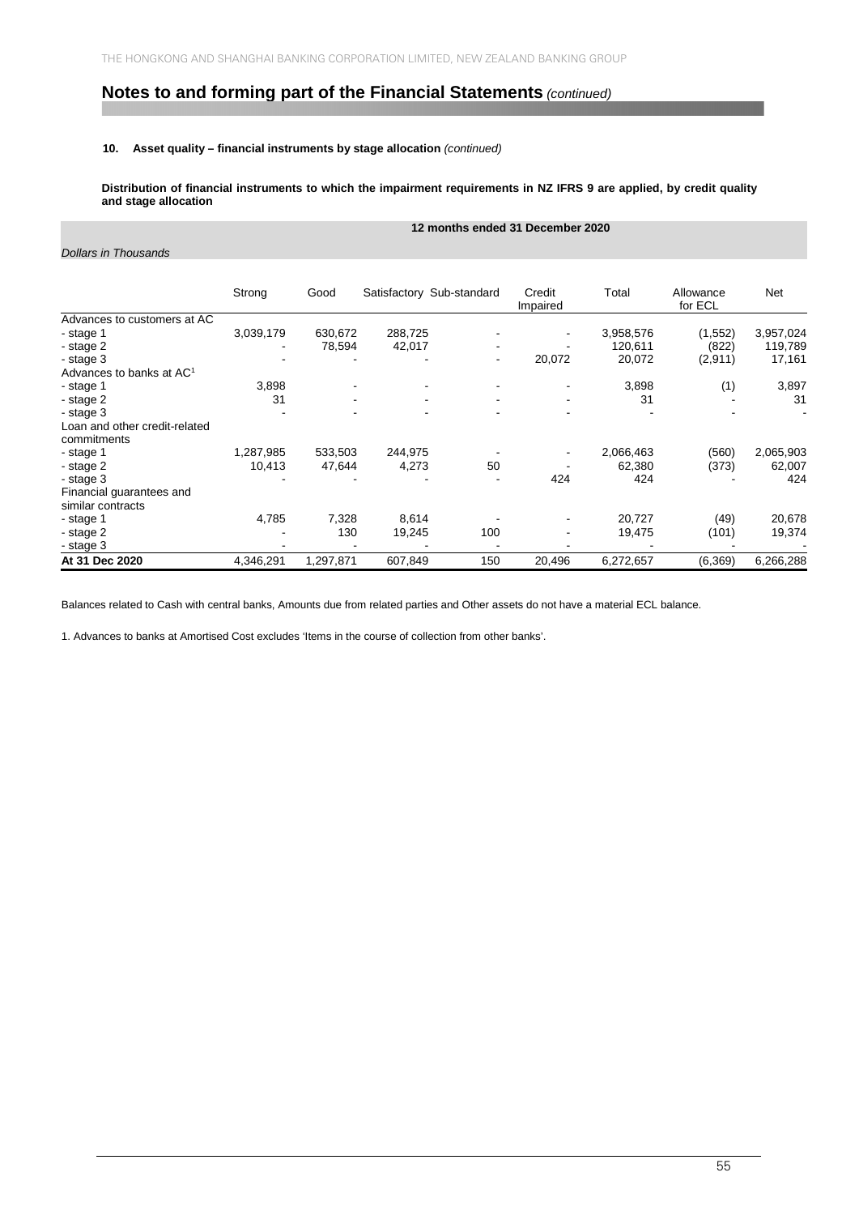# Notes to and forming part of the Financial Statements *(continued)*

### 10. Asset quality – financial instruments by stage allocation *(continued)*

**Distribution of financial instruments to which the impairment requirements in NZ IFRS 9 are applied, by credit quality and stage allocation**

| | 12 months ended 31 December 2020 | | | | | | | |
|---|---|---|---|---|---|---|---|---|
| *Dollars in Thousands* | | | | | | | | |
| | Strong | Good | Satisfactory | Sub-standard | Credit Impaired | Total | Allowance for ECL | Net |
| Advances to customers at AC | | | | | | | | |
| - stage 1 | 3,039,179 | 630,672 | 288,725 | - | - | 3,958,576 | (1,552) | 3,957,024 |
| - stage 2 | - | 78,594 | 42,017 | - | - | 120,611 | (822) | 119,789 |
| - stage 3 | - | - | - | - | 20,072 | 20,072 | (2,911) | 17,161 |
| Advances to banks at AC[1] | | | | | | | | |
| - stage 1 | 3,898 | - | - | - | - | 3,898 | (1) | 3,897 |
| - stage 2 | 31 | - | - | - | - | 31 | - | 31 |
| - stage 3 | - | - | - | - | - | - | - | - |
| Loan and other credit-related commitments | | | | | | | | |
| - stage 1 | 1,287,985 | 533,503 | 244,975 | - | - | 2,066,463 | (560) | 2,065,903 |
| - stage 2 | 10,413 | 47,644 | 4,273 | 50 | - | 62,380 | (373) | 62,007 |
| - stage 3 | - | - | - | - | 424 | 424 | - | 424 |
| Financial guarantees and similar contracts | | | | | | | | |
| - stage 1 | 4,785 | 7,328 | 8,614 | - | - | 20,727 | (49) | 20,678 |
| - stage 2 | - | 130 | 19,245 | 100 | - | 19,475 | (101) | 19,374 |
| - stage 3 | - | - | - | - | - | - | - | - |
| **At 31 Dec 2020** | 4,346,291 | 1,297,871 | 607,849 | 150 | 20,496 | 6,272,657 | (6,369) | 6,266,288 |

Balances related to Cash with central banks, Amounts due from related parties and Other assets do not have a material ECL balance.

1. Advances to banks at Amortised Cost excludes 'Items in the course of collection from other banks'.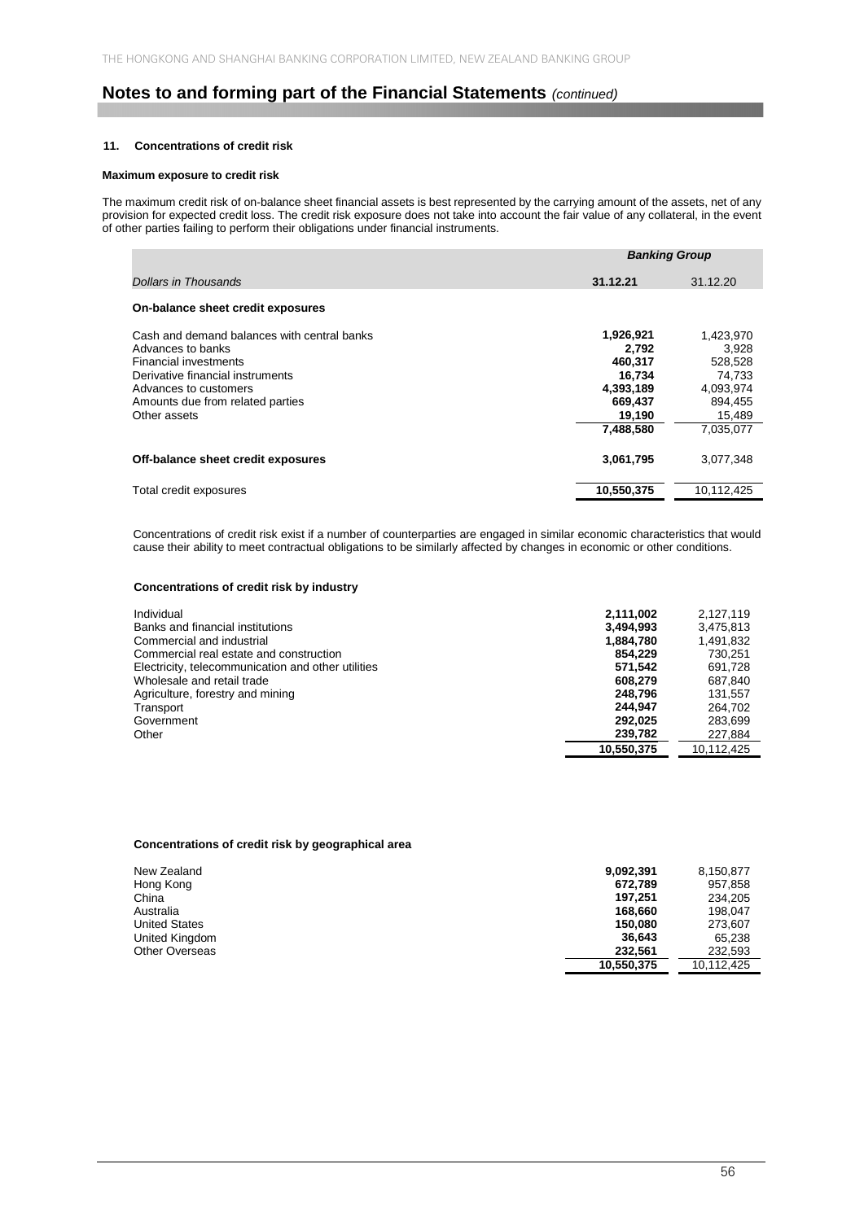## Notes to and forming part of the Financial Statements *(continued)*

### 11. Concentrations of credit risk

**Maximum exposure to credit risk**

The maximum credit risk of on-balance sheet financial assets is best represented by the carrying amount of the assets, net of any provision for expected credit loss. The credit risk exposure does not take into account the fair value of any collateral, in the event of other parties failing to perform their obligations under financial instruments.

| | ***Banking Group*** | |
|---|---|---|
| *Dollars in Thousands* | **31.12.21** | 31.12.20 |
| **On-balance sheet credit exposures** | | |
| Cash and demand balances with central banks | **1,926,921** | 1,423,970 |
| Advances to banks | **2,792** | 3,928 |
| Financial investments | **460,317** | 528,528 |
| Derivative financial instruments | **16,734** | 74,733 |
| Advances to customers | **4,393,189** | 4,093,974 |
| Amounts due from related parties | **669,437** | 894,455 |
| Other assets | **19,190** | 15,489 |
| | **7,488,580** | 7,035,077 |
| **Off-balance sheet credit exposures** | **3,061,795** | 3,077,348 |
| Total credit exposures | **10,550,375** | 10,112,425 |

Concentrations of credit risk exist if a number of counterparties are engaged in similar economic characteristics that would cause their ability to meet contractual obligations to be similarly affected by changes in economic or other conditions.

**Concentrations of credit risk by industry**

| | | |
|---|---|---|
| Individual | **2,111,002** | 2,127,119 |
| Banks and financial institutions | **3,494,993** | 3,475,813 |
| Commercial and industrial | **1,884,780** | 1,491,832 |
| Commercial real estate and construction | **854,229** | 730,251 |
| Electricity, telecommunication and other utilities | **571,542** | 691,728 |
| Wholesale and retail trade | **608,279** | 687,840 |
| Agriculture, forestry and mining | **248,796** | 131,557 |
| Transport | **244,947** | 264,702 |
| Government | **292,025** | 283,699 |
| Other | **239,782** | 227,884 |
| | **10,550,375** | 10,112,425 |

**Concentrations of credit risk by geographical area**

| | | |
|---|---|---|
| New Zealand | **9,092,391** | 8,150,877 |
| Hong Kong | **672,789** | 957,858 |
| China | **197,251** | 234,205 |
| Australia | **168,660** | 198,047 |
| United States | **150,080** | 273,607 |
| United Kingdom | **36,643** | 65,238 |
| Other Overseas | **232,561** | 232,593 |
| | **10,550,375** | 10,112,425 |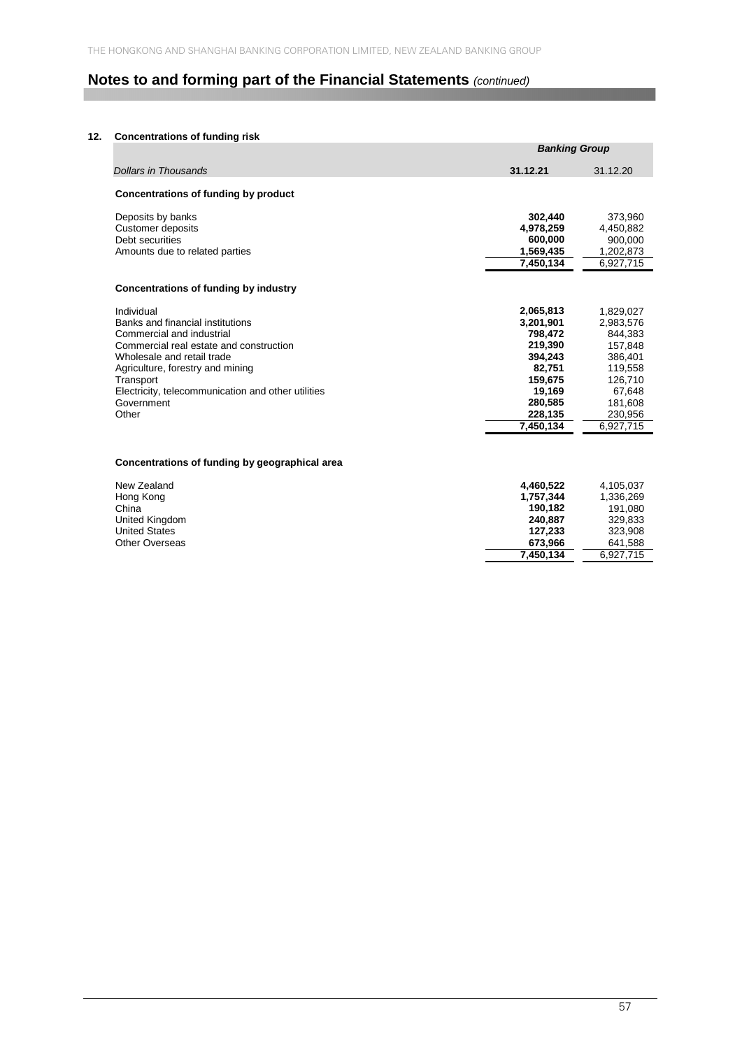# Notes to and forming part of the Financial Statements *(continued)*

## 12. Concentrations of funding risk

| | *Banking Group* | |
|---|---|---|
| *Dollars in Thousands* | **31.12.21** | 31.12.20 |
| **Concentrations of funding by product** | | |
| Deposits by banks | **302,440** | 373,960 |
| Customer deposits | **4,978,259** | 4,450,882 |
| Debt securities | **600,000** | 900,000 |
| Amounts due to related parties | **1,569,435** | 1,202,873 |
| | **7,450,134** | 6,927,715 |
| **Concentrations of funding by industry** | | |
| Individual | **2,065,813** | 1,829,027 |
| Banks and financial institutions | **3,201,901** | 2,983,576 |
| Commercial and industrial | **798,472** | 844,383 |
| Commercial real estate and construction | **219,390** | 157,848 |
| Wholesale and retail trade | **394,243** | 386,401 |
| Agriculture, forestry and mining | **82,751** | 119,558 |
| Transport | **159,675** | 126,710 |
| Electricity, telecommunication and other utilities | **19,169** | 67,648 |
| Government | **280,585** | 181,608 |
| Other | **228,135** | 230,956 |
| | **7,450,134** | 6,927,715 |
| **Concentrations of funding by geographical area** | | |
| New Zealand | **4,460,522** | 4,105,037 |
| Hong Kong | **1,757,344** | 1,336,269 |
| China | **190,182** | 191,080 |
| United Kingdom | **240,887** | 329,833 |
| United States | **127,233** | 323,908 |
| Other Overseas | **673,966** | 641,588 |
| | **7,450,134** | 6,927,715 |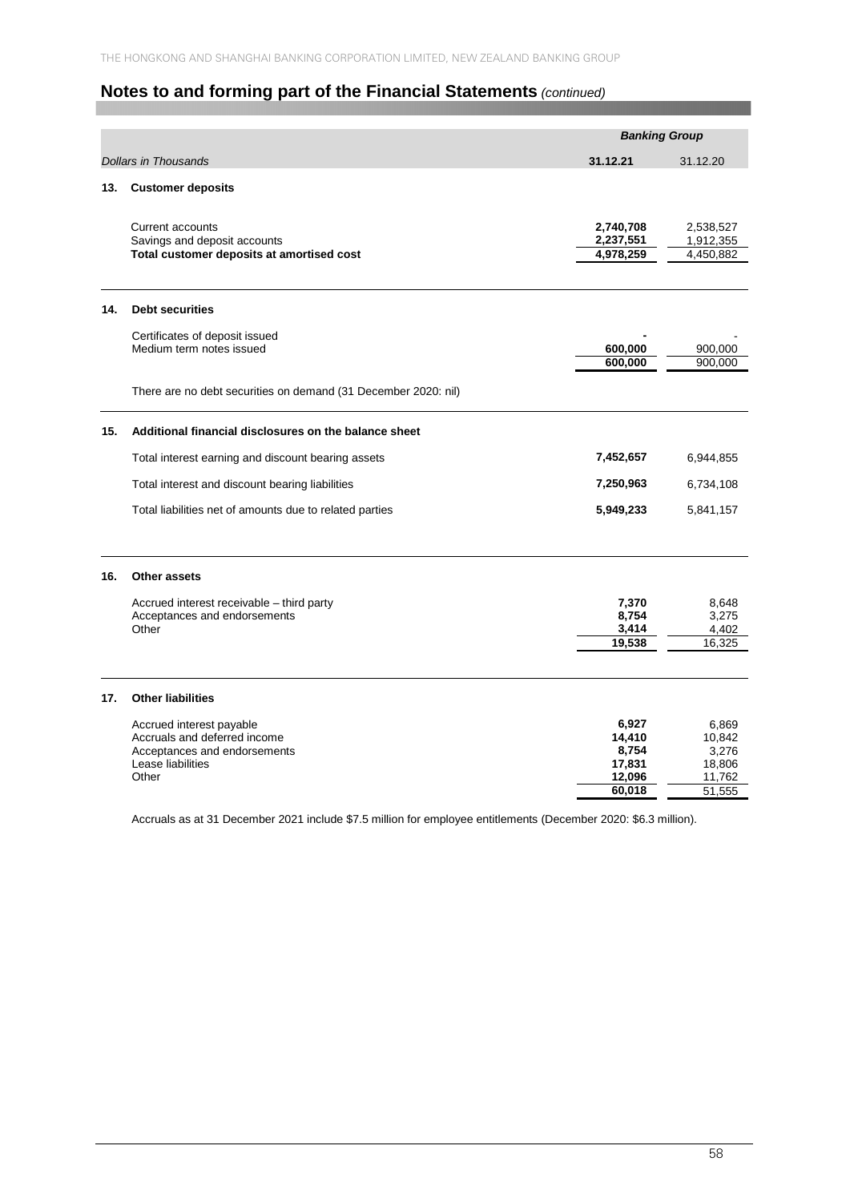## Notes to and forming part of the Financial Statements *(continued)*

| | *Banking Group* | |
|---|---|---|
| *Dollars in Thousands* | **31.12.21** | 31.12.20 |
| **13. Customer deposits** | | |
| Current accounts | **2,740,708** | 2,538,527 |
| Savings and deposit accounts | **2,237,551** | 1,912,355 |
| **Total customer deposits at amortised cost** | **4,978,259** | 4,450,882 |
| **14. Debt securities** | | |
| Certificates of deposit issued | **-** | - |
| Medium term notes issued | **600,000** | 900,000 |
| | **600,000** | 900,000 |
| There are no debt securities on demand (31 December 2020: nil) | | |
| **15. Additional financial disclosures on the balance sheet** | | |
| Total interest earning and discount bearing assets | **7,452,657** | 6,944,855 |
| Total interest and discount bearing liabilities | **7,250,963** | 6,734,108 |
| Total liabilities net of amounts due to related parties | **5,949,233** | 5,841,157 |
| **16. Other assets** | | |
| Accrued interest receivable – third party | **7,370** | 8,648 |
| Acceptances and endorsements | **8,754** | 3,275 |
| Other | **3,414** | 4,402 |
| | **19,538** | 16,325 |
| **17. Other liabilities** | | |
| Accrued interest payable | **6,927** | 6,869 |
| Accruals and deferred income | **14,410** | 10,842 |
| Acceptances and endorsements | **8,754** | 3,276 |
| Lease liabilities | **17,831** | 18,806 |
| Other | **12,096** | 11,762 |
| | **60,018** | 51,555 |

Accruals as at 31 December 2021 include $7.5 million for employee entitlements (December 2020: $6.3 million).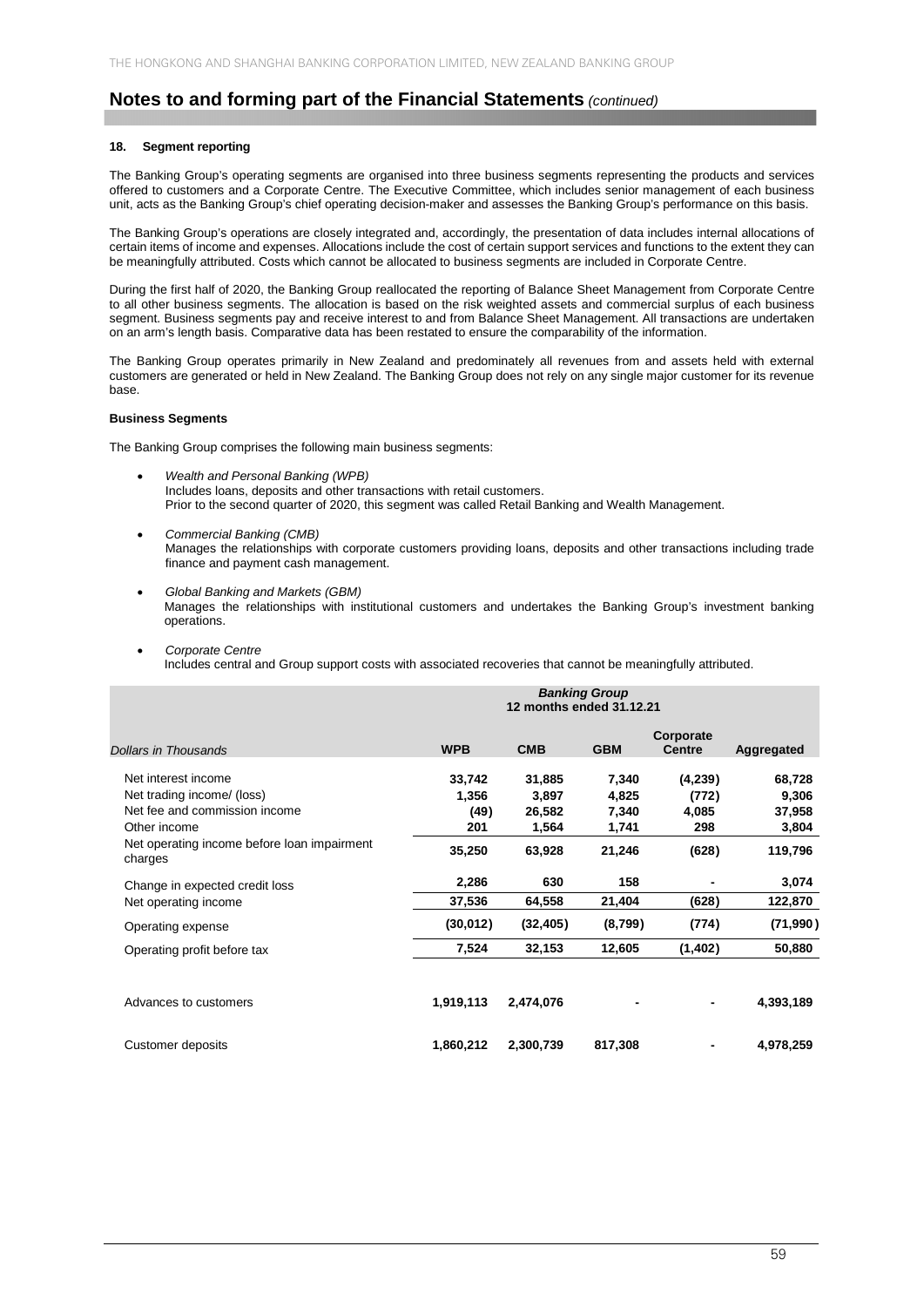## Notes to and forming part of the Financial Statements *(continued)*

### 18. Segment reporting

The Banking Group's operating segments are organised into three business segments representing the products and services offered to customers and a Corporate Centre. The Executive Committee, which includes senior management of each business unit, acts as the Banking Group's chief operating decision-maker and assesses the Banking Group's performance on this basis.

The Banking Group's operations are closely integrated and, accordingly, the presentation of data includes internal allocations of certain items of income and expenses. Allocations include the cost of certain support services and functions to the extent they can be meaningfully attributed. Costs which cannot be allocated to business segments are included in Corporate Centre.

During the first half of 2020, the Banking Group reallocated the reporting of Balance Sheet Management from Corporate Centre to all other business segments. The allocation is based on the risk weighted assets and commercial surplus of each business segment. Business segments pay and receive interest to and from Balance Sheet Management. All transactions are undertaken on an arm's length basis. Comparative data has been restated to ensure the comparability of the information.

The Banking Group operates primarily in New Zealand and predominately all revenues from and assets held with external customers are generated or held in New Zealand. The Banking Group does not rely on any single major customer for its revenue base.

**Business Segments**

The Banking Group comprises the following main business segments:

- *Wealth and Personal Banking (WPB)*
  Includes loans, deposits and other transactions with retail customers.
  Prior to the second quarter of 2020, this segment was called Retail Banking and Wealth Management.

- *Commercial Banking (CMB)*
  Manages the relationships with corporate customers providing loans, deposits and other transactions including trade finance and payment cash management.

- *Global Banking and Markets (GBM)*
  Manages the relationships with institutional customers and undertakes the Banking Group's investment banking operations.

- *Corporate Centre*
  Includes central and Group support costs with associated recoveries that cannot be meaningfully attributed.

| | ***Banking Group*** **12 months ended 31.12.21** | | | | |
|---|---|---|---|---|---|
| *Dollars in Thousands* | **WPB** | **CMB** | **GBM** | **Corporate Centre** | **Aggregated** |
| Net interest income | 33,742 | 31,885 | 7,340 | (4,239) | 68,728 |
| Net trading income/ (loss) | 1,356 | 3,897 | 4,825 | (772) | 9,306 |
| Net fee and commission income | (49) | 26,582 | 7,340 | 4,085 | 37,958 |
| Other income | 201 | 1,564 | 1,741 | 298 | 3,804 |
| Net operating income before loan impairment charges | 35,250 | 63,928 | 21,246 | (628) | 119,796 |
| Change in expected credit loss | 2,286 | 630 | 158 | - | 3,074 |
| Net operating income | 37,536 | 64,558 | 21,404 | (628) | 122,870 |
| Operating expense | (30,012) | (32,405) | (8,799) | (774) | (71,990) |
| Operating profit before tax | 7,524 | 32,153 | 12,605 | (1,402) | 50,880 |
| | | | | | |
| Advances to customers | 1,919,113 | 2,474,076 | - | - | 4,393,189 |
| | | | | | |
| Customer deposits | 1,860,212 | 2,300,739 | 817,308 | - | 4,978,259 |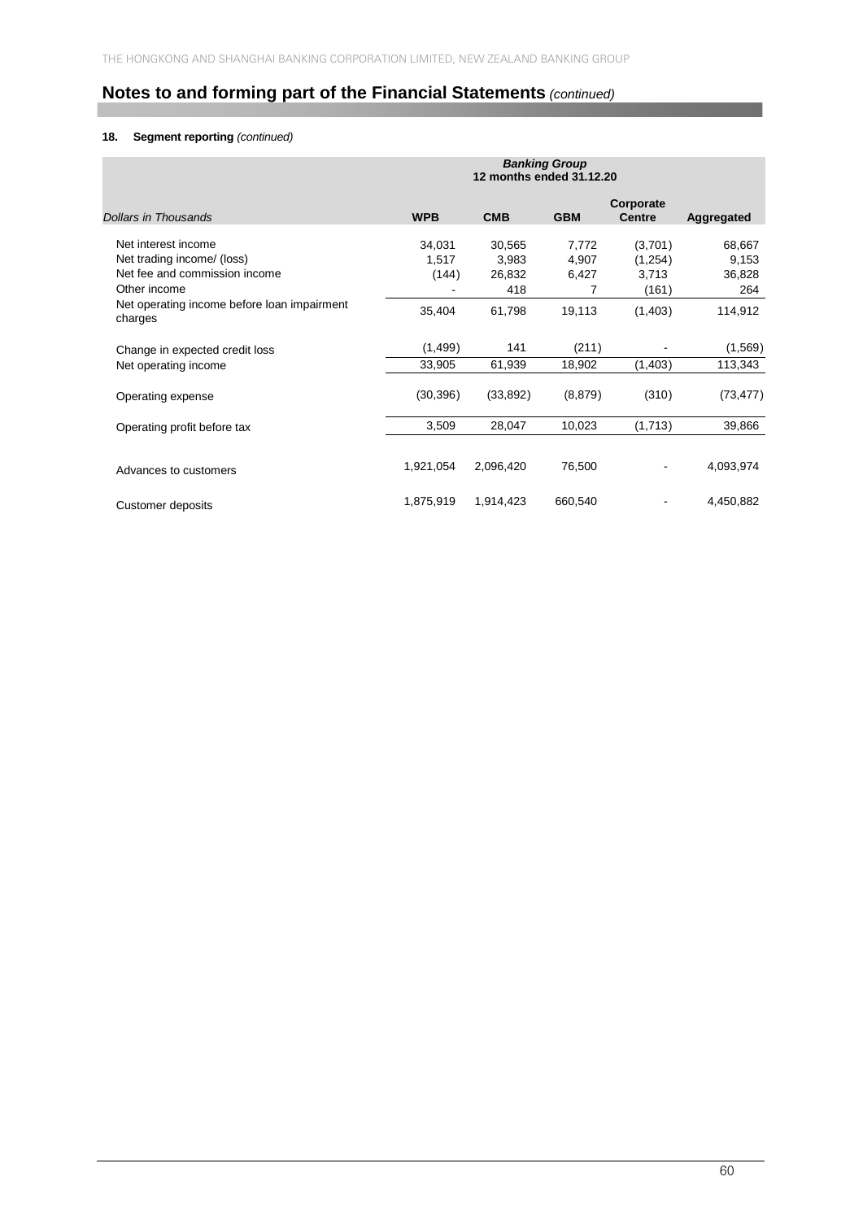## Notes to and forming part of the Financial Statements *(continued)*

**18. Segment reporting** *(continued)*

| | ***Banking Group*** **12 months ended 31.12.20** | | | | |
|---|---|---|---|---|---|
| *Dollars in Thousands* | **WPB** | **CMB** | **GBM** | **Corporate Centre** | **Aggregated** |
| Net interest income | 34,031 | 30,565 | 7,772 | (3,701) | 68,667 |
| Net trading income/ (loss) | 1,517 | 3,983 | 4,907 | (1,254) | 9,153 |
| Net fee and commission income | (144) | 26,832 | 6,427 | 3,713 | 36,828 |
| Other income | - | 418 | 7 | (161) | 264 |
| Net operating income before loan impairment charges | 35,404 | 61,798 | 19,113 | (1,403) | 114,912 |
| Change in expected credit loss | (1,499) | 141 | (211) | - | (1,569) |
| Net operating income | 33,905 | 61,939 | 18,902 | (1,403) | 113,343 |
| Operating expense | (30,396) | (33,892) | (8,879) | (310) | (73,477) |
| Operating profit before tax | 3,509 | 28,047 | 10,023 | (1,713) | 39,866 |
| Advances to customers | 1,921,054 | 2,096,420 | 76,500 | - | 4,093,974 |
| Customer deposits | 1,875,919 | 1,914,423 | 660,540 | - | 4,450,882 |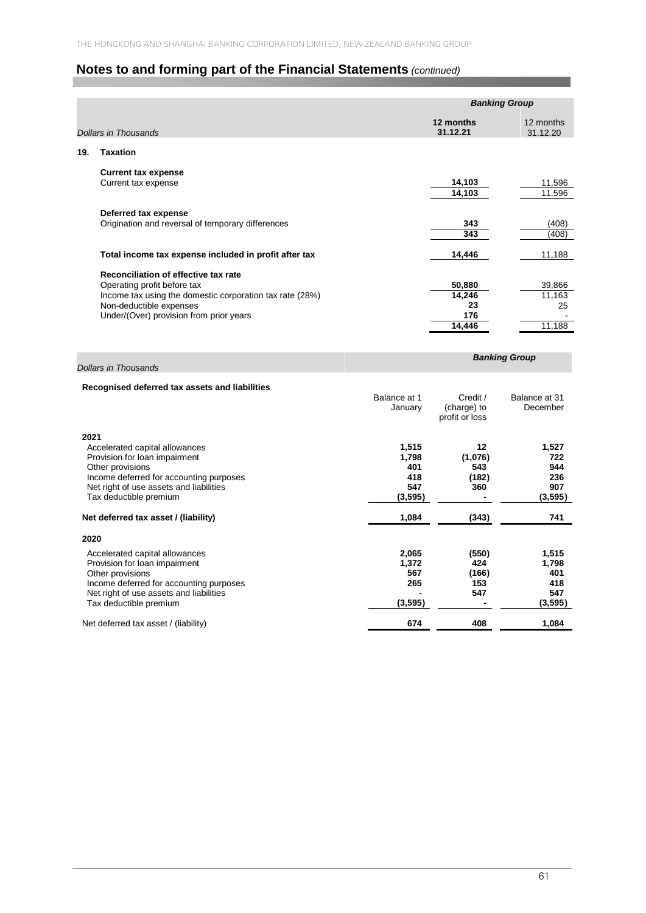## Notes to and forming part of the Financial Statements *(continued)*

| *Dollars in Thousands* | *Banking Group* | |
|---|---|---|
| | **12 months 31.12.21** | 12 months 31.12.20 |
| **19. Taxation** | | |
| **Current tax expense** | | |
| Current tax expense | **14,103** | 11,596 |
| | **14,103** | 11,596 |
| **Deferred tax expense** | | |
| Origination and reversal of temporary differences | **343** | (408) |
| | **343** | (408) |
| **Total income tax expense included in profit after tax** | **14,446** | 11,188 |
| **Reconciliation of effective tax rate** | | |
| Operating profit before tax | **50,880** | 39,866 |
| Income tax using the domestic corporation tax rate (28%) | **14,246** | 11,163 |
| Non-deductible expenses | **23** | 25 |
| Under/(Over) provision from prior years | **176** | - |
| | **14,446** | 11,188 |

| *Dollars in Thousands* | *Banking Group* | | |
|---|---|---|---|
| **Recognised deferred tax assets and liabilities** | Balance at 1 January | Credit / (charge) to profit or loss | Balance at 31 December |
| **2021** | | | |
| Accelerated capital allowances | **1,515** | **12** | **1,527** |
| Provision for loan impairment | **1,798** | **(1,076)** | **722** |
| Other provisions | **401** | **543** | **944** |
| Income deferred for accounting purposes | **418** | **(182)** | **236** |
| Net right of use assets and liabilities | **547** | **360** | **907** |
| Tax deductible premium | **(3,595)** | **-** | **(3,595)** |
| **Net deferred tax asset / (liability)** | **1,084** | **(343)** | **741** |
| **2020** | | | |
| Accelerated capital allowances | 2,065 | (550) | 1,515 |
| Provision for loan impairment | 1,372 | 424 | 1,798 |
| Other provisions | 567 | (166) | 401 |
| Income deferred for accounting purposes | 265 | 153 | 418 |
| Net right of use assets and liabilities | - | 547 | 547 |
| Tax deductible premium | (3,595) | - | (3,595) |
| Net deferred tax asset / (liability) | 674 | 408 | 1,084 |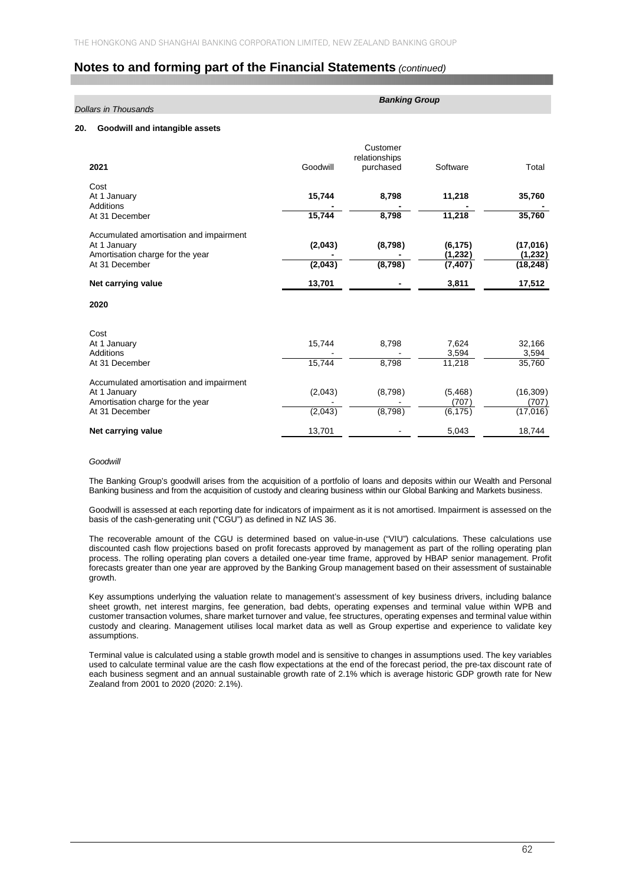## Notes to and forming part of the Financial Statements *(continued)*

*Dollars in Thousands* | ***Banking Group***

### 20. Goodwill and intangible assets

| 2021 | Goodwill | Customer relationships purchased | Software | Total |
|---|---|---|---|---|
| Cost | | | | |
| At 1 January | **15,744** | **8,798** | **11,218** | **35,760** |
| Additions | **-** | **-** | **-** | **-** |
| At 31 December | **15,744** | **8,798** | **11,218** | **35,760** |
| Accumulated amortisation and impairment | | | | |
| At 1 January | **(2,043)** | **(8,798)** | **(6,175)** | **(17,016)** |
| Amortisation charge for the year | **-** | **-** | **(1,232)** | **(1,232)** |
| At 31 December | **(2,043)** | **(8,798)** | **(7,407)** | **(18,248)** |
| **Net carrying value** | **13,701** | **-** | **3,811** | **17,512** |
| **2020** | | | | |
| Cost | | | | |
| At 1 January | 15,744 | 8,798 | 7,624 | 32,166 |
| Additions | - | - | 3,594 | 3,594 |
| At 31 December | 15,744 | 8,798 | 11,218 | 35,760 |
| Accumulated amortisation and impairment | | | | |
| At 1 January | (2,043) | (8,798) | (5,468) | (16,309) |
| Amortisation charge for the year | - | - | (707) | (707) |
| At 31 December | (2,043) | (8,798) | (6,175) | (17,016) |
| **Net carrying value** | 13,701 | - | 5,043 | 18,744 |

*Goodwill*

The Banking Group's goodwill arises from the acquisition of a portfolio of loans and deposits within our Wealth and Personal Banking business and from the acquisition of custody and clearing business within our Global Banking and Markets business.

Goodwill is assessed at each reporting date for indicators of impairment as it is not amortised. Impairment is assessed on the basis of the cash-generating unit ("CGU") as defined in NZ IAS 36.

The recoverable amount of the CGU is determined based on value-in-use ("VIU") calculations. These calculations use discounted cash flow projections based on profit forecasts approved by management as part of the rolling operating plan process. The rolling operating plan covers a detailed one-year time frame, approved by HBAP senior management. Profit forecasts greater than one year are approved by the Banking Group management based on their assessment of sustainable growth.

Key assumptions underlying the valuation relate to management's assessment of key business drivers, including balance sheet growth, net interest margins, fee generation, bad debts, operating expenses and terminal value within WPB and customer transaction volumes, share market turnover and value, fee structures, operating expenses and terminal value within custody and clearing. Management utilises local market data as well as Group expertise and experience to validate key assumptions.

Terminal value is calculated using a stable growth model and is sensitive to changes in assumptions used. The key variables used to calculate terminal value are the cash flow expectations at the end of the forecast period, the pre-tax discount rate of each business segment and an annual sustainable growth rate of 2.1% which is average historic GDP growth rate for New Zealand from 2001 to 2020 (2020: 2.1%).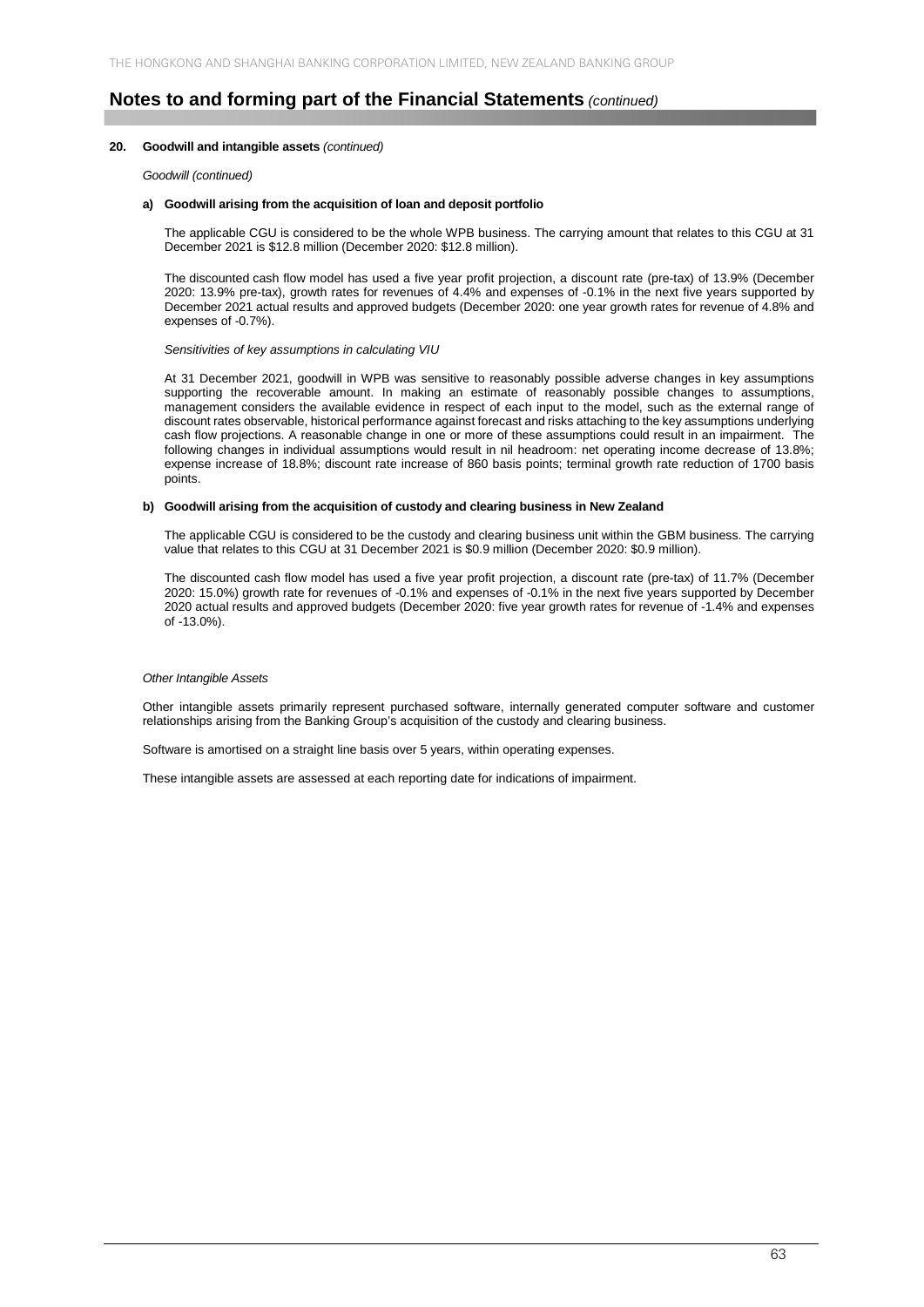## Notes to and forming part of the Financial Statements *(continued)*

**20. Goodwill and intangible assets** *(continued)*

*Goodwill (continued)*

**a) Goodwill arising from the acquisition of loan and deposit portfolio**

The applicable CGU is considered to be the whole WPB business. The carrying amount that relates to this CGU at 31 December 2021 is $12.8 million (December 2020: $12.8 million).

The discounted cash flow model has used a five year profit projection, a discount rate (pre-tax) of 13.9% (December 2020: 13.9% pre-tax), growth rates for revenues of 4.4% and expenses of -0.1% in the next five years supported by December 2021 actual results and approved budgets (December 2020: one year growth rates for revenue of 4.8% and expenses of -0.7%).

*Sensitivities of key assumptions in calculating VIU*

At 31 December 2021, goodwill in WPB was sensitive to reasonably possible adverse changes in key assumptions supporting the recoverable amount. In making an estimate of reasonably possible changes to assumptions, management considers the available evidence in respect of each input to the model, such as the external range of discount rates observable, historical performance against forecast and risks attaching to the key assumptions underlying cash flow projections. A reasonable change in one or more of these assumptions could result in an impairment. The following changes in individual assumptions would result in nil headroom: net operating income decrease of 13.8%; expense increase of 18.8%; discount rate increase of 860 basis points; terminal growth rate reduction of 1700 basis points.

**b) Goodwill arising from the acquisition of custody and clearing business in New Zealand**

The applicable CGU is considered to be the custody and clearing business unit within the GBM business. The carrying value that relates to this CGU at 31 December 2021 is $0.9 million (December 2020: $0.9 million).

The discounted cash flow model has used a five year profit projection, a discount rate (pre-tax) of 11.7% (December 2020: 15.0%) growth rate for revenues of -0.1% and expenses of -0.1% in the next five years supported by December 2020 actual results and approved budgets (December 2020: five year growth rates for revenue of -1.4% and expenses of -13.0%).

*Other Intangible Assets*

Other intangible assets primarily represent purchased software, internally generated computer software and customer relationships arising from the Banking Group's acquisition of the custody and clearing business.

Software is amortised on a straight line basis over 5 years, within operating expenses.

These intangible assets are assessed at each reporting date for indications of impairment.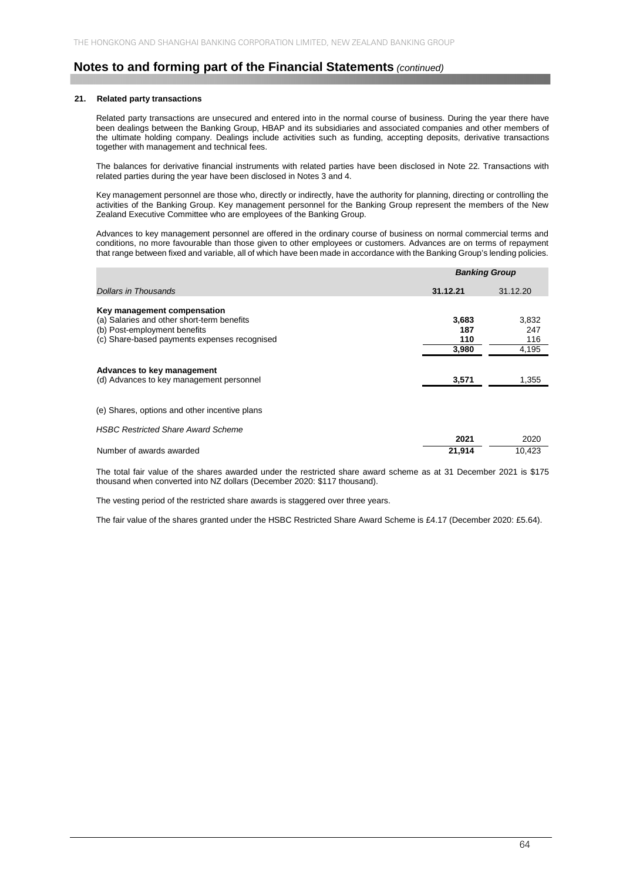# Notes to and forming part of the Financial Statements *(continued)*

## 21. Related party transactions

Related party transactions are unsecured and entered into in the normal course of business. During the year there have been dealings between the Banking Group, HBAP and its subsidiaries and associated companies and other members of the ultimate holding company. Dealings include activities such as funding, accepting deposits, derivative transactions together with management and technical fees.

The balances for derivative financial instruments with related parties have been disclosed in Note 22. Transactions with related parties during the year have been disclosed in Notes 3 and 4.

Key management personnel are those who, directly or indirectly, have the authority for planning, directing or controlling the activities of the Banking Group. Key management personnel for the Banking Group represent the members of the New Zealand Executive Committee who are employees of the Banking Group.

Advances to key management personnel are offered in the ordinary course of business on normal commercial terms and conditions, no more favourable than those given to other employees or customers. Advances are on terms of repayment that range between fixed and variable, all of which have been made in accordance with the Banking Group's lending policies.

| | ***Banking Group*** | |
|---|---|---|
| *Dollars in Thousands* | **31.12.21** | 31.12.20 |
| **Key management compensation** | | |
| (a) Salaries and other short-term benefits | **3,683** | 3,832 |
| (b) Post-employment benefits | **187** | 247 |
| (c) Share-based payments expenses recognised | **110** | 116 |
| | **3,980** | 4,195 |
| **Advances to key management** | | |
| (d) Advances to key management personnel | **3,571** | 1,355 |

(e) Shares, options and other incentive plans

*HSBC Restricted Share Award Scheme*

| | **2021** | 2020 |
|---|---|---|
| Number of awards awarded | **21,914** | 10,423 |

The total fair value of the shares awarded under the restricted share award scheme as at 31 December 2021 is $175 thousand when converted into NZ dollars (December 2020: $117 thousand).

The vesting period of the restricted share awards is staggered over three years.

The fair value of the shares granted under the HSBC Restricted Share Award Scheme is £4.17 (December 2020: £5.64).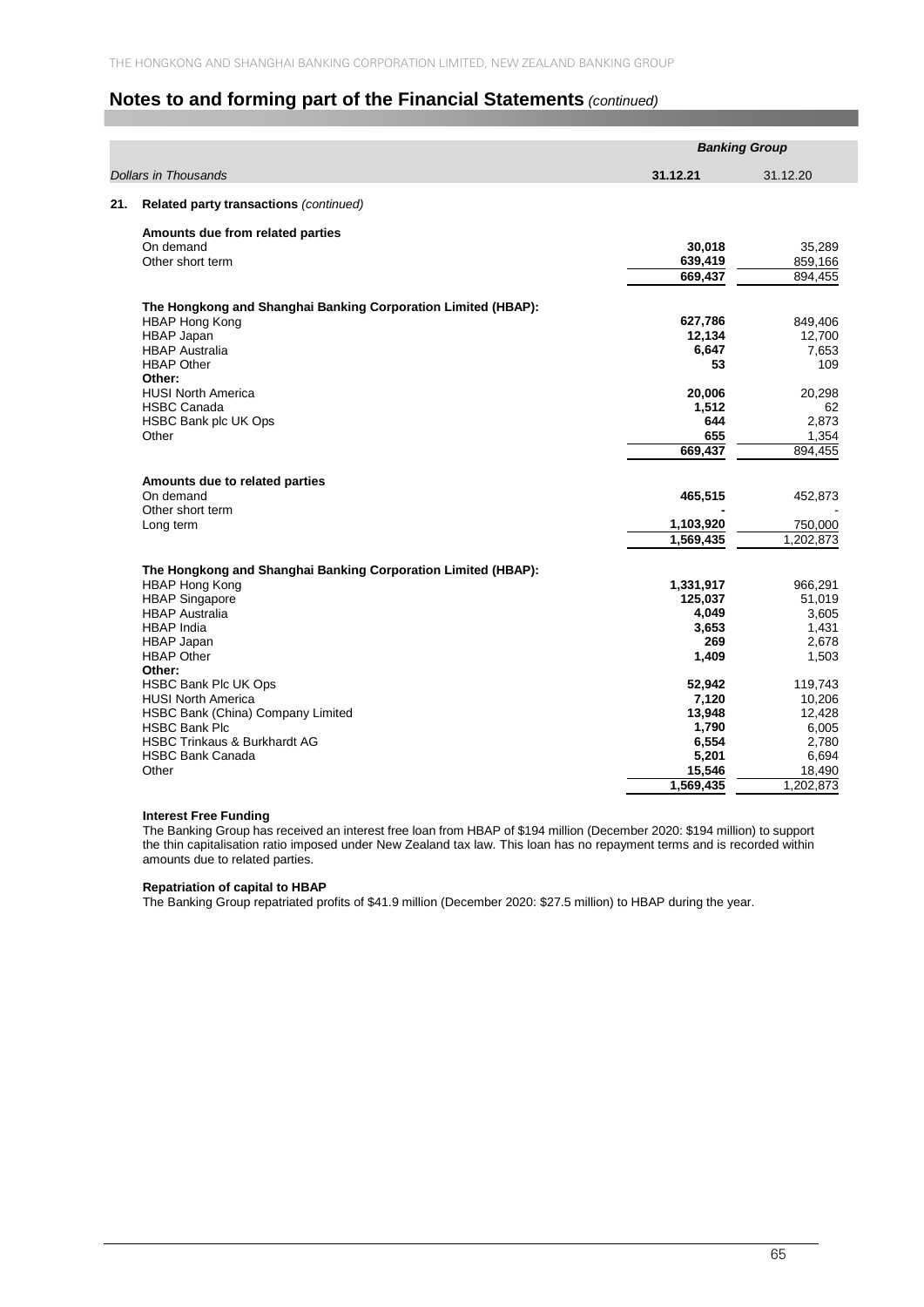# Notes to and forming part of the Financial Statements *(continued)*

| *Dollars in Thousands* | ***Banking Group*** **31.12.21** | 31.12.20 |
|---|---|---|
| **21. Related party transactions** *(continued)* | | |
| **Amounts due from related parties** | | |
| On demand | **30,018** | 35,289 |
| Other short term | **639,419** | 859,166 |
| | **669,437** | 894,455 |
| **The Hongkong and Shanghai Banking Corporation Limited (HBAP):** | | |
| HBAP Hong Kong | **627,786** | 849,406 |
| HBAP Japan | **12,134** | 12,700 |
| HBAP Australia | **6,647** | 7,653 |
| HBAP Other | **53** | 109 |
| **Other:** | | |
| HUSI North America | **20,006** | 20,298 |
| HSBC Canada | **1,512** | 62 |
| HSBC Bank plc UK Ops | **644** | 2,873 |
| Other | **655** | 1,354 |
| | **669,437** | 894,455 |
| **Amounts due to related parties** | | |
| On demand | **465,515** | 452,873 |
| Other short term | **-** | - |
| Long term | **1,103,920** | 750,000 |
| | **1,569,435** | 1,202,873 |
| **The Hongkong and Shanghai Banking Corporation Limited (HBAP):** | | |
| HBAP Hong Kong | **1,331,917** | 966,291 |
| HBAP Singapore | **125,037** | 51,019 |
| HBAP Australia | **4,049** | 3,605 |
| HBAP India | **3,653** | 1,431 |
| HBAP Japan | **269** | 2,678 |
| HBAP Other | **1,409** | 1,503 |
| **Other:** | | |
| HSBC Bank Plc UK Ops | **52,942** | 119,743 |
| HUSI North America | **7,120** | 10,206 |
| HSBC Bank (China) Company Limited | **13,948** | 12,428 |
| HSBC Bank Plc | **1,790** | 6,005 |
| HSBC Trinkaus & Burkhardt AG | **6,554** | 2,780 |
| HSBC Bank Canada | **5,201** | 6,694 |
| Other | **15,546** | 18,490 |
| | **1,569,435** | 1,202,873 |

**Interest Free Funding**

The Banking Group has received an interest free loan from HBAP of $194 million (December 2020: $194 million) to support the thin capitalisation ratio imposed under New Zealand tax law. This loan has no repayment terms and is recorded within amounts due to related parties.

**Repatriation of capital to HBAP**

The Banking Group repatriated profits of $41.9 million (December 2020: $27.5 million) to HBAP during the year.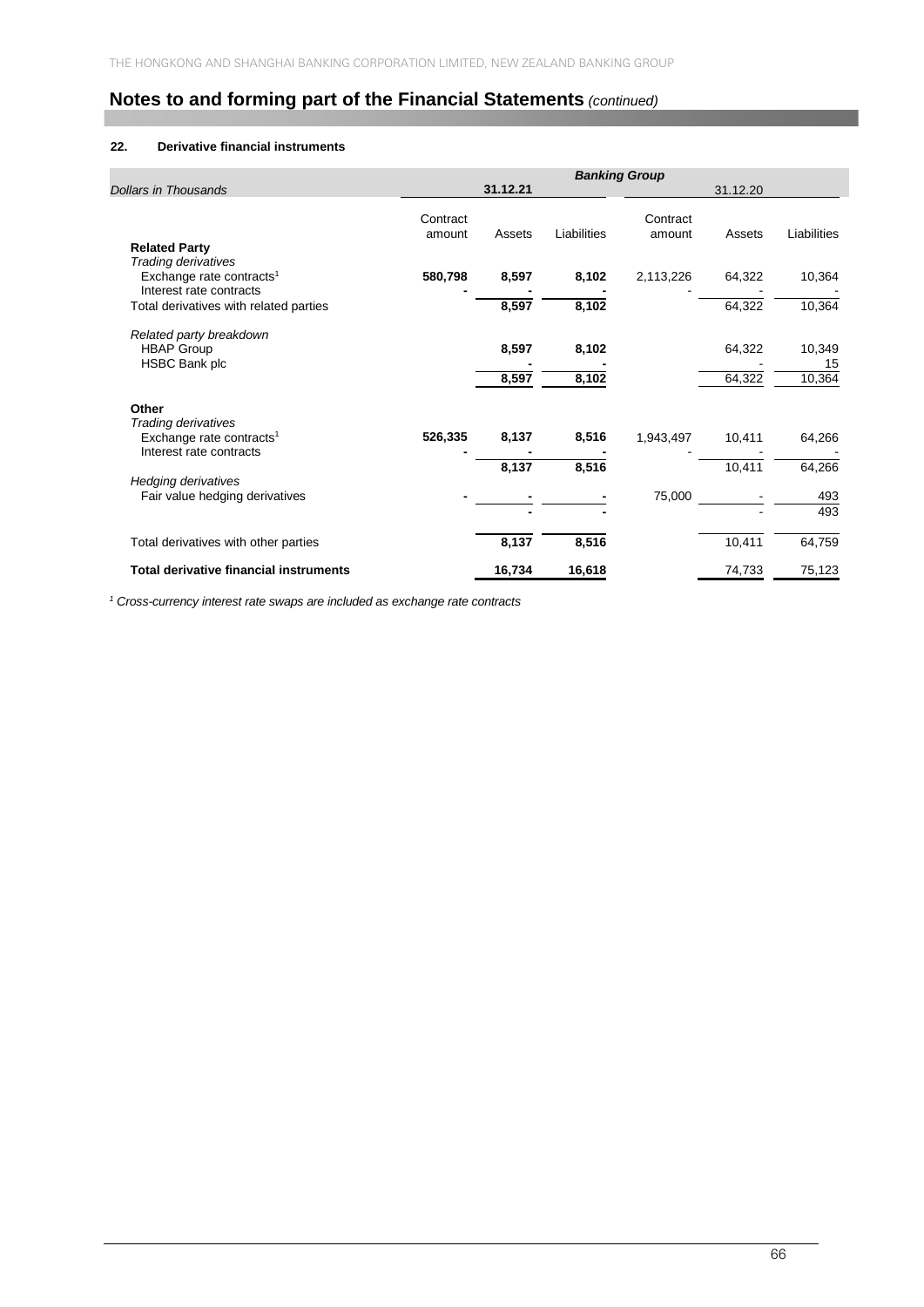## Notes to and forming part of the Financial Statements *(continued)*

### 22. Derivative financial instruments

| | *Banking Group* | | | | | |
|---|---|---|---|---|---|---|
| *Dollars in Thousands* | **31.12.21** | | | 31.12.20 | | |
| | Contract amount | Assets | Liabilities | Contract amount | Assets | Liabilities |
| **Related Party** | | | | | | |
| *Trading derivatives* | | | | | | |
| Exchange rate contracts[1] | **580,798** | **8,597** | **8,102** | 2,113,226 | 64,322 | 10,364 |
| Interest rate contracts | **-** | **-** | **-** | - | - | - |
| Total derivatives with related parties | | **8,597** | **8,102** | | 64,322 | 10,364 |
| *Related party breakdown* | | | | | | |
| HBAP Group | | **8,597** | **8,102** | | 64,322 | 10,349 |
| HSBC Bank plc | | **-** | **-** | | - | 15 |
| | | **8,597** | **8,102** | | 64,322 | 10,364 |
| **Other** | | | | | | |
| *Trading derivatives* | | | | | | |
| Exchange rate contracts[1] | **526,335** | **8,137** | **8,516** | 1,943,497 | 10,411 | 64,266 |
| Interest rate contracts | **-** | **-** | **-** | - | - | - |
| | | **8,137** | **8,516** | | 10,411 | 64,266 |
| *Hedging derivatives* | | | | | | |
| Fair value hedging derivatives | **-** | **-** | **-** | 75,000 | - | 493 |
| | | **-** | **-** | | - | 493 |
| Total derivatives with other parties | | **8,137** | **8,516** | | 10,411 | 64,759 |
| **Total derivative financial instruments** | | **16,734** | **16,618** | | 74,733 | 75,123 |

[1] *Cross-currency interest rate swaps are included as exchange rate contracts*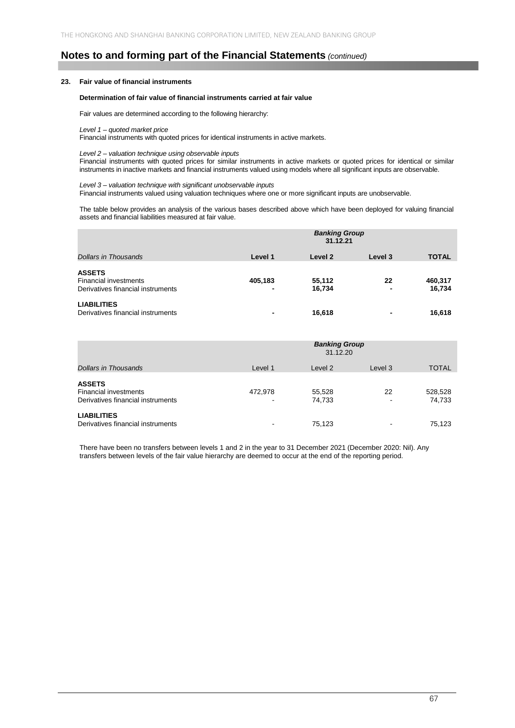# Notes to and forming part of the Financial Statements *(continued)*

## 23. Fair value of financial instruments

### Determination of fair value of financial instruments carried at fair value

Fair values are determined according to the following hierarchy:

*Level 1 – quoted market price*
Financial instruments with quoted prices for identical instruments in active markets.

*Level 2 – valuation technique using observable inputs*
Financial instruments with quoted prices for similar instruments in active markets or quoted prices for identical or similar instruments in inactive markets and financial instruments valued using models where all significant inputs are observable.

*Level 3 – valuation technique with significant unobservable inputs*
Financial instruments valued using valuation techniques where one or more significant inputs are unobservable.

The table below provides an analysis of the various bases described above which have been deployed for valuing financial assets and financial liabilities measured at fair value.

| | ***Banking Group* 31.12.21** | | | |
|---|---|---|---|---|
| *Dollars in Thousands* | **Level 1** | **Level 2** | **Level 3** | **TOTAL** |
| **ASSETS** | | | | |
| Financial investments | **405,183** | **55,112** | **22** | **460,317** |
| Derivatives financial instruments | **-** | **16,734** | **-** | **16,734** |
| **LIABILITIES** | | | | |
| Derivatives financial instruments | **-** | **16,618** | **-** | **16,618** |

| | ***Banking Group* 31.12.20** | | | |
|---|---|---|---|---|
| *Dollars in Thousands* | Level 1 | Level 2 | Level 3 | TOTAL |
| **ASSETS** | | | | |
| Financial investments | 472,978 | 55,528 | 22 | 528,528 |
| Derivatives financial instruments | - | 74,733 | - | 74,733 |
| **LIABILITIES** | | | | |
| Derivatives financial instruments | - | 75,123 | - | 75,123 |

There have been no transfers between levels 1 and 2 in the year to 31 December 2021 (December 2020: Nil). Any transfers between levels of the fair value hierarchy are deemed to occur at the end of the reporting period.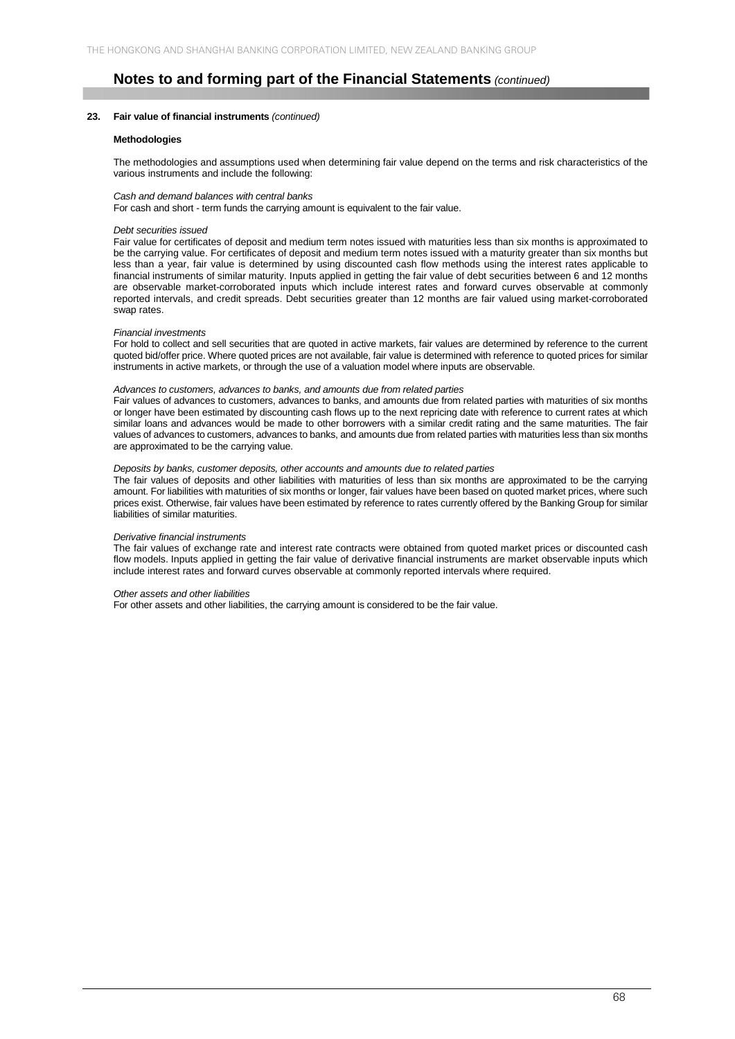## Notes to and forming part of the Financial Statements *(continued)*

### 23. Fair value of financial instruments *(continued)*

**Methodologies**

The methodologies and assumptions used when determining fair value depend on the terms and risk characteristics of the various instruments and include the following:

*Cash and demand balances with central banks*

For cash and short - term funds the carrying amount is equivalent to the fair value.

*Debt securities issued*

Fair value for certificates of deposit and medium term notes issued with maturities less than six months is approximated to be the carrying value. For certificates of deposit and medium term notes issued with a maturity greater than six months but less than a year, fair value is determined by using discounted cash flow methods using the interest rates applicable to financial instruments of similar maturity. Inputs applied in getting the fair value of debt securities between 6 and 12 months are observable market-corroborated inputs which include interest rates and forward curves observable at commonly reported intervals, and credit spreads. Debt securities greater than 12 months are fair valued using market-corroborated swap rates.

*Financial investments*

For hold to collect and sell securities that are quoted in active markets, fair values are determined by reference to the current quoted bid/offer price. Where quoted prices are not available, fair value is determined with reference to quoted prices for similar instruments in active markets, or through the use of a valuation model where inputs are observable.

*Advances to customers, advances to banks, and amounts due from related parties*

Fair values of advances to customers, advances to banks, and amounts due from related parties with maturities of six months or longer have been estimated by discounting cash flows up to the next repricing date with reference to current rates at which similar loans and advances would be made to other borrowers with a similar credit rating and the same maturities. The fair values of advances to customers, advances to banks, and amounts due from related parties with maturities less than six months are approximated to be the carrying value.

*Deposits by banks, customer deposits, other accounts and amounts due to related parties*

The fair values of deposits and other liabilities with maturities of less than six months are approximated to be the carrying amount. For liabilities with maturities of six months or longer, fair values have been based on quoted market prices, where such prices exist. Otherwise, fair values have been estimated by reference to rates currently offered by the Banking Group for similar liabilities of similar maturities.

*Derivative financial instruments*

The fair values of exchange rate and interest rate contracts were obtained from quoted market prices or discounted cash flow models. Inputs applied in getting the fair value of derivative financial instruments are market observable inputs which include interest rates and forward curves observable at commonly reported intervals where required.

*Other assets and other liabilities*

For other assets and other liabilities, the carrying amount is considered to be the fair value.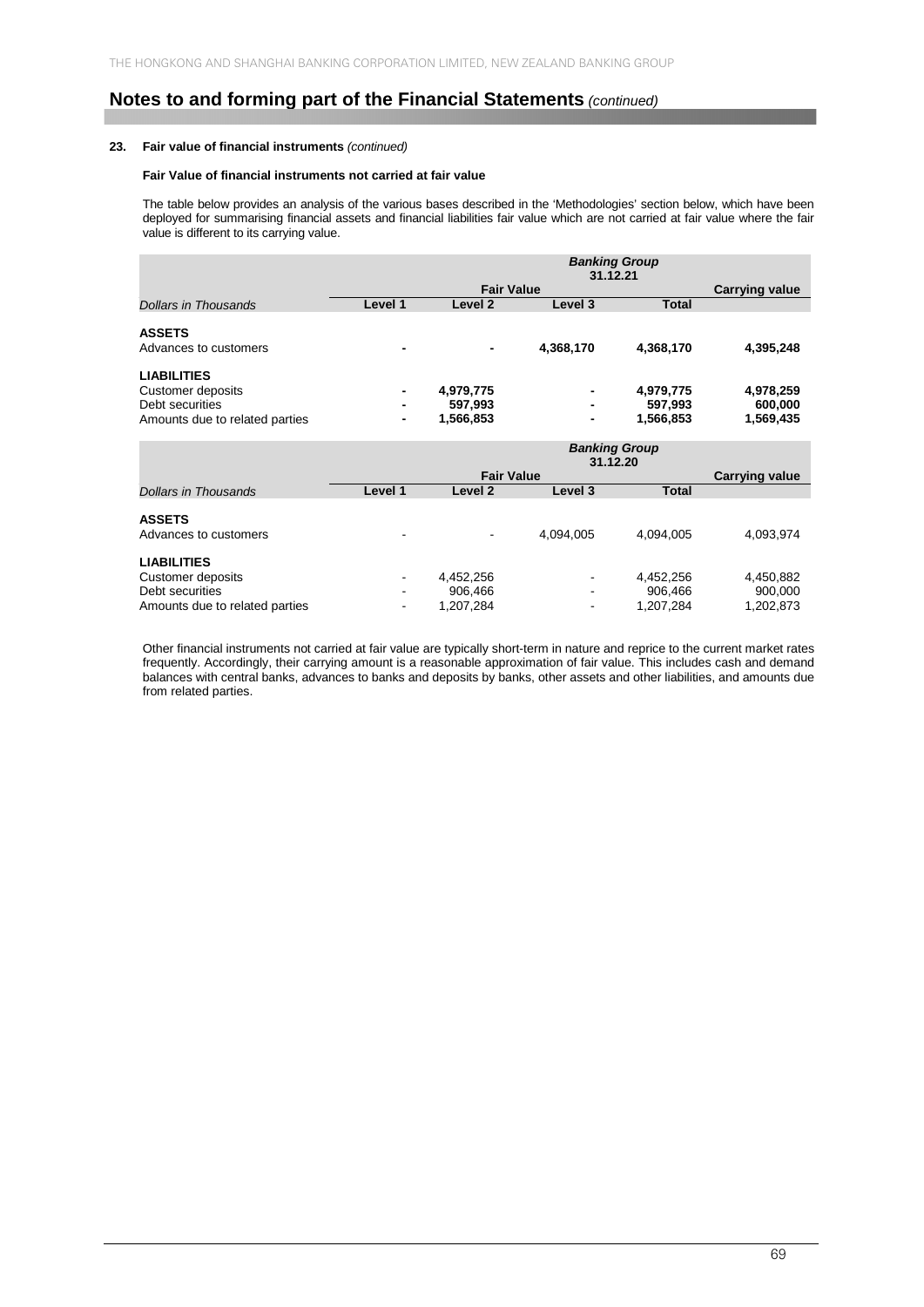## Notes to and forming part of the Financial Statements *(continued)*

### 23. Fair value of financial instruments *(continued)*

#### Fair Value of financial instruments not carried at fair value

The table below provides an analysis of the various bases described in the 'Methodologies' section below, which have been deployed for summarising financial assets and financial liabilities fair value which are not carried at fair value where the fair value is different to its carrying value.

| | ***Banking Group 31.12.21*** | | | | |
|---|---|---|---|---|---|
| | **Fair Value** | | | | **Carrying value** |
| *Dollars in Thousands* | **Level 1** | **Level 2** | **Level 3** | **Total** | |
| **ASSETS** | | | | | |
| Advances to customers | **-** | **-** | **4,368,170** | **4,368,170** | **4,395,248** |
| **LIABILITIES** | | | | | |
| Customer deposits | **-** | **4,979,775** | **-** | **4,979,775** | **4,978,259** |
| Debt securities | **-** | **597,993** | **-** | **597,993** | **600,000** |
| Amounts due to related parties | **-** | **1,566,853** | **-** | **1,566,853** | **1,569,435** |

| | ***Banking Group 31.12.20*** | | | | |
|---|---|---|---|---|---|
| | **Fair Value** | | | | **Carrying value** |
| *Dollars in Thousands* | **Level 1** | **Level 2** | **Level 3** | **Total** | |
| **ASSETS** | | | | | |
| Advances to customers | - | - | 4,094,005 | 4,094,005 | 4,093,974 |
| **LIABILITIES** | | | | | |
| Customer deposits | - | 4,452,256 | - | 4,452,256 | 4,450,882 |
| Debt securities | - | 906,466 | - | 906,466 | 900,000 |
| Amounts due to related parties | - | 1,207,284 | - | 1,207,284 | 1,202,873 |

Other financial instruments not carried at fair value are typically short-term in nature and reprice to the current market rates frequently. Accordingly, their carrying amount is a reasonable approximation of fair value. This includes cash and demand balances with central banks, advances to banks and deposits by banks, other assets and other liabilities, and amounts due from related parties.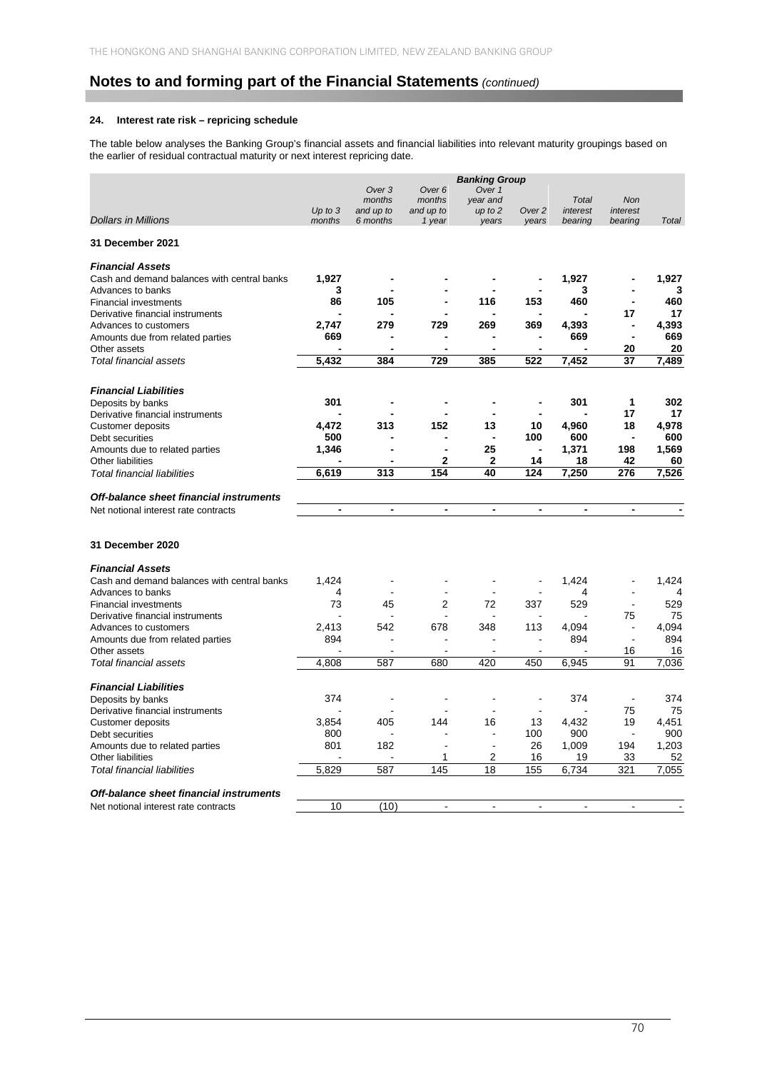# Notes to and forming part of the Financial Statements *(continued)*

## 24. Interest rate risk – repricing schedule

The table below analyses the Banking Group's financial assets and financial liabilities into relevant maturity groupings based on the earlier of residual contractual maturity or next interest repricing date.

| | Banking Group | | | | | | | |
|---|---|---|---|---|---|---|---|---|
| *Dollars in Millions* | *Up to 3 months* | *Over 3 months and up to 6 months* | *Over 6 months and up to 1 year* | *Over 1 year and up to 2 years* | *Over 2 years* | *Total interest bearing* | *Non interest bearing* | *Total* |
| **31 December 2021** | | | | | | | | |
| ***Financial Assets*** | | | | | | | | |
| Cash and demand balances with central banks | **1,927** | **-** | **-** | **-** | **-** | **1,927** | **-** | **1,927** |
| Advances to banks | **3** | **-** | **-** | **-** | **-** | **3** | **-** | **3** |
| Financial investments | **86** | **105** | **-** | **116** | **153** | **460** | **-** | **460** |
| Derivative financial instruments | **-** | **-** | **-** | **-** | **-** | **-** | **17** | **17** |
| Advances to customers | **2,747** | **279** | **729** | **269** | **369** | **4,393** | **-** | **4,393** |
| Amounts due from related parties | **669** | **-** | **-** | **-** | **-** | **669** | **-** | **669** |
| Other assets | **-** | **-** | **-** | **-** | **-** | **-** | **20** | **20** |
| *Total financial assets* | **5,432** | **384** | **729** | **385** | **522** | **7,452** | **37** | **7,489** |
| ***Financial Liabilities*** | | | | | | | | |
| Deposits by banks | **301** | **-** | **-** | **-** | **-** | **301** | **1** | **302** |
| Derivative financial instruments | **-** | **-** | **-** | **-** | **-** | **-** | **17** | **17** |
| Customer deposits | **4,472** | **313** | **152** | **13** | **10** | **4,960** | **18** | **4,978** |
| Debt securities | **500** | **-** | **-** | **-** | **100** | **600** | **-** | **600** |
| Amounts due to related parties | **1,346** | **-** | **-** | **25** | **-** | **1,371** | **198** | **1,569** |
| Other liabilities | **-** | **-** | **2** | **2** | **14** | **18** | **42** | **60** |
| *Total financial liabilities* | **6,619** | **313** | **154** | **40** | **124** | **7,250** | **276** | **7,526** |
| ***Off-balance sheet financial instruments*** | | | | | | | | |
| Net notional interest rate contracts | **-** | **-** | **-** | **-** | **-** | **-** | **-** | **-** |
| **31 December 2020** | | | | | | | | |
| ***Financial Assets*** | | | | | | | | |
| Cash and demand balances with central banks | 1,424 | - | - | - | - | 1,424 | - | 1,424 |
| Advances to banks | 4 | - | - | - | - | 4 | - | 4 |
| Financial investments | 73 | 45 | 2 | 72 | 337 | 529 | - | 529 |
| Derivative financial instruments | - | - | - | - | - | - | 75 | 75 |
| Advances to customers | 2,413 | 542 | 678 | 348 | 113 | 4,094 | - | 4,094 |
| Amounts due from related parties | 894 | - | - | - | - | 894 | - | 894 |
| Other assets | - | - | - | - | - | - | 16 | 16 |
| *Total financial assets* | 4,808 | 587 | 680 | 420 | 450 | 6,945 | 91 | 7,036 |
| ***Financial Liabilities*** | | | | | | | | |
| Deposits by banks | 374 | - | - | - | - | 374 | - | 374 |
| Derivative financial instruments | - | - | - | - | - | - | 75 | 75 |
| Customer deposits | 3,854 | 405 | 144 | 16 | 13 | 4,432 | 19 | 4,451 |
| Debt securities | 800 | - | - | - | 100 | 900 | - | 900 |
| Amounts due to related parties | 801 | 182 | - | - | 26 | 1,009 | 194 | 1,203 |
| Other liabilities | - | - | 1 | 2 | 16 | 19 | 33 | 52 |
| *Total financial liabilities* | 5,829 | 587 | 145 | 18 | 155 | 6,734 | 321 | 7,055 |
| ***Off-balance sheet financial instruments*** | | | | | | | | |
| Net notional interest rate contracts | 10 | (10) | - | - | - | - | - | - |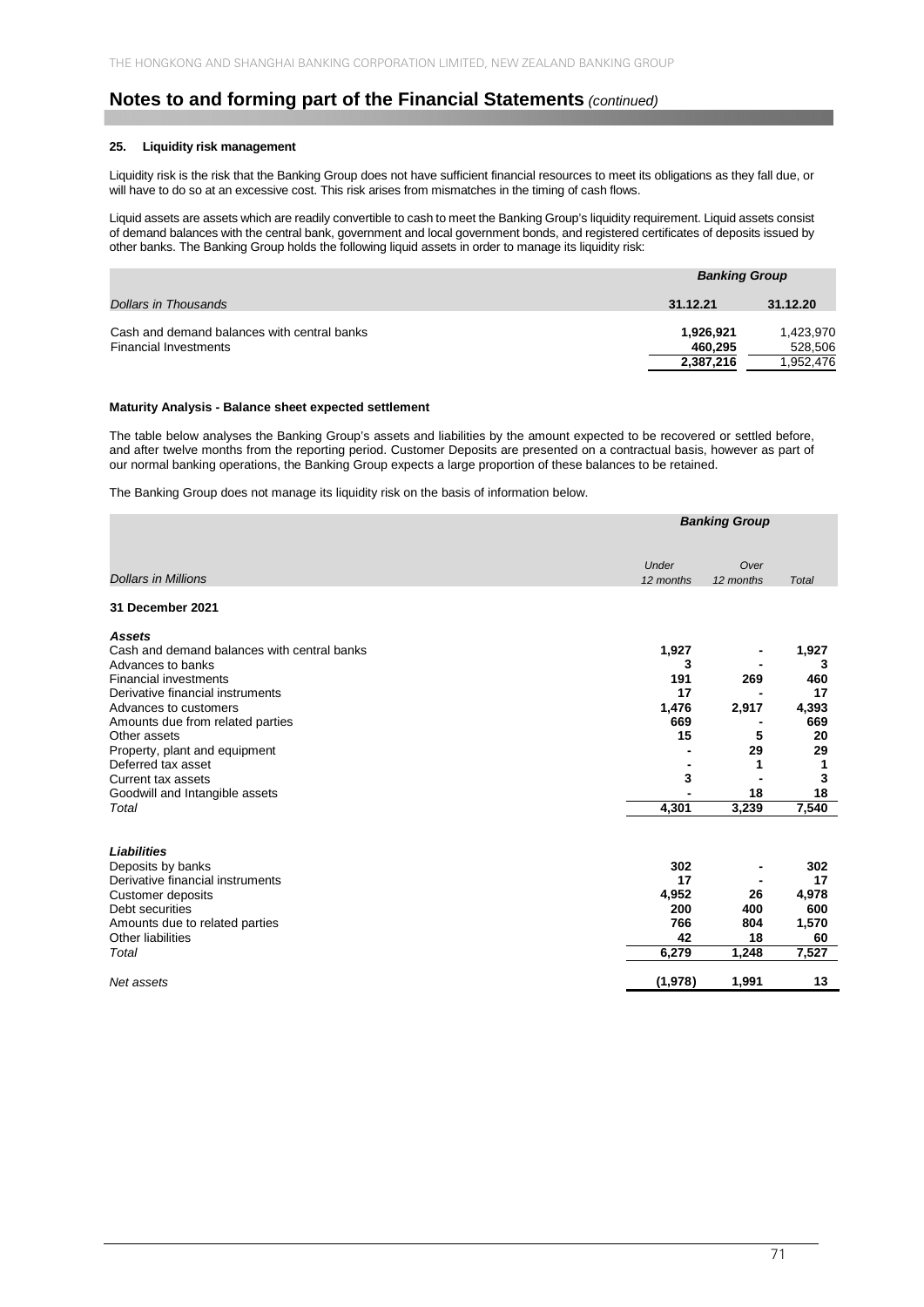## Notes to and forming part of the Financial Statements *(continued)*

### 25. Liquidity risk management

Liquidity risk is the risk that the Banking Group does not have sufficient financial resources to meet its obligations as they fall due, or will have to do so at an excessive cost. This risk arises from mismatches in the timing of cash flows.

Liquid assets are assets which are readily convertible to cash to meet the Banking Group's liquidity requirement. Liquid assets consist of demand balances with the central bank, government and local government bonds, and registered certificates of deposits issued by other banks. The Banking Group holds the following liquid assets in order to manage its liquidity risk:

| | ***Banking Group*** | |
|---|---|---|
| *Dollars in Thousands* | **31.12.21** | **31.12.20** |
| Cash and demand balances with central banks | **1,926,921** | 1,423,970 |
| Financial Investments | **460,295** | 528,506 |
| | **2,387,216** | 1,952,476 |

#### Maturity Analysis - Balance sheet expected settlement

The table below analyses the Banking Group's assets and liabilities by the amount expected to be recovered or settled before, and after twelve months from the reporting period. Customer Deposits are presented on a contractual basis, however as part of our normal banking operations, the Banking Group expects a large proportion of these balances to be retained.

The Banking Group does not manage its liquidity risk on the basis of information below.

| | ***Banking Group*** | | |
|---|---|---|---|
| *Dollars in Millions* | *Under 12 months* | *Over 12 months* | *Total* |
| **31 December 2021** | | | |
| ***Assets*** | | | |
| Cash and demand balances with central banks | **1,927** | **-** | **1,927** |
| Advances to banks | **3** | **-** | **3** |
| Financial investments | **191** | **269** | **460** |
| Derivative financial instruments | **17** | **-** | **17** |
| Advances to customers | **1,476** | **2,917** | **4,393** |
| Amounts due from related parties | **669** | **-** | **669** |
| Other assets | **15** | **5** | **20** |
| Property, plant and equipment | **-** | **29** | **29** |
| Deferred tax asset | **-** | **1** | **1** |
| Current tax assets | **3** | **-** | **3** |
| Goodwill and Intangible assets | **-** | **18** | **18** |
| *Total* | **4,301** | **3,239** | **7,540** |
| ***Liabilities*** | | | |
| Deposits by banks | **302** | **-** | **302** |
| Derivative financial instruments | **17** | **-** | **17** |
| Customer deposits | **4,952** | **26** | **4,978** |
| Debt securities | **200** | **400** | **600** |
| Amounts due to related parties | **766** | **804** | **1,570** |
| Other liabilities | **42** | **18** | **60** |
| *Total* | **6,279** | **1,248** | **7,527** |
| *Net assets* | **(1,978)** | **1,991** | **13** |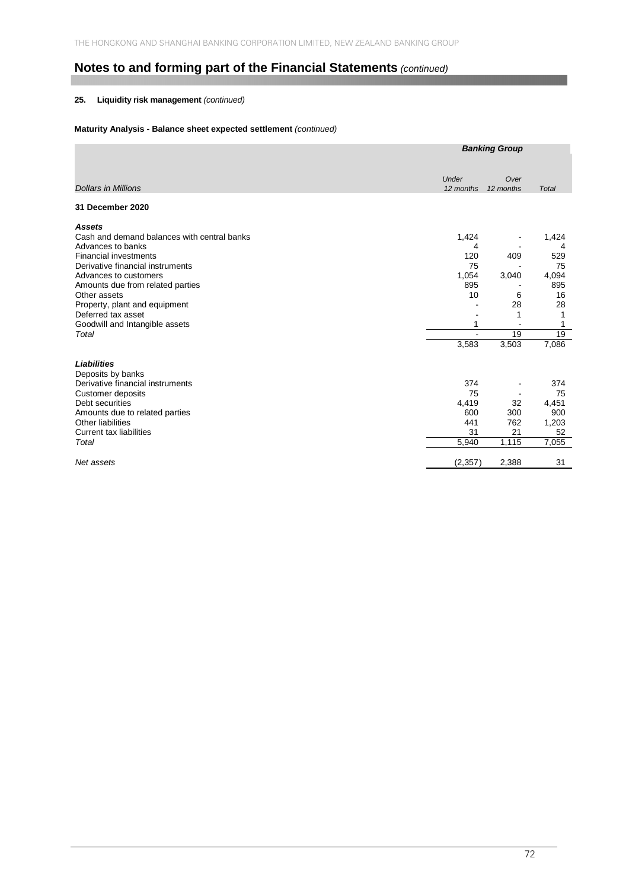# Notes to and forming part of the Financial Statements *(continued)*

**25. Liquidity risk management** *(continued)*

**Maturity Analysis - Balance sheet expected settlement** *(continued)*

| | *Banking Group* | | |
|---|---|---|---|
| *Dollars in Millions* | *Under 12 months* | *Over 12 months* | *Total* |
| **31 December 2020** | | | |
| ***Assets*** | | | |
| Cash and demand balances with central banks | 1,424 | - | 1,424 |
| Advances to banks | 4 | - | 4 |
| Financial investments | 120 | 409 | 529 |
| Derivative financial instruments | 75 | - | 75 |
| Advances to customers | 1,054 | 3,040 | 4,094 |
| Amounts due from related parties | 895 | - | 895 |
| Other assets | 10 | 6 | 16 |
| Property, plant and equipment | - | 28 | 28 |
| Deferred tax asset | - | 1 | 1 |
| Goodwill and Intangible assets | 1 | - | 1 |
| *Total* | - | 19 | 19 |
| | 3,583 | 3,503 | 7,086 |
| ***Liabilities*** | | | |
| Deposits by banks | | | |
| Derivative financial instruments | 374 | - | 374 |
| Customer deposits | 75 | - | 75 |
| Debt securities | 4,419 | 32 | 4,451 |
| Amounts due to related parties | 600 | 300 | 900 |
| Other liabilities | 441 | 762 | 1,203 |
| Current tax liabilities | 31 | 21 | 52 |
| *Total* | 5,940 | 1,115 | 7,055 |
| *Net assets* | (2,357) | 2,388 | 31 |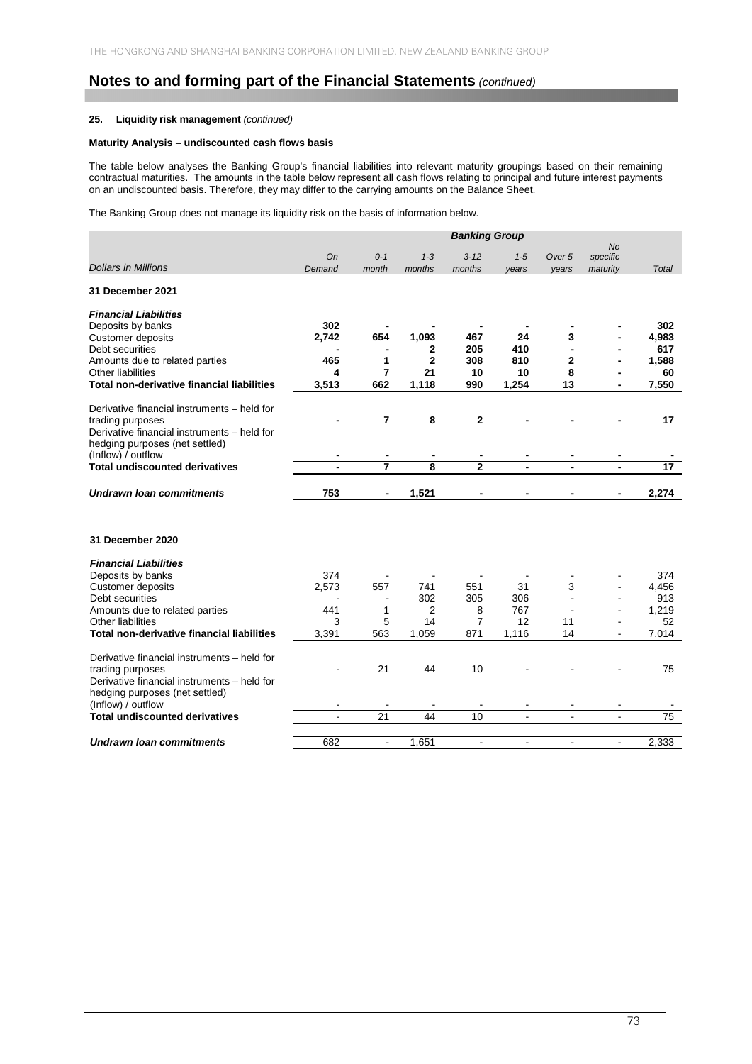## Notes to and forming part of the Financial Statements *(continued)*

### 25. Liquidity risk management *(continued)*

**Maturity Analysis – undiscounted cash flows basis**

The table below analyses the Banking Group's financial liabilities into relevant maturity groupings based on their remaining contractual maturities. The amounts in the table below represent all cash flows relating to principal and future interest payments on an undiscounted basis. Therefore, they may differ to the carrying amounts on the Balance Sheet.

The Banking Group does not manage its liquidity risk on the basis of information below.

| | *Banking Group* | | | | | | | |
|---|---|---|---|---|---|---|---|---|
| *Dollars in Millions* | *On Demand* | *0-1 month* | *1-3 months* | *3-12 months* | *1-5 years* | *Over 5 years* | *No specific maturity* | *Total* |
| **31 December 2021** | | | | | | | | |
| ***Financial Liabilities*** | | | | | | | | |
| Deposits by banks | **302** | **-** | **-** | **-** | **-** | **-** | **-** | **302** |
| Customer deposits | **2,742** | **654** | **1,093** | **467** | **24** | **3** | **-** | **4,983** |
| Debt securities | **-** | **-** | **2** | **205** | **410** | **-** | **-** | **617** |
| Amounts due to related parties | **465** | **1** | **2** | **308** | **810** | **2** | **-** | **1,588** |
| Other liabilities | **4** | **7** | **21** | **10** | **10** | **8** | **-** | **60** |
| **Total non-derivative financial liabilities** | **3,513** | **662** | **1,118** | **990** | **1,254** | **13** | **-** | **7,550** |
| Derivative financial instruments – held for trading purposes | **-** | **7** | **8** | **2** | **-** | **-** | **-** | **17** |
| Derivative financial instruments – held for hedging purposes (net settled) (Inflow) / outflow | **-** | **-** | **-** | **-** | **-** | **-** | **-** | **-** |
| **Total undiscounted derivatives** | **-** | **7** | **8** | **2** | **-** | **-** | **-** | **17** |
| ***Undrawn loan commitments*** | **753** | **-** | **1,521** | **-** | **-** | **-** | **-** | **2,274** |
| **31 December 2020** | | | | | | | | |
| ***Financial Liabilities*** | | | | | | | | |
| Deposits by banks | 374 | - | - | - | - | - | - | 374 |
| Customer deposits | 2,573 | 557 | 741 | 551 | 31 | 3 | - | 4,456 |
| Debt securities | - | - | 302 | 305 | 306 | - | - | 913 |
| Amounts due to related parties | 441 | 1 | 2 | 8 | 767 | - | - | 1,219 |
| Other liabilities | 3 | 5 | 14 | 7 | 12 | 11 | - | 52 |
| **Total non-derivative financial liabilities** | 3,391 | 563 | 1,059 | 871 | 1,116 | 14 | - | 7,014 |
| Derivative financial instruments – held for trading purposes | - | 21 | 44 | 10 | - | - | - | 75 |
| Derivative financial instruments – held for hedging purposes (net settled) (Inflow) / outflow | - | - | - | - | - | - | - | - |
| **Total undiscounted derivatives** | - | 21 | 44 | 10 | - | - | - | 75 |
| ***Undrawn loan commitments*** | 682 | - | 1,651 | - | - | - | - | 2,333 |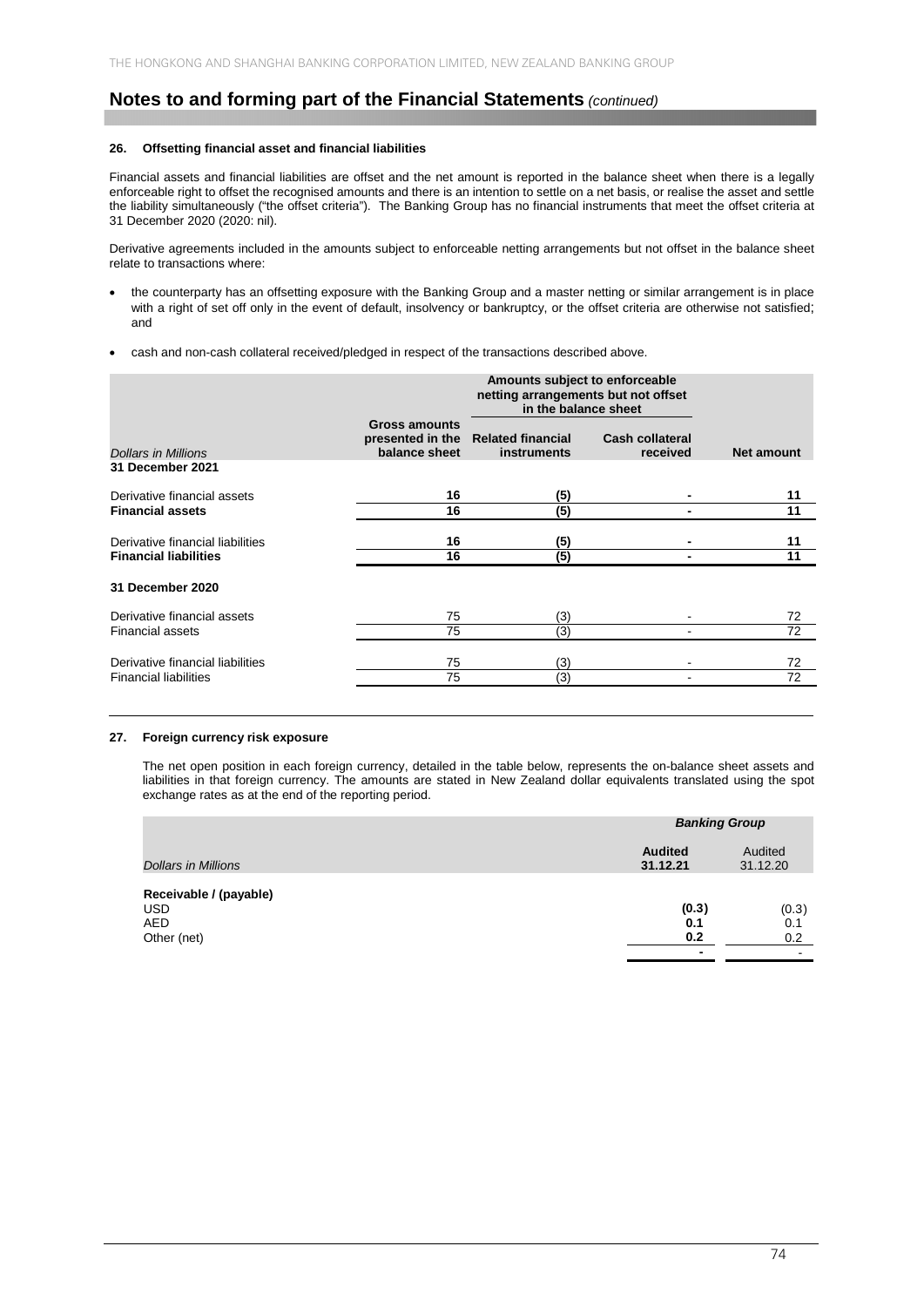## Notes to and forming part of the Financial Statements *(continued)*

### 26. Offsetting financial asset and financial liabilities

Financial assets and financial liabilities are offset and the net amount is reported in the balance sheet when there is a legally enforceable right to offset the recognised amounts and there is an intention to settle on a net basis, or realise the asset and settle the liability simultaneously ("the offset criteria"). The Banking Group has no financial instruments that meet the offset criteria at 31 December 2020 (2020: nil).

Derivative agreements included in the amounts subject to enforceable netting arrangements but not offset in the balance sheet relate to transactions where:

- the counterparty has an offsetting exposure with the Banking Group and a master netting or similar arrangement is in place with a right of set off only in the event of default, insolvency or bankruptcy, or the offset criteria are otherwise not satisfied; and
- cash and non-cash collateral received/pledged in respect of the transactions described above.

| | | Amounts subject to enforceable netting arrangements but not offset in the balance sheet | | |
|---|---|---|---|---|
| *Dollars in Millions* | **Gross amounts presented in the balance sheet** | **Related financial instruments** | **Cash collateral received** | **Net amount** |
| **31 December 2021** | | | | |
| Derivative financial assets | **16** | **(5)** | **-** | **11** |
| **Financial assets** | **16** | **(5)** | **-** | **11** |
| Derivative financial liabilities | **16** | **(5)** | **-** | **11** |
| **Financial liabilities** | **16** | **(5)** | **-** | **11** |
| **31 December 2020** | | | | |
| Derivative financial assets | 75 | (3) | - | 72 |
| Financial assets | 75 | (3) | - | 72 |
| Derivative financial liabilities | 75 | (3) | - | 72 |
| Financial liabilities | 75 | (3) | - | 72 |

### 27. Foreign currency risk exposure

The net open position in each foreign currency, detailed in the table below, represents the on-balance sheet assets and liabilities in that foreign currency. The amounts are stated in New Zealand dollar equivalents translated using the spot exchange rates as at the end of the reporting period.

| | ***Banking Group*** | |
|---|---|---|
| *Dollars in Millions* | **Audited 31.12.21** | Audited 31.12.20 |
| **Receivable / (payable)** | | |
| USD | **(0.3)** | (0.3) |
| AED | **0.1** | 0.1 |
| Other (net) | **0.2** | 0.2 |
| | **-** | - |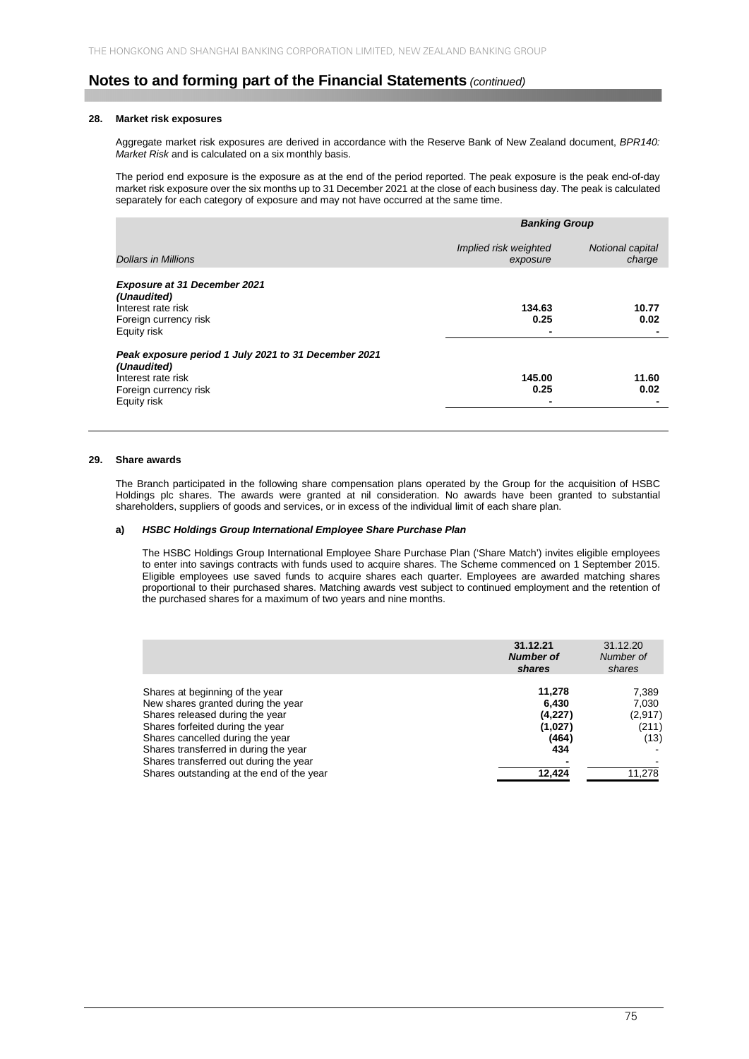## Notes to and forming part of the Financial Statements *(continued)*

### 28. Market risk exposures

Aggregate market risk exposures are derived in accordance with the Reserve Bank of New Zealand document, *BPR140: Market Risk* and is calculated on a six monthly basis.

The period end exposure is the exposure as at the end of the period reported. The peak exposure is the peak end-of-day market risk exposure over the six months up to 31 December 2021 at the close of each business day. The peak is calculated separately for each category of exposure and may not have occurred at the same time.

| | ***Banking Group*** | |
|---|---|---|
| *Dollars in Millions* | *Implied risk weighted exposure* | *Notional capital charge* |
| ***Exposure at 31 December 2021 (Unaudited)*** | | |
| Interest rate risk | **134.63** | **10.77** |
| Foreign currency risk | **0.25** | **0.02** |
| Equity risk | **-** | **-** |
| ***Peak exposure period 1 July 2021 to 31 December 2021 (Unaudited)*** | | |
| Interest rate risk | **145.00** | **11.60** |
| Foreign currency risk | **0.25** | **0.02** |
| Equity risk | **-** | **-** |

### 29. Share awards

The Branch participated in the following share compensation plans operated by the Group for the acquisition of HSBC Holdings plc shares. The awards were granted at nil consideration. No awards have been granted to substantial shareholders, suppliers of goods and services, or in excess of the individual limit of each share plan.

#### a) *HSBC Holdings Group International Employee Share Purchase Plan*

The HSBC Holdings Group International Employee Share Purchase Plan ('Share Match') invites eligible employees to enter into savings contracts with funds used to acquire shares. The Scheme commenced on 1 September 2015. Eligible employees use saved funds to acquire shares each quarter. Employees are awarded matching shares proportional to their purchased shares. Matching awards vest subject to continued employment and the retention of the purchased shares for a maximum of two years and nine months.

| | **31.12.21** ***Number of shares*** | 31.12.20 *Number of shares* |
|---|---|---|
| Shares at beginning of the year | **11,278** | 7,389 |
| New shares granted during the year | **6,430** | 7,030 |
| Shares released during the year | **(4,227)** | (2,917) |
| Shares forfeited during the year | **(1,027)** | (211) |
| Shares cancelled during the year | **(464)** | (13) |
| Shares transferred in during the year | **434** | - |
| Shares transferred out during the year | **-** | - |
| Shares outstanding at the end of the year | **12,424** | 11,278 |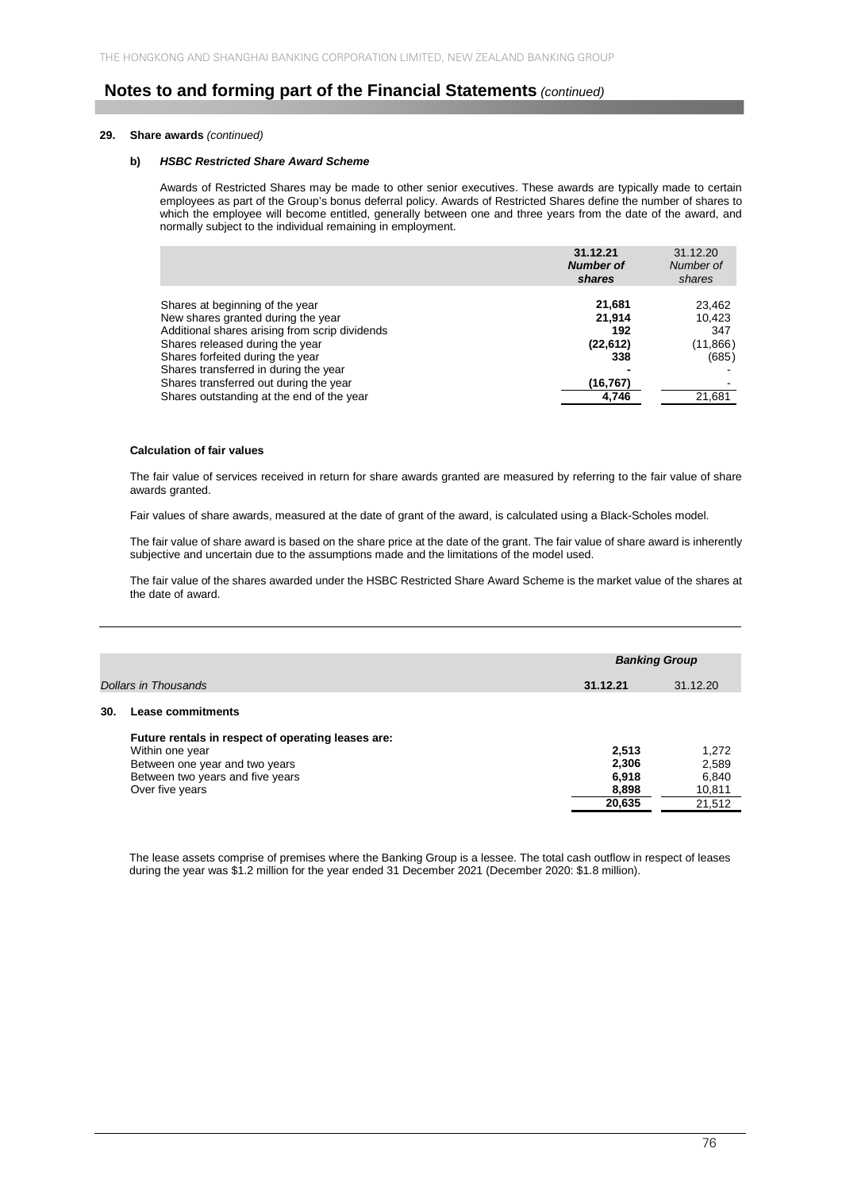## Notes to and forming part of the Financial Statements *(continued)*

### 29. Share awards *(continued)*

#### b) *HSBC Restricted Share Award Scheme*

Awards of Restricted Shares may be made to other senior executives. These awards are typically made to certain employees as part of the Group's bonus deferral policy. Awards of Restricted Shares define the number of shares to which the employee will become entitled, generally between one and three years from the date of the award, and normally subject to the individual remaining in employment.

| | **31.12.21** ***Number of shares*** | 31.12.20 *Number of shares* |
|---|---|---|
| Shares at beginning of the year | **21,681** | 23,462 |
| New shares granted during the year | **21,914** | 10,423 |
| Additional shares arising from scrip dividends | **192** | 347 |
| Shares released during the year | **(22,612)** | (11,866) |
| Shares forfeited during the year | **338** | (685) |
| Shares transferred in during the year | **-** | - |
| Shares transferred out during the year | **(16,767)** | - |
| Shares outstanding at the end of the year | **4,746** | 21,681 |

**Calculation of fair values**

The fair value of services received in return for share awards granted are measured by referring to the fair value of share awards granted.

Fair values of share awards, measured at the date of grant of the award, is calculated using a Black-Scholes model.

The fair value of share award is based on the share price at the date of the grant. The fair value of share award is inherently subjective and uncertain due to the assumptions made and the limitations of the model used.

The fair value of the shares awarded under the HSBC Restricted Share Award Scheme is the market value of the shares at the date of award.

| | ***Banking Group*** | |
|---|---|---|
| *Dollars in Thousands* | **31.12.21** | 31.12.20 |
| **30. Lease commitments** | | |
| **Future rentals in respect of operating leases are:** | | |
| Within one year | **2,513** | 1,272 |
| Between one year and two years | **2,306** | 2,589 |
| Between two years and five years | **6,918** | 6,840 |
| Over five years | **8,898** | 10,811 |
| | **20,635** | 21,512 |

The lease assets comprise of premises where the Banking Group is a lessee. The total cash outflow in respect of leases during the year was $1.2 million for the year ended 31 December 2021 (December 2020: $1.8 million).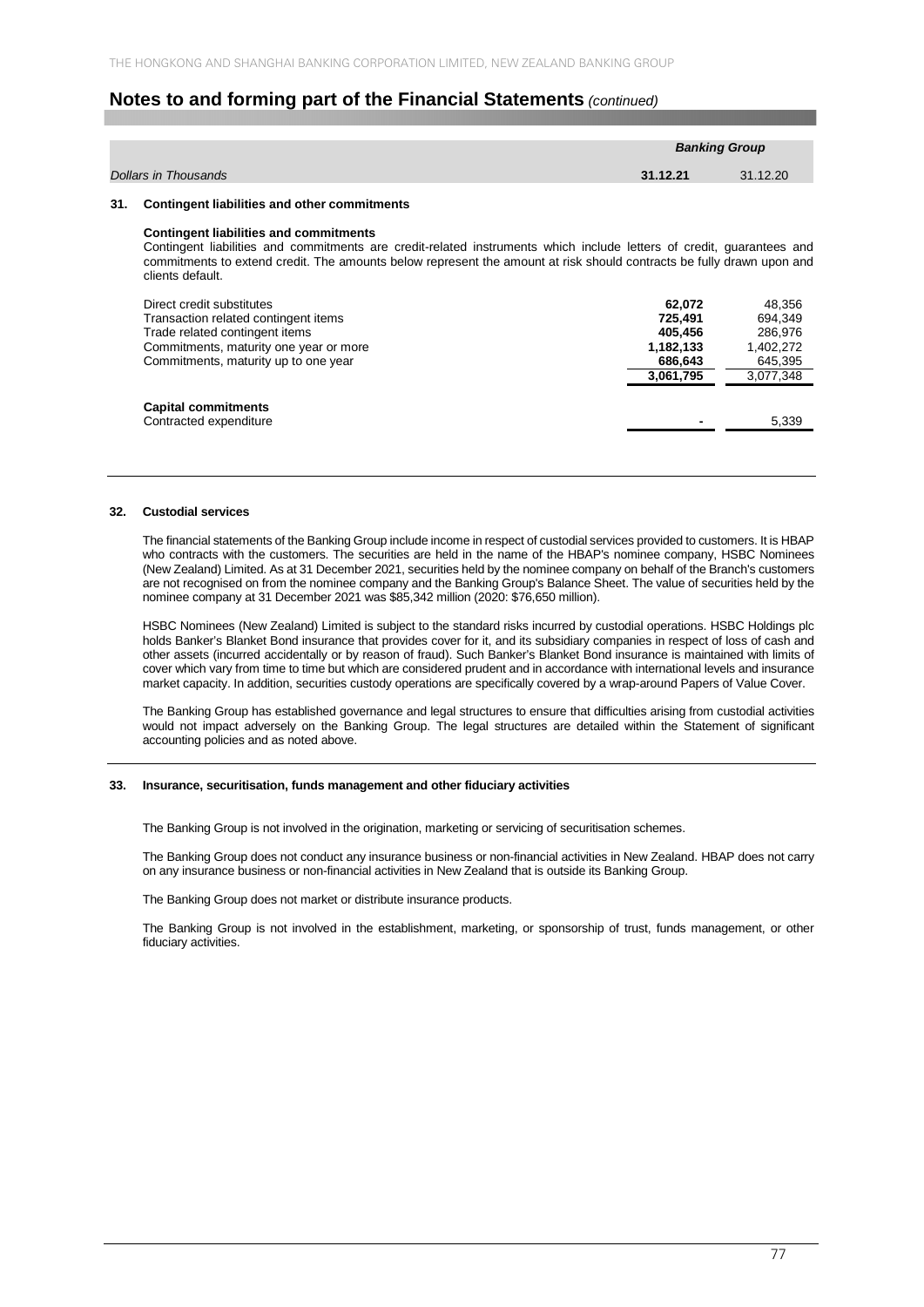## Notes to and forming part of the Financial Statements *(continued)*

| Dollars in Thousands | Banking Group 31.12.21 | Banking Group 31.12.20 |
|---|---|---|

### 31. Contingent liabilities and other commitments

**Contingent liabilities and commitments**

Contingent liabilities and commitments are credit-related instruments which include letters of credit, guarantees and commitments to extend credit. The amounts below represent the amount at risk should contracts be fully drawn upon and clients default.

| | 31.12.21 | 31.12.20 |
|---|---|---|
| Direct credit substitutes | **62,072** | 48,356 |
| Transaction related contingent items | **725,491** | 694,349 |
| Trade related contingent items | **405,456** | 286,976 |
| Commitments, maturity one year or more | **1,182,133** | 1,402,272 |
| Commitments, maturity up to one year | **686,643** | 645,395 |
| | **3,061,795** | 3,077,348 |
| **Capital commitments** | | |
| Contracted expenditure | **-** | 5,339 |

### 32. Custodial services

The financial statements of the Banking Group include income in respect of custodial services provided to customers. It is HBAP who contracts with the customers. The securities are held in the name of the HBAP's nominee company, HSBC Nominees (New Zealand) Limited. As at 31 December 2021, securities held by the nominee company on behalf of the Branch's customers are not recognised on from the nominee company and the Banking Group's Balance Sheet. The value of securities held by the nominee company at 31 December 2021 was $85,342 million (2020: $76,650 million).

HSBC Nominees (New Zealand) Limited is subject to the standard risks incurred by custodial operations. HSBC Holdings plc holds Banker's Blanket Bond insurance that provides cover for it, and its subsidiary companies in respect of loss of cash and other assets (incurred accidentally or by reason of fraud). Such Banker's Blanket Bond insurance is maintained with limits of cover which vary from time to time but which are considered prudent and in accordance with international levels and insurance market capacity. In addition, securities custody operations are specifically covered by a wrap-around Papers of Value Cover.

The Banking Group has established governance and legal structures to ensure that difficulties arising from custodial activities would not impact adversely on the Banking Group. The legal structures are detailed within the Statement of significant accounting policies and as noted above.

### 33. Insurance, securitisation, funds management and other fiduciary activities

The Banking Group is not involved in the origination, marketing or servicing of securitisation schemes.

The Banking Group does not conduct any insurance business or non-financial activities in New Zealand. HBAP does not carry on any insurance business or non-financial activities in New Zealand that is outside its Banking Group.

The Banking Group does not market or distribute insurance products.

The Banking Group is not involved in the establishment, marketing, or sponsorship of trust, funds management, or other fiduciary activities.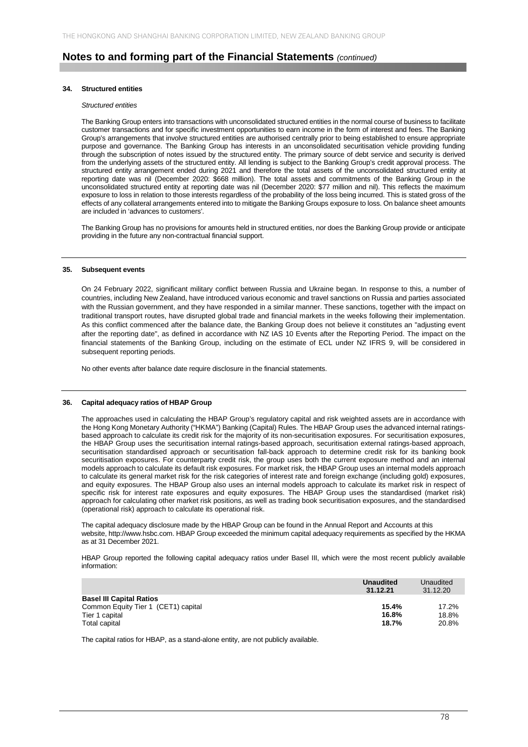## Notes to and forming part of the Financial Statements *(continued)*

### 34. Structured entities

*Structured entities*

The Banking Group enters into transactions with unconsolidated structured entities in the normal course of business to facilitate customer transactions and for specific investment opportunities to earn income in the form of interest and fees. The Banking Group's arrangements that involve structured entities are authorised centrally prior to being established to ensure appropriate purpose and governance. The Banking Group has interests in an unconsolidated securitisation vehicle providing funding through the subscription of notes issued by the structured entity. The primary source of debt service and security is derived from the underlying assets of the structured entity. All lending is subject to the Banking Group's credit approval process. The structured entity arrangement ended during 2021 and therefore the total assets of the unconsolidated structured entity at reporting date was nil (December 2020: $668 million). The total assets and commitments of the Banking Group in the unconsolidated structured entity at reporting date was nil (December 2020: $77 million and nil). This reflects the maximum exposure to loss in relation to those interests regardless of the probability of the loss being incurred. This is stated gross of the effects of any collateral arrangements entered into to mitigate the Banking Groups exposure to loss. On balance sheet amounts are included in 'advances to customers'.

The Banking Group has no provisions for amounts held in structured entities, nor does the Banking Group provide or anticipate providing in the future any non-contractual financial support.

### 35. Subsequent events

On 24 February 2022, significant military conflict between Russia and Ukraine began. In response to this, a number of countries, including New Zealand, have introduced various economic and travel sanctions on Russia and parties associated with the Russian government, and they have responded in a similar manner. These sanctions, together with the impact on traditional transport routes, have disrupted global trade and financial markets in the weeks following their implementation. As this conflict commenced after the balance date, the Banking Group does not believe it constitutes an "adjusting event after the reporting date", as defined in accordance with NZ IAS 10 Events after the Reporting Period. The impact on the financial statements of the Banking Group, including on the estimate of ECL under NZ IFRS 9, will be considered in subsequent reporting periods.

No other events after balance date require disclosure in the financial statements.

### 36. Capital adequacy ratios of HBAP Group

The approaches used in calculating the HBAP Group's regulatory capital and risk weighted assets are in accordance with the Hong Kong Monetary Authority ("HKMA") Banking (Capital) Rules. The HBAP Group uses the advanced internal ratings-based approach to calculate its credit risk for the majority of its non-securitisation exposures. For securitisation exposures, the HBAP Group uses the securitisation internal ratings-based approach, securitisation external ratings-based approach, securitisation standardised approach or securitisation fall-back approach to determine credit risk for its banking book securitisation exposures. For counterparty credit risk, the group uses both the current exposure method and an internal models approach to calculate its default risk exposures. For market risk, the HBAP Group uses an internal models approach to calculate its general market risk for the risk categories of interest rate and foreign exchange (including gold) exposures, and equity exposures. The HBAP Group also uses an internal models approach to calculate its market risk in respect of specific risk for interest rate exposures and equity exposures. The HBAP Group uses the standardised (market risk) approach for calculating other market risk positions, as well as trading book securitisation exposures, and the standardised (operational risk) approach to calculate its operational risk.

The capital adequacy disclosure made by the HBAP Group can be found in the Annual Report and Accounts at this website, http://www.hsbc.com. HBAP Group exceeded the minimum capital adequacy requirements as specified by the HKMA as at 31 December 2021.

HBAP Group reported the following capital adequacy ratios under Basel III, which were the most recent publicly available information:

| | **Unaudited 31.12.21** | Unaudited 31.12.20 |
|---|---|---|
| **Basel III Capital Ratios** | | |
| Common Equity Tier 1 (CET1) capital | **15.4%** | 17.2% |
| Tier 1 capital | **16.8%** | 18.8% |
| Total capital | **18.7%** | 20.8% |

The capital ratios for HBAP, as a stand-alone entity, are not publicly available.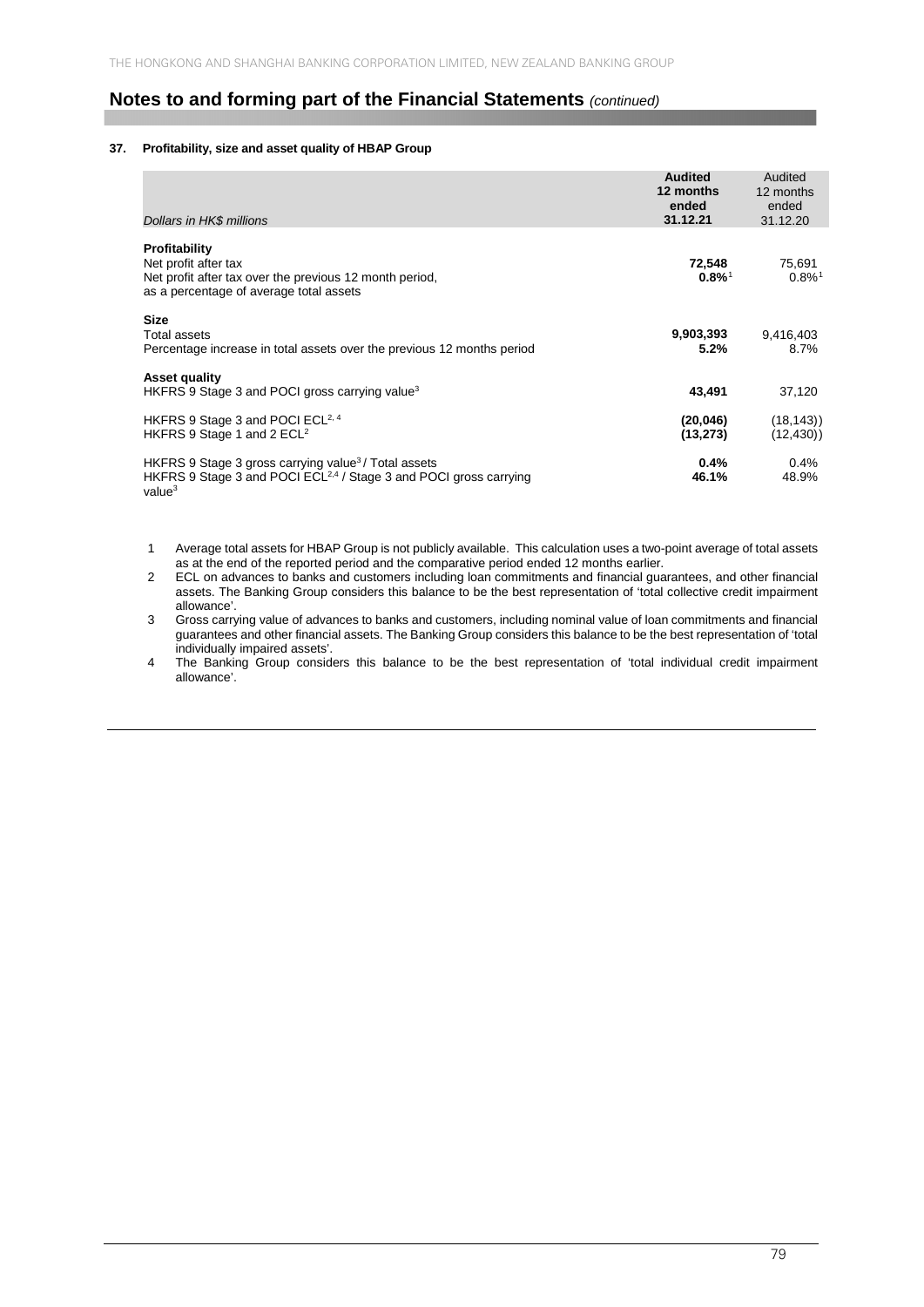## Notes to and forming part of the Financial Statements *(continued)*

### 37. Profitability, size and asset quality of HBAP Group

| *Dollars in HK$ millions* | **Audited 12 months ended 31.12.21** | Audited 12 months ended 31.12.20 |
|---|---|---|
| **Profitability** | | |
| Net profit after tax | **72,548** | 75,691 |
| Net profit after tax over the previous 12 month period, as a percentage of average total assets | **0.8%**[1] | 0.8%[1] |
| **Size** | | |
| Total assets | **9,903,393** | 9,416,403 |
| Percentage increase in total assets over the previous 12 months period | **5.2%** | 8.7% |
| **Asset quality** | | |
| HKFRS 9 Stage 3 and POCI gross carrying value[3] | **43,491** | 37,120 |
| HKFRS 9 Stage 3 and POCI ECL[2, 4] | **(20,046)** | (18,143)) |
| HKFRS 9 Stage 1 and 2 ECL[2] | **(13,273)** | (12,430)) |
| HKFRS 9 Stage 3 gross carrying value[3] / Total assets | **0.4%** | 0.4% |
| HKFRS 9 Stage 3 and POCI ECL[2,4] / Stage 3 and POCI gross carrying value[3] | **46.1%** | 48.9% |

1. Average total assets for HBAP Group is not publicly available. This calculation uses a two-point average of total assets as at the end of the reported period and the comparative period ended 12 months earlier.
2. ECL on advances to banks and customers including loan commitments and financial guarantees, and other financial assets. The Banking Group considers this balance to be the best representation of 'total collective credit impairment allowance'.
3. Gross carrying value of advances to banks and customers, including nominal value of loan commitments and financial guarantees and other financial assets. The Banking Group considers this balance to be the best representation of 'total individually impaired assets'.
4. The Banking Group considers this balance to be the best representation of 'total individual credit impairment allowance'.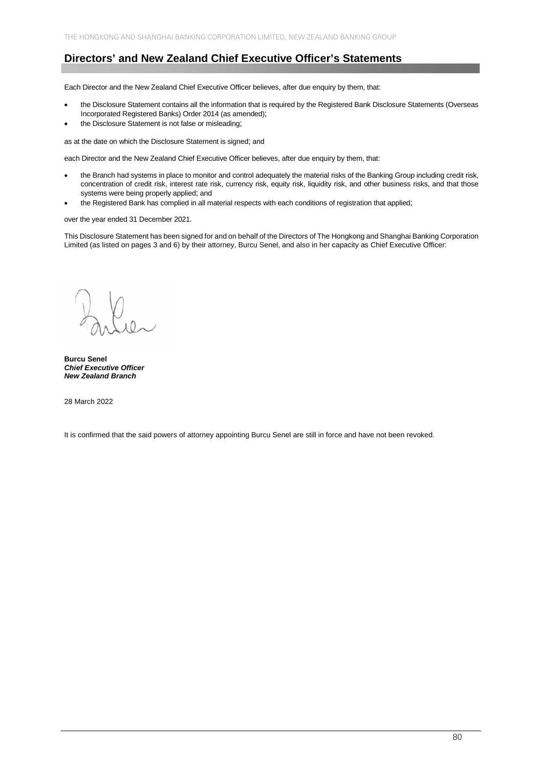## Directors' and New Zealand Chief Executive Officer's Statements

Each Director and the New Zealand Chief Executive Officer believes, after due enquiry by them, that:

- the Disclosure Statement contains all the information that is required by the Registered Bank Disclosure Statements (Overseas Incorporated Registered Banks) Order 2014 (as amended);
- the Disclosure Statement is not false or misleading;

as at the date on which the Disclosure Statement is signed; and

each Director and the New Zealand Chief Executive Officer believes, after due enquiry by them, that:

- the Branch had systems in place to monitor and control adequately the material risks of the Banking Group including credit risk, concentration of credit risk, interest rate risk, currency risk, equity risk, liquidity risk, and other business risks, and that those systems were being properly applied; and
- the Registered Bank has complied in all material respects with each conditions of registration that applied;

over the year ended 31 December 2021.

This Disclosure Statement has been signed for and on behalf of the Directors of The Hongkong and Shanghai Banking Corporation Limited (as listed on pages 3 and 6) by their attorney, Burcu Senel, and also in her capacity as Chief Executive Officer:

**Burcu Senel**
***Chief Executive Officer***
***New Zealand Branch***

28 March 2022

It is confirmed that the said powers of attorney appointing Burcu Senel are still in force and have not been revoked.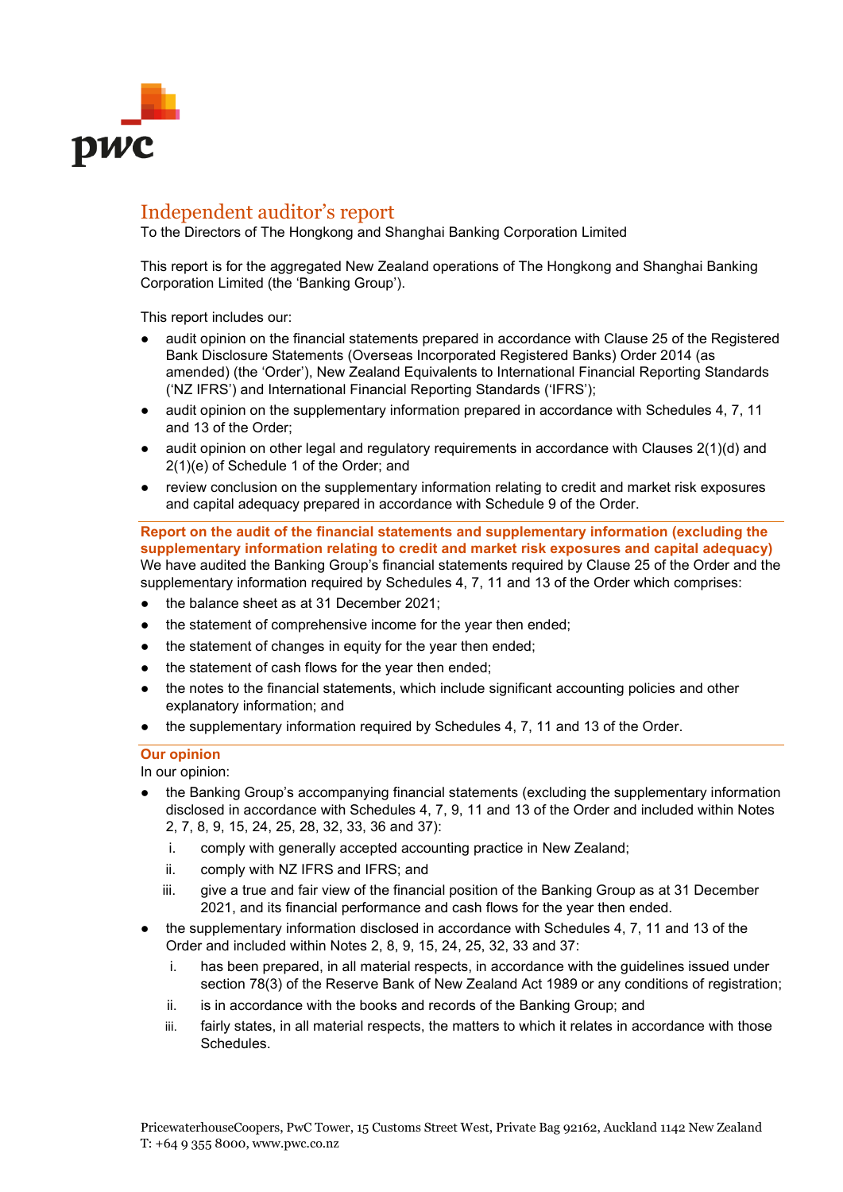# Independent auditor's report

To the Directors of The Hongkong and Shanghai Banking Corporation Limited

This report is for the aggregated New Zealand operations of The Hongkong and Shanghai Banking Corporation Limited (the 'Banking Group').

This report includes our:

- audit opinion on the financial statements prepared in accordance with Clause 25 of the Registered Bank Disclosure Statements (Overseas Incorporated Registered Banks) Order 2014 (as amended) (the 'Order'), New Zealand Equivalents to International Financial Reporting Standards ('NZ IFRS') and International Financial Reporting Standards ('IFRS');
- audit opinion on the supplementary information prepared in accordance with Schedules 4, 7, 11 and 13 of the Order;
- audit opinion on other legal and regulatory requirements in accordance with Clauses 2(1)(d) and 2(1)(e) of Schedule 1 of the Order; and
- review conclusion on the supplementary information relating to credit and market risk exposures and capital adequacy prepared in accordance with Schedule 9 of the Order.

## Report on the audit of the financial statements and supplementary information (excluding the supplementary information relating to credit and market risk exposures and capital adequacy)

We have audited the Banking Group's financial statements required by Clause 25 of the Order and the supplementary information required by Schedules 4, 7, 11 and 13 of the Order which comprises:

- the balance sheet as at 31 December 2021;
- the statement of comprehensive income for the year then ended;
- the statement of changes in equity for the year then ended;
- the statement of cash flows for the year then ended;
- the notes to the financial statements, which include significant accounting policies and other explanatory information; and
- the supplementary information required by Schedules 4, 7, 11 and 13 of the Order.

## Our opinion

In our opinion:

- the Banking Group's accompanying financial statements (excluding the supplementary information disclosed in accordance with Schedules 4, 7, 9, 11 and 13 of the Order and included within Notes 2, 7, 8, 9, 15, 24, 25, 28, 32, 33, 36 and 37):
  i. comply with generally accepted accounting practice in New Zealand;
  ii. comply with NZ IFRS and IFRS; and
  iii. give a true and fair view of the financial position of the Banking Group as at 31 December 2021, and its financial performance and cash flows for the year then ended.
- the supplementary information disclosed in accordance with Schedules 4, 7, 11 and 13 of the Order and included within Notes 2, 8, 9, 15, 24, 25, 32, 33 and 37:
  i. has been prepared, in all material respects, in accordance with the guidelines issued under section 78(3) of the Reserve Bank of New Zealand Act 1989 or any conditions of registration;
  ii. is in accordance with the books and records of the Banking Group; and
  iii. fairly states, in all material respects, the matters to which it relates in accordance with those Schedules.

PricewaterhouseCoopers, PwC Tower, 15 Customs Street West, Private Bag 92162, Auckland 1142 New Zealand
T: +64 9 355 8000, www.pwc.co.nz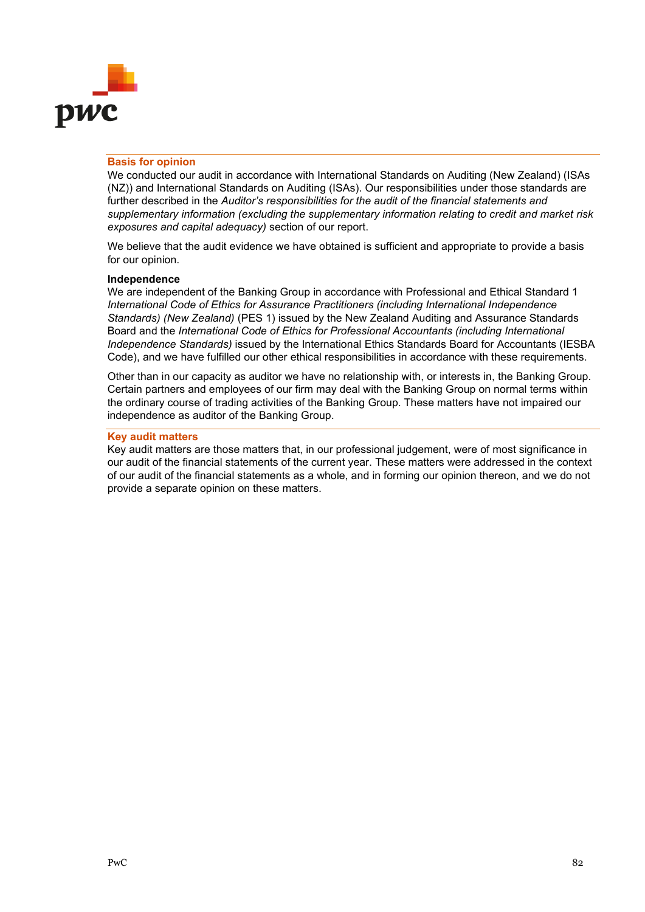## Basis for opinion

We conducted our audit in accordance with International Standards on Auditing (New Zealand) (ISAs (NZ)) and International Standards on Auditing (ISAs). Our responsibilities under those standards are further described in the *Auditor's responsibilities for the audit of the financial statements and supplementary information (excluding the supplementary information relating to credit and market risk exposures and capital adequacy)* section of our report.

We believe that the audit evidence we have obtained is sufficient and appropriate to provide a basis for our opinion.

**Independence**

We are independent of the Banking Group in accordance with Professional and Ethical Standard 1 *International Code of Ethics for Assurance Practitioners (including International Independence Standards) (New Zealand)* (PES 1) issued by the New Zealand Auditing and Assurance Standards Board and the *International Code of Ethics for Professional Accountants (including International Independence Standards)* issued by the International Ethics Standards Board for Accountants (IESBA Code), and we have fulfilled our other ethical responsibilities in accordance with these requirements.

Other than in our capacity as auditor we have no relationship with, or interests in, the Banking Group. Certain partners and employees of our firm may deal with the Banking Group on normal terms within the ordinary course of trading activities of the Banking Group. These matters have not impaired our independence as auditor of the Banking Group.

## Key audit matters

Key audit matters are those matters that, in our professional judgement, were of most significance in our audit of the financial statements of the current year. These matters were addressed in the context of our audit of the financial statements as a whole, and in forming our opinion thereon, and we do not provide a separate opinion on these matters.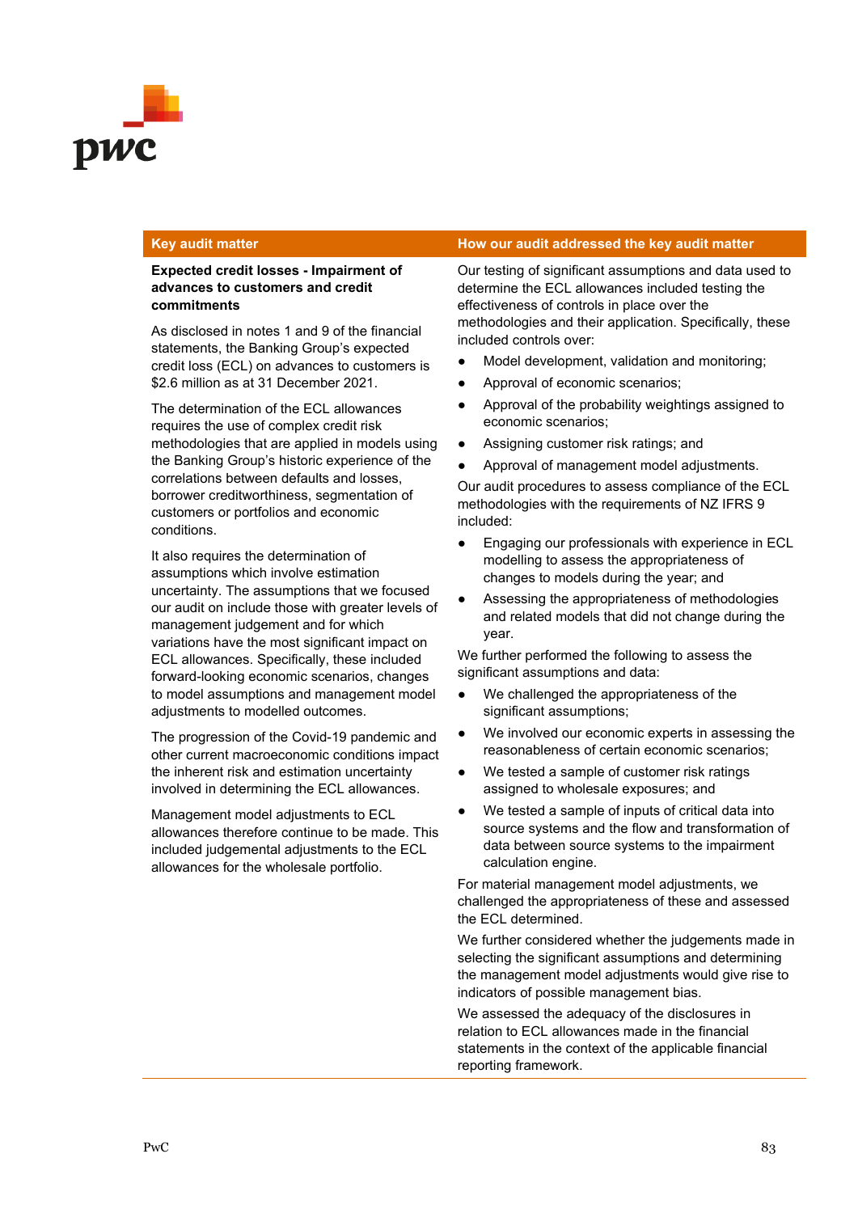| Key audit matter | How our audit addressed the key audit matter |
| --- | --- |
| **Expected credit losses - Impairment of advances to customers and credit commitments**<br><br>As disclosed in notes 1 and 9 of the financial statements, the Banking Group's expected credit loss (ECL) on advances to customers is $2.6 million as at 31 December 2021.<br><br>The determination of the ECL allowances requires the use of complex credit risk methodologies that are applied in models using the Banking Group's historic experience of the correlations between defaults and losses, borrower creditworthiness, segmentation of customers or portfolios and economic conditions.<br><br>It also requires the determination of assumptions which involve estimation uncertainty. The assumptions that we focused our audit on include those with greater levels of management judgement and for which variations have the most significant impact on ECL allowances. Specifically, these included forward-looking economic scenarios, changes to model assumptions and management model adjustments to modelled outcomes.<br><br>The progression of the Covid-19 pandemic and other current macroeconomic conditions impact the inherent risk and estimation uncertainty involved in determining the ECL allowances.<br><br>Management model adjustments to ECL allowances therefore continue to be made. This included judgemental adjustments to the ECL allowances for the wholesale portfolio. | Our testing of significant assumptions and data used to determine the ECL allowances included testing the effectiveness of controls in place over the methodologies and their application. Specifically, these included controls over:<br><br>• Model development, validation and monitoring;<br>• Approval of economic scenarios;<br>• Approval of the probability weightings assigned to economic scenarios;<br>• Assigning customer risk ratings; and<br>• Approval of management model adjustments.<br><br>Our audit procedures to assess compliance of the ECL methodologies with the requirements of NZ IFRS 9 included:<br><br>• Engaging our professionals with experience in ECL modelling to assess the appropriateness of changes to models during the year; and<br>• Assessing the appropriateness of methodologies and related models that did not change during the year.<br><br>We further performed the following to assess the significant assumptions and data:<br><br>• We challenged the appropriateness of the significant assumptions;<br>• We involved our economic experts in assessing the reasonableness of certain economic scenarios;<br>• We tested a sample of customer risk ratings assigned to wholesale exposures; and<br>• We tested a sample of inputs of critical data into source systems and the flow and transformation of data between source systems to the impairment calculation engine.<br><br>For material management model adjustments, we challenged the appropriateness of these and assessed the ECL determined.<br><br>We further considered whether the judgements made in selecting the significant assumptions and determining the management model adjustments would give rise to indicators of possible management bias.<br><br>We assessed the adequacy of the disclosures in relation to ECL allowances made in the financial statements in the context of the applicable financial reporting framework. |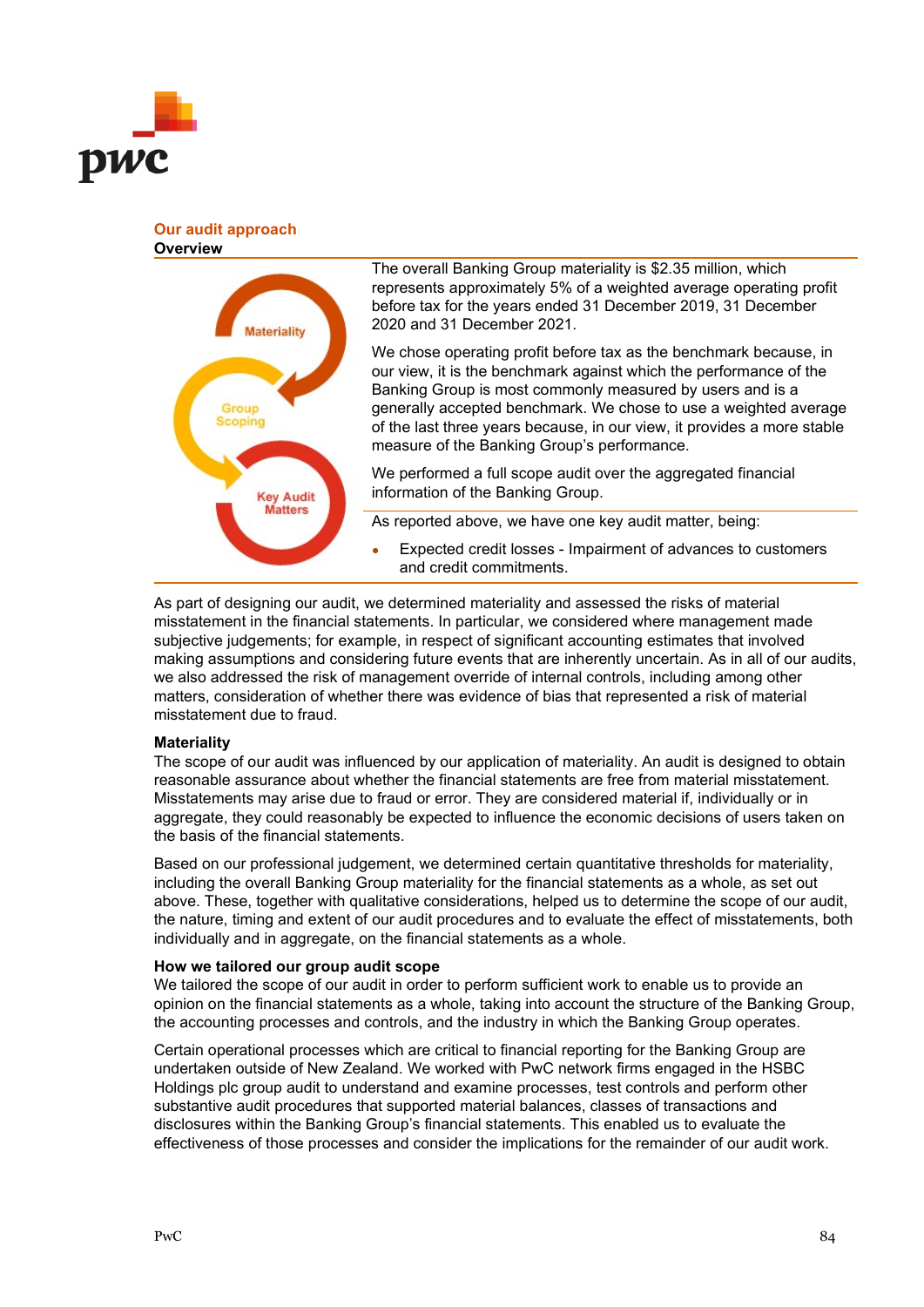## Our audit approach

### Overview

| Materiality | The overall Banking Group materiality is $2.35 million, which represents approximately 5% of a weighted average operating profit before tax for the years ended 31 December 2019, 31 December 2020 and 31 December 2021.<br><br>We chose operating profit before tax as the benchmark because, in our view, it is the benchmark against which the performance of the Banking Group is most commonly measured by users and is a generally accepted benchmark. We chose to use a weighted average of the last three years because, in our view, it provides a more stable measure of the Banking Group's performance. |
|---|---|
| Group Scoping | We performed a full scope audit over the aggregated financial information of the Banking Group. |
| Key Audit Matters | As reported above, we have one key audit matter, being:<br><br>• Expected credit losses - Impairment of advances to customers and credit commitments. |

As part of designing our audit, we determined materiality and assessed the risks of material misstatement in the financial statements. In particular, we considered where management made subjective judgements; for example, in respect of significant accounting estimates that involved making assumptions and considering future events that are inherently uncertain. As in all of our audits, we also addressed the risk of management override of internal controls, including among other matters, consideration of whether there was evidence of bias that represented a risk of material misstatement due to fraud.

**Materiality**

The scope of our audit was influenced by our application of materiality. An audit is designed to obtain reasonable assurance about whether the financial statements are free from material misstatement. Misstatements may arise due to fraud or error. They are considered material if, individually or in aggregate, they could reasonably be expected to influence the economic decisions of users taken on the basis of the financial statements.

Based on our professional judgement, we determined certain quantitative thresholds for materiality, including the overall Banking Group materiality for the financial statements as a whole, as set out above. These, together with qualitative considerations, helped us to determine the scope of our audit, the nature, timing and extent of our audit procedures and to evaluate the effect of misstatements, both individually and in aggregate, on the financial statements as a whole.

**How we tailored our group audit scope**

We tailored the scope of our audit in order to perform sufficient work to enable us to provide an opinion on the financial statements as a whole, taking into account the structure of the Banking Group, the accounting processes and controls, and the industry in which the Banking Group operates.

Certain operational processes which are critical to financial reporting for the Banking Group are undertaken outside of New Zealand. We worked with PwC network firms engaged in the HSBC Holdings plc group audit to understand and examine processes, test controls and perform other substantive audit procedures that supported material balances, classes of transactions and disclosures within the Banking Group's financial statements. This enabled us to evaluate the effectiveness of those processes and consider the implications for the remainder of our audit work.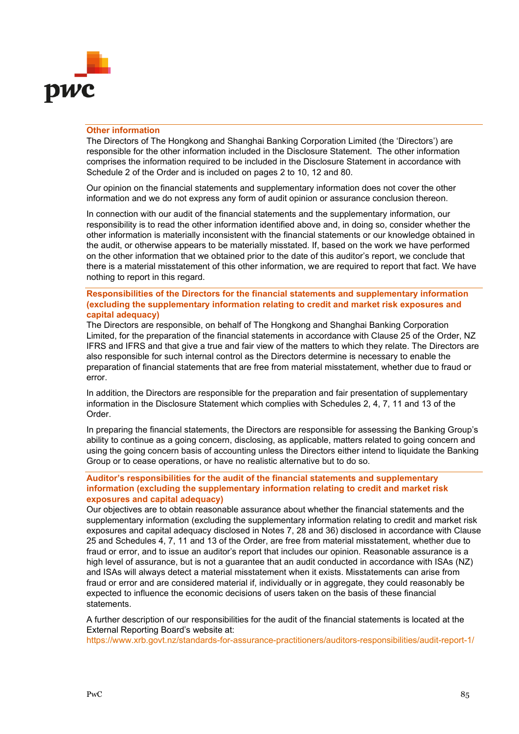## Other information

The Directors of The Hongkong and Shanghai Banking Corporation Limited (the 'Directors') are responsible for the other information included in the Disclosure Statement. The other information comprises the information required to be included in the Disclosure Statement in accordance with Schedule 2 of the Order and is included on pages 2 to 10, 12 and 80.

Our opinion on the financial statements and supplementary information does not cover the other information and we do not express any form of audit opinion or assurance conclusion thereon.

In connection with our audit of the financial statements and the supplementary information, our responsibility is to read the other information identified above and, in doing so, consider whether the other information is materially inconsistent with the financial statements or our knowledge obtained in the audit, or otherwise appears to be materially misstated. If, based on the work we have performed on the other information that we obtained prior to the date of this auditor's report, we conclude that there is a material misstatement of this other information, we are required to report that fact. We have nothing to report in this regard.

## Responsibilities of the Directors for the financial statements and supplementary information (excluding the supplementary information relating to credit and market risk exposures and capital adequacy)

The Directors are responsible, on behalf of The Hongkong and Shanghai Banking Corporation Limited, for the preparation of the financial statements in accordance with Clause 25 of the Order, NZ IFRS and IFRS and that give a true and fair view of the matters to which they relate. The Directors are also responsible for such internal control as the Directors determine is necessary to enable the preparation of financial statements that are free from material misstatement, whether due to fraud or error.

In addition, the Directors are responsible for the preparation and fair presentation of supplementary information in the Disclosure Statement which complies with Schedules 2, 4, 7, 11 and 13 of the Order.

In preparing the financial statements, the Directors are responsible for assessing the Banking Group's ability to continue as a going concern, disclosing, as applicable, matters related to going concern and using the going concern basis of accounting unless the Directors either intend to liquidate the Banking Group or to cease operations, or have no realistic alternative but to do so.

## Auditor's responsibilities for the audit of the financial statements and supplementary information (excluding the supplementary information relating to credit and market risk exposures and capital adequacy)

Our objectives are to obtain reasonable assurance about whether the financial statements and the supplementary information (excluding the supplementary information relating to credit and market risk exposures and capital adequacy disclosed in Notes 7, 28 and 36) disclosed in accordance with Clause 25 and Schedules 4, 7, 11 and 13 of the Order, are free from material misstatement, whether due to fraud or error, and to issue an auditor's report that includes our opinion. Reasonable assurance is a high level of assurance, but is not a guarantee that an audit conducted in accordance with ISAs (NZ) and ISAs will always detect a material misstatement when it exists. Misstatements can arise from fraud or error and are considered material if, individually or in aggregate, they could reasonably be expected to influence the economic decisions of users taken on the basis of these financial statements.

A further description of our responsibilities for the audit of the financial statements is located at the External Reporting Board's website at:
https://www.xrb.govt.nz/standards-for-assurance-practitioners/auditors-responsibilities/audit-report-1/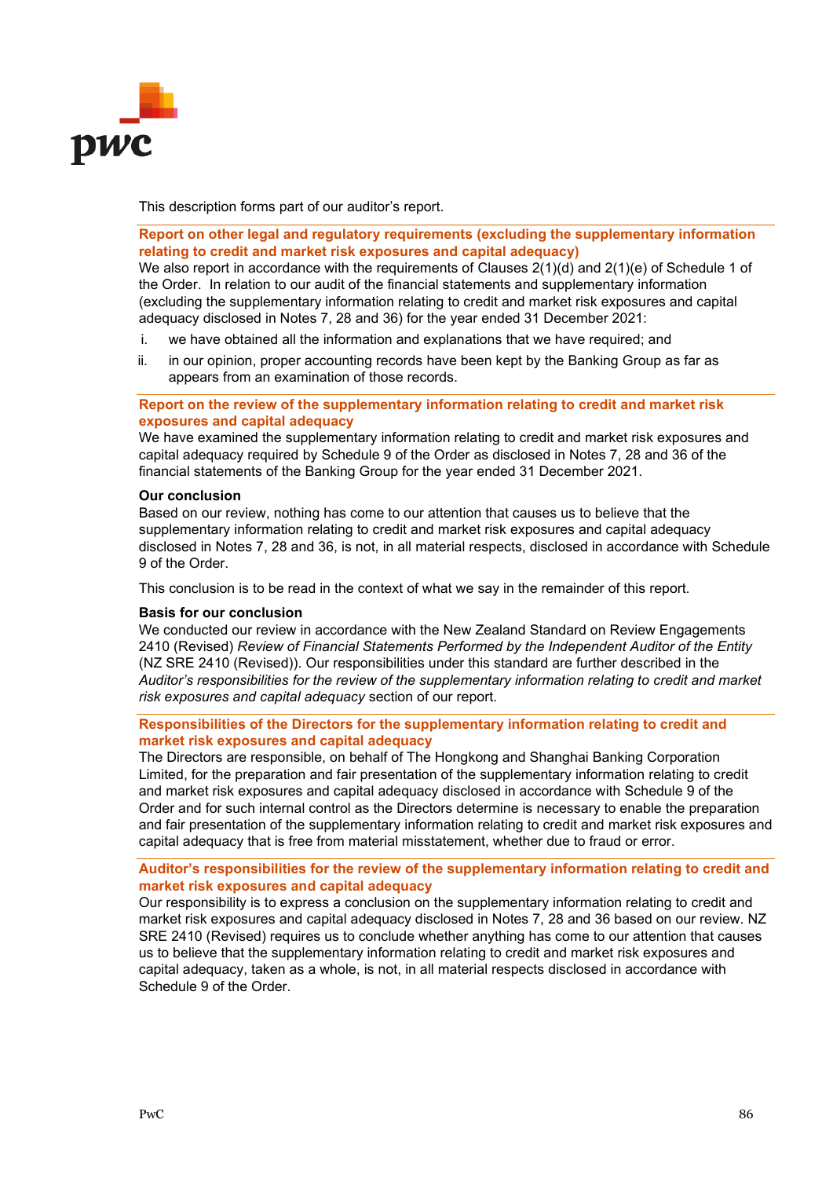This description forms part of our auditor's report.

## Report on other legal and regulatory requirements (excluding the supplementary information relating to credit and market risk exposures and capital adequacy)

We also report in accordance with the requirements of Clauses 2(1)(d) and 2(1)(e) of Schedule 1 of the Order. In relation to our audit of the financial statements and supplementary information (excluding the supplementary information relating to credit and market risk exposures and capital adequacy disclosed in Notes 7, 28 and 36) for the year ended 31 December 2021:

i. we have obtained all the information and explanations that we have required; and

ii. in our opinion, proper accounting records have been kept by the Banking Group as far as appears from an examination of those records.

## Report on the review of the supplementary information relating to credit and market risk exposures and capital adequacy

We have examined the supplementary information relating to credit and market risk exposures and capital adequacy required by Schedule 9 of the Order as disclosed in Notes 7, 28 and 36 of the financial statements of the Banking Group for the year ended 31 December 2021.

### Our conclusion

Based on our review, nothing has come to our attention that causes us to believe that the supplementary information relating to credit and market risk exposures and capital adequacy disclosed in Notes 7, 28 and 36, is not, in all material respects, disclosed in accordance with Schedule 9 of the Order.

This conclusion is to be read in the context of what we say in the remainder of this report.

### Basis for our conclusion

We conducted our review in accordance with the New Zealand Standard on Review Engagements 2410 (Revised) *Review of Financial Statements Performed by the Independent Auditor of the Entity* (NZ SRE 2410 (Revised)). Our responsibilities under this standard are further described in the *Auditor's responsibilities for the review of the supplementary information relating to credit and market risk exposures and capital adequacy* section of our report.

## Responsibilities of the Directors for the supplementary information relating to credit and market risk exposures and capital adequacy

The Directors are responsible, on behalf of The Hongkong and Shanghai Banking Corporation Limited, for the preparation and fair presentation of the supplementary information relating to credit and market risk exposures and capital adequacy disclosed in accordance with Schedule 9 of the Order and for such internal control as the Directors determine is necessary to enable the preparation and fair presentation of the supplementary information relating to credit and market risk exposures and capital adequacy that is free from material misstatement, whether due to fraud or error.

## Auditor's responsibilities for the review of the supplementary information relating to credit and market risk exposures and capital adequacy

Our responsibility is to express a conclusion on the supplementary information relating to credit and market risk exposures and capital adequacy disclosed in Notes 7, 28 and 36 based on our review. NZ SRE 2410 (Revised) requires us to conclude whether anything has come to our attention that causes us to believe that the supplementary information relating to credit and market risk exposures and capital adequacy, taken as a whole, is not, in all material respects disclosed in accordance with Schedule 9 of the Order.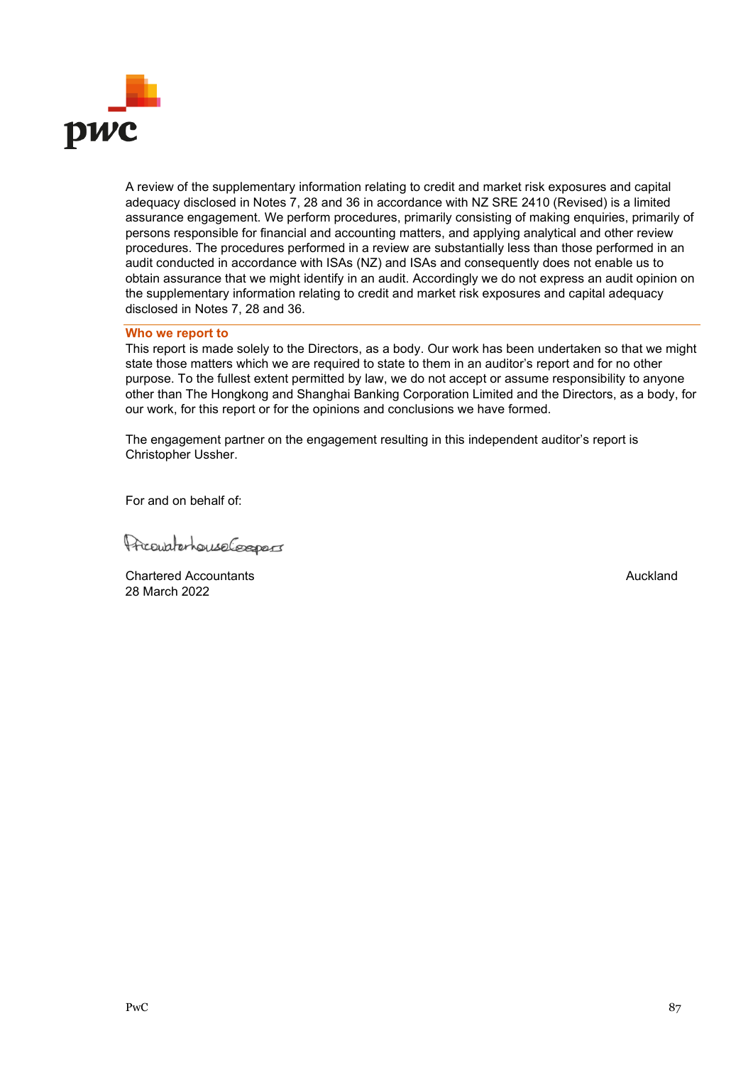A review of the supplementary information relating to credit and market risk exposures and capital adequacy disclosed in Notes 7, 28 and 36 in accordance with NZ SRE 2410 (Revised) is a limited assurance engagement. We perform procedures, primarily consisting of making enquiries, primarily of persons responsible for financial and accounting matters, and applying analytical and other review procedures. The procedures performed in a review are substantially less than those performed in an audit conducted in accordance with ISAs (NZ) and ISAs and consequently does not enable us to obtain assurance that we might identify in an audit. Accordingly we do not express an audit opinion on the supplementary information relating to credit and market risk exposures and capital adequacy disclosed in Notes 7, 28 and 36.

## Who we report to

This report is made solely to the Directors, as a body. Our work has been undertaken so that we might state those matters which we are required to state to them in an auditor's report and for no other purpose. To the fullest extent permitted by law, we do not accept or assume responsibility to anyone other than The Hongkong and Shanghai Banking Corporation Limited and the Directors, as a body, for our work, for this report or for the opinions and conclusions we have formed.

The engagement partner on the engagement resulting in this independent auditor's report is Christopher Ussher.

For and on behalf of:

PricewaterhouseCoopers

Chartered Accountants
28 March 2022

Auckland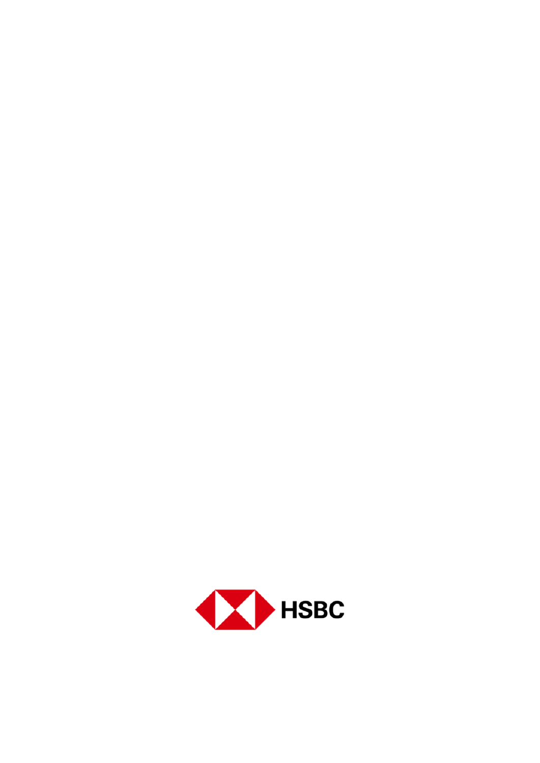HSBC